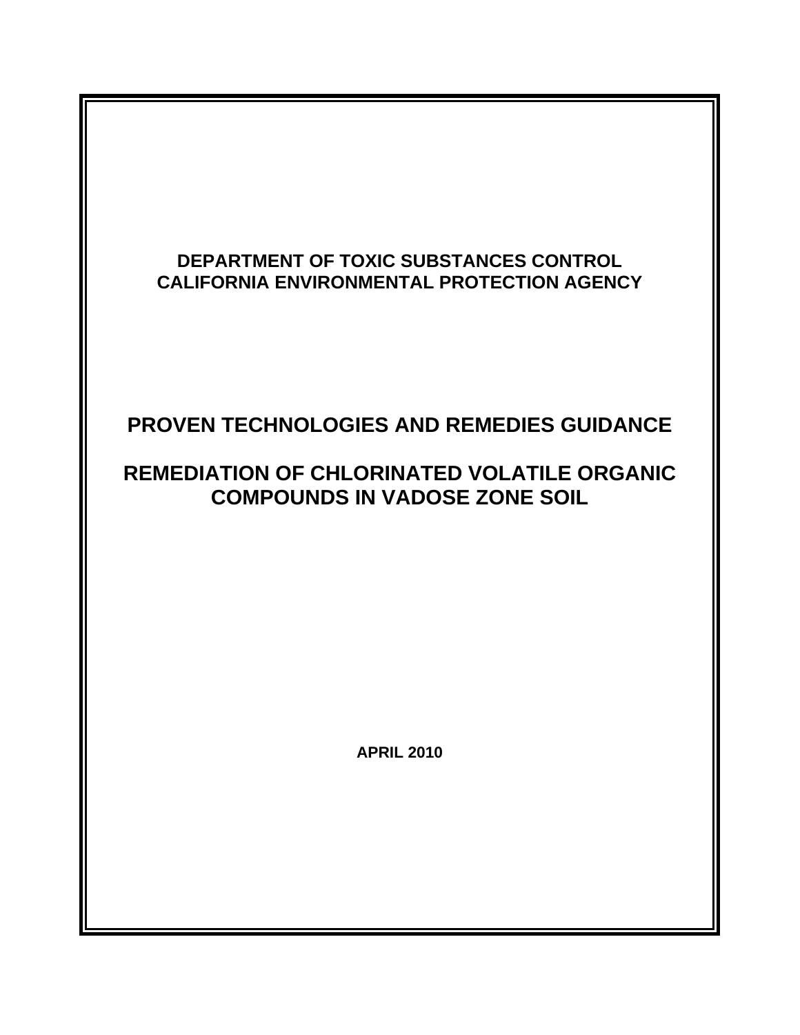**DEPARTMENT OF TOXIC SUBSTANCES CONTROL**
**CALIFORNIA ENVIRONMENTAL PROTECTION AGENCY**

# PROVEN TECHNOLOGIES AND REMEDIES GUIDANCE

# REMEDIATION OF CHLORINATED VOLATILE ORGANIC COMPOUNDS IN VADOSE ZONE SOIL

**APRIL 2010**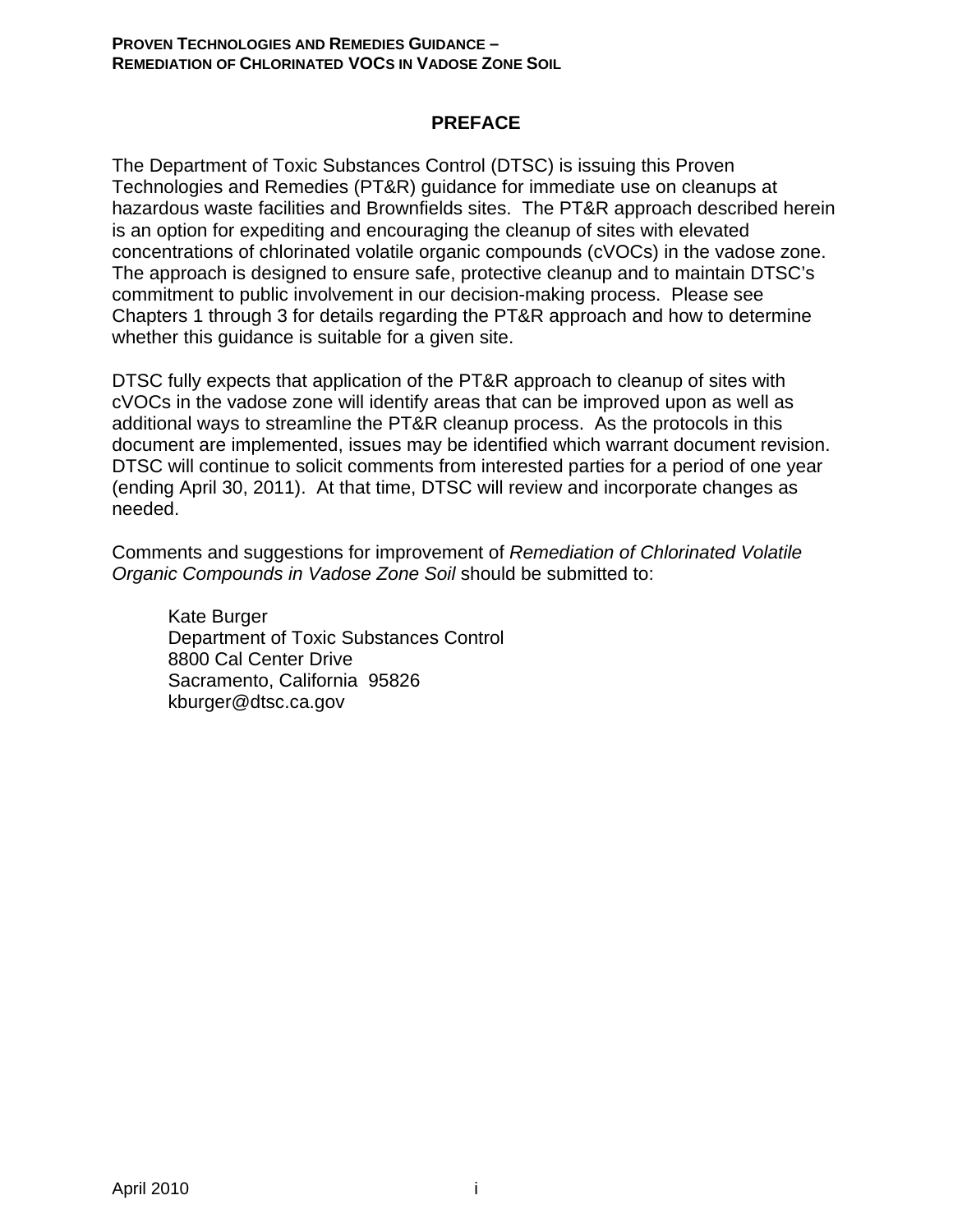# PREFACE

The Department of Toxic Substances Control (DTSC) is issuing this Proven Technologies and Remedies (PT&R) guidance for immediate use on cleanups at hazardous waste facilities and Brownfields sites. The PT&R approach described herein is an option for expediting and encouraging the cleanup of sites with elevated concentrations of chlorinated volatile organic compounds (cVOCs) in the vadose zone. The approach is designed to ensure safe, protective cleanup and to maintain DTSC's commitment to public involvement in our decision-making process. Please see Chapters 1 through 3 for details regarding the PT&R approach and how to determine whether this guidance is suitable for a given site.

DTSC fully expects that application of the PT&R approach to cleanup of sites with cVOCs in the vadose zone will identify areas that can be improved upon as well as additional ways to streamline the PT&R cleanup process. As the protocols in this document are implemented, issues may be identified which warrant document revision. DTSC will continue to solicit comments from interested parties for a period of one year (ending April 30, 2011). At that time, DTSC will review and incorporate changes as needed.

Comments and suggestions for improvement of *Remediation of Chlorinated Volatile Organic Compounds in Vadose Zone Soil* should be submitted to:

Kate Burger
Department of Toxic Substances Control
8800 Cal Center Drive
Sacramento, California 95826
kburger@dtsc.ca.gov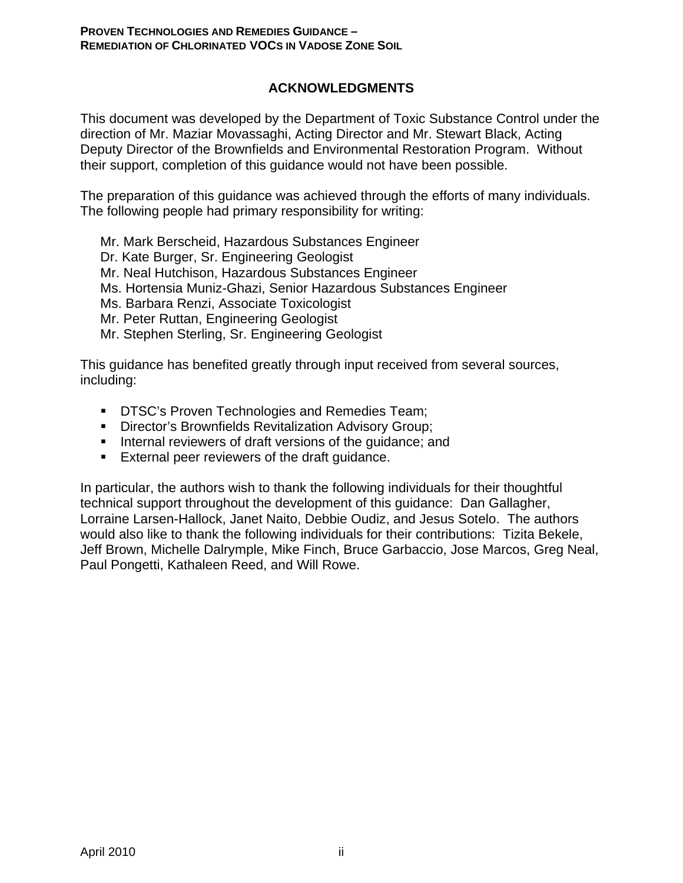## ACKNOWLEDGMENTS

This document was developed by the Department of Toxic Substance Control under the direction of Mr. Maziar Movassaghi, Acting Director and Mr. Stewart Black, Acting Deputy Director of the Brownfields and Environmental Restoration Program. Without their support, completion of this guidance would not have been possible.

The preparation of this guidance was achieved through the efforts of many individuals. The following people had primary responsibility for writing:

Mr. Mark Berscheid, Hazardous Substances Engineer
Dr. Kate Burger, Sr. Engineering Geologist
Mr. Neal Hutchison, Hazardous Substances Engineer
Ms. Hortensia Muniz-Ghazi, Senior Hazardous Substances Engineer
Ms. Barbara Renzi, Associate Toxicologist
Mr. Peter Ruttan, Engineering Geologist
Mr. Stephen Sterling, Sr. Engineering Geologist

This guidance has benefited greatly through input received from several sources, including:

- DTSC's Proven Technologies and Remedies Team;
- Director's Brownfields Revitalization Advisory Group;
- Internal reviewers of draft versions of the guidance; and
- External peer reviewers of the draft guidance.

In particular, the authors wish to thank the following individuals for their thoughtful technical support throughout the development of this guidance: Dan Gallagher, Lorraine Larsen-Hallock, Janet Naito, Debbie Oudiz, and Jesus Sotelo. The authors would also like to thank the following individuals for their contributions: Tizita Bekele, Jeff Brown, Michelle Dalrymple, Mike Finch, Bruce Garbaccio, Jose Marcos, Greg Neal, Paul Pongetti, Kathaleen Reed, and Will Rowe.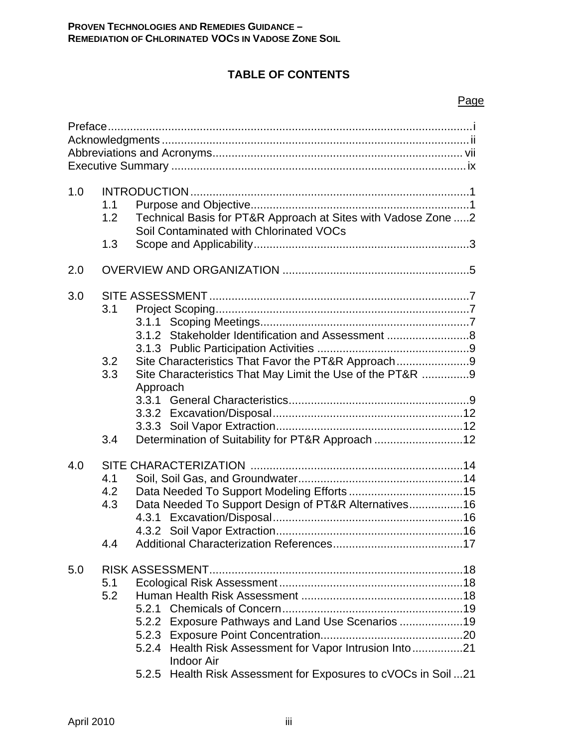# TABLE OF CONTENTS

Page

Preface ... i
Acknowledgments ... ii
Abbreviations and Acronyms ... vii
Executive Summary ... ix

1.0 INTRODUCTION ... 1
- 1.1 Purpose and Objective ... 1
- 1.2 Technical Basis for PT&R Approach at Sites with Vadose Zone Soil Contaminated with Chlorinated VOCs ... 2
- 1.3 Scope and Applicability ... 3

2.0 OVERVIEW AND ORGANIZATION ... 5

3.0 SITE ASSESSMENT ... 7
- 3.1 Project Scoping ... 7
  - 3.1.1 Scoping Meetings ... 7
  - 3.1.2 Stakeholder Identification and Assessment ... 8
  - 3.1.3 Public Participation Activities ... 9
- 3.2 Site Characteristics That Favor the PT&R Approach ... 9
- 3.3 Site Characteristics That May Limit the Use of the PT&R Approach ... 9
  - 3.3.1 General Characteristics ... 9
  - 3.3.2 Excavation/Disposal ... 12
  - 3.3.3 Soil Vapor Extraction ... 12
- 3.4 Determination of Suitability for PT&R Approach ... 12

4.0 SITE CHARACTERIZATION ... 14
- 4.1 Soil, Soil Gas, and Groundwater ... 14
- 4.2 Data Needed To Support Modeling Efforts ... 15
- 4.3 Data Needed To Support Design of PT&R Alternatives ... 16
  - 4.3.1 Excavation/Disposal ... 16
  - 4.3.2 Soil Vapor Extraction ... 16
- 4.4 Additional Characterization References ... 17

5.0 RISK ASSESSMENT ... 18
- 5.1 Ecological Risk Assessment ... 18
- 5.2 Human Health Risk Assessment ... 18
  - 5.2.1 Chemicals of Concern ... 19
  - 5.2.2 Exposure Pathways and Land Use Scenarios ... 19
  - 5.2.3 Exposure Point Concentration ... 20
  - 5.2.4 Health Risk Assessment for Vapor Intrusion Into Indoor Air ... 21
  - 5.2.5 Health Risk Assessment for Exposures to cVOCs in Soil ... 21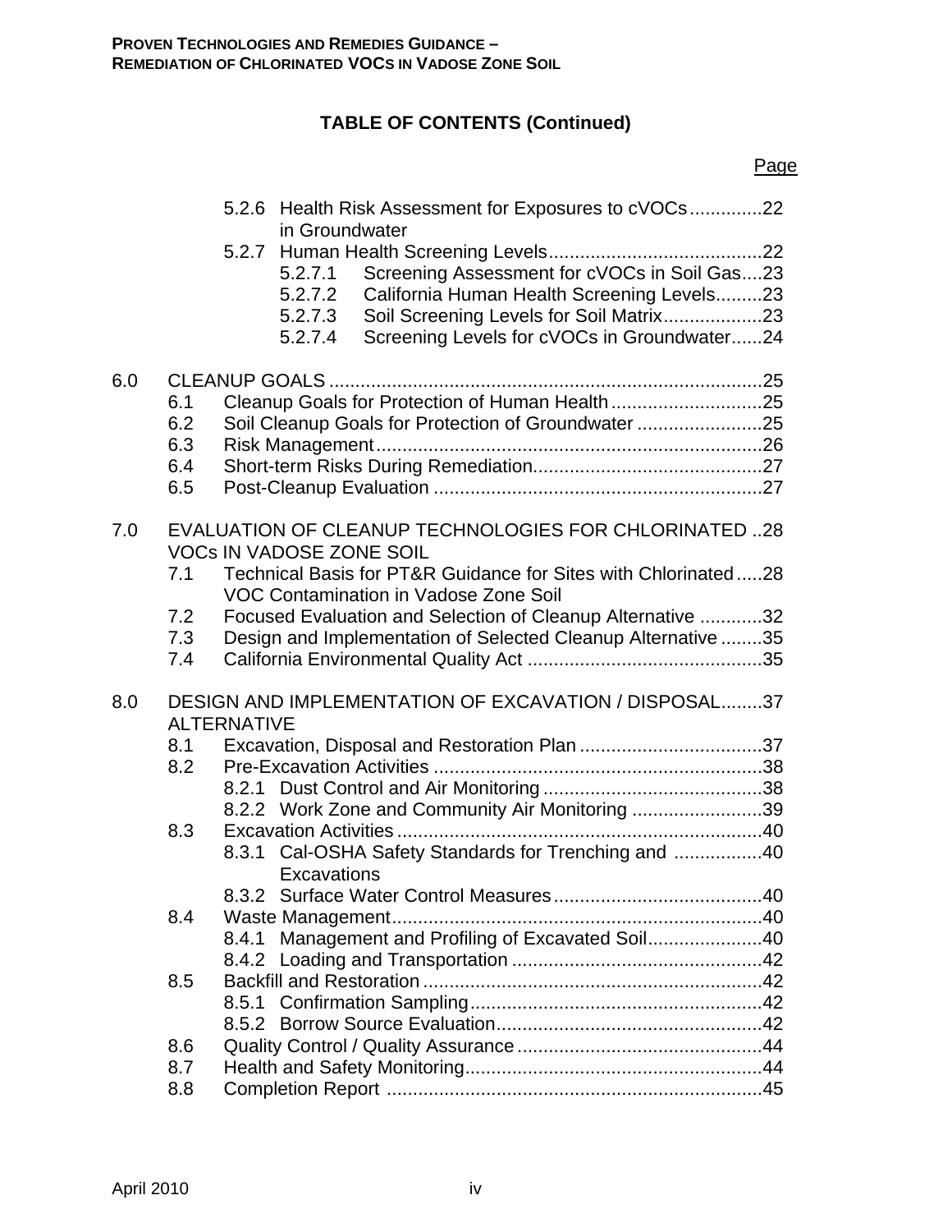## TABLE OF CONTENTS (Continued)

| | | | Page |
|---|---|---|---|
| | 5.2.6 | Health Risk Assessment for Exposures to cVOCs in Groundwater | 22 |
| | 5.2.7 | Human Health Screening Levels | 22 |
| | | 5.2.7.1 Screening Assessment for cVOCs in Soil Gas | 23 |
| | | 5.2.7.2 California Human Health Screening Levels | 23 |
| | | 5.2.7.3 Soil Screening Levels for Soil Matrix | 23 |
| | | 5.2.7.4 Screening Levels for cVOCs in Groundwater | 24 |
| 6.0 | CLEANUP GOALS | | 25 |
| | 6.1 | Cleanup Goals for Protection of Human Health | 25 |
| | 6.2 | Soil Cleanup Goals for Protection of Groundwater | 25 |
| | 6.3 | Risk Management | 26 |
| | 6.4 | Short-term Risks During Remediation | 27 |
| | 6.5 | Post-Cleanup Evaluation | 27 |
| 7.0 | EVALUATION OF CLEANUP TECHNOLOGIES FOR CHLORINATED VOCs IN VADOSE ZONE SOIL | | 28 |
| | 7.1 | Technical Basis for PT&R Guidance for Sites with Chlorinated VOC Contamination in Vadose Zone Soil | 28 |
| | 7.2 | Focused Evaluation and Selection of Cleanup Alternative | 32 |
| | 7.3 | Design and Implementation of Selected Cleanup Alternative | 35 |
| | 7.4 | California Environmental Quality Act | 35 |
| 8.0 | DESIGN AND IMPLEMENTATION OF EXCAVATION / DISPOSAL ALTERNATIVE | | 37 |
| | 8.1 | Excavation, Disposal and Restoration Plan | 37 |
| | 8.2 | Pre-Excavation Activities | 38 |
| | | 8.2.1 Dust Control and Air Monitoring | 38 |
| | | 8.2.2 Work Zone and Community Air Monitoring | 39 |
| | 8.3 | Excavation Activities | 40 |
| | | 8.3.1 Cal-OSHA Safety Standards for Trenching and Excavations | 40 |
| | | 8.3.2 Surface Water Control Measures | 40 |
| | 8.4 | Waste Management | 40 |
| | | 8.4.1 Management and Profiling of Excavated Soil | 40 |
| | | 8.4.2 Loading and Transportation | 42 |
| | 8.5 | Backfill and Restoration | 42 |
| | | 8.5.1 Confirmation Sampling | 42 |
| | | 8.5.2 Borrow Source Evaluation | 42 |
| | 8.6 | Quality Control / Quality Assurance | 44 |
| | 8.7 | Health and Safety Monitoring | 44 |
| | 8.8 | Completion Report | 45 |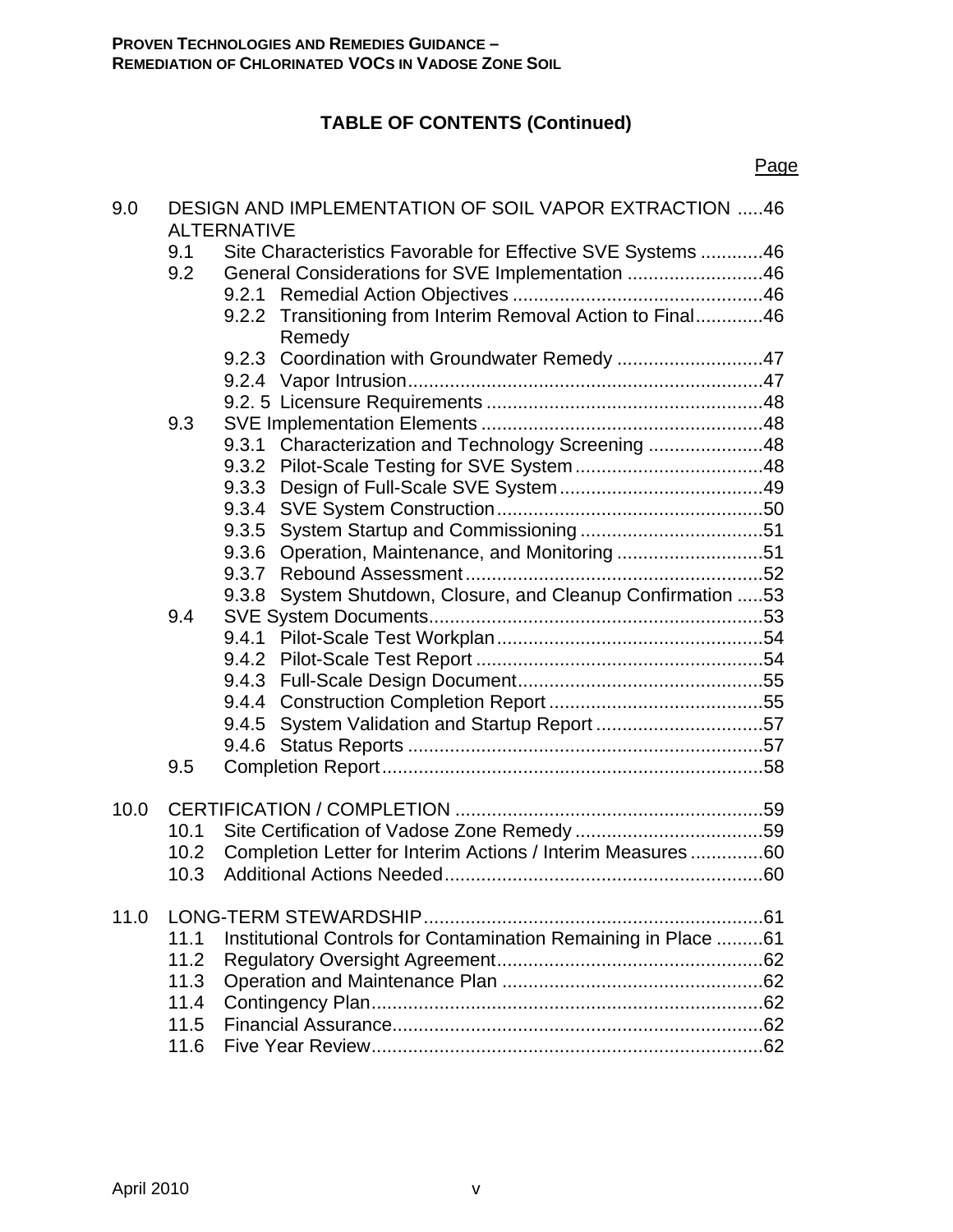## TABLE OF CONTENTS (Continued)

Page

9.0 DESIGN AND IMPLEMENTATION OF SOIL VAPOR EXTRACTION ALTERNATIVE .....46
- 9.1 Site Characteristics Favorable for Effective SVE Systems ............46
- 9.2 General Considerations for SVE Implementation ..........................46
  - 9.2.1 Remedial Action Objectives ................................................46
  - 9.2.2 Transitioning from Interim Removal Action to Final Remedy .............46
  - 9.2.3 Coordination with Groundwater Remedy ............................47
  - 9.2.4 Vapor Intrusion....................................................................47
  - 9.2. 5 Licensure Requirements .....................................................48
- 9.3 SVE Implementation Elements ......................................................48
  - 9.3.1 Characterization and Technology Screening ......................48
  - 9.3.2 Pilot-Scale Testing for SVE System ....................................48
  - 9.3.3 Design of Full-Scale SVE System .......................................49
  - 9.3.4 SVE System Construction ...................................................50
  - 9.3.5 System Startup and Commissioning ...................................51
  - 9.3.6 Operation, Maintenance, and Monitoring ............................51
  - 9.3.7 Rebound Assessment .........................................................52
  - 9.3.8 System Shutdown, Closure, and Cleanup Confirmation .....53
- 9.4 SVE System Documents................................................................53
  - 9.4.1 Pilot-Scale Test Workplan ...................................................54
  - 9.4.2 Pilot-Scale Test Report .......................................................54
  - 9.4.3 Full-Scale Design Document...............................................55
  - 9.4.4 Construction Completion Report .........................................55
  - 9.4.5 System Validation and Startup Report ................................57
  - 9.4.6 Status Reports ....................................................................57
- 9.5 Completion Report.........................................................................58

10.0 CERTIFICATION / COMPLETION ...........................................................59
- 10.1 Site Certification of Vadose Zone Remedy ....................................59
- 10.2 Completion Letter for Interim Actions / Interim Measures ..............60
- 10.3 Additional Actions Needed.............................................................60

11.0 LONG-TERM STEWARDSHIP.................................................................61
- 11.1 Institutional Controls for Contamination Remaining in Place .........61
- 11.2 Regulatory Oversight Agreement...................................................62
- 11.3 Operation and Maintenance Plan ..................................................62
- 11.4 Contingency Plan...........................................................................62
- 11.5 Financial Assurance.......................................................................62
- 11.6 Five Year Review...........................................................................62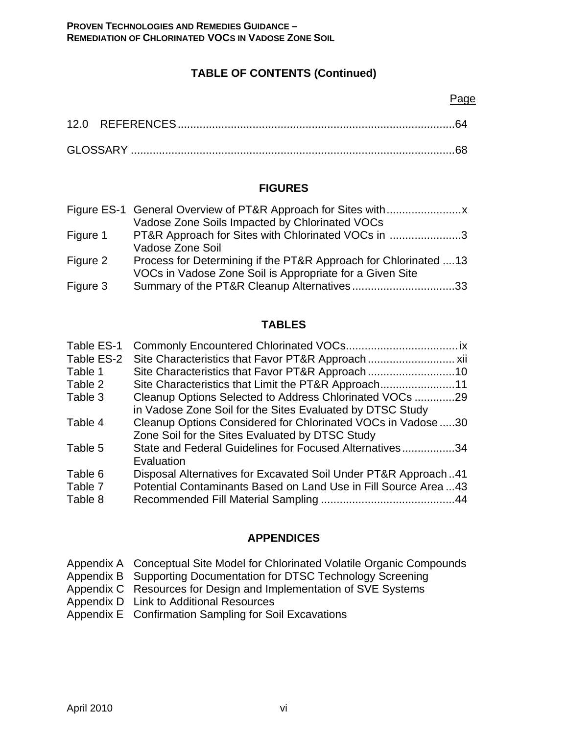## TABLE OF CONTENTS (Continued)

Page

12.0 REFERENCES ........................................................................................64

GLOSSARY ........................................................................................68

## FIGURES

| | | |
|---|---|---|
| Figure ES-1 | General Overview of PT&R Approach for Sites with Vadose Zone Soils Impacted by Chlorinated VOCs | x |
| Figure 1 | PT&R Approach for Sites with Chlorinated VOCs in Vadose Zone Soil | 3 |
| Figure 2 | Process for Determining if the PT&R Approach for Chlorinated VOCs in Vadose Zone Soil is Appropriate for a Given Site | 13 |
| Figure 3 | Summary of the PT&R Cleanup Alternatives | 33 |

## TABLES

| | | |
|---|---|---|
| Table ES-1 | Commonly Encountered Chlorinated VOCs | ix |
| Table ES-2 | Site Characteristics that Favor PT&R Approach | xii |
| Table 1 | Site Characteristics that Favor PT&R Approach | 10 |
| Table 2 | Site Characteristics that Limit the PT&R Approach | 11 |
| Table 3 | Cleanup Options Selected to Address Chlorinated VOCs in Vadose Zone Soil for the Sites Evaluated by DTSC Study | 29 |
| Table 4 | Cleanup Options Considered for Chlorinated VOCs in Vadose Zone Soil for the Sites Evaluated by DTSC Study | 30 |
| Table 5 | State and Federal Guidelines for Focused Alternatives Evaluation | 34 |
| Table 6 | Disposal Alternatives for Excavated Soil Under PT&R Approach | 41 |
| Table 7 | Potential Contaminants Based on Land Use in Fill Source Area | 43 |
| Table 8 | Recommended Fill Material Sampling | 44 |

## APPENDICES

Appendix A Conceptual Site Model for Chlorinated Volatile Organic Compounds
Appendix B Supporting Documentation for DTSC Technology Screening
Appendix C Resources for Design and Implementation of SVE Systems
Appendix D Link to Additional Resources
Appendix E Confirmation Sampling for Soil Excavations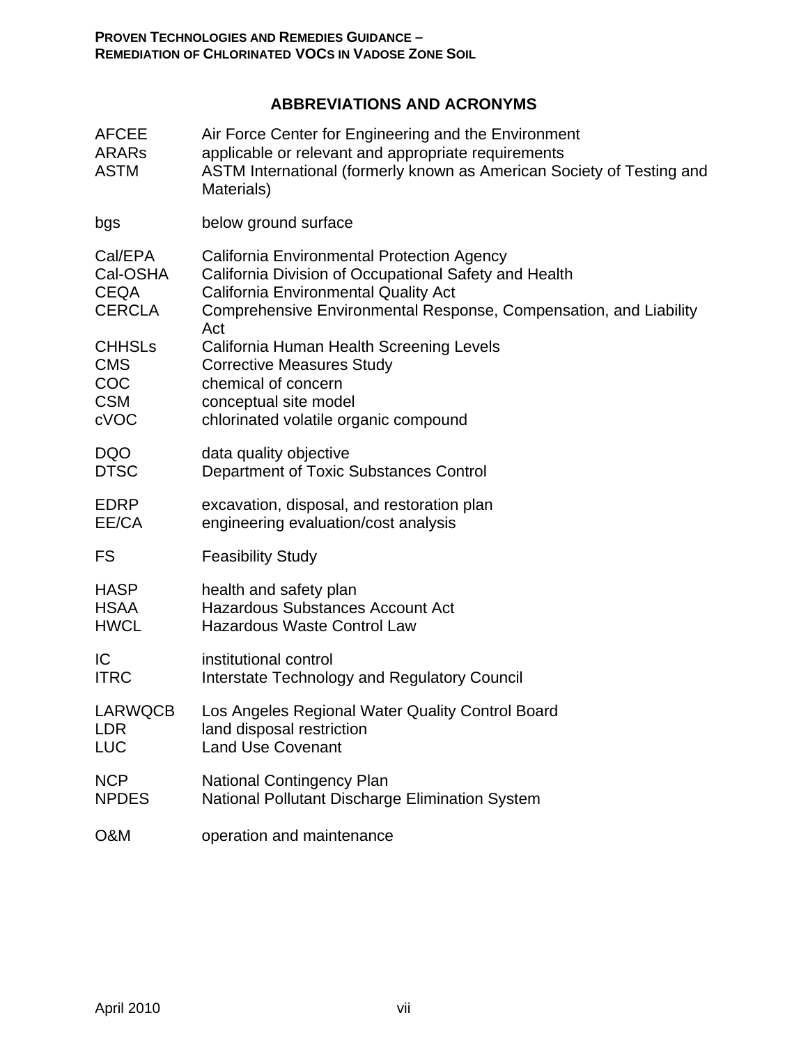## ABBREVIATIONS AND ACRONYMS

| | |
|---|---|
| AFCEE | Air Force Center for Engineering and the Environment |
| ARARs | applicable or relevant and appropriate requirements |
| ASTM | ASTM International (formerly known as American Society of Testing and Materials) |
| bgs | below ground surface |
| Cal/EPA | California Environmental Protection Agency |
| Cal-OSHA | California Division of Occupational Safety and Health |
| CEQA | California Environmental Quality Act |
| CERCLA | Comprehensive Environmental Response, Compensation, and Liability Act |
| CHHSLs | California Human Health Screening Levels |
| CMS | Corrective Measures Study |
| COC | chemical of concern |
| CSM | conceptual site model |
| cVOC | chlorinated volatile organic compound |
| DQO | data quality objective |
| DTSC | Department of Toxic Substances Control |
| EDRP | excavation, disposal, and restoration plan |
| EE/CA | engineering evaluation/cost analysis |
| FS | Feasibility Study |
| HASP | health and safety plan |
| HSAA | Hazardous Substances Account Act |
| HWCL | Hazardous Waste Control Law |
| IC | institutional control |
| ITRC | Interstate Technology and Regulatory Council |
| LARWQCB | Los Angeles Regional Water Quality Control Board |
| LDR | land disposal restriction |
| LUC | Land Use Covenant |
| NCP | National Contingency Plan |
| NPDES | National Pollutant Discharge Elimination System |
| O&M | operation and maintenance |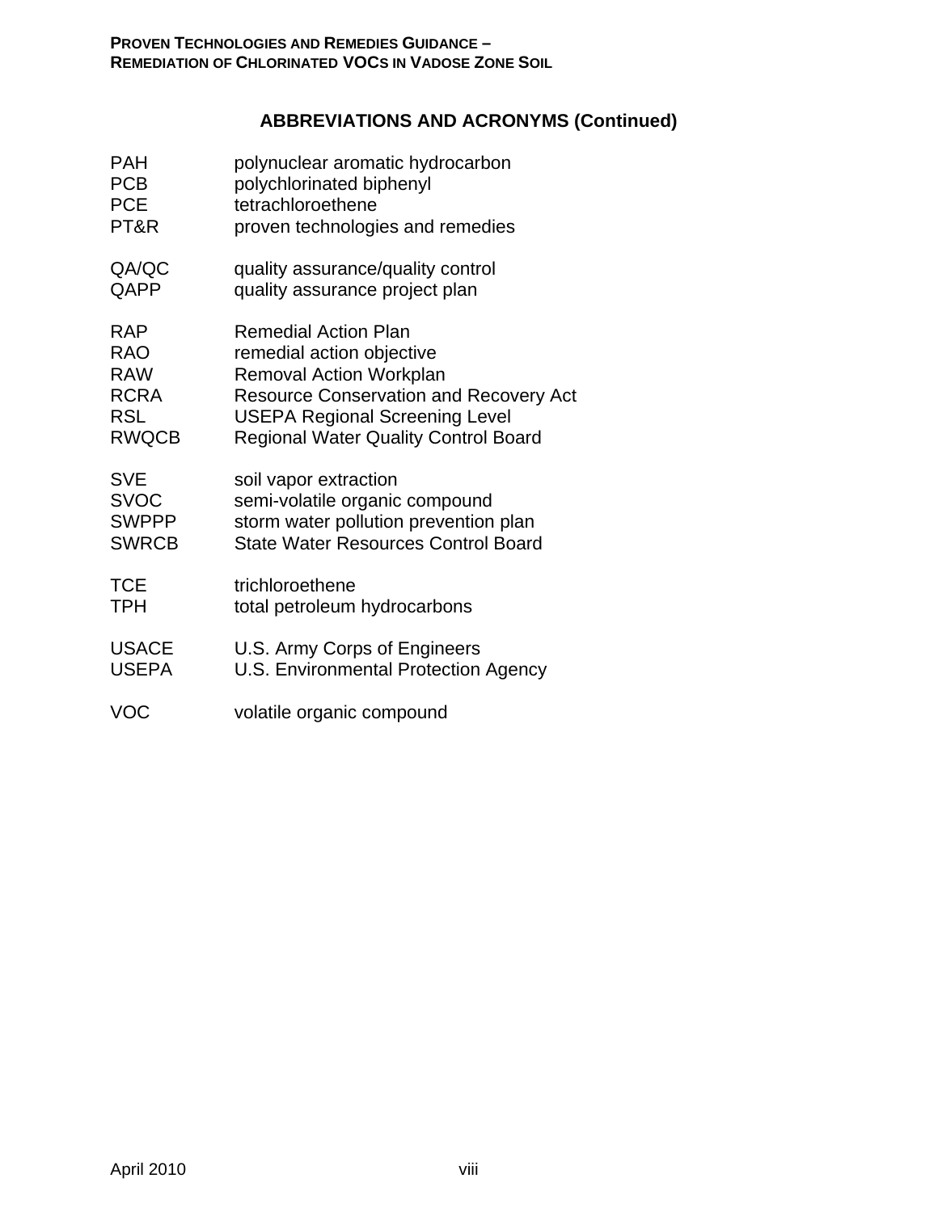## ABBREVIATIONS AND ACRONYMS (Continued)

| | |
|---|---|
| PAH | polynuclear aromatic hydrocarbon |
| PCB | polychlorinated biphenyl |
| PCE | tetrachloroethene |
| PT&R | proven technologies and remedies |
| QA/QC | quality assurance/quality control |
| QAPP | quality assurance project plan |
| RAP | Remedial Action Plan |
| RAO | remedial action objective |
| RAW | Removal Action Workplan |
| RCRA | Resource Conservation and Recovery Act |
| RSL | USEPA Regional Screening Level |
| RWQCB | Regional Water Quality Control Board |
| SVE | soil vapor extraction |
| SVOC | semi-volatile organic compound |
| SWPPP | storm water pollution prevention plan |
| SWRCB | State Water Resources Control Board |
| TCE | trichloroethene |
| TPH | total petroleum hydrocarbons |
| USACE | U.S. Army Corps of Engineers |
| USEPA | U.S. Environmental Protection Agency |
| VOC | volatile organic compound |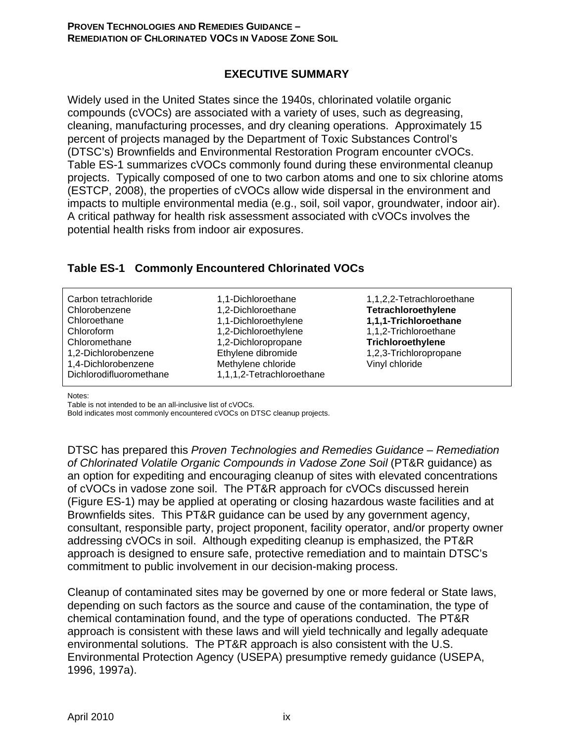## EXECUTIVE SUMMARY

Widely used in the United States since the 1940s, chlorinated volatile organic compounds (cVOCs) are associated with a variety of uses, such as degreasing, cleaning, manufacturing processes, and dry cleaning operations. Approximately 15 percent of projects managed by the Department of Toxic Substances Control's (DTSC's) Brownfields and Environmental Restoration Program encounter cVOCs. Table ES-1 summarizes cVOCs commonly found during these environmental cleanup projects. Typically composed of one to two carbon atoms and one to six chlorine atoms (ESTCP, 2008), the properties of cVOCs allow wide dispersal in the environment and impacts to multiple environmental media (e.g., soil, soil vapor, groundwater, indoor air). A critical pathway for health risk assessment associated with cVOCs involves the potential health risks from indoor air exposures.

### Table ES-1 Commonly Encountered Chlorinated VOCs

| | | |
|---|---|---|
| Carbon tetrachloride | 1,1-Dichloroethane | 1,1,2,2-Tetrachloroethane |
| Chlorobenzene | 1,2-Dichloroethane | **Tetrachloroethylene** |
| Chloroethane | 1,1-Dichloroethylene | **1,1,1-Trichloroethane** |
| Chloroform | 1,2-Dichloroethylene | 1,1,2-Trichloroethane |
| Chloromethane | 1,2-Dichloropropane | **Trichloroethylene** |
| 1,2-Dichlorobenzene | Ethylene dibromide | 1,2,3-Trichloropropane |
| 1,4-Dichlorobenzene | Methylene chloride | Vinyl chloride |
| Dichlorodifluoromethane | 1,1,1,2-Tetrachloroethane | |

Notes:
Table is not intended to be an all-inclusive list of cVOCs.
Bold indicates most commonly encountered cVOCs on DTSC cleanup projects.

DTSC has prepared this *Proven Technologies and Remedies Guidance – Remediation of Chlorinated Volatile Organic Compounds in Vadose Zone Soil* (PT&R guidance) as an option for expediting and encouraging cleanup of sites with elevated concentrations of cVOCs in vadose zone soil. The PT&R approach for cVOCs discussed herein (Figure ES-1) may be applied at operating or closing hazardous waste facilities and at Brownfields sites. This PT&R guidance can be used by any government agency, consultant, responsible party, project proponent, facility operator, and/or property owner addressing cVOCs in soil. Although expediting cleanup is emphasized, the PT&R approach is designed to ensure safe, protective remediation and to maintain DTSC's commitment to public involvement in our decision-making process.

Cleanup of contaminated sites may be governed by one or more federal or State laws, depending on such factors as the source and cause of the contamination, the type of chemical contamination found, and the type of operations conducted. The PT&R approach is consistent with these laws and will yield technically and legally adequate environmental solutions. The PT&R approach is also consistent with the U.S. Environmental Protection Agency (USEPA) presumptive remedy guidance (USEPA, 1996, 1997a).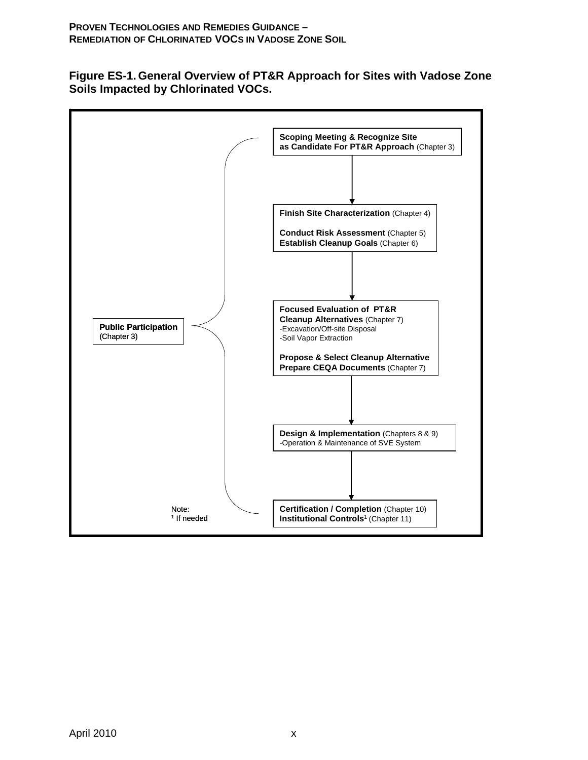**Figure ES-1. General Overview of PT&R Approach for Sites with Vadose Zone Soils Impacted by Chlorinated VOCs.**

**Public Participation** (Chapter 3)

**Scoping Meeting & Recognize Site as Candidate For PT&R Approach** (Chapter 3)

↓

**Finish Site Characterization** (Chapter 4)

**Conduct Risk Assessment** (Chapter 5)
**Establish Cleanup Goals** (Chapter 6)

↓

**Focused Evaluation of PT&R Cleanup Alternatives** (Chapter 7)
- Excavation/Off-site Disposal
- Soil Vapor Extraction

**Propose & Select Cleanup Alternative**
**Prepare CEQA Documents** (Chapter 7)

↓

**Design & Implementation** (Chapters 8 & 9)
- Operation & Maintenance of SVE System

↓

**Certification / Completion** (Chapter 10)
**Institutional Controls**[1] (Chapter 11)

Note:
[1] If needed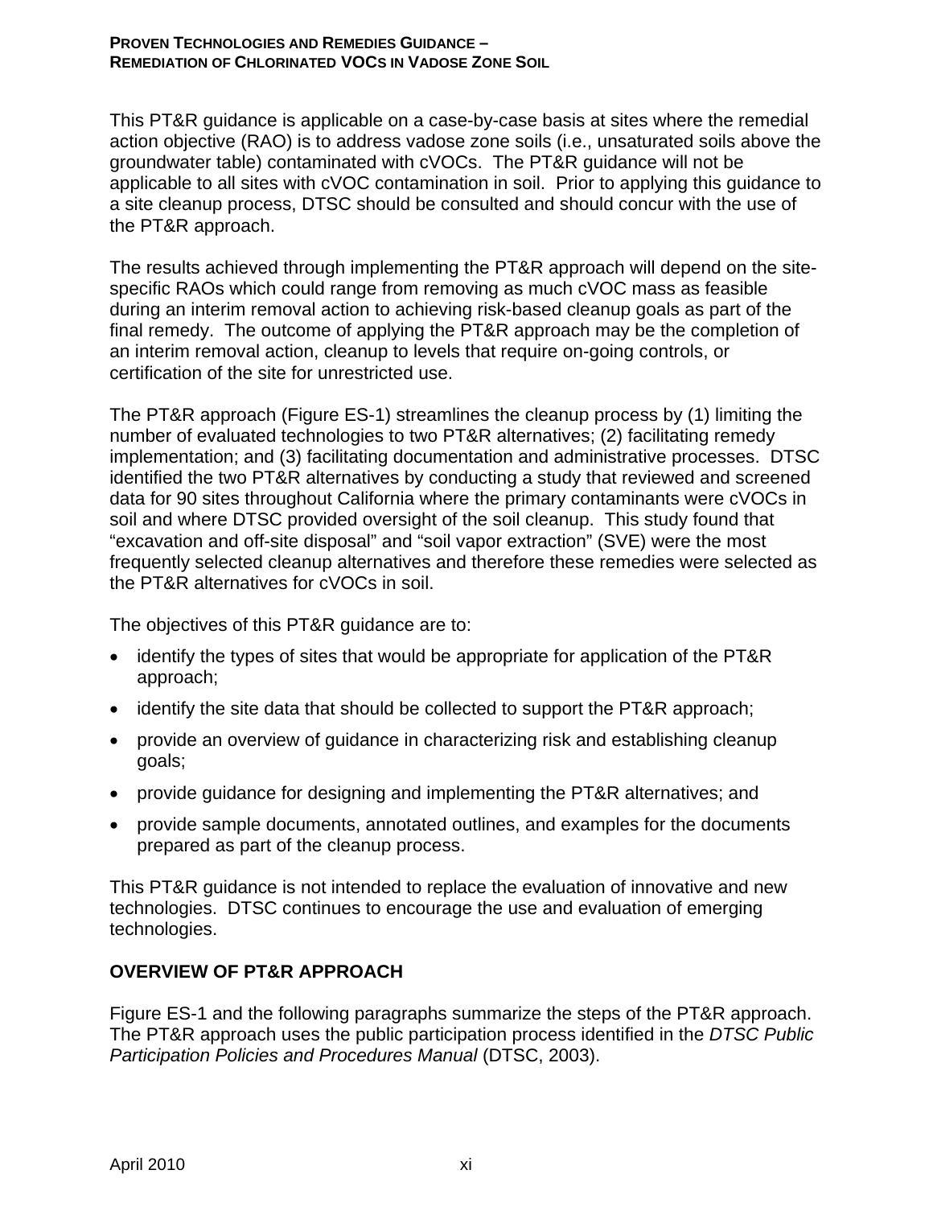This PT&R guidance is applicable on a case-by-case basis at sites where the remedial action objective (RAO) is to address vadose zone soils (i.e., unsaturated soils above the groundwater table) contaminated with cVOCs. The PT&R guidance will not be applicable to all sites with cVOC contamination in soil. Prior to applying this guidance to a site cleanup process, DTSC should be consulted and should concur with the use of the PT&R approach.

The results achieved through implementing the PT&R approach will depend on the site-specific RAOs which could range from removing as much cVOC mass as feasible during an interim removal action to achieving risk-based cleanup goals as part of the final remedy. The outcome of applying the PT&R approach may be the completion of an interim removal action, cleanup to levels that require on-going controls, or certification of the site for unrestricted use.

The PT&R approach (Figure ES-1) streamlines the cleanup process by (1) limiting the number of evaluated technologies to two PT&R alternatives; (2) facilitating remedy implementation; and (3) facilitating documentation and administrative processes. DTSC identified the two PT&R alternatives by conducting a study that reviewed and screened data for 90 sites throughout California where the primary contaminants were cVOCs in soil and where DTSC provided oversight of the soil cleanup. This study found that "excavation and off-site disposal" and "soil vapor extraction" (SVE) were the most frequently selected cleanup alternatives and therefore these remedies were selected as the PT&R alternatives for cVOCs in soil.

The objectives of this PT&R guidance are to:

- identify the types of sites that would be appropriate for application of the PT&R approach;
- identify the site data that should be collected to support the PT&R approach;
- provide an overview of guidance in characterizing risk and establishing cleanup goals;
- provide guidance for designing and implementing the PT&R alternatives; and
- provide sample documents, annotated outlines, and examples for the documents prepared as part of the cleanup process.

This PT&R guidance is not intended to replace the evaluation of innovative and new technologies. DTSC continues to encourage the use and evaluation of emerging technologies.

## OVERVIEW OF PT&R APPROACH

Figure ES-1 and the following paragraphs summarize the steps of the PT&R approach. The PT&R approach uses the public participation process identified in the *DTSC Public Participation Policies and Procedures Manual* (DTSC, 2003).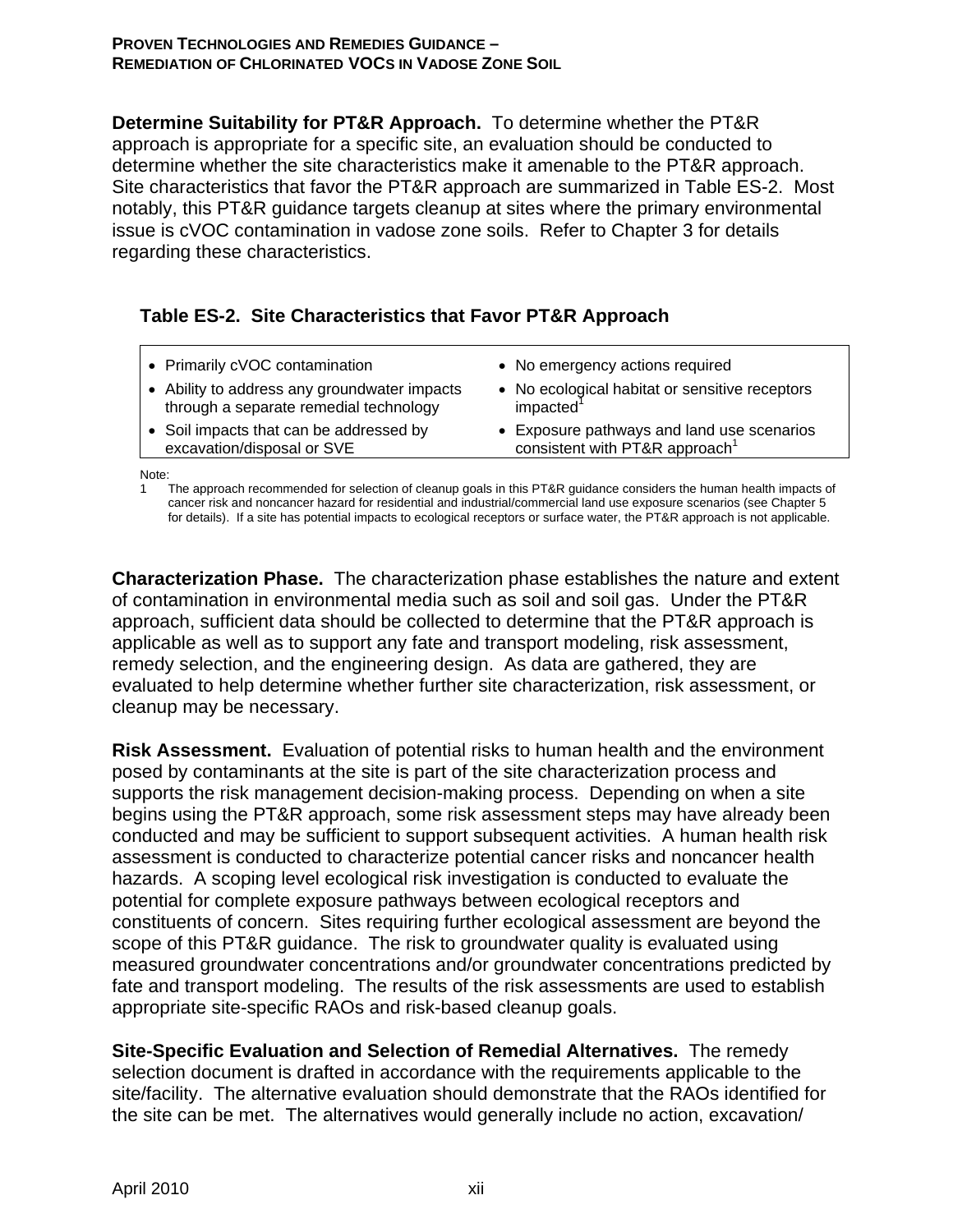**Determine Suitability for PT&R Approach.** To determine whether the PT&R approach is appropriate for a specific site, an evaluation should be conducted to determine whether the site characteristics make it amenable to the PT&R approach. Site characteristics that favor the PT&R approach are summarized in Table ES-2. Most notably, this PT&R guidance targets cleanup at sites where the primary environmental issue is cVOC contamination in vadose zone soils. Refer to Chapter 3 for details regarding these characteristics.

**Table ES-2. Site Characteristics that Favor PT&R Approach**

| | |
|---|---|
| • Primarily cVOC contamination | • No emergency actions required |
| • Ability to address any groundwater impacts through a separate remedial technology | • No ecological habitat or sensitive receptors impacted[1] |
| • Soil impacts that can be addressed by excavation/disposal or SVE | • Exposure pathways and land use scenarios consistent with PT&R approach[1] |

Note:
1 The approach recommended for selection of cleanup goals in this PT&R guidance considers the human health impacts of cancer risk and noncancer hazard for residential and industrial/commercial land use exposure scenarios (see Chapter 5 for details). If a site has potential impacts to ecological receptors or surface water, the PT&R approach is not applicable.

**Characterization Phase.** The characterization phase establishes the nature and extent of contamination in environmental media such as soil and soil gas. Under the PT&R approach, sufficient data should be collected to determine that the PT&R approach is applicable as well as to support any fate and transport modeling, risk assessment, remedy selection, and the engineering design. As data are gathered, they are evaluated to help determine whether further site characterization, risk assessment, or cleanup may be necessary.

**Risk Assessment.** Evaluation of potential risks to human health and the environment posed by contaminants at the site is part of the site characterization process and supports the risk management decision-making process. Depending on when a site begins using the PT&R approach, some risk assessment steps may have already been conducted and may be sufficient to support subsequent activities. A human health risk assessment is conducted to characterize potential cancer risks and noncancer health hazards. A scoping level ecological risk investigation is conducted to evaluate the potential for complete exposure pathways between ecological receptors and constituents of concern. Sites requiring further ecological assessment are beyond the scope of this PT&R guidance. The risk to groundwater quality is evaluated using measured groundwater concentrations and/or groundwater concentrations predicted by fate and transport modeling. The results of the risk assessments are used to establish appropriate site-specific RAOs and risk-based cleanup goals.

**Site-Specific Evaluation and Selection of Remedial Alternatives.** The remedy selection document is drafted in accordance with the requirements applicable to the site/facility. The alternative evaluation should demonstrate that the RAOs identified for the site can be met. The alternatives would generally include no action, excavation/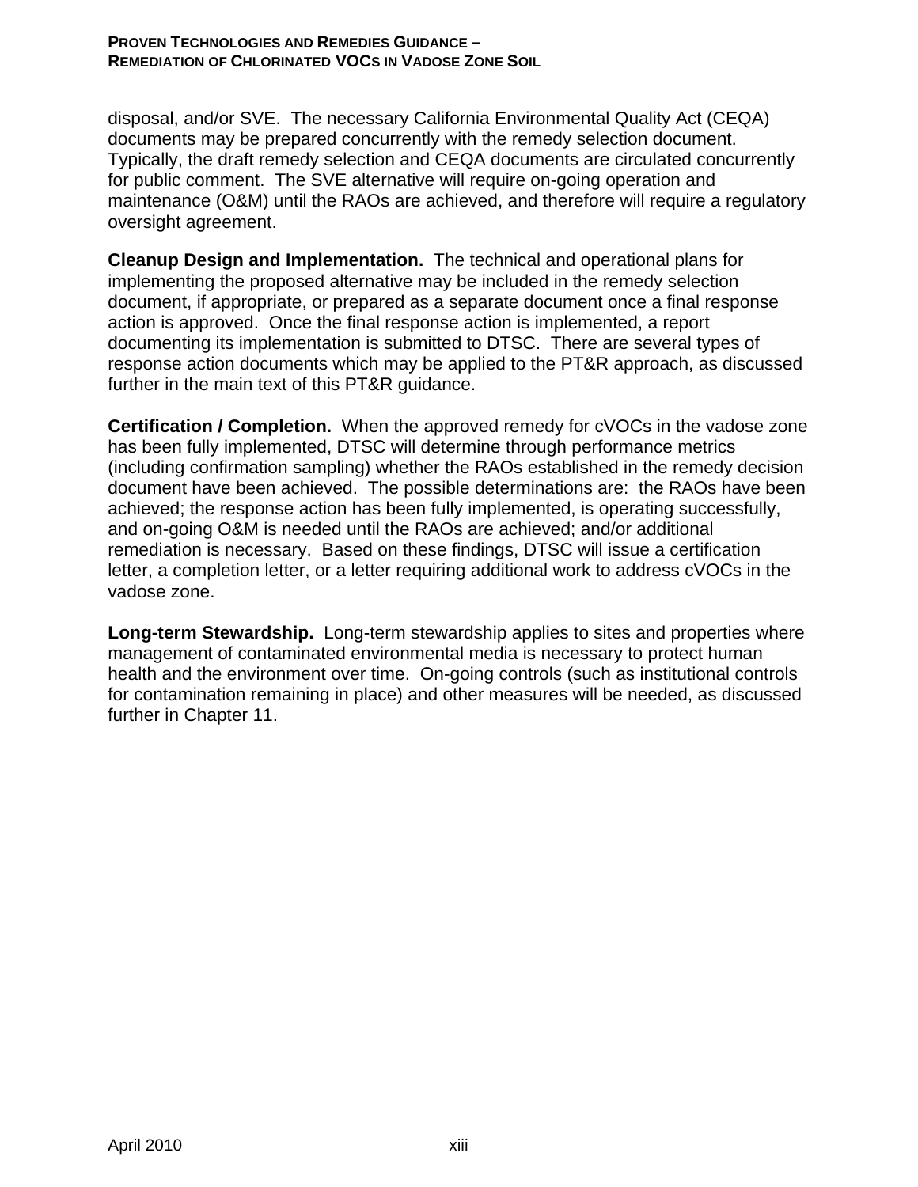disposal, and/or SVE. The necessary California Environmental Quality Act (CEQA) documents may be prepared concurrently with the remedy selection document. Typically, the draft remedy selection and CEQA documents are circulated concurrently for public comment. The SVE alternative will require on-going operation and maintenance (O&M) until the RAOs are achieved, and therefore will require a regulatory oversight agreement.

**Cleanup Design and Implementation.** The technical and operational plans for implementing the proposed alternative may be included in the remedy selection document, if appropriate, or prepared as a separate document once a final response action is approved. Once the final response action is implemented, a report documenting its implementation is submitted to DTSC. There are several types of response action documents which may be applied to the PT&R approach, as discussed further in the main text of this PT&R guidance.

**Certification / Completion.** When the approved remedy for cVOCs in the vadose zone has been fully implemented, DTSC will determine through performance metrics (including confirmation sampling) whether the RAOs established in the remedy decision document have been achieved. The possible determinations are: the RAOs have been achieved; the response action has been fully implemented, is operating successfully, and on-going O&M is needed until the RAOs are achieved; and/or additional remediation is necessary. Based on these findings, DTSC will issue a certification letter, a completion letter, or a letter requiring additional work to address cVOCs in the vadose zone.

**Long-term Stewardship.** Long-term stewardship applies to sites and properties where management of contaminated environmental media is necessary to protect human health and the environment over time. On-going controls (such as institutional controls for contamination remaining in place) and other measures will be needed, as discussed further in Chapter 11.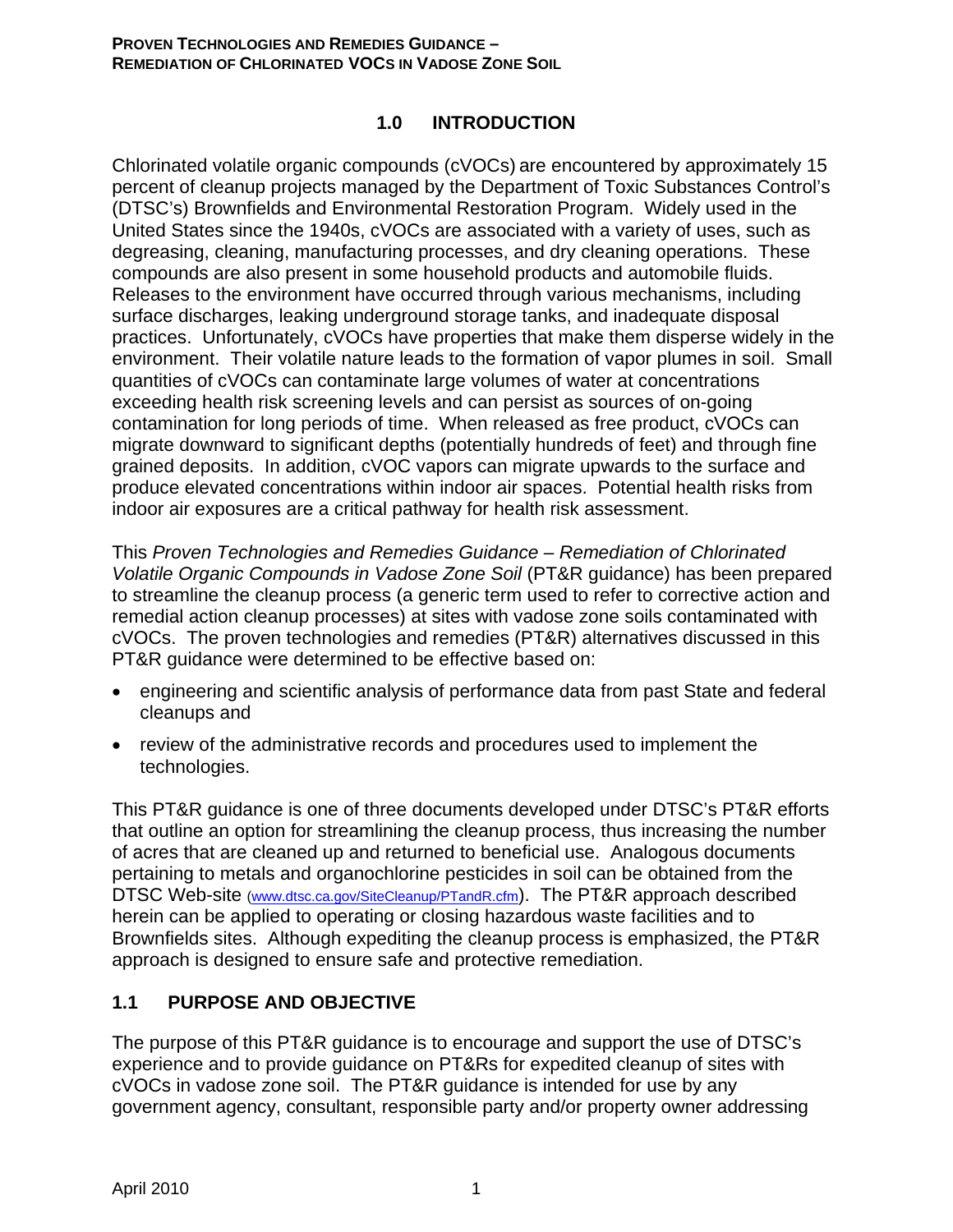# 1.0 INTRODUCTION

Chlorinated volatile organic compounds (cVOCs) are encountered by approximately 15 percent of cleanup projects managed by the Department of Toxic Substances Control's (DTSC's) Brownfields and Environmental Restoration Program. Widely used in the United States since the 1940s, cVOCs are associated with a variety of uses, such as degreasing, cleaning, manufacturing processes, and dry cleaning operations. These compounds are also present in some household products and automobile fluids. Releases to the environment have occurred through various mechanisms, including surface discharges, leaking underground storage tanks, and inadequate disposal practices. Unfortunately, cVOCs have properties that make them disperse widely in the environment. Their volatile nature leads to the formation of vapor plumes in soil. Small quantities of cVOCs can contaminate large volumes of water at concentrations exceeding health risk screening levels and can persist as sources of on-going contamination for long periods of time. When released as free product, cVOCs can migrate downward to significant depths (potentially hundreds of feet) and through fine grained deposits. In addition, cVOC vapors can migrate upwards to the surface and produce elevated concentrations within indoor air spaces. Potential health risks from indoor air exposures are a critical pathway for health risk assessment.

This *Proven Technologies and Remedies Guidance – Remediation of Chlorinated Volatile Organic Compounds in Vadose Zone Soil* (PT&R guidance) has been prepared to streamline the cleanup process (a generic term used to refer to corrective action and remedial action cleanup processes) at sites with vadose zone soils contaminated with cVOCs. The proven technologies and remedies (PT&R) alternatives discussed in this PT&R guidance were determined to be effective based on:

- engineering and scientific analysis of performance data from past State and federal cleanups and
- review of the administrative records and procedures used to implement the technologies.

This PT&R guidance is one of three documents developed under DTSC's PT&R efforts that outline an option for streamlining the cleanup process, thus increasing the number of acres that are cleaned up and returned to beneficial use. Analogous documents pertaining to metals and organochlorine pesticides in soil can be obtained from the DTSC Web-site (www.dtsc.ca.gov/SiteCleanup/PTandR.cfm). The PT&R approach described herein can be applied to operating or closing hazardous waste facilities and to Brownfields sites. Although expediting the cleanup process is emphasized, the PT&R approach is designed to ensure safe and protective remediation.

## 1.1 PURPOSE AND OBJECTIVE

The purpose of this PT&R guidance is to encourage and support the use of DTSC's experience and to provide guidance on PT&Rs for expedited cleanup of sites with cVOCs in vadose zone soil. The PT&R guidance is intended for use by any government agency, consultant, responsible party and/or property owner addressing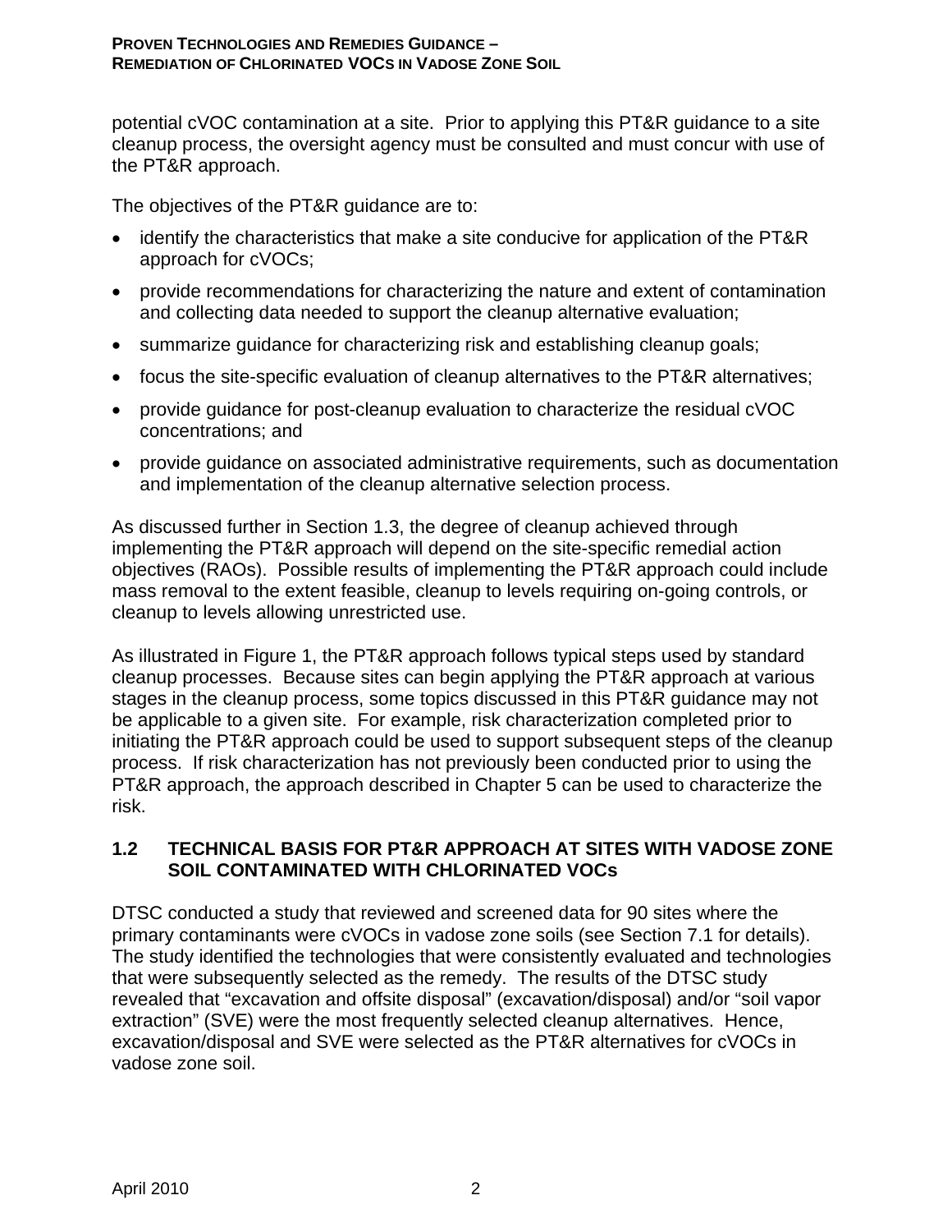potential cVOC contamination at a site. Prior to applying this PT&R guidance to a site cleanup process, the oversight agency must be consulted and must concur with use of the PT&R approach.

The objectives of the PT&R guidance are to:

- identify the characteristics that make a site conducive for application of the PT&R approach for cVOCs;
- provide recommendations for characterizing the nature and extent of contamination and collecting data needed to support the cleanup alternative evaluation;
- summarize guidance for characterizing risk and establishing cleanup goals;
- focus the site-specific evaluation of cleanup alternatives to the PT&R alternatives;
- provide guidance for post-cleanup evaluation to characterize the residual cVOC concentrations; and
- provide guidance on associated administrative requirements, such as documentation and implementation of the cleanup alternative selection process.

As discussed further in Section 1.3, the degree of cleanup achieved through implementing the PT&R approach will depend on the site-specific remedial action objectives (RAOs). Possible results of implementing the PT&R approach could include mass removal to the extent feasible, cleanup to levels requiring on-going controls, or cleanup to levels allowing unrestricted use.

As illustrated in Figure 1, the PT&R approach follows typical steps used by standard cleanup processes. Because sites can begin applying the PT&R approach at various stages in the cleanup process, some topics discussed in this PT&R guidance may not be applicable to a given site. For example, risk characterization completed prior to initiating the PT&R approach could be used to support subsequent steps of the cleanup process. If risk characterization has not previously been conducted prior to using the PT&R approach, the approach described in Chapter 5 can be used to characterize the risk.

## 1.2 TECHNICAL BASIS FOR PT&R APPROACH AT SITES WITH VADOSE ZONE SOIL CONTAMINATED WITH CHLORINATED VOCs

DTSC conducted a study that reviewed and screened data for 90 sites where the primary contaminants were cVOCs in vadose zone soils (see Section 7.1 for details). The study identified the technologies that were consistently evaluated and technologies that were subsequently selected as the remedy. The results of the DTSC study revealed that "excavation and offsite disposal" (excavation/disposal) and/or "soil vapor extraction" (SVE) were the most frequently selected cleanup alternatives. Hence, excavation/disposal and SVE were selected as the PT&R alternatives for cVOCs in vadose zone soil.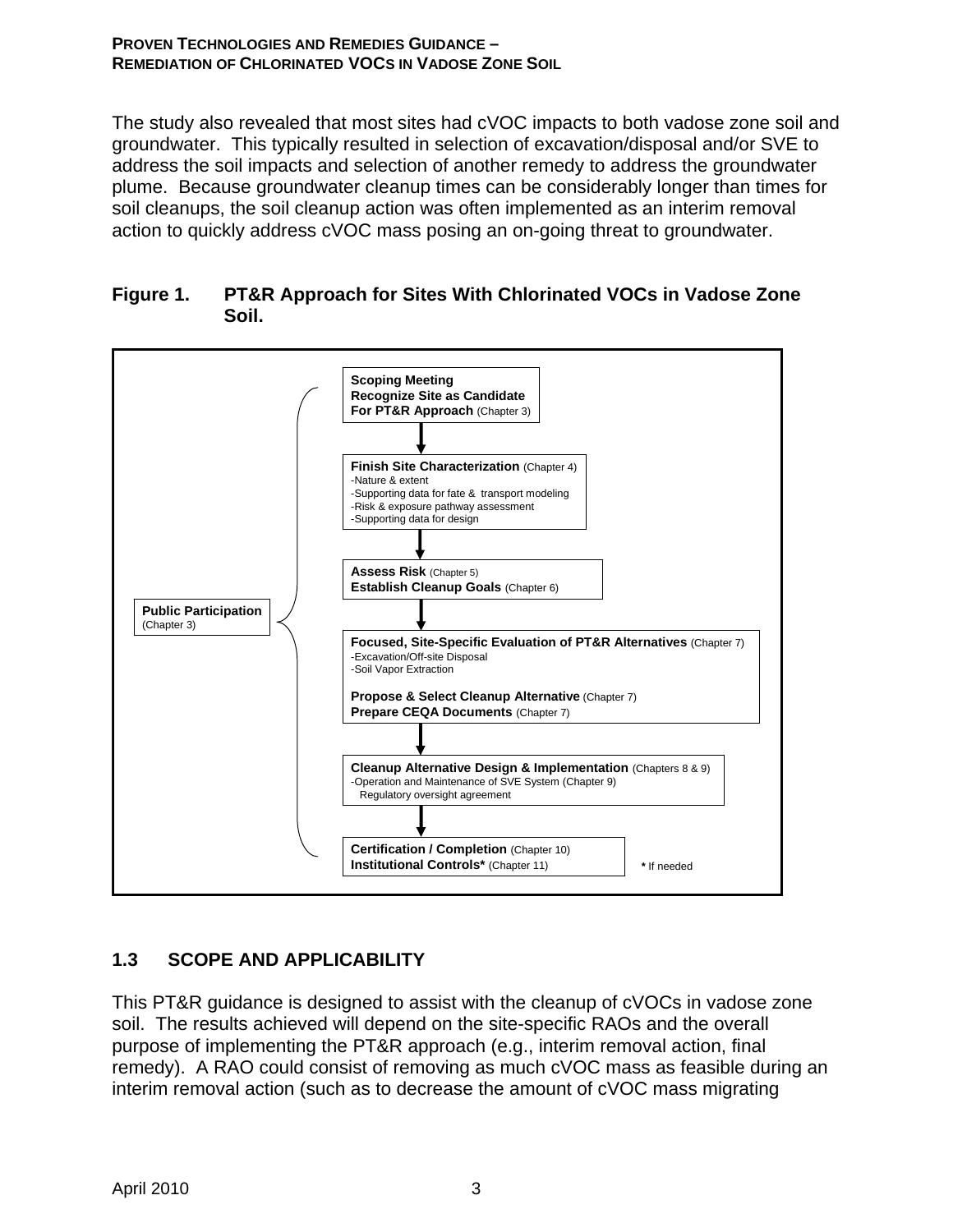The study also revealed that most sites had cVOC impacts to both vadose zone soil and groundwater. This typically resulted in selection of excavation/disposal and/or SVE to address the soil impacts and selection of another remedy to address the groundwater plume. Because groundwater cleanup times can be considerably longer than times for soil cleanups, the soil cleanup action was often implemented as an interim removal action to quickly address cVOC mass posing an on-going threat to groundwater.

**Figure 1. PT&R Approach for Sites With Chlorinated VOCs in Vadose Zone Soil.**

**Public Participation** (Chapter 3)

**Scoping Meeting**
**Recognize Site as Candidate For PT&R Approach** (Chapter 3)

↓

**Finish Site Characterization** (Chapter 4)
- Nature & extent
- Supporting data for fate & transport modeling
- Risk & exposure pathway assessment
- Supporting data for design

↓

**Assess Risk** (Chapter 5)
**Establish Cleanup Goals** (Chapter 6)

↓

**Focused, Site-Specific Evaluation of PT&R Alternatives** (Chapter 7)
- Excavation/Off-site Disposal
- Soil Vapor Extraction

**Propose & Select Cleanup Alternative** (Chapter 7)
**Prepare CEQA Documents** (Chapter 7)

↓

**Cleanup Alternative Design & Implementation** (Chapters 8 & 9)
- Operation and Maintenance of SVE System (Chapter 9)
  Regulatory oversight agreement

↓

**Certification / Completion** (Chapter 10)
**Institutional Controls*** (Chapter 11)

**\*** If needed

## 1.3 SCOPE AND APPLICABILITY

This PT&R guidance is designed to assist with the cleanup of cVOCs in vadose zone soil. The results achieved will depend on the site-specific RAOs and the overall purpose of implementing the PT&R approach (e.g., interim removal action, final remedy). A RAO could consist of removing as much cVOC mass as feasible during an interim removal action (such as to decrease the amount of cVOC mass migrating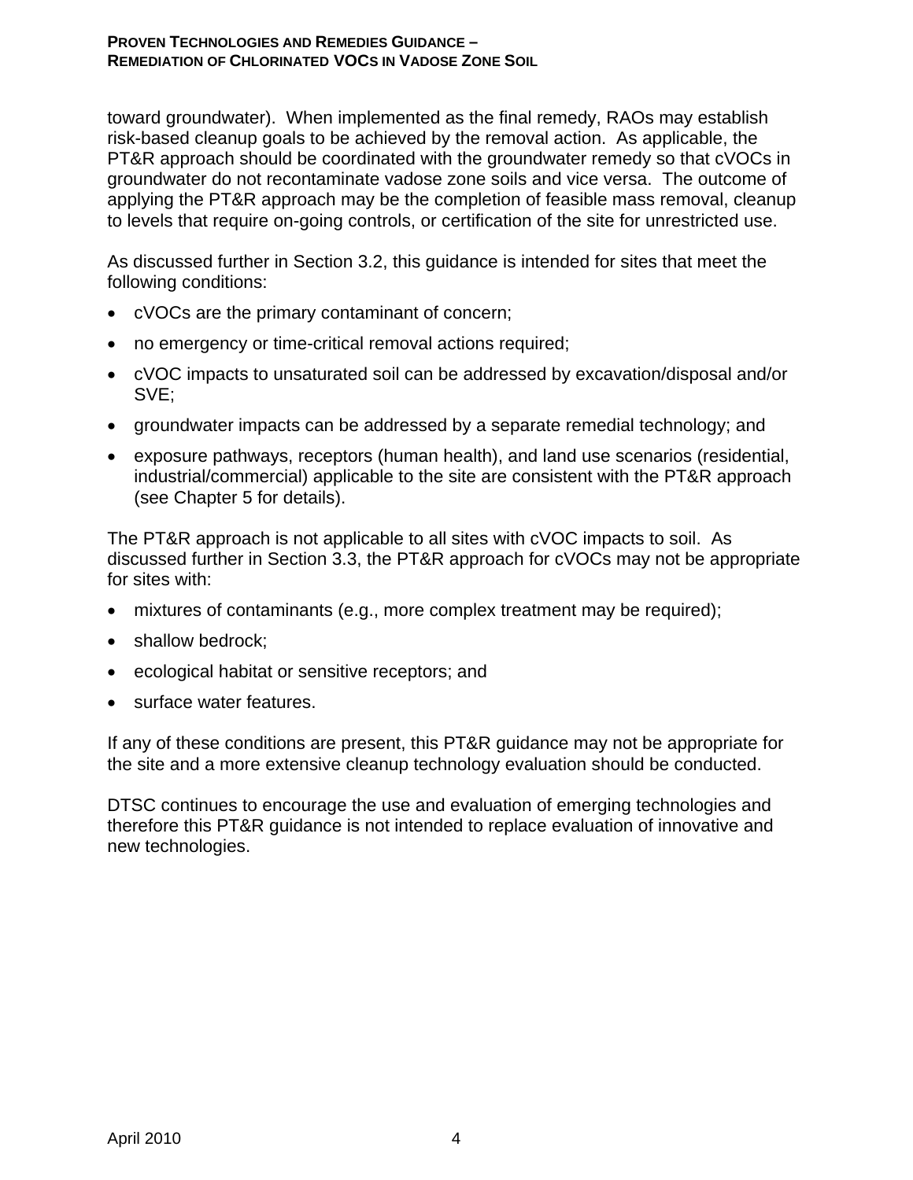toward groundwater). When implemented as the final remedy, RAOs may establish risk-based cleanup goals to be achieved by the removal action. As applicable, the PT&R approach should be coordinated with the groundwater remedy so that cVOCs in groundwater do not recontaminate vadose zone soils and vice versa. The outcome of applying the PT&R approach may be the completion of feasible mass removal, cleanup to levels that require on-going controls, or certification of the site for unrestricted use.

As discussed further in Section 3.2, this guidance is intended for sites that meet the following conditions:

- cVOCs are the primary contaminant of concern;
- no emergency or time-critical removal actions required;
- cVOC impacts to unsaturated soil can be addressed by excavation/disposal and/or SVE;
- groundwater impacts can be addressed by a separate remedial technology; and
- exposure pathways, receptors (human health), and land use scenarios (residential, industrial/commercial) applicable to the site are consistent with the PT&R approach (see Chapter 5 for details).

The PT&R approach is not applicable to all sites with cVOC impacts to soil. As discussed further in Section 3.3, the PT&R approach for cVOCs may not be appropriate for sites with:

- mixtures of contaminants (e.g., more complex treatment may be required);
- shallow bedrock;
- ecological habitat or sensitive receptors; and
- surface water features.

If any of these conditions are present, this PT&R guidance may not be appropriate for the site and a more extensive cleanup technology evaluation should be conducted.

DTSC continues to encourage the use and evaluation of emerging technologies and therefore this PT&R guidance is not intended to replace evaluation of innovative and new technologies.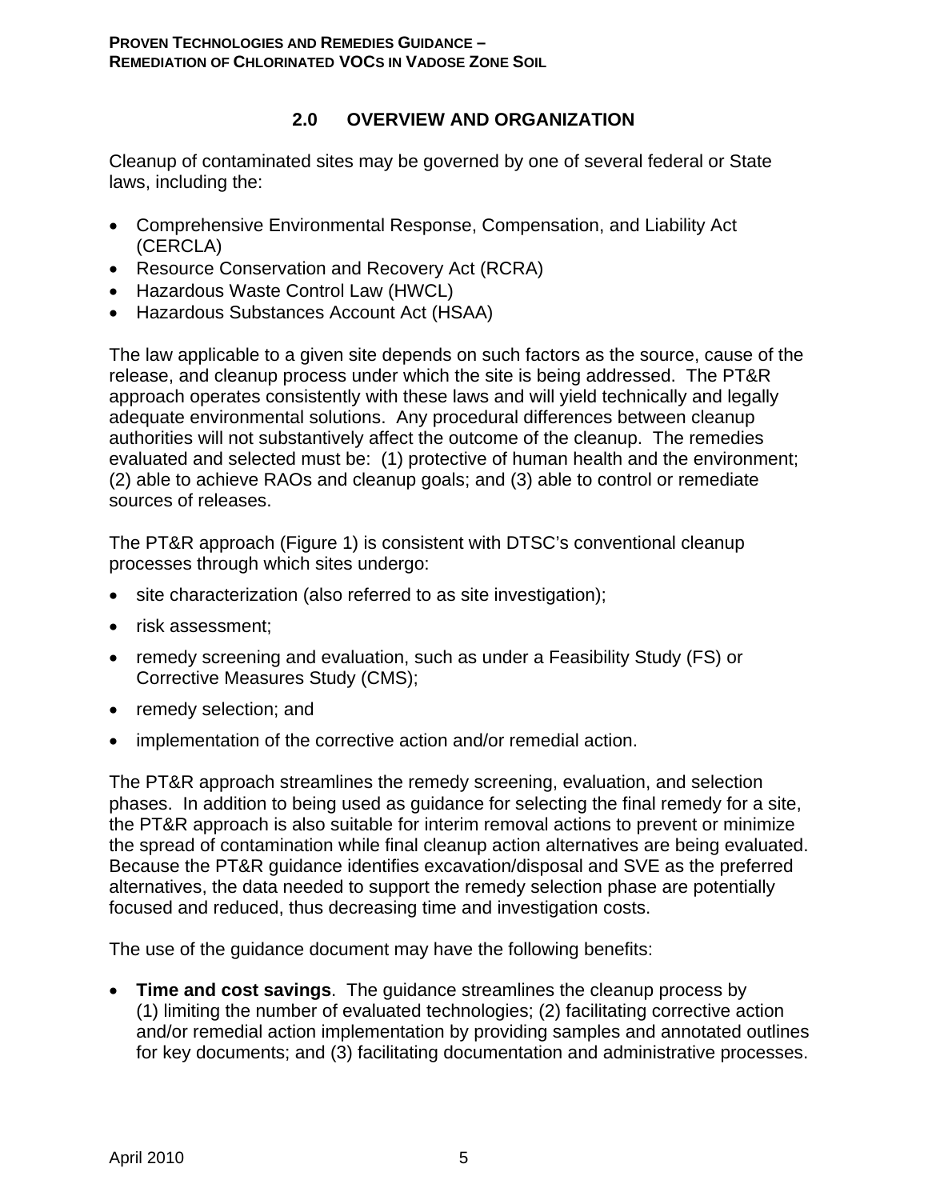## 2.0 OVERVIEW AND ORGANIZATION

Cleanup of contaminated sites may be governed by one of several federal or State laws, including the:

- Comprehensive Environmental Response, Compensation, and Liability Act (CERCLA)
- Resource Conservation and Recovery Act (RCRA)
- Hazardous Waste Control Law (HWCL)
- Hazardous Substances Account Act (HSAA)

The law applicable to a given site depends on such factors as the source, cause of the release, and cleanup process under which the site is being addressed. The PT&R approach operates consistently with these laws and will yield technically and legally adequate environmental solutions. Any procedural differences between cleanup authorities will not substantively affect the outcome of the cleanup. The remedies evaluated and selected must be: (1) protective of human health and the environment; (2) able to achieve RAOs and cleanup goals; and (3) able to control or remediate sources of releases.

The PT&R approach (Figure 1) is consistent with DTSC's conventional cleanup processes through which sites undergo:

- site characterization (also referred to as site investigation);
- risk assessment;
- remedy screening and evaluation, such as under a Feasibility Study (FS) or Corrective Measures Study (CMS);
- remedy selection; and
- implementation of the corrective action and/or remedial action.

The PT&R approach streamlines the remedy screening, evaluation, and selection phases. In addition to being used as guidance for selecting the final remedy for a site, the PT&R approach is also suitable for interim removal actions to prevent or minimize the spread of contamination while final cleanup action alternatives are being evaluated. Because the PT&R guidance identifies excavation/disposal and SVE as the preferred alternatives, the data needed to support the remedy selection phase are potentially focused and reduced, thus decreasing time and investigation costs.

The use of the guidance document may have the following benefits:

- **Time and cost savings**. The guidance streamlines the cleanup process by (1) limiting the number of evaluated technologies; (2) facilitating corrective action and/or remedial action implementation by providing samples and annotated outlines for key documents; and (3) facilitating documentation and administrative processes.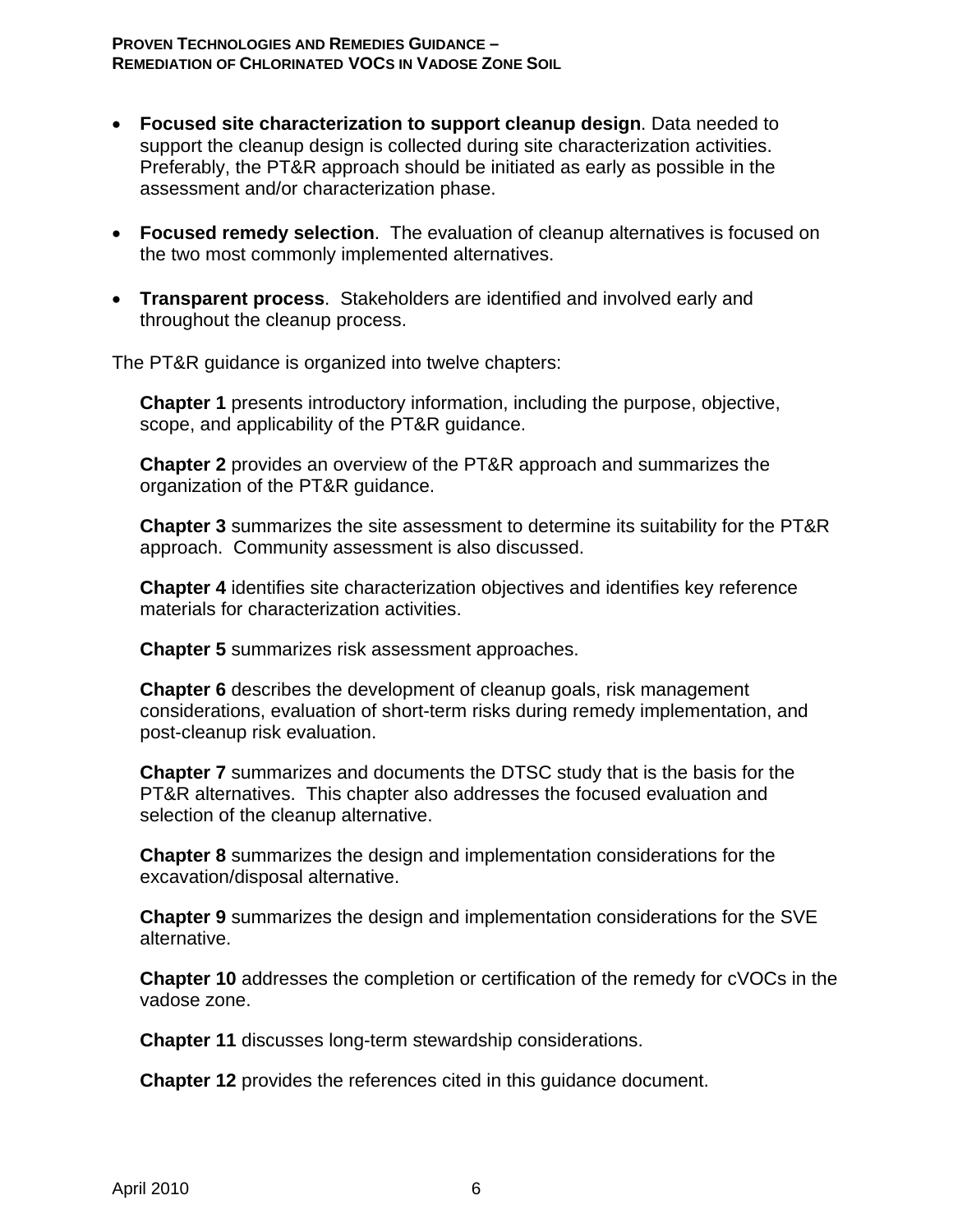- **Focused site characterization to support cleanup design**. Data needed to support the cleanup design is collected during site characterization activities. Preferably, the PT&R approach should be initiated as early as possible in the assessment and/or characterization phase.

- **Focused remedy selection**. The evaluation of cleanup alternatives is focused on the two most commonly implemented alternatives.

- **Transparent process**. Stakeholders are identified and involved early and throughout the cleanup process.

The PT&R guidance is organized into twelve chapters:

**Chapter 1** presents introductory information, including the purpose, objective, scope, and applicability of the PT&R guidance.

**Chapter 2** provides an overview of the PT&R approach and summarizes the organization of the PT&R guidance.

**Chapter 3** summarizes the site assessment to determine its suitability for the PT&R approach. Community assessment is also discussed.

**Chapter 4** identifies site characterization objectives and identifies key reference materials for characterization activities.

**Chapter 5** summarizes risk assessment approaches.

**Chapter 6** describes the development of cleanup goals, risk management considerations, evaluation of short-term risks during remedy implementation, and post-cleanup risk evaluation.

**Chapter 7** summarizes and documents the DTSC study that is the basis for the PT&R alternatives. This chapter also addresses the focused evaluation and selection of the cleanup alternative.

**Chapter 8** summarizes the design and implementation considerations for the excavation/disposal alternative.

**Chapter 9** summarizes the design and implementation considerations for the SVE alternative.

**Chapter 10** addresses the completion or certification of the remedy for cVOCs in the vadose zone.

**Chapter 11** discusses long-term stewardship considerations.

**Chapter 12** provides the references cited in this guidance document.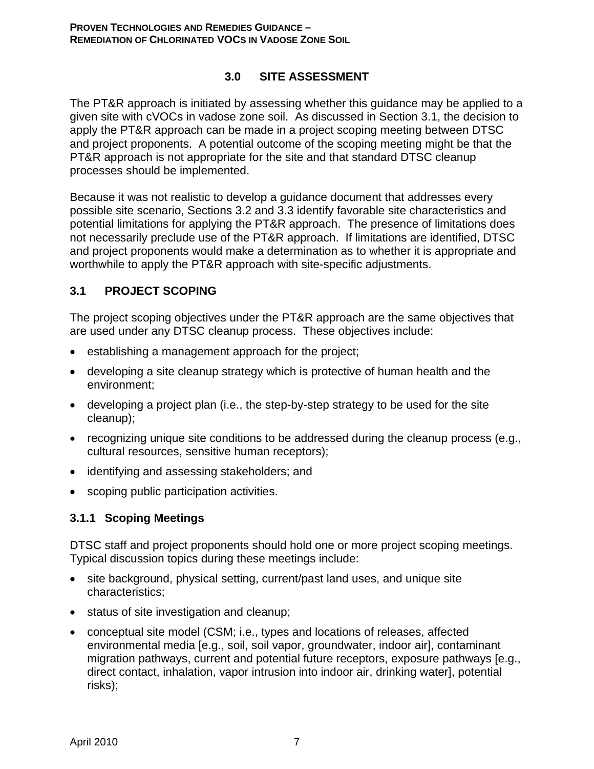# 3.0 SITE ASSESSMENT

The PT&R approach is initiated by assessing whether this guidance may be applied to a given site with cVOCs in vadose zone soil. As discussed in Section 3.1, the decision to apply the PT&R approach can be made in a project scoping meeting between DTSC and project proponents. A potential outcome of the scoping meeting might be that the PT&R approach is not appropriate for the site and that standard DTSC cleanup processes should be implemented.

Because it was not realistic to develop a guidance document that addresses every possible site scenario, Sections 3.2 and 3.3 identify favorable site characteristics and potential limitations for applying the PT&R approach. The presence of limitations does not necessarily preclude use of the PT&R approach. If limitations are identified, DTSC and project proponents would make a determination as to whether it is appropriate and worthwhile to apply the PT&R approach with site-specific adjustments.

## 3.1 PROJECT SCOPING

The project scoping objectives under the PT&R approach are the same objectives that are used under any DTSC cleanup process. These objectives include:

- establishing a management approach for the project;
- developing a site cleanup strategy which is protective of human health and the environment;
- developing a project plan (i.e., the step-by-step strategy to be used for the site cleanup);
- recognizing unique site conditions to be addressed during the cleanup process (e.g., cultural resources, sensitive human receptors);
- identifying and assessing stakeholders; and
- scoping public participation activities.

### 3.1.1 Scoping Meetings

DTSC staff and project proponents should hold one or more project scoping meetings. Typical discussion topics during these meetings include:

- site background, physical setting, current/past land uses, and unique site characteristics;
- status of site investigation and cleanup;
- conceptual site model (CSM; i.e., types and locations of releases, affected environmental media [e.g., soil, soil vapor, groundwater, indoor air], contaminant migration pathways, current and potential future receptors, exposure pathways [e.g., direct contact, inhalation, vapor intrusion into indoor air, drinking water], potential risks);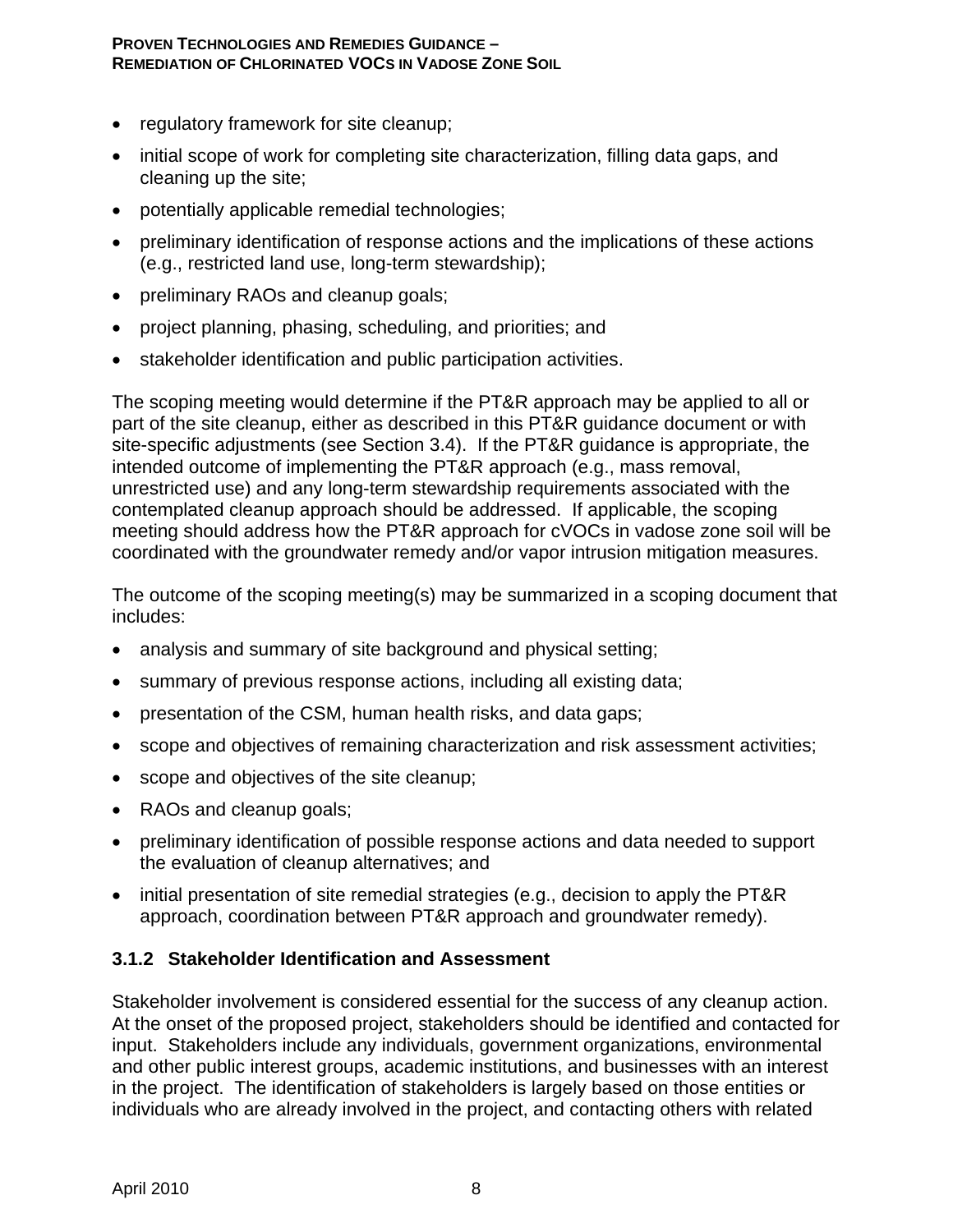- regulatory framework for site cleanup;
- initial scope of work for completing site characterization, filling data gaps, and cleaning up the site;
- potentially applicable remedial technologies;
- preliminary identification of response actions and the implications of these actions (e.g., restricted land use, long-term stewardship);
- preliminary RAOs and cleanup goals;
- project planning, phasing, scheduling, and priorities; and
- stakeholder identification and public participation activities.

The scoping meeting would determine if the PT&R approach may be applied to all or part of the site cleanup, either as described in this PT&R guidance document or with site-specific adjustments (see Section 3.4). If the PT&R guidance is appropriate, the intended outcome of implementing the PT&R approach (e.g., mass removal, unrestricted use) and any long-term stewardship requirements associated with the contemplated cleanup approach should be addressed. If applicable, the scoping meeting should address how the PT&R approach for cVOCs in vadose zone soil will be coordinated with the groundwater remedy and/or vapor intrusion mitigation measures.

The outcome of the scoping meeting(s) may be summarized in a scoping document that includes:

- analysis and summary of site background and physical setting;
- summary of previous response actions, including all existing data;
- presentation of the CSM, human health risks, and data gaps;
- scope and objectives of remaining characterization and risk assessment activities;
- scope and objectives of the site cleanup;
- RAOs and cleanup goals;
- preliminary identification of possible response actions and data needed to support the evaluation of cleanup alternatives; and
- initial presentation of site remedial strategies (e.g., decision to apply the PT&R approach, coordination between PT&R approach and groundwater remedy).

### 3.1.2 Stakeholder Identification and Assessment

Stakeholder involvement is considered essential for the success of any cleanup action. At the onset of the proposed project, stakeholders should be identified and contacted for input. Stakeholders include any individuals, government organizations, environmental and other public interest groups, academic institutions, and businesses with an interest in the project. The identification of stakeholders is largely based on those entities or individuals who are already involved in the project, and contacting others with related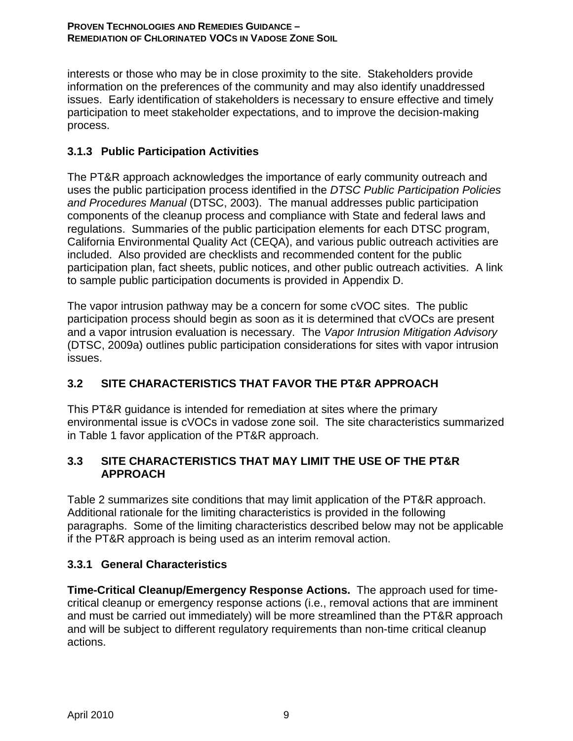interests or those who may be in close proximity to the site. Stakeholders provide information on the preferences of the community and may also identify unaddressed issues. Early identification of stakeholders is necessary to ensure effective and timely participation to meet stakeholder expectations, and to improve the decision-making process.

### 3.1.3 Public Participation Activities

The PT&R approach acknowledges the importance of early community outreach and uses the public participation process identified in the *DTSC Public Participation Policies and Procedures Manual* (DTSC, 2003). The manual addresses public participation components of the cleanup process and compliance with State and federal laws and regulations. Summaries of the public participation elements for each DTSC program, California Environmental Quality Act (CEQA), and various public outreach activities are included. Also provided are checklists and recommended content for the public participation plan, fact sheets, public notices, and other public outreach activities. A link to sample public participation documents is provided in Appendix D.

The vapor intrusion pathway may be a concern for some cVOC sites. The public participation process should begin as soon as it is determined that cVOCs are present and a vapor intrusion evaluation is necessary. The *Vapor Intrusion Mitigation Advisory* (DTSC, 2009a) outlines public participation considerations for sites with vapor intrusion issues.

## 3.2 SITE CHARACTERISTICS THAT FAVOR THE PT&R APPROACH

This PT&R guidance is intended for remediation at sites where the primary environmental issue is cVOCs in vadose zone soil. The site characteristics summarized in Table 1 favor application of the PT&R approach.

## 3.3 SITE CHARACTERISTICS THAT MAY LIMIT THE USE OF THE PT&R APPROACH

Table 2 summarizes site conditions that may limit application of the PT&R approach. Additional rationale for the limiting characteristics is provided in the following paragraphs. Some of the limiting characteristics described below may not be applicable if the PT&R approach is being used as an interim removal action.

### 3.3.1 General Characteristics

**Time-Critical Cleanup/Emergency Response Actions.** The approach used for time-critical cleanup or emergency response actions (i.e., removal actions that are imminent and must be carried out immediately) will be more streamlined than the PT&R approach and will be subject to different regulatory requirements than non-time critical cleanup actions.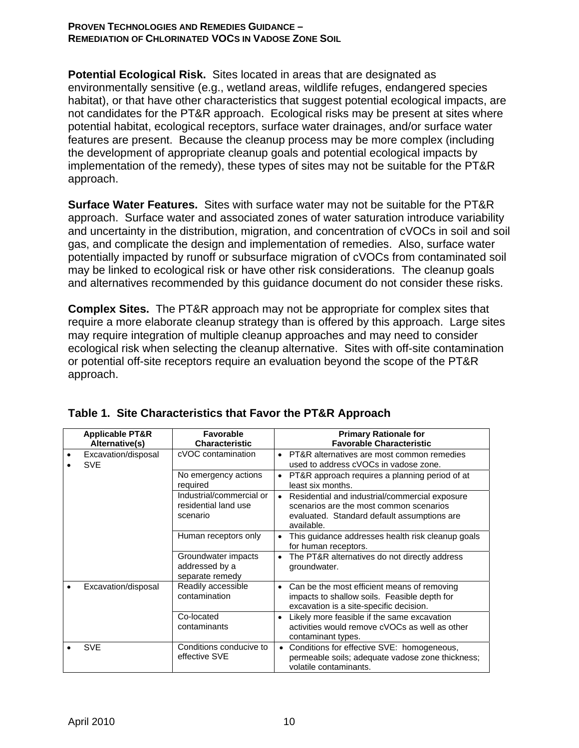**Potential Ecological Risk.** Sites located in areas that are designated as environmentally sensitive (e.g., wetland areas, wildlife refuges, endangered species habitat), or that have other characteristics that suggest potential ecological impacts, are not candidates for the PT&R approach. Ecological risks may be present at sites where potential habitat, ecological receptors, surface water drainages, and/or surface water features are present. Because the cleanup process may be more complex (including the development of appropriate cleanup goals and potential ecological impacts by implementation of the remedy), these types of sites may not be suitable for the PT&R approach.

**Surface Water Features.** Sites with surface water may not be suitable for the PT&R approach. Surface water and associated zones of water saturation introduce variability and uncertainty in the distribution, migration, and concentration of cVOCs in soil and soil gas, and complicate the design and implementation of remedies. Also, surface water potentially impacted by runoff or subsurface migration of cVOCs from contaminated soil may be linked to ecological risk or have other risk considerations. The cleanup goals and alternatives recommended by this guidance document do not consider these risks.

**Complex Sites.** The PT&R approach may not be appropriate for complex sites that require a more elaborate cleanup strategy than is offered by this approach. Large sites may require integration of multiple cleanup approaches and may need to consider ecological risk when selecting the cleanup alternative. Sites with off-site contamination or potential off-site receptors require an evaluation beyond the scope of the PT&R approach.

**Table 1. Site Characteristics that Favor the PT&R Approach**

| Applicable PT&R Alternative(s) | Favorable Characteristic | Primary Rationale for Favorable Characteristic |
|---|---|---|
| • Excavation/disposal<br>• SVE | cVOC contamination | • PT&R alternatives are most common remedies used to address cVOCs in vadose zone. |
| | No emergency actions required | • PT&R approach requires a planning period of at least six months. |
| | Industrial/commercial or residential land use scenario | • Residential and industrial/commercial exposure scenarios are the most common scenarios evaluated. Standard default assumptions are available. |
| | Human receptors only | • This guidance addresses health risk cleanup goals for human receptors. |
| | Groundwater impacts addressed by a separate remedy | • The PT&R alternatives do not directly address groundwater. |
| • Excavation/disposal | Readily accessible contamination | • Can be the most efficient means of removing impacts to shallow soils. Feasible depth for excavation is a site-specific decision. |
| | Co-located contaminants | • Likely more feasible if the same excavation activities would remove cVOCs as well as other contaminant types. |
| • SVE | Conditions conducive to effective SVE | • Conditions for effective SVE: homogeneous, permeable soils; adequate vadose zone thickness; volatile contaminants. |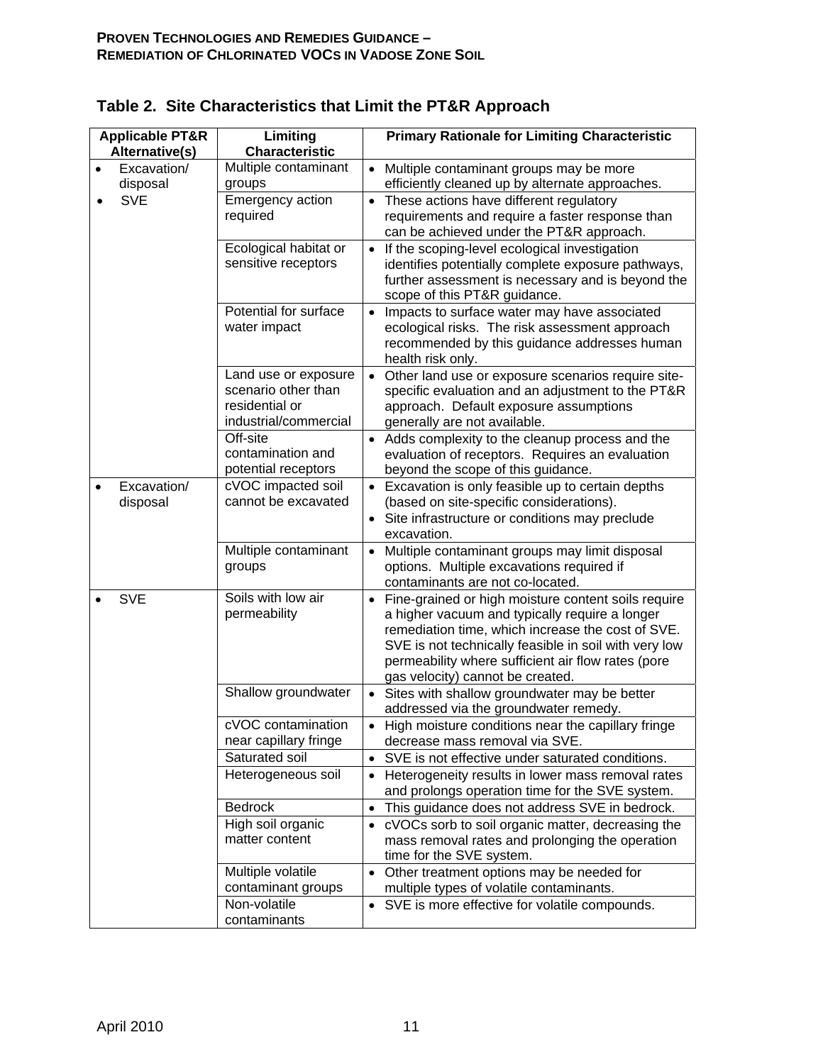## Table 2. Site Characteristics that Limit the PT&R Approach

| Applicable PT&R Alternative(s) | Limiting Characteristic | Primary Rationale for Limiting Characteristic |
|---|---|---|
| • Excavation/ disposal<br>• SVE | Multiple contaminant groups | • Multiple contaminant groups may be more efficiently cleaned up by alternate approaches. |
| | Emergency action required | • These actions have different regulatory requirements and require a faster response than can be achieved under the PT&R approach. |
| | Ecological habitat or sensitive receptors | • If the scoping-level ecological investigation identifies potentially complete exposure pathways, further assessment is necessary and is beyond the scope of this PT&R guidance. |
| | Potential for surface water impact | • Impacts to surface water may have associated ecological risks. The risk assessment approach recommended by this guidance addresses human health risk only. |
| | Land use or exposure scenario other than residential or industrial/commercial | • Other land use or exposure scenarios require site-specific evaluation and an adjustment to the PT&R approach. Default exposure assumptions generally are not available. |
| | Off-site contamination and potential receptors | • Adds complexity to the cleanup process and the evaluation of receptors. Requires an evaluation beyond the scope of this guidance. |
| • Excavation/ disposal | cVOC impacted soil cannot be excavated | • Excavation is only feasible up to certain depths (based on site-specific considerations).<br>• Site infrastructure or conditions may preclude excavation. |
| | Multiple contaminant groups | • Multiple contaminant groups may limit disposal options. Multiple excavations required if contaminants are not co-located. |
| • SVE | Soils with low air permeability | • Fine-grained or high moisture content soils require a higher vacuum and typically require a longer remediation time, which increase the cost of SVE. SVE is not technically feasible in soil with very low permeability where sufficient air flow rates (pore gas velocity) cannot be created. |
| | Shallow groundwater | • Sites with shallow groundwater may be better addressed via the groundwater remedy. |
| | cVOC contamination near capillary fringe | • High moisture conditions near the capillary fringe decrease mass removal via SVE. |
| | Saturated soil | • SVE is not effective under saturated conditions. |
| | Heterogeneous soil | • Heterogeneity results in lower mass removal rates and prolongs operation time for the SVE system. |
| | Bedrock | • This guidance does not address SVE in bedrock. |
| | High soil organic matter content | • cVOCs sorb to soil organic matter, decreasing the mass removal rates and prolonging the operation time for the SVE system. |
| | Multiple volatile contaminant groups | • Other treatment options may be needed for multiple types of volatile contaminants. |
| | Non-volatile contaminants | • SVE is more effective for volatile compounds. |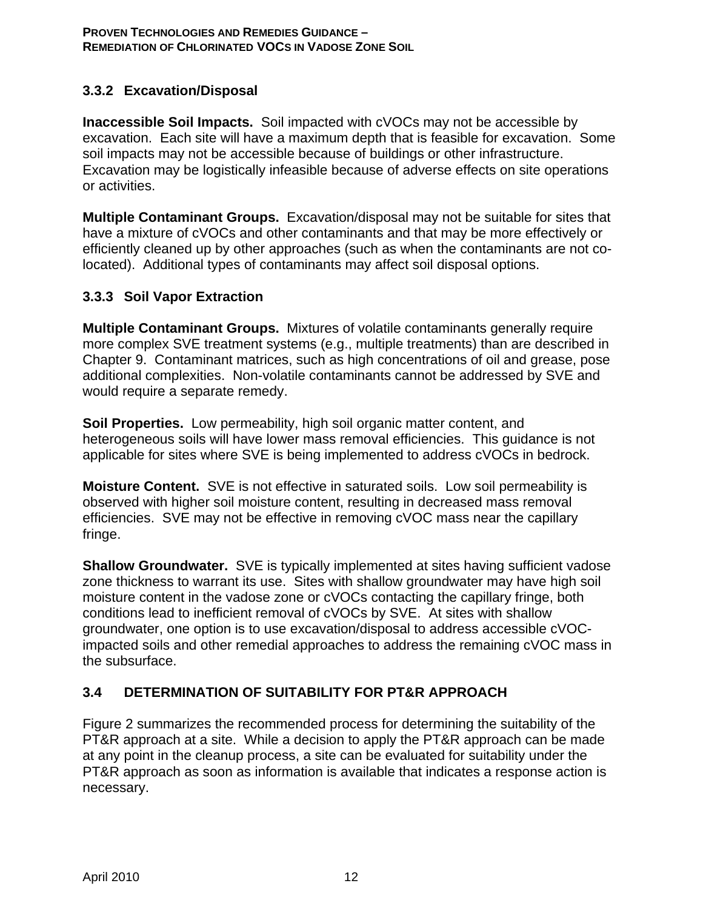### 3.3.2 Excavation/Disposal

**Inaccessible Soil Impacts.** Soil impacted with cVOCs may not be accessible by excavation. Each site will have a maximum depth that is feasible for excavation. Some soil impacts may not be accessible because of buildings or other infrastructure. Excavation may be logistically infeasible because of adverse effects on site operations or activities.

**Multiple Contaminant Groups.** Excavation/disposal may not be suitable for sites that have a mixture of cVOCs and other contaminants and that may be more effectively or efficiently cleaned up by other approaches (such as when the contaminants are not co-located). Additional types of contaminants may affect soil disposal options.

### 3.3.3 Soil Vapor Extraction

**Multiple Contaminant Groups.** Mixtures of volatile contaminants generally require more complex SVE treatment systems (e.g., multiple treatments) than are described in Chapter 9. Contaminant matrices, such as high concentrations of oil and grease, pose additional complexities. Non-volatile contaminants cannot be addressed by SVE and would require a separate remedy.

**Soil Properties.** Low permeability, high soil organic matter content, and heterogeneous soils will have lower mass removal efficiencies. This guidance is not applicable for sites where SVE is being implemented to address cVOCs in bedrock.

**Moisture Content.** SVE is not effective in saturated soils. Low soil permeability is observed with higher soil moisture content, resulting in decreased mass removal efficiencies. SVE may not be effective in removing cVOC mass near the capillary fringe.

**Shallow Groundwater.** SVE is typically implemented at sites having sufficient vadose zone thickness to warrant its use. Sites with shallow groundwater may have high soil moisture content in the vadose zone or cVOCs contacting the capillary fringe, both conditions lead to inefficient removal of cVOCs by SVE. At sites with shallow groundwater, one option is to use excavation/disposal to address accessible cVOC-impacted soils and other remedial approaches to address the remaining cVOC mass in the subsurface.

## 3.4 DETERMINATION OF SUITABILITY FOR PT&R APPROACH

Figure 2 summarizes the recommended process for determining the suitability of the PT&R approach at a site. While a decision to apply the PT&R approach can be made at any point in the cleanup process, a site can be evaluated for suitability under the PT&R approach as soon as information is available that indicates a response action is necessary.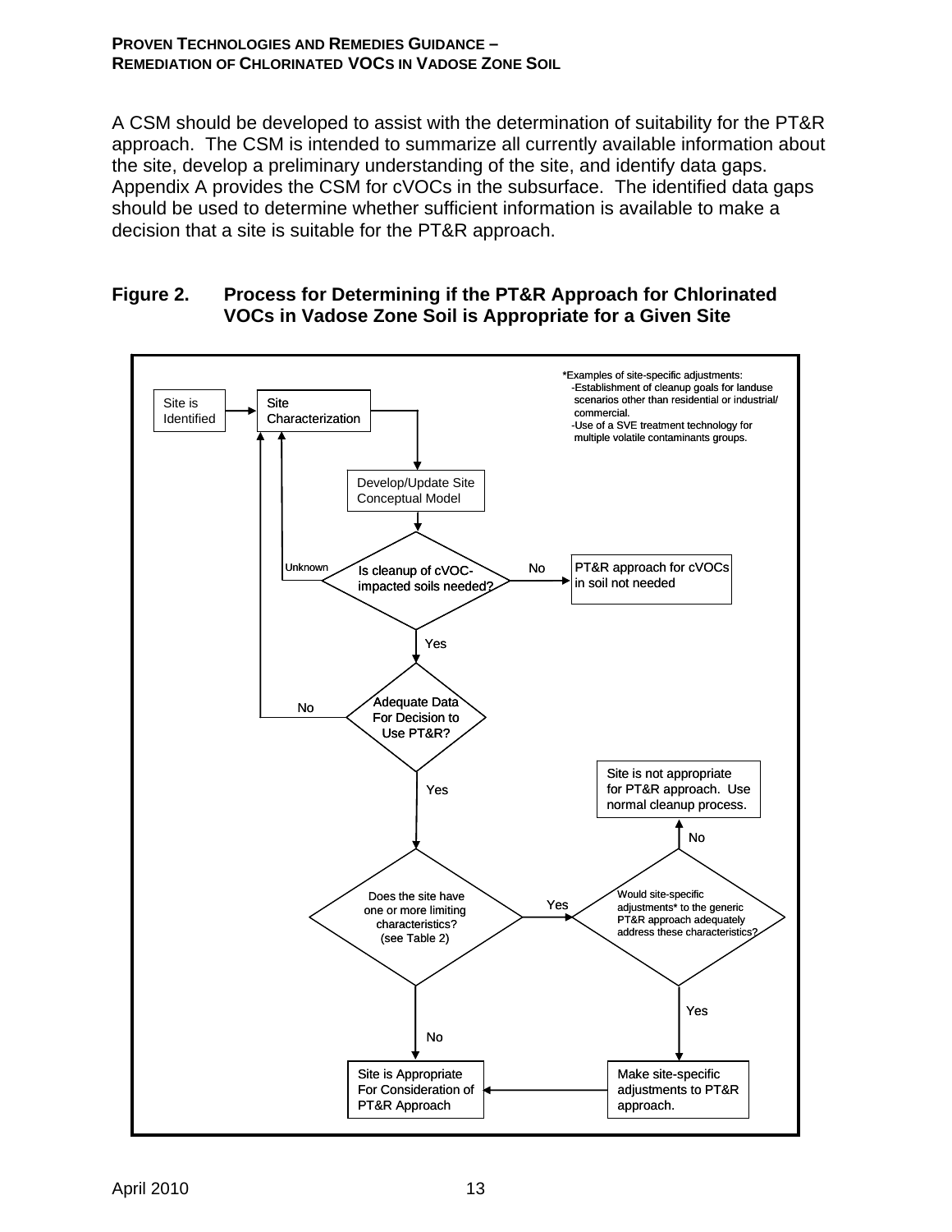A CSM should be developed to assist with the determination of suitability for the PT&R approach. The CSM is intended to summarize all currently available information about the site, develop a preliminary understanding of the site, and identify data gaps. Appendix A provides the CSM for cVOCs in the subsurface. The identified data gaps should be used to determine whether sufficient information is available to make a decision that a site is suitable for the PT&R approach.

**Figure 2. Process for Determining if the PT&R Approach for Chlorinated VOCs in Vadose Zone Soil is Appropriate for a Given Site**

*Examples of site-specific adjustments:
- Establishment of cleanup goals for landuse scenarios other than residential or industrial/commercial.
- Use of a SVE treatment technology for multiple volatile contaminants groups.

Site is Identified → Site Characterization → Develop/Update Site Conceptual Model → Is cleanup of cVOC-impacted soils needed?

- Unknown → Site Characterization
- No → PT&R approach for cVOCs in soil not needed
- Yes → Adequate Data For Decision to Use PT&R?
  - No → Site Characterization
  - Yes → Does the site have one or more limiting characteristics? (see Table 2)
    - No → Site is Appropriate For Consideration of PT&R Approach
    - Yes → Would site-specific adjustments* to the generic PT&R approach adequately address these characteristics?
      - No → Site is not appropriate for PT&R approach. Use normal cleanup process.
      - Yes → Make site-specific adjustments to PT&R approach. → Site is Appropriate For Consideration of PT&R Approach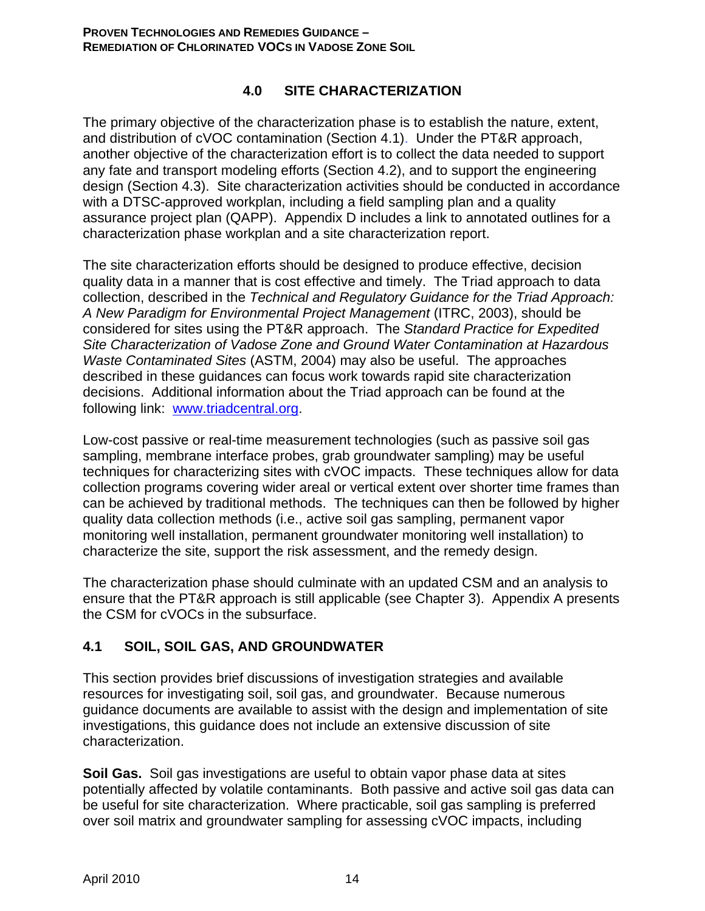## 4.0 SITE CHARACTERIZATION

The primary objective of the characterization phase is to establish the nature, extent, and distribution of cVOC contamination (Section 4.1). Under the PT&R approach, another objective of the characterization effort is to collect the data needed to support any fate and transport modeling efforts (Section 4.2), and to support the engineering design (Section 4.3). Site characterization activities should be conducted in accordance with a DTSC-approved workplan, including a field sampling plan and a quality assurance project plan (QAPP). Appendix D includes a link to annotated outlines for a characterization phase workplan and a site characterization report.

The site characterization efforts should be designed to produce effective, decision quality data in a manner that is cost effective and timely. The Triad approach to data collection, described in the *Technical and Regulatory Guidance for the Triad Approach: A New Paradigm for Environmental Project Management* (ITRC, 2003), should be considered for sites using the PT&R approach. The *Standard Practice for Expedited Site Characterization of Vadose Zone and Ground Water Contamination at Hazardous Waste Contaminated Sites* (ASTM, 2004) may also be useful. The approaches described in these guidances can focus work towards rapid site characterization decisions. Additional information about the Triad approach can be found at the following link: www.triadcentral.org.

Low-cost passive or real-time measurement technologies (such as passive soil gas sampling, membrane interface probes, grab groundwater sampling) may be useful techniques for characterizing sites with cVOC impacts. These techniques allow for data collection programs covering wider areal or vertical extent over shorter time frames than can be achieved by traditional methods. The techniques can then be followed by higher quality data collection methods (i.e., active soil gas sampling, permanent vapor monitoring well installation, permanent groundwater monitoring well installation) to characterize the site, support the risk assessment, and the remedy design.

The characterization phase should culminate with an updated CSM and an analysis to ensure that the PT&R approach is still applicable (see Chapter 3). Appendix A presents the CSM for cVOCs in the subsurface.

### 4.1 SOIL, SOIL GAS, AND GROUNDWATER

This section provides brief discussions of investigation strategies and available resources for investigating soil, soil gas, and groundwater. Because numerous guidance documents are available to assist with the design and implementation of site investigations, this guidance does not include an extensive discussion of site characterization.

**Soil Gas.** Soil gas investigations are useful to obtain vapor phase data at sites potentially affected by volatile contaminants. Both passive and active soil gas data can be useful for site characterization. Where practicable, soil gas sampling is preferred over soil matrix and groundwater sampling for assessing cVOC impacts, including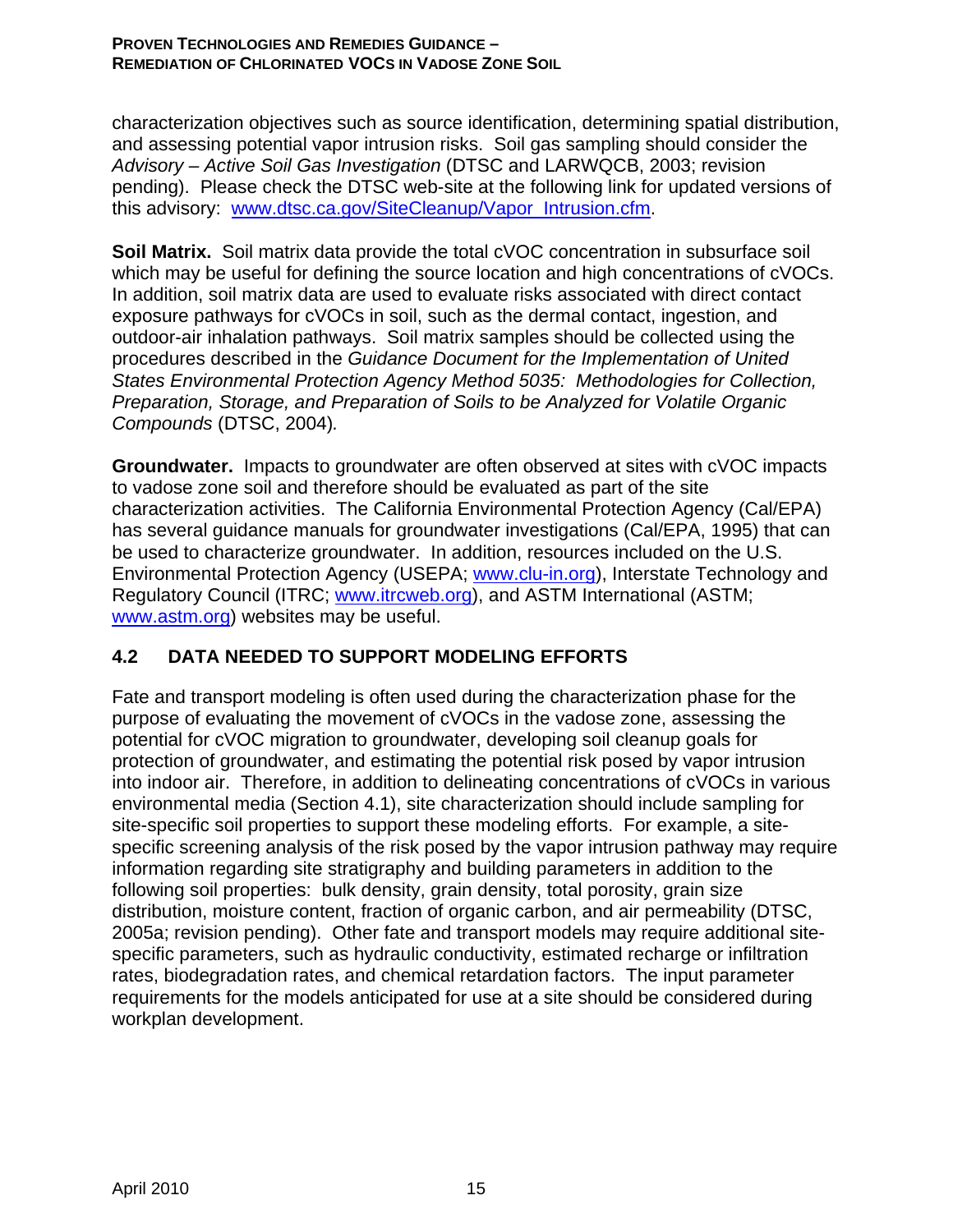characterization objectives such as source identification, determining spatial distribution, and assessing potential vapor intrusion risks. Soil gas sampling should consider the *Advisory – Active Soil Gas Investigation* (DTSC and LARWQCB, 2003; revision pending). Please check the DTSC web-site at the following link for updated versions of this advisory: www.dtsc.ca.gov/SiteCleanup/Vapor_Intrusion.cfm.

**Soil Matrix.** Soil matrix data provide the total cVOC concentration in subsurface soil which may be useful for defining the source location and high concentrations of cVOCs. In addition, soil matrix data are used to evaluate risks associated with direct contact exposure pathways for cVOCs in soil, such as the dermal contact, ingestion, and outdoor-air inhalation pathways. Soil matrix samples should be collected using the procedures described in the *Guidance Document for the Implementation of United States Environmental Protection Agency Method 5035: Methodologies for Collection, Preparation, Storage, and Preparation of Soils to be Analyzed for Volatile Organic Compounds* (DTSC, 2004)*.*

**Groundwater.** Impacts to groundwater are often observed at sites with cVOC impacts to vadose zone soil and therefore should be evaluated as part of the site characterization activities. The California Environmental Protection Agency (Cal/EPA) has several guidance manuals for groundwater investigations (Cal/EPA, 1995) that can be used to characterize groundwater. In addition, resources included on the U.S. Environmental Protection Agency (USEPA; www.clu-in.org), Interstate Technology and Regulatory Council (ITRC; www.itrcweb.org), and ASTM International (ASTM; www.astm.org) websites may be useful.

## 4.2 DATA NEEDED TO SUPPORT MODELING EFFORTS

Fate and transport modeling is often used during the characterization phase for the purpose of evaluating the movement of cVOCs in the vadose zone, assessing the potential for cVOC migration to groundwater, developing soil cleanup goals for protection of groundwater, and estimating the potential risk posed by vapor intrusion into indoor air. Therefore, in addition to delineating concentrations of cVOCs in various environmental media (Section 4.1), site characterization should include sampling for site-specific soil properties to support these modeling efforts. For example, a site-specific screening analysis of the risk posed by the vapor intrusion pathway may require information regarding site stratigraphy and building parameters in addition to the following soil properties: bulk density, grain density, total porosity, grain size distribution, moisture content, fraction of organic carbon, and air permeability (DTSC, 2005a; revision pending). Other fate and transport models may require additional site-specific parameters, such as hydraulic conductivity, estimated recharge or infiltration rates, biodegradation rates, and chemical retardation factors. The input parameter requirements for the models anticipated for use at a site should be considered during workplan development.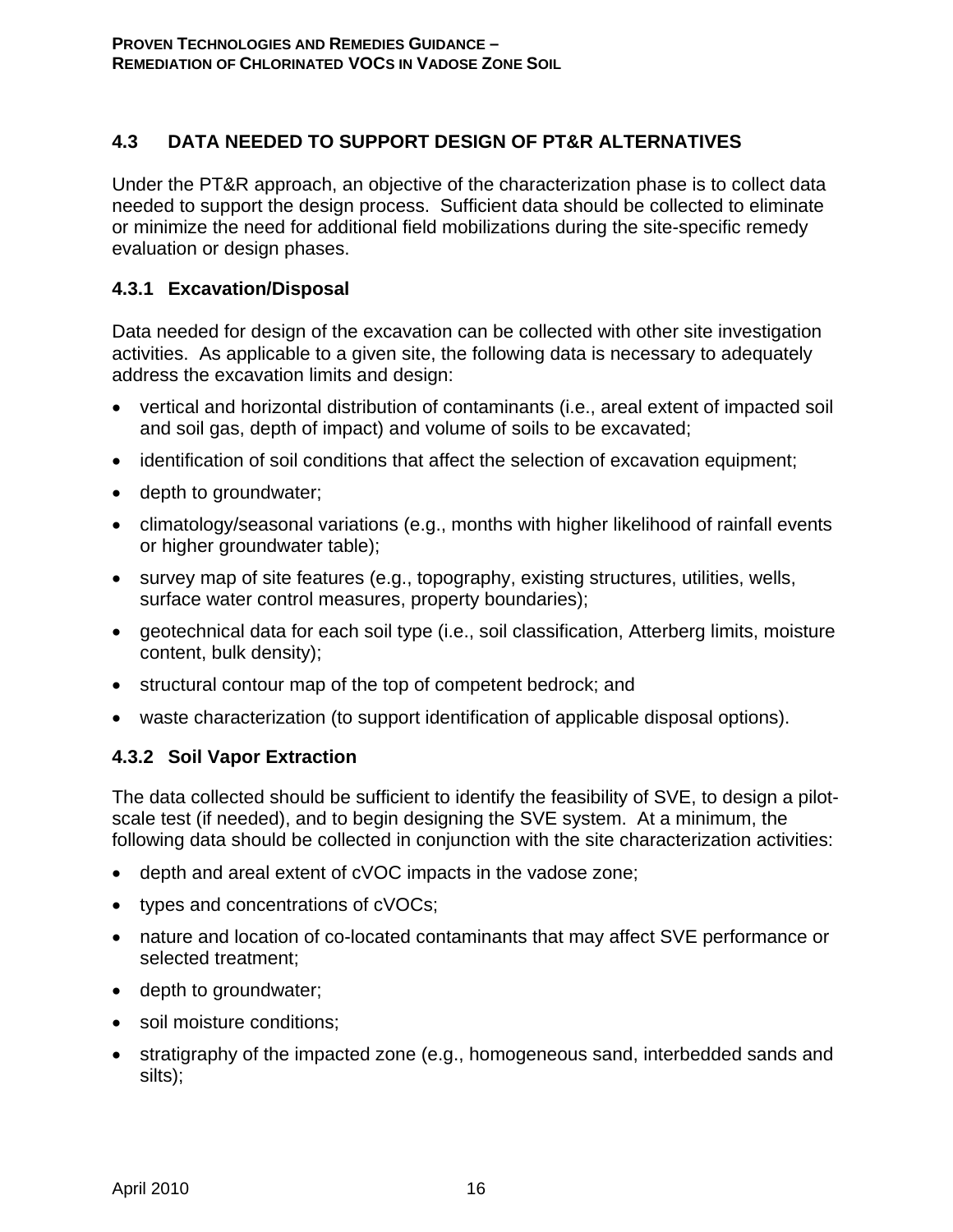## 4.3 DATA NEEDED TO SUPPORT DESIGN OF PT&R ALTERNATIVES

Under the PT&R approach, an objective of the characterization phase is to collect data needed to support the design process. Sufficient data should be collected to eliminate or minimize the need for additional field mobilizations during the site-specific remedy evaluation or design phases.

### 4.3.1 Excavation/Disposal

Data needed for design of the excavation can be collected with other site investigation activities. As applicable to a given site, the following data is necessary to adequately address the excavation limits and design:

- vertical and horizontal distribution of contaminants (i.e., areal extent of impacted soil and soil gas, depth of impact) and volume of soils to be excavated;
- identification of soil conditions that affect the selection of excavation equipment;
- depth to groundwater;
- climatology/seasonal variations (e.g., months with higher likelihood of rainfall events or higher groundwater table);
- survey map of site features (e.g., topography, existing structures, utilities, wells, surface water control measures, property boundaries);
- geotechnical data for each soil type (i.e., soil classification, Atterberg limits, moisture content, bulk density);
- structural contour map of the top of competent bedrock; and
- waste characterization (to support identification of applicable disposal options).

### 4.3.2 Soil Vapor Extraction

The data collected should be sufficient to identify the feasibility of SVE, to design a pilot-scale test (if needed), and to begin designing the SVE system. At a minimum, the following data should be collected in conjunction with the site characterization activities:

- depth and areal extent of cVOC impacts in the vadose zone;
- types and concentrations of cVOCs;
- nature and location of co-located contaminants that may affect SVE performance or selected treatment;
- depth to groundwater;
- soil moisture conditions;
- stratigraphy of the impacted zone (e.g., homogeneous sand, interbedded sands and silts);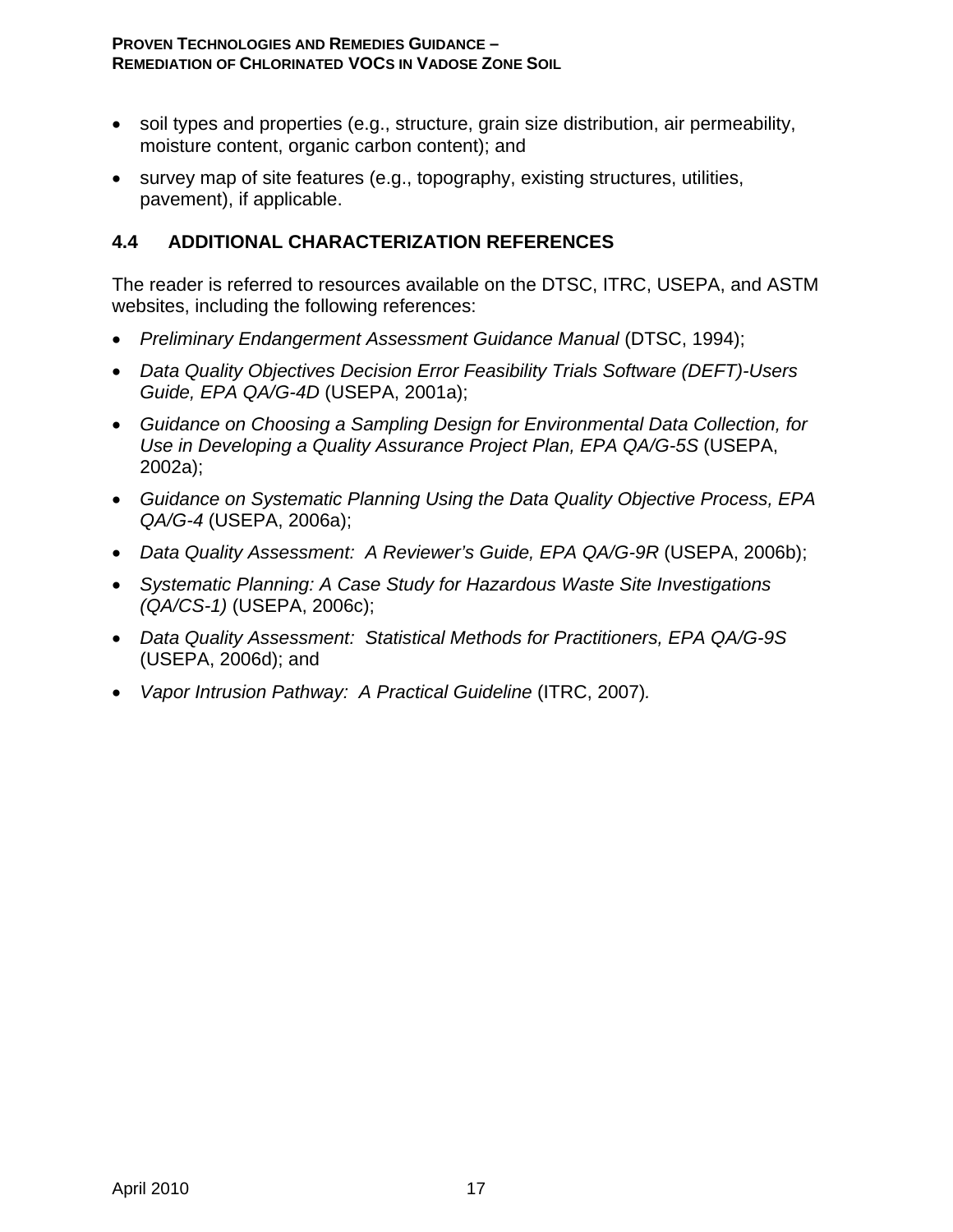- soil types and properties (e.g., structure, grain size distribution, air permeability, moisture content, organic carbon content); and
- survey map of site features (e.g., topography, existing structures, utilities, pavement), if applicable.

## 4.4 ADDITIONAL CHARACTERIZATION REFERENCES

The reader is referred to resources available on the DTSC, ITRC, USEPA, and ASTM websites, including the following references:

- *Preliminary Endangerment Assessment Guidance Manual* (DTSC, 1994);
- *Data Quality Objectives Decision Error Feasibility Trials Software (DEFT)-Users Guide, EPA QA/G-4D* (USEPA, 2001a);
- *Guidance on Choosing a Sampling Design for Environmental Data Collection, for Use in Developing a Quality Assurance Project Plan, EPA QA/G-5S* (USEPA, 2002a);
- *Guidance on Systematic Planning Using the Data Quality Objective Process, EPA QA/G-4* (USEPA, 2006a);
- *Data Quality Assessment: A Reviewer's Guide, EPA QA/G-9R* (USEPA, 2006b);
- *Systematic Planning: A Case Study for Hazardous Waste Site Investigations (QA/CS-1)* (USEPA, 2006c);
- *Data Quality Assessment: Statistical Methods for Practitioners, EPA QA/G-9S* (USEPA, 2006d); and
- *Vapor Intrusion Pathway: A Practical Guideline* (ITRC, 2007).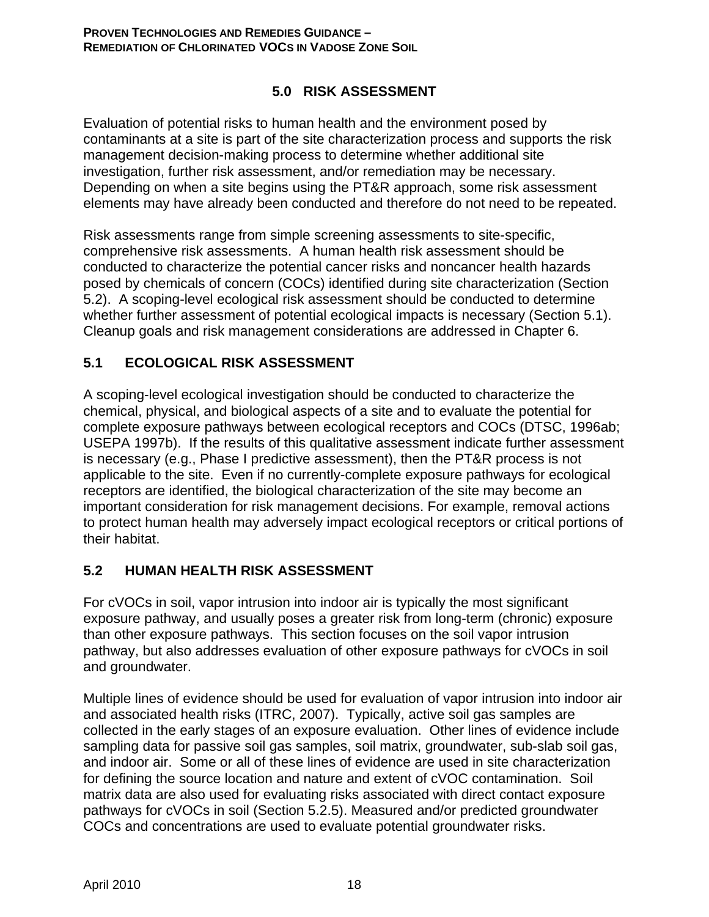# 5.0 RISK ASSESSMENT

Evaluation of potential risks to human health and the environment posed by contaminants at a site is part of the site characterization process and supports the risk management decision-making process to determine whether additional site investigation, further risk assessment, and/or remediation may be necessary. Depending on when a site begins using the PT&R approach, some risk assessment elements may have already been conducted and therefore do not need to be repeated.

Risk assessments range from simple screening assessments to site-specific, comprehensive risk assessments. A human health risk assessment should be conducted to characterize the potential cancer risks and noncancer health hazards posed by chemicals of concern (COCs) identified during site characterization (Section 5.2). A scoping-level ecological risk assessment should be conducted to determine whether further assessment of potential ecological impacts is necessary (Section 5.1). Cleanup goals and risk management considerations are addressed in Chapter 6.

## 5.1 ECOLOGICAL RISK ASSESSMENT

A scoping-level ecological investigation should be conducted to characterize the chemical, physical, and biological aspects of a site and to evaluate the potential for complete exposure pathways between ecological receptors and COCs (DTSC, 1996ab; USEPA 1997b). If the results of this qualitative assessment indicate further assessment is necessary (e.g., Phase I predictive assessment), then the PT&R process is not applicable to the site. Even if no currently-complete exposure pathways for ecological receptors are identified, the biological characterization of the site may become an important consideration for risk management decisions. For example, removal actions to protect human health may adversely impact ecological receptors or critical portions of their habitat.

## 5.2 HUMAN HEALTH RISK ASSESSMENT

For cVOCs in soil, vapor intrusion into indoor air is typically the most significant exposure pathway, and usually poses a greater risk from long-term (chronic) exposure than other exposure pathways. This section focuses on the soil vapor intrusion pathway, but also addresses evaluation of other exposure pathways for cVOCs in soil and groundwater.

Multiple lines of evidence should be used for evaluation of vapor intrusion into indoor air and associated health risks (ITRC, 2007). Typically, active soil gas samples are collected in the early stages of an exposure evaluation. Other lines of evidence include sampling data for passive soil gas samples, soil matrix, groundwater, sub-slab soil gas, and indoor air. Some or all of these lines of evidence are used in site characterization for defining the source location and nature and extent of cVOC contamination. Soil matrix data are also used for evaluating risks associated with direct contact exposure pathways for cVOCs in soil (Section 5.2.5). Measured and/or predicted groundwater COCs and concentrations are used to evaluate potential groundwater risks.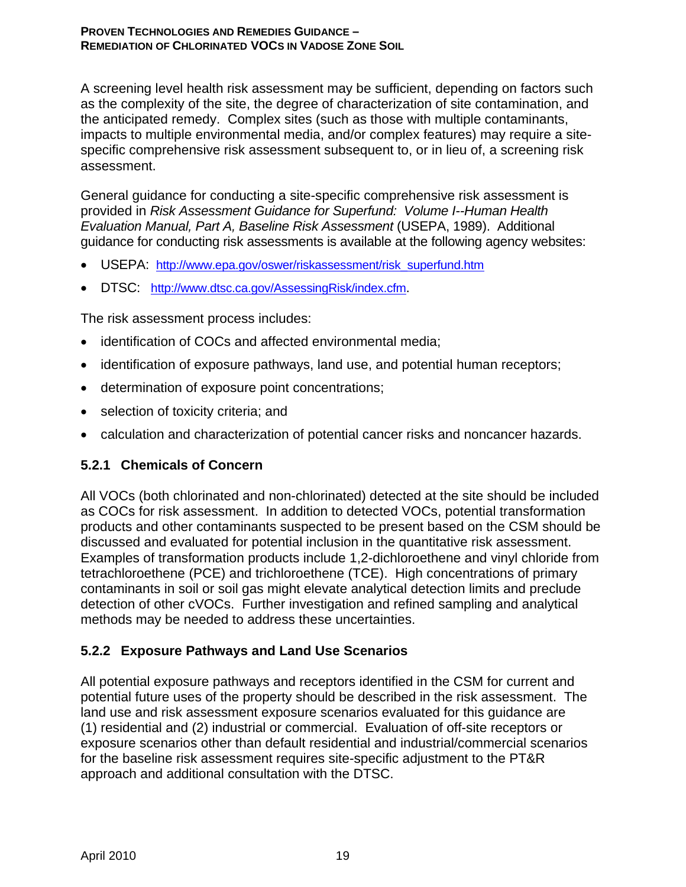A screening level health risk assessment may be sufficient, depending on factors such as the complexity of the site, the degree of characterization of site contamination, and the anticipated remedy. Complex sites (such as those with multiple contaminants, impacts to multiple environmental media, and/or complex features) may require a site-specific comprehensive risk assessment subsequent to, or in lieu of, a screening risk assessment.

General guidance for conducting a site-specific comprehensive risk assessment is provided in *Risk Assessment Guidance for Superfund: Volume I--Human Health Evaluation Manual, Part A, Baseline Risk Assessment* (USEPA, 1989). Additional guidance for conducting risk assessments is available at the following agency websites:

- USEPA: http://www.epa.gov/oswer/riskassessment/risk_superfund.htm
- DTSC: http://www.dtsc.ca.gov/AssessingRisk/index.cfm.

The risk assessment process includes:

- identification of COCs and affected environmental media;
- identification of exposure pathways, land use, and potential human receptors;
- determination of exposure point concentrations;
- selection of toxicity criteria; and
- calculation and characterization of potential cancer risks and noncancer hazards.

### 5.2.1 Chemicals of Concern

All VOCs (both chlorinated and non-chlorinated) detected at the site should be included as COCs for risk assessment. In addition to detected VOCs, potential transformation products and other contaminants suspected to be present based on the CSM should be discussed and evaluated for potential inclusion in the quantitative risk assessment. Examples of transformation products include 1,2-dichloroethene and vinyl chloride from tetrachloroethene (PCE) and trichloroethene (TCE). High concentrations of primary contaminants in soil or soil gas might elevate analytical detection limits and preclude detection of other cVOCs. Further investigation and refined sampling and analytical methods may be needed to address these uncertainties.

### 5.2.2 Exposure Pathways and Land Use Scenarios

All potential exposure pathways and receptors identified in the CSM for current and potential future uses of the property should be described in the risk assessment. The land use and risk assessment exposure scenarios evaluated for this guidance are (1) residential and (2) industrial or commercial. Evaluation of off-site receptors or exposure scenarios other than default residential and industrial/commercial scenarios for the baseline risk assessment requires site-specific adjustment to the PT&R approach and additional consultation with the DTSC.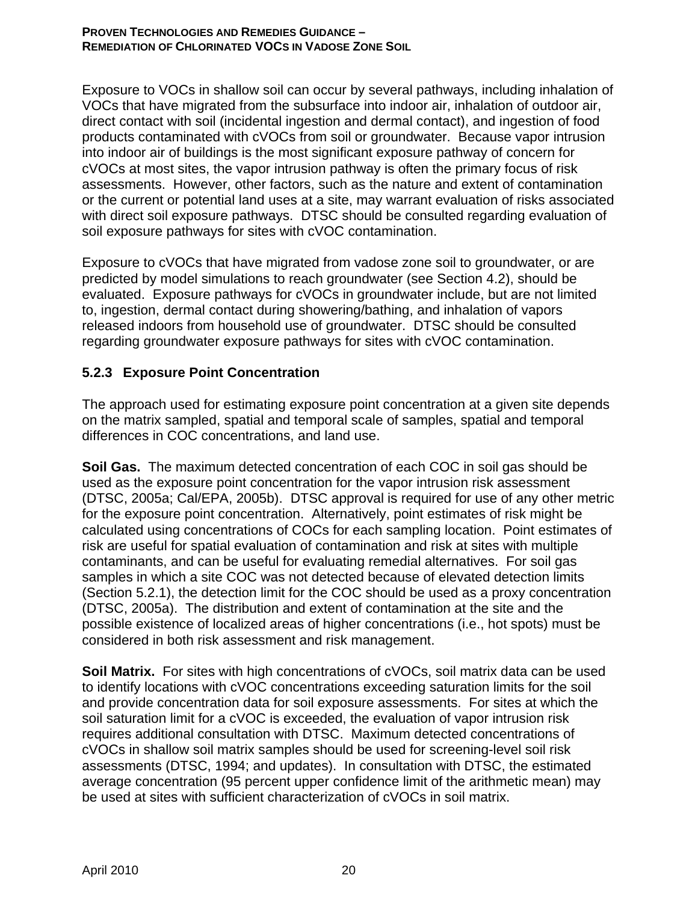Exposure to VOCs in shallow soil can occur by several pathways, including inhalation of VOCs that have migrated from the subsurface into indoor air, inhalation of outdoor air, direct contact with soil (incidental ingestion and dermal contact), and ingestion of food products contaminated with cVOCs from soil or groundwater. Because vapor intrusion into indoor air of buildings is the most significant exposure pathway of concern for cVOCs at most sites, the vapor intrusion pathway is often the primary focus of risk assessments. However, other factors, such as the nature and extent of contamination or the current or potential land uses at a site, may warrant evaluation of risks associated with direct soil exposure pathways. DTSC should be consulted regarding evaluation of soil exposure pathways for sites with cVOC contamination.

Exposure to cVOCs that have migrated from vadose zone soil to groundwater, or are predicted by model simulations to reach groundwater (see Section 4.2), should be evaluated. Exposure pathways for cVOCs in groundwater include, but are not limited to, ingestion, dermal contact during showering/bathing, and inhalation of vapors released indoors from household use of groundwater. DTSC should be consulted regarding groundwater exposure pathways for sites with cVOC contamination.

### 5.2.3 Exposure Point Concentration

The approach used for estimating exposure point concentration at a given site depends on the matrix sampled, spatial and temporal scale of samples, spatial and temporal differences in COC concentrations, and land use.

**Soil Gas.** The maximum detected concentration of each COC in soil gas should be used as the exposure point concentration for the vapor intrusion risk assessment (DTSC, 2005a; Cal/EPA, 2005b). DTSC approval is required for use of any other metric for the exposure point concentration. Alternatively, point estimates of risk might be calculated using concentrations of COCs for each sampling location. Point estimates of risk are useful for spatial evaluation of contamination and risk at sites with multiple contaminants, and can be useful for evaluating remedial alternatives. For soil gas samples in which a site COC was not detected because of elevated detection limits (Section 5.2.1), the detection limit for the COC should be used as a proxy concentration (DTSC, 2005a). The distribution and extent of contamination at the site and the possible existence of localized areas of higher concentrations (i.e., hot spots) must be considered in both risk assessment and risk management.

**Soil Matrix.** For sites with high concentrations of cVOCs, soil matrix data can be used to identify locations with cVOC concentrations exceeding saturation limits for the soil and provide concentration data for soil exposure assessments. For sites at which the soil saturation limit for a cVOC is exceeded, the evaluation of vapor intrusion risk requires additional consultation with DTSC. Maximum detected concentrations of cVOCs in shallow soil matrix samples should be used for screening-level soil risk assessments (DTSC, 1994; and updates). In consultation with DTSC, the estimated average concentration (95 percent upper confidence limit of the arithmetic mean) may be used at sites with sufficient characterization of cVOCs in soil matrix.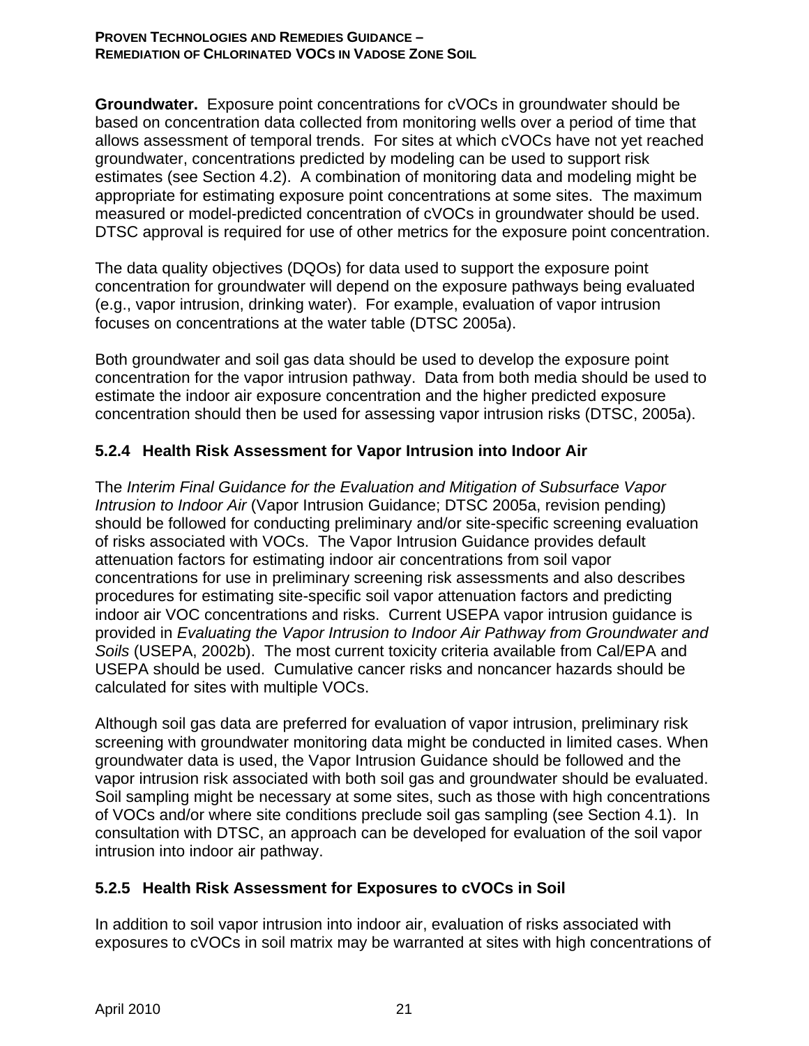**Groundwater.** Exposure point concentrations for cVOCs in groundwater should be based on concentration data collected from monitoring wells over a period of time that allows assessment of temporal trends. For sites at which cVOCs have not yet reached groundwater, concentrations predicted by modeling can be used to support risk estimates (see Section 4.2). A combination of monitoring data and modeling might be appropriate for estimating exposure point concentrations at some sites. The maximum measured or model-predicted concentration of cVOCs in groundwater should be used. DTSC approval is required for use of other metrics for the exposure point concentration.

The data quality objectives (DQOs) for data used to support the exposure point concentration for groundwater will depend on the exposure pathways being evaluated (e.g., vapor intrusion, drinking water). For example, evaluation of vapor intrusion focuses on concentrations at the water table (DTSC 2005a).

Both groundwater and soil gas data should be used to develop the exposure point concentration for the vapor intrusion pathway. Data from both media should be used to estimate the indoor air exposure concentration and the higher predicted exposure concentration should then be used for assessing vapor intrusion risks (DTSC, 2005a).

### 5.2.4 Health Risk Assessment for Vapor Intrusion into Indoor Air

The *Interim Final Guidance for the Evaluation and Mitigation of Subsurface Vapor Intrusion to Indoor Air* (Vapor Intrusion Guidance; DTSC 2005a, revision pending) should be followed for conducting preliminary and/or site-specific screening evaluation of risks associated with VOCs. The Vapor Intrusion Guidance provides default attenuation factors for estimating indoor air concentrations from soil vapor concentrations for use in preliminary screening risk assessments and also describes procedures for estimating site-specific soil vapor attenuation factors and predicting indoor air VOC concentrations and risks. Current USEPA vapor intrusion guidance is provided in *Evaluating the Vapor Intrusion to Indoor Air Pathway from Groundwater and Soils* (USEPA, 2002b). The most current toxicity criteria available from Cal/EPA and USEPA should be used. Cumulative cancer risks and noncancer hazards should be calculated for sites with multiple VOCs.

Although soil gas data are preferred for evaluation of vapor intrusion, preliminary risk screening with groundwater monitoring data might be conducted in limited cases. When groundwater data is used, the Vapor Intrusion Guidance should be followed and the vapor intrusion risk associated with both soil gas and groundwater should be evaluated. Soil sampling might be necessary at some sites, such as those with high concentrations of VOCs and/or where site conditions preclude soil gas sampling (see Section 4.1). In consultation with DTSC, an approach can be developed for evaluation of the soil vapor intrusion into indoor air pathway.

### 5.2.5 Health Risk Assessment for Exposures to cVOCs in Soil

In addition to soil vapor intrusion into indoor air, evaluation of risks associated with exposures to cVOCs in soil matrix may be warranted at sites with high concentrations of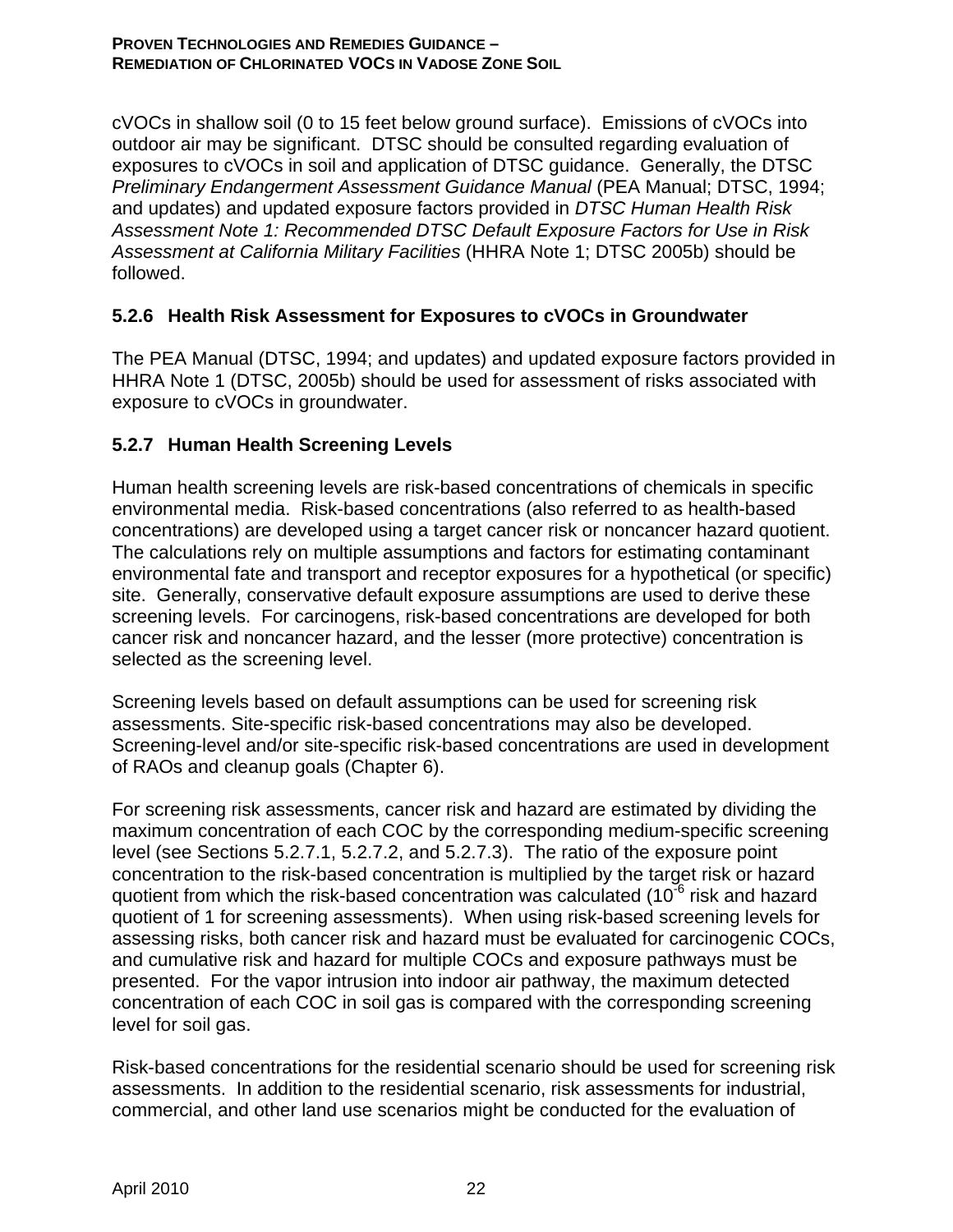cVOCs in shallow soil (0 to 15 feet below ground surface). Emissions of cVOCs into outdoor air may be significant. DTSC should be consulted regarding evaluation of exposures to cVOCs in soil and application of DTSC guidance. Generally, the DTSC *Preliminary Endangerment Assessment Guidance Manual* (PEA Manual; DTSC, 1994; and updates) and updated exposure factors provided in *DTSC Human Health Risk Assessment Note 1: Recommended DTSC Default Exposure Factors for Use in Risk Assessment at California Military Facilities* (HHRA Note 1; DTSC 2005b) should be followed.

### 5.2.6 Health Risk Assessment for Exposures to cVOCs in Groundwater

The PEA Manual (DTSC, 1994; and updates) and updated exposure factors provided in HHRA Note 1 (DTSC, 2005b) should be used for assessment of risks associated with exposure to cVOCs in groundwater.

### 5.2.7 Human Health Screening Levels

Human health screening levels are risk-based concentrations of chemicals in specific environmental media. Risk-based concentrations (also referred to as health-based concentrations) are developed using a target cancer risk or noncancer hazard quotient. The calculations rely on multiple assumptions and factors for estimating contaminant environmental fate and transport and receptor exposures for a hypothetical (or specific) site. Generally, conservative default exposure assumptions are used to derive these screening levels. For carcinogens, risk-based concentrations are developed for both cancer risk and noncancer hazard, and the lesser (more protective) concentration is selected as the screening level.

Screening levels based on default assumptions can be used for screening risk assessments. Site-specific risk-based concentrations may also be developed. Screening-level and/or site-specific risk-based concentrations are used in development of RAOs and cleanup goals (Chapter 6).

For screening risk assessments, cancer risk and hazard are estimated by dividing the maximum concentration of each COC by the corresponding medium-specific screening level (see Sections 5.2.7.1, 5.2.7.2, and 5.2.7.3). The ratio of the exposure point concentration to the risk-based concentration is multiplied by the target risk or hazard quotient from which the risk-based concentration was calculated ($10^{-6}$ risk and hazard quotient of 1 for screening assessments). When using risk-based screening levels for assessing risks, both cancer risk and hazard must be evaluated for carcinogenic COCs, and cumulative risk and hazard for multiple COCs and exposure pathways must be presented. For the vapor intrusion into indoor air pathway, the maximum detected concentration of each COC in soil gas is compared with the corresponding screening level for soil gas.

Risk-based concentrations for the residential scenario should be used for screening risk assessments. In addition to the residential scenario, risk assessments for industrial, commercial, and other land use scenarios might be conducted for the evaluation of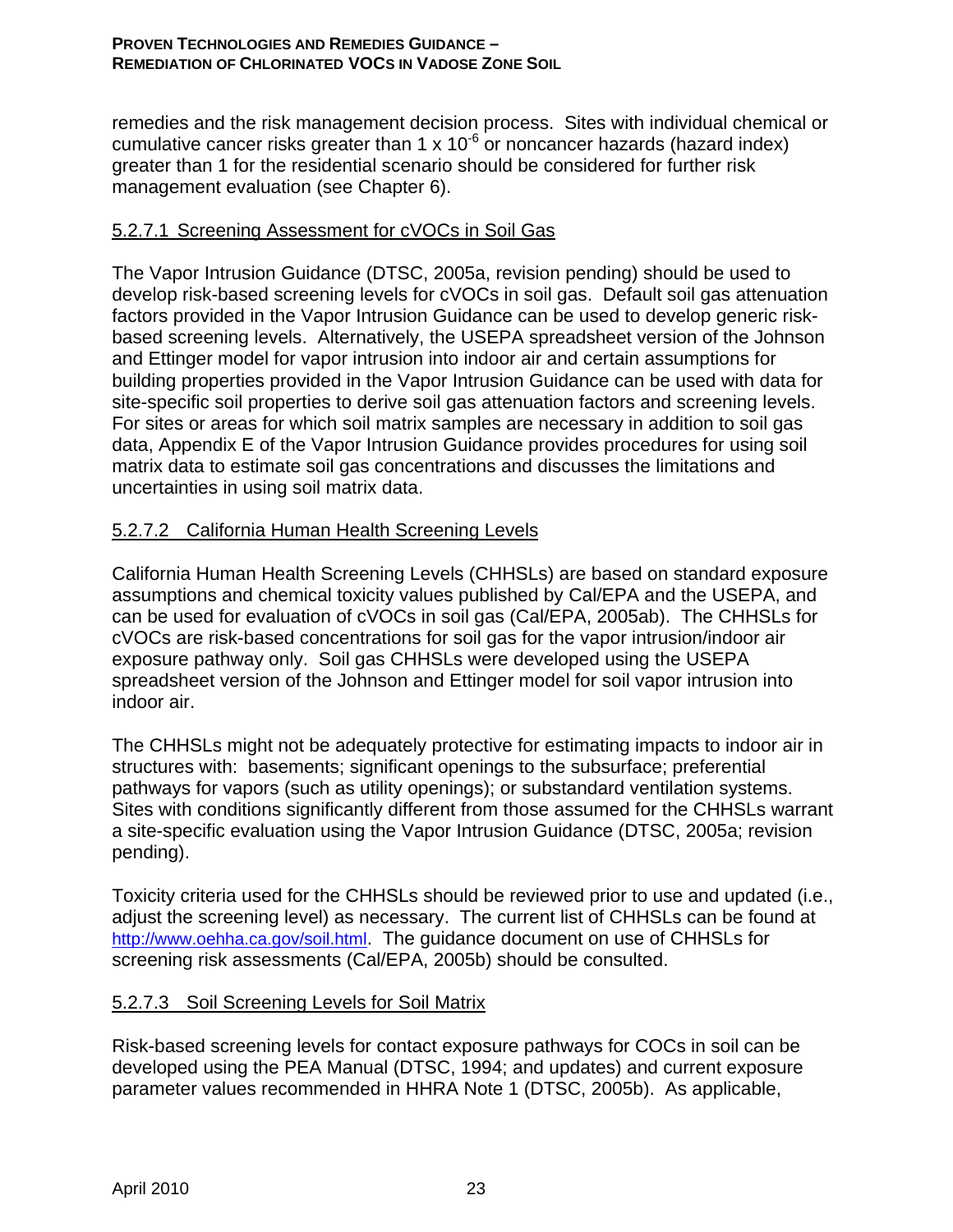remedies and the risk management decision process. Sites with individual chemical or cumulative cancer risks greater than 1 x $10^{-6}$ or noncancer hazards (hazard index) greater than 1 for the residential scenario should be considered for further risk management evaluation (see Chapter 6).

#### 5.2.7.1 Screening Assessment for cVOCs in Soil Gas

The Vapor Intrusion Guidance (DTSC, 2005a, revision pending) should be used to develop risk-based screening levels for cVOCs in soil gas. Default soil gas attenuation factors provided in the Vapor Intrusion Guidance can be used to develop generic risk-based screening levels. Alternatively, the USEPA spreadsheet version of the Johnson and Ettinger model for vapor intrusion into indoor air and certain assumptions for building properties provided in the Vapor Intrusion Guidance can be used with data for site-specific soil properties to derive soil gas attenuation factors and screening levels. For sites or areas for which soil matrix samples are necessary in addition to soil gas data, Appendix E of the Vapor Intrusion Guidance provides procedures for using soil matrix data to estimate soil gas concentrations and discusses the limitations and uncertainties in using soil matrix data.

#### 5.2.7.2 California Human Health Screening Levels

California Human Health Screening Levels (CHHSLs) are based on standard exposure assumptions and chemical toxicity values published by Cal/EPA and the USEPA, and can be used for evaluation of cVOCs in soil gas (Cal/EPA, 2005ab). The CHHSLs for cVOCs are risk-based concentrations for soil gas for the vapor intrusion/indoor air exposure pathway only. Soil gas CHHSLs were developed using the USEPA spreadsheet version of the Johnson and Ettinger model for soil vapor intrusion into indoor air.

The CHHSLs might not be adequately protective for estimating impacts to indoor air in structures with: basements; significant openings to the subsurface; preferential pathways for vapors (such as utility openings); or substandard ventilation systems. Sites with conditions significantly different from those assumed for the CHHSLs warrant a site-specific evaluation using the Vapor Intrusion Guidance (DTSC, 2005a; revision pending).

Toxicity criteria used for the CHHSLs should be reviewed prior to use and updated (i.e., adjust the screening level) as necessary. The current list of CHHSLs can be found at http://www.oehha.ca.gov/soil.html. The guidance document on use of CHHSLs for screening risk assessments (Cal/EPA, 2005b) should be consulted.

#### 5.2.7.3 Soil Screening Levels for Soil Matrix

Risk-based screening levels for contact exposure pathways for COCs in soil can be developed using the PEA Manual (DTSC, 1994; and updates) and current exposure parameter values recommended in HHRA Note 1 (DTSC, 2005b). As applicable,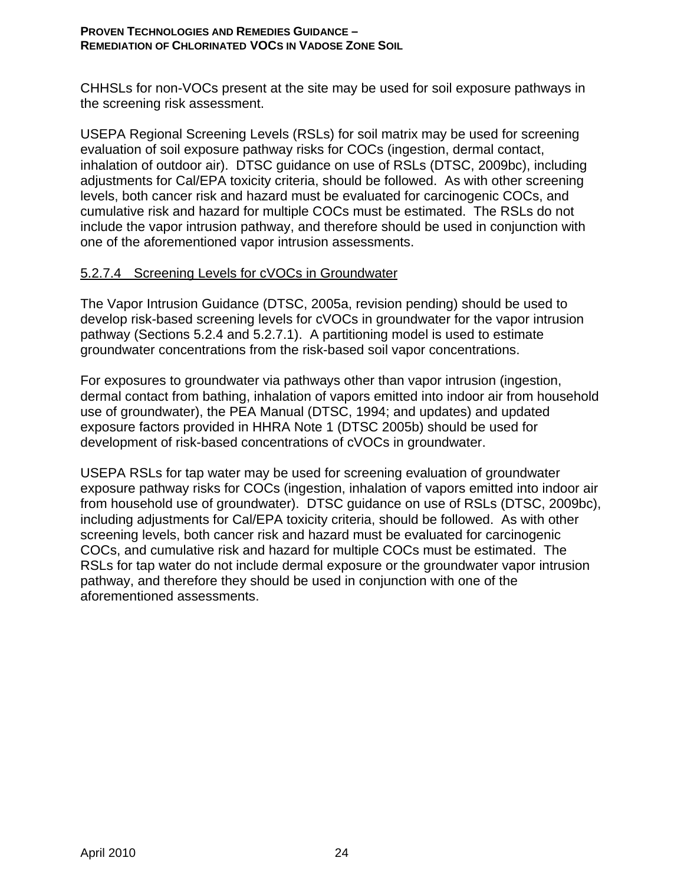CHHSLs for non-VOCs present at the site may be used for soil exposure pathways in the screening risk assessment.

USEPA Regional Screening Levels (RSLs) for soil matrix may be used for screening evaluation of soil exposure pathway risks for COCs (ingestion, dermal contact, inhalation of outdoor air). DTSC guidance on use of RSLs (DTSC, 2009bc), including adjustments for Cal/EPA toxicity criteria, should be followed. As with other screening levels, both cancer risk and hazard must be evaluated for carcinogenic COCs, and cumulative risk and hazard for multiple COCs must be estimated. The RSLs do not include the vapor intrusion pathway, and therefore should be used in conjunction with one of the aforementioned vapor intrusion assessments.

#### 5.2.7.4 Screening Levels for cVOCs in Groundwater

The Vapor Intrusion Guidance (DTSC, 2005a, revision pending) should be used to develop risk-based screening levels for cVOCs in groundwater for the vapor intrusion pathway (Sections 5.2.4 and 5.2.7.1). A partitioning model is used to estimate groundwater concentrations from the risk-based soil vapor concentrations.

For exposures to groundwater via pathways other than vapor intrusion (ingestion, dermal contact from bathing, inhalation of vapors emitted into indoor air from household use of groundwater), the PEA Manual (DTSC, 1994; and updates) and updated exposure factors provided in HHRA Note 1 (DTSC 2005b) should be used for development of risk-based concentrations of cVOCs in groundwater.

USEPA RSLs for tap water may be used for screening evaluation of groundwater exposure pathway risks for COCs (ingestion, inhalation of vapors emitted into indoor air from household use of groundwater). DTSC guidance on use of RSLs (DTSC, 2009bc), including adjustments for Cal/EPA toxicity criteria, should be followed. As with other screening levels, both cancer risk and hazard must be evaluated for carcinogenic COCs, and cumulative risk and hazard for multiple COCs must be estimated. The RSLs for tap water do not include dermal exposure or the groundwater vapor intrusion pathway, and therefore they should be used in conjunction with one of the aforementioned assessments.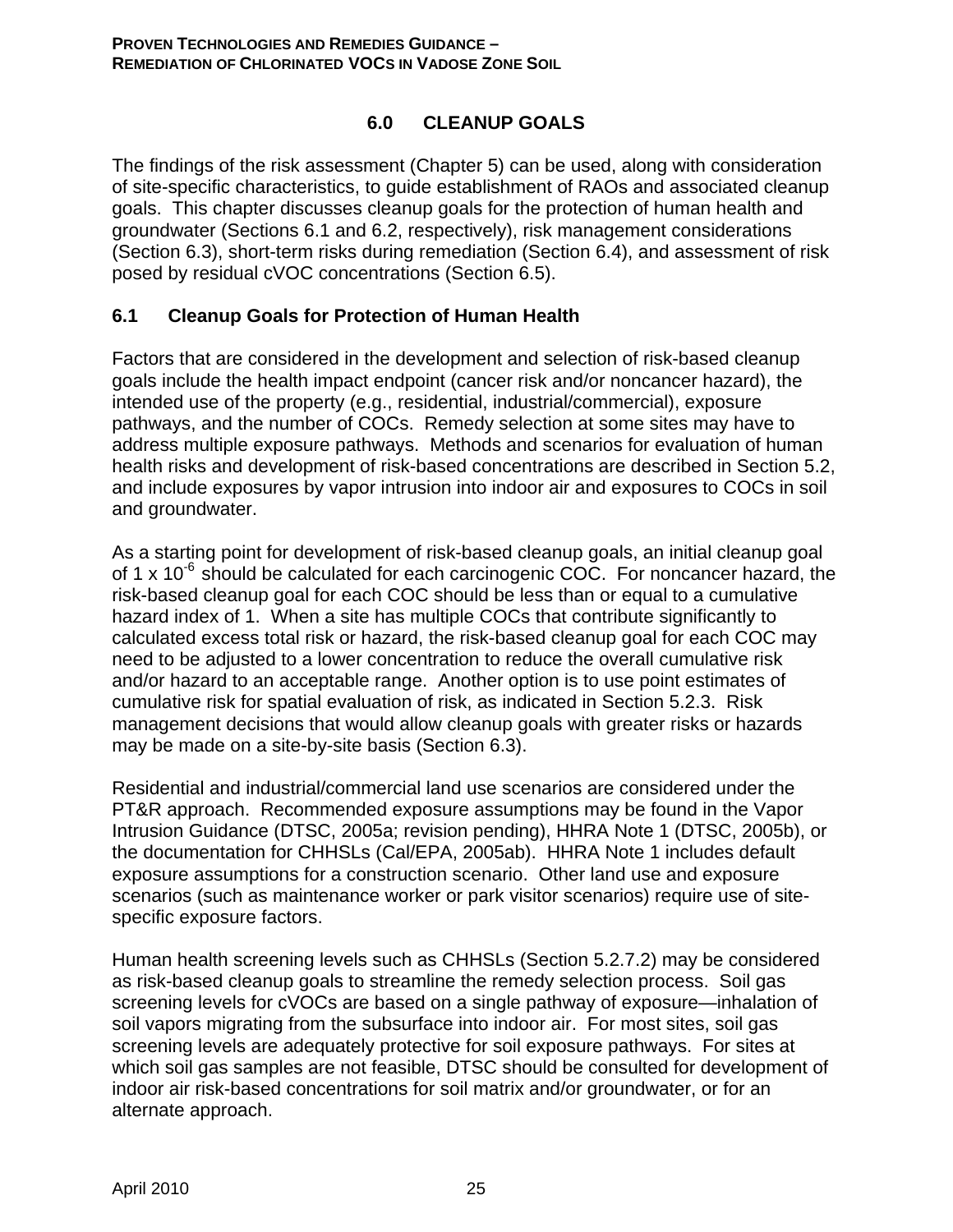# 6.0 CLEANUP GOALS

The findings of the risk assessment (Chapter 5) can be used, along with consideration of site-specific characteristics, to guide establishment of RAOs and associated cleanup goals. This chapter discusses cleanup goals for the protection of human health and groundwater (Sections 6.1 and 6.2, respectively), risk management considerations (Section 6.3), short-term risks during remediation (Section 6.4), and assessment of risk posed by residual cVOC concentrations (Section 6.5).

## 6.1 Cleanup Goals for Protection of Human Health

Factors that are considered in the development and selection of risk-based cleanup goals include the health impact endpoint (cancer risk and/or noncancer hazard), the intended use of the property (e.g., residential, industrial/commercial), exposure pathways, and the number of COCs. Remedy selection at some sites may have to address multiple exposure pathways. Methods and scenarios for evaluation of human health risks and development of risk-based concentrations are described in Section 5.2, and include exposures by vapor intrusion into indoor air and exposures to COCs in soil and groundwater.

As a starting point for development of risk-based cleanup goals, an initial cleanup goal of $1 \times 10^{-6}$ should be calculated for each carcinogenic COC. For noncancer hazard, the risk-based cleanup goal for each COC should be less than or equal to a cumulative hazard index of 1. When a site has multiple COCs that contribute significantly to calculated excess total risk or hazard, the risk-based cleanup goal for each COC may need to be adjusted to a lower concentration to reduce the overall cumulative risk and/or hazard to an acceptable range. Another option is to use point estimates of cumulative risk for spatial evaluation of risk, as indicated in Section 5.2.3. Risk management decisions that would allow cleanup goals with greater risks or hazards may be made on a site-by-site basis (Section 6.3).

Residential and industrial/commercial land use scenarios are considered under the PT&R approach. Recommended exposure assumptions may be found in the Vapor Intrusion Guidance (DTSC, 2005a; revision pending), HHRA Note 1 (DTSC, 2005b), or the documentation for CHHSLs (Cal/EPA, 2005ab). HHRA Note 1 includes default exposure assumptions for a construction scenario. Other land use and exposure scenarios (such as maintenance worker or park visitor scenarios) require use of site-specific exposure factors.

Human health screening levels such as CHHSLs (Section 5.2.7.2) may be considered as risk-based cleanup goals to streamline the remedy selection process. Soil gas screening levels for cVOCs are based on a single pathway of exposure—inhalation of soil vapors migrating from the subsurface into indoor air. For most sites, soil gas screening levels are adequately protective for soil exposure pathways. For sites at which soil gas samples are not feasible, DTSC should be consulted for development of indoor air risk-based concentrations for soil matrix and/or groundwater, or for an alternate approach.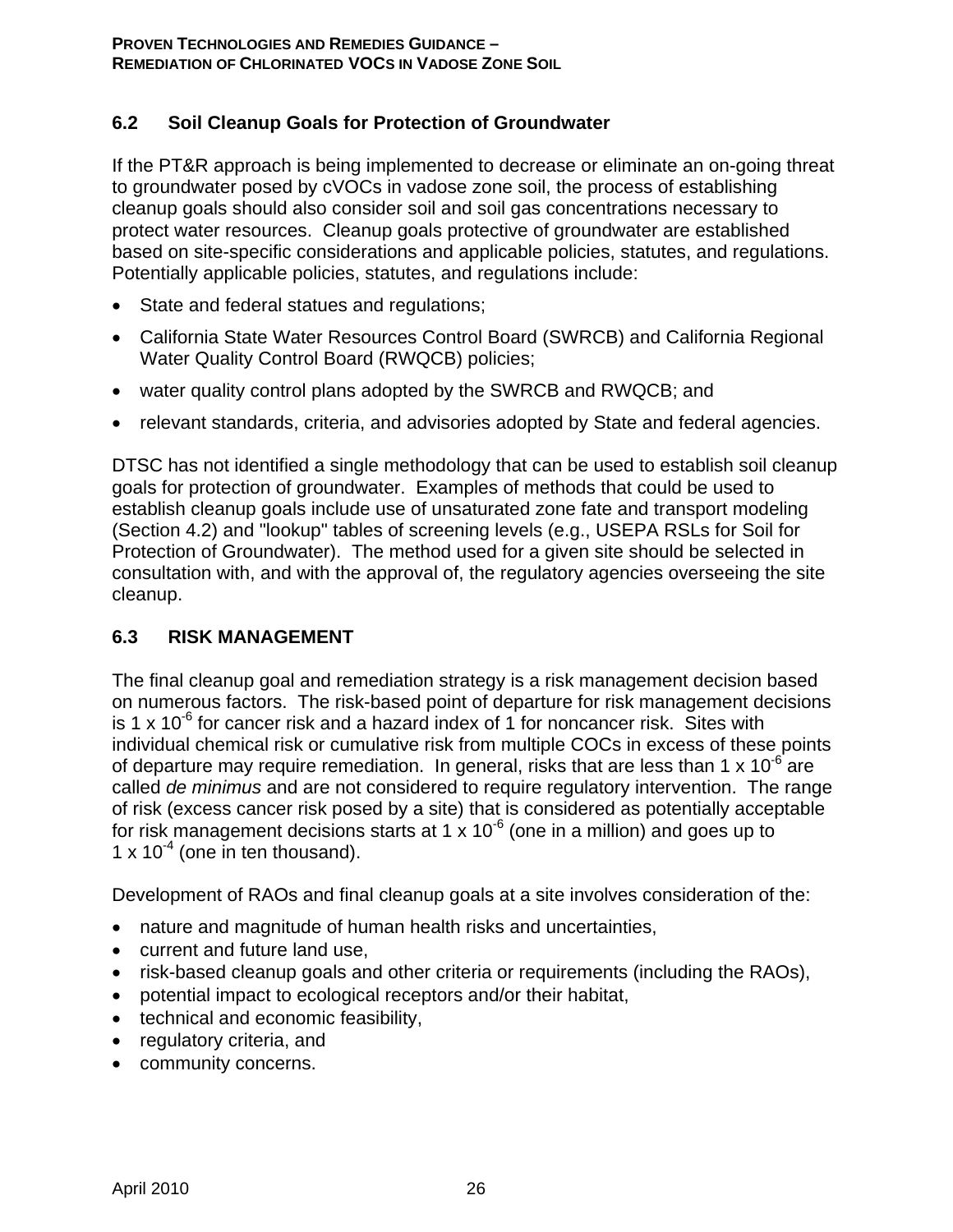## 6.2 Soil Cleanup Goals for Protection of Groundwater

If the PT&R approach is being implemented to decrease or eliminate an on-going threat to groundwater posed by cVOCs in vadose zone soil, the process of establishing cleanup goals should also consider soil and soil gas concentrations necessary to protect water resources. Cleanup goals protective of groundwater are established based on site-specific considerations and applicable policies, statutes, and regulations. Potentially applicable policies, statutes, and regulations include:

- State and federal statues and regulations;
- California State Water Resources Control Board (SWRCB) and California Regional Water Quality Control Board (RWQCB) policies;
- water quality control plans adopted by the SWRCB and RWQCB; and
- relevant standards, criteria, and advisories adopted by State and federal agencies.

DTSC has not identified a single methodology that can be used to establish soil cleanup goals for protection of groundwater. Examples of methods that could be used to establish cleanup goals include use of unsaturated zone fate and transport modeling (Section 4.2) and "lookup" tables of screening levels (e.g., USEPA RSLs for Soil for Protection of Groundwater). The method used for a given site should be selected in consultation with, and with the approval of, the regulatory agencies overseeing the site cleanup.

## 6.3 RISK MANAGEMENT

The final cleanup goal and remediation strategy is a risk management decision based on numerous factors. The risk-based point of departure for risk management decisions is $1 \times 10^{-6}$ for cancer risk and a hazard index of 1 for noncancer risk. Sites with individual chemical risk or cumulative risk from multiple COCs in excess of these points of departure may require remediation. In general, risks that are less than $1 \times 10^{-6}$ are called *de minimus* and are not considered to require regulatory intervention. The range of risk (excess cancer risk posed by a site) that is considered as potentially acceptable for risk management decisions starts at $1 \times 10^{-6}$ (one in a million) and goes up to $1 \times 10^{-4}$ (one in ten thousand).

Development of RAOs and final cleanup goals at a site involves consideration of the:

- nature and magnitude of human health risks and uncertainties,
- current and future land use,
- risk-based cleanup goals and other criteria or requirements (including the RAOs),
- potential impact to ecological receptors and/or their habitat,
- technical and economic feasibility,
- regulatory criteria, and
- community concerns.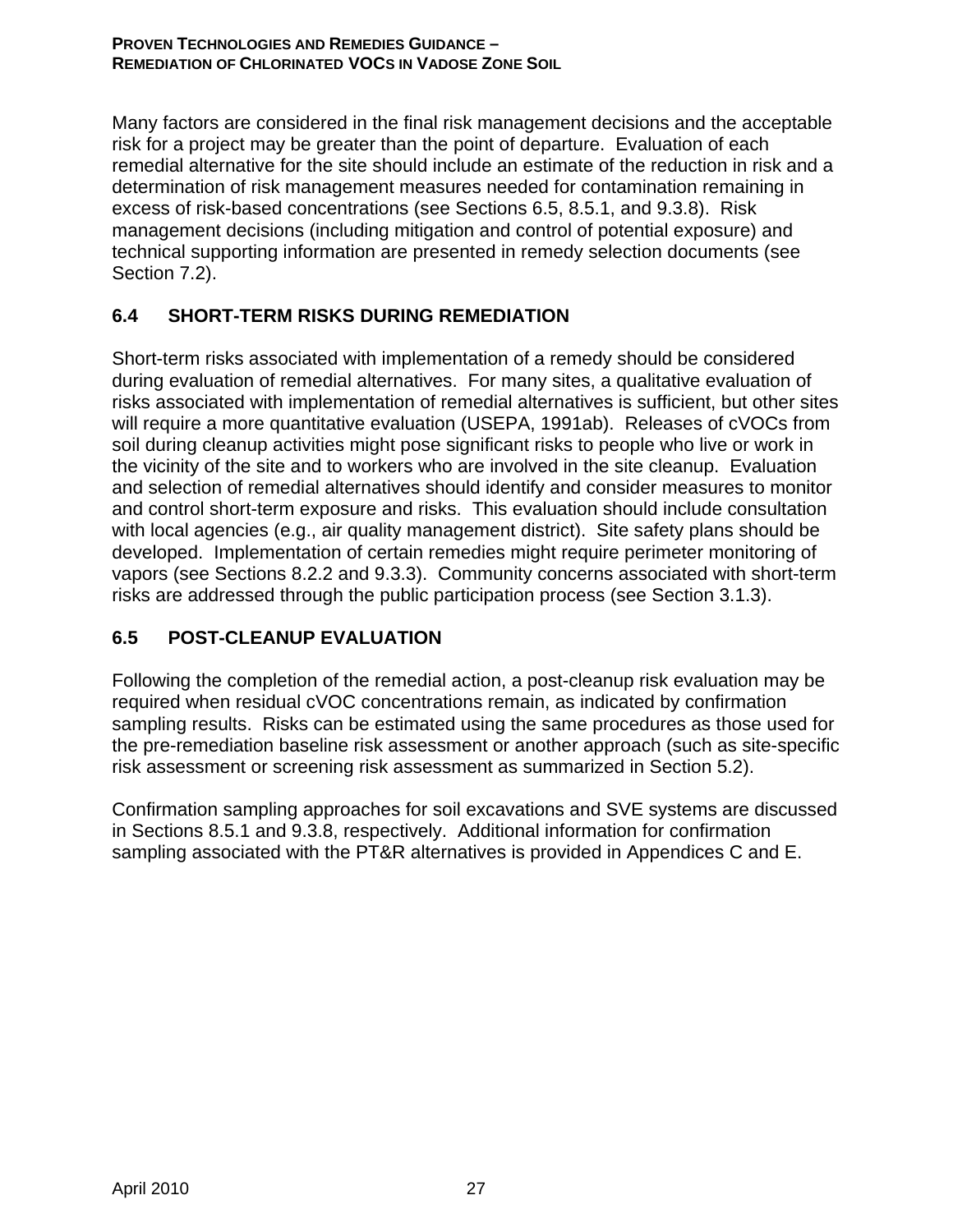Many factors are considered in the final risk management decisions and the acceptable risk for a project may be greater than the point of departure. Evaluation of each remedial alternative for the site should include an estimate of the reduction in risk and a determination of risk management measures needed for contamination remaining in excess of risk-based concentrations (see Sections 6.5, 8.5.1, and 9.3.8). Risk management decisions (including mitigation and control of potential exposure) and technical supporting information are presented in remedy selection documents (see Section 7.2).

## 6.4 SHORT-TERM RISKS DURING REMEDIATION

Short-term risks associated with implementation of a remedy should be considered during evaluation of remedial alternatives. For many sites, a qualitative evaluation of risks associated with implementation of remedial alternatives is sufficient, but other sites will require a more quantitative evaluation (USEPA, 1991ab). Releases of cVOCs from soil during cleanup activities might pose significant risks to people who live or work in the vicinity of the site and to workers who are involved in the site cleanup. Evaluation and selection of remedial alternatives should identify and consider measures to monitor and control short-term exposure and risks. This evaluation should include consultation with local agencies (e.g., air quality management district). Site safety plans should be developed. Implementation of certain remedies might require perimeter monitoring of vapors (see Sections 8.2.2 and 9.3.3). Community concerns associated with short-term risks are addressed through the public participation process (see Section 3.1.3).

## 6.5 POST-CLEANUP EVALUATION

Following the completion of the remedial action, a post-cleanup risk evaluation may be required when residual cVOC concentrations remain, as indicated by confirmation sampling results. Risks can be estimated using the same procedures as those used for the pre-remediation baseline risk assessment or another approach (such as site-specific risk assessment or screening risk assessment as summarized in Section 5.2).

Confirmation sampling approaches for soil excavations and SVE systems are discussed in Sections 8.5.1 and 9.3.8, respectively. Additional information for confirmation sampling associated with the PT&R alternatives is provided in Appendices C and E.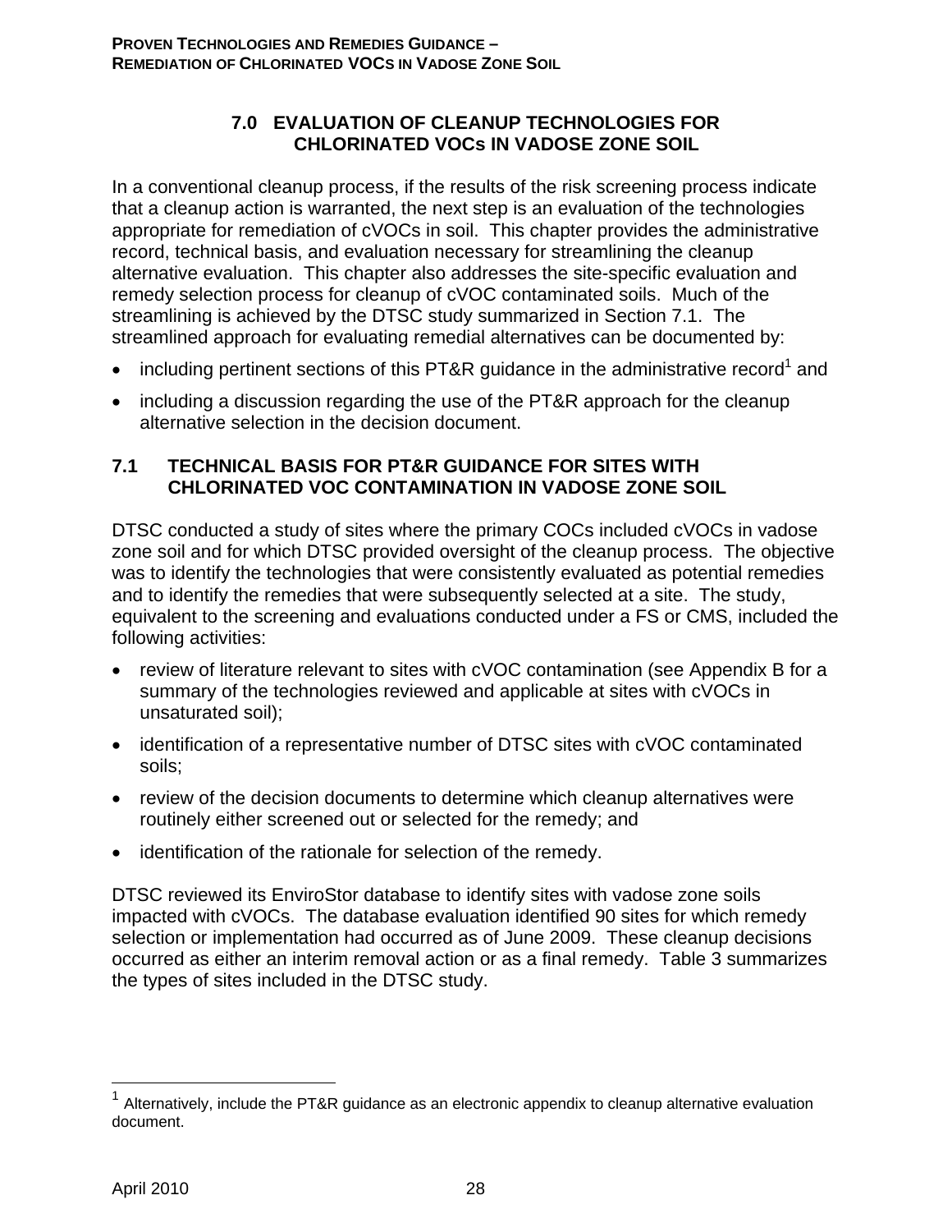## 7.0 EVALUATION OF CLEANUP TECHNOLOGIES FOR CHLORINATED VOCs IN VADOSE ZONE SOIL

In a conventional cleanup process, if the results of the risk screening process indicate that a cleanup action is warranted, the next step is an evaluation of the technologies appropriate for remediation of cVOCs in soil. This chapter provides the administrative record, technical basis, and evaluation necessary for streamlining the cleanup alternative evaluation. This chapter also addresses the site-specific evaluation and remedy selection process for cleanup of cVOC contaminated soils. Much of the streamlining is achieved by the DTSC study summarized in Section 7.1. The streamlined approach for evaluating remedial alternatives can be documented by:

- including pertinent sections of this PT&R guidance in the administrative record[1] and
- including a discussion regarding the use of the PT&R approach for the cleanup alternative selection in the decision document.

### 7.1 TECHNICAL BASIS FOR PT&R GUIDANCE FOR SITES WITH CHLORINATED VOC CONTAMINATION IN VADOSE ZONE SOIL

DTSC conducted a study of sites where the primary COCs included cVOCs in vadose zone soil and for which DTSC provided oversight of the cleanup process. The objective was to identify the technologies that were consistently evaluated as potential remedies and to identify the remedies that were subsequently selected at a site. The study, equivalent to the screening and evaluations conducted under a FS or CMS, included the following activities:

- review of literature relevant to sites with cVOC contamination (see Appendix B for a summary of the technologies reviewed and applicable at sites with cVOCs in unsaturated soil);
- identification of a representative number of DTSC sites with cVOC contaminated soils;
- review of the decision documents to determine which cleanup alternatives were routinely either screened out or selected for the remedy; and
- identification of the rationale for selection of the remedy.

DTSC reviewed its EnviroStor database to identify sites with vadose zone soils impacted with cVOCs. The database evaluation identified 90 sites for which remedy selection or implementation had occurred as of June 2009. These cleanup decisions occurred as either an interim removal action or as a final remedy. Table 3 summarizes the types of sites included in the DTSC study.

[1] Alternatively, include the PT&R guidance as an electronic appendix to cleanup alternative evaluation document.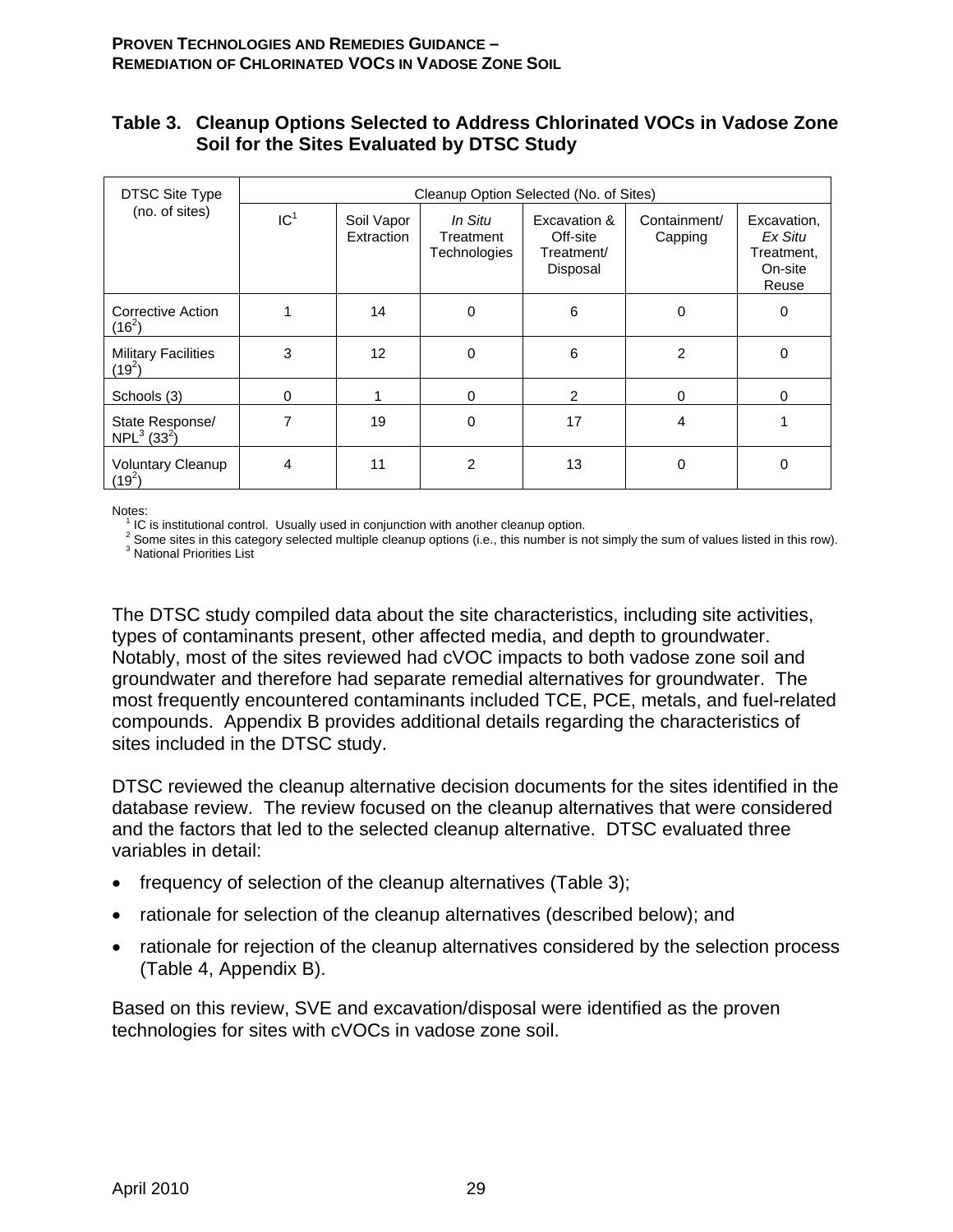### Table 3. Cleanup Options Selected to Address Chlorinated VOCs in Vadose Zone Soil for the Sites Evaluated by DTSC Study

| DTSC Site Type (no. of sites) | Cleanup Option Selected (No. of Sites) | | | | | |
|---|---|---|---|---|---|---|
| | IC[1] | Soil Vapor Extraction | *In Situ* Treatment Technologies | Excavation & Off-site Treatment/ Disposal | Containment/ Capping | Excavation, *Ex Situ* Treatment, On-site Reuse |
| Corrective Action (16[2]) | 1 | 14 | 0 | 6 | 0 | 0 |
| Military Facilities (19[2]) | 3 | 12 | 0 | 6 | 2 | 0 |
| Schools (3) | 0 | 1 | 0 | 2 | 0 | 0 |
| State Response/ NPL[3] (33[2]) | 7 | 19 | 0 | 17 | 4 | 1 |
| Voluntary Cleanup (19[2]) | 4 | 11 | 2 | 13 | 0 | 0 |

Notes:
[1] IC is institutional control. Usually used in conjunction with another cleanup option.
[2] Some sites in this category selected multiple cleanup options (i.e., this number is not simply the sum of values listed in this row).
[3] National Priorities List

The DTSC study compiled data about the site characteristics, including site activities, types of contaminants present, other affected media, and depth to groundwater. Notably, most of the sites reviewed had cVOC impacts to both vadose zone soil and groundwater and therefore had separate remedial alternatives for groundwater. The most frequently encountered contaminants included TCE, PCE, metals, and fuel-related compounds. Appendix B provides additional details regarding the characteristics of sites included in the DTSC study.

DTSC reviewed the cleanup alternative decision documents for the sites identified in the database review. The review focused on the cleanup alternatives that were considered and the factors that led to the selected cleanup alternative. DTSC evaluated three variables in detail:

- frequency of selection of the cleanup alternatives (Table 3);
- rationale for selection of the cleanup alternatives (described below); and
- rationale for rejection of the cleanup alternatives considered by the selection process (Table 4, Appendix B).

Based on this review, SVE and excavation/disposal were identified as the proven technologies for sites with cVOCs in vadose zone soil.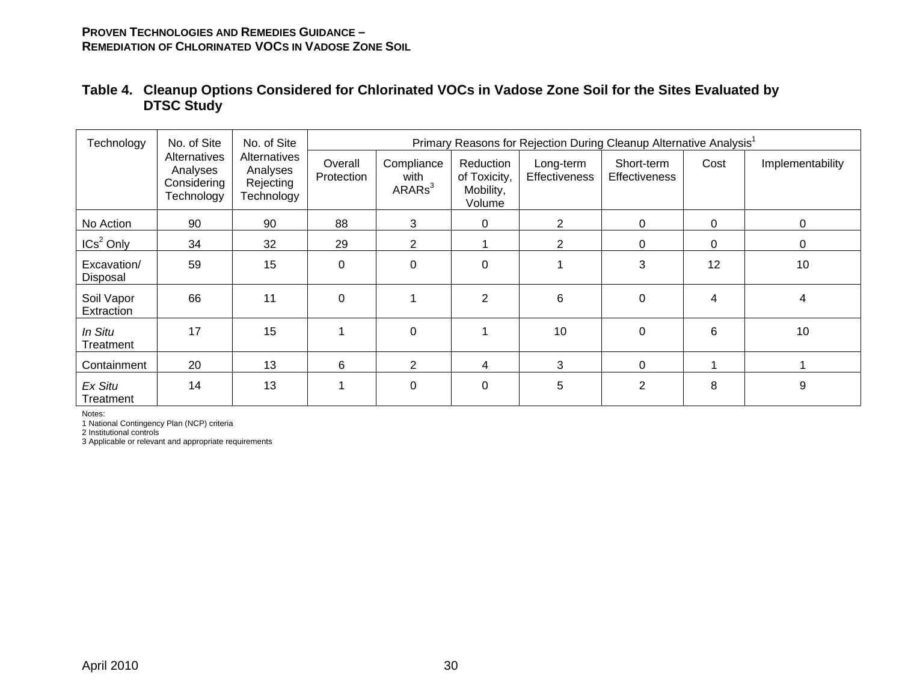### Table 4. Cleanup Options Considered for Chlorinated VOCs in Vadose Zone Soil for the Sites Evaluated by DTSC Study

| Technology | No. of Site Alternatives Analyses Considering Technology | No. of Site Alternatives Analyses Rejecting Technology | Primary Reasons for Rejection During Cleanup Alternative Analysis[1] | | | | | | |
|---|---|---|---|---|---|---|---|---|---|
| | | | Overall Protection | Compliance with ARARs[3] | Reduction of Toxicity, Mobility, Volume | Long-term Effectiveness | Short-term Effectiveness | Cost | Implementability |
| No Action | 90 | 90 | 88 | 3 | 0 | 2 | 0 | 0 | 0 |
| ICs[2] Only | 34 | 32 | 29 | 2 | 1 | 2 | 0 | 0 | 0 |
| Excavation/ Disposal | 59 | 15 | 0 | 0 | 0 | 1 | 3 | 12 | 10 |
| Soil Vapor Extraction | 66 | 11 | 0 | 1 | 2 | 6 | 0 | 4 | 4 |
| *In Situ* Treatment | 17 | 15 | 1 | 0 | 1 | 10 | 0 | 6 | 10 |
| Containment | 20 | 13 | 6 | 2 | 4 | 3 | 0 | 1 | 1 |
| *Ex Situ* Treatment | 14 | 13 | 1 | 0 | 0 | 5 | 2 | 8 | 9 |

Notes:
1 National Contingency Plan (NCP) criteria
2 Institutional controls
3 Applicable or relevant and appropriate requirements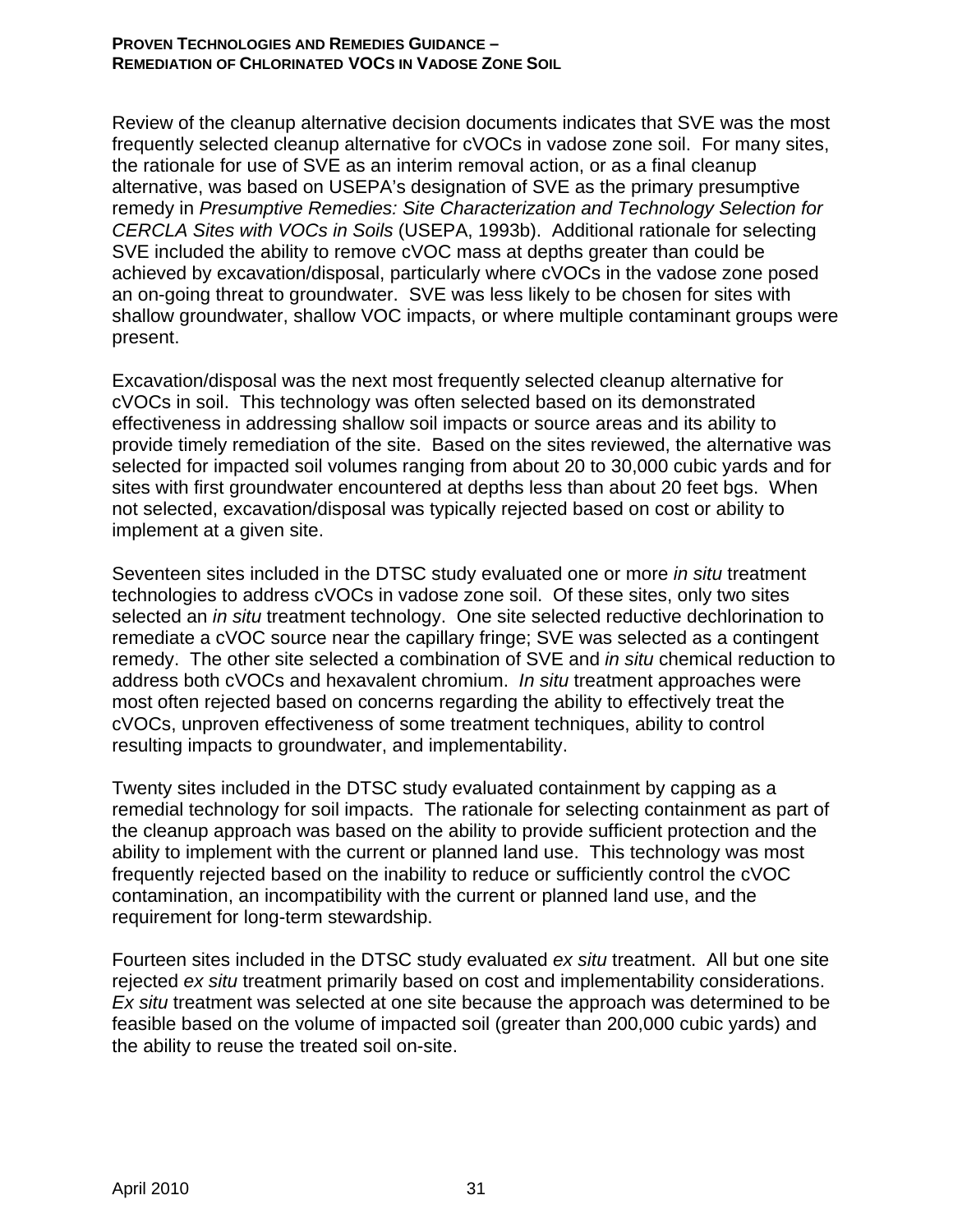Review of the cleanup alternative decision documents indicates that SVE was the most frequently selected cleanup alternative for cVOCs in vadose zone soil. For many sites, the rationale for use of SVE as an interim removal action, or as a final cleanup alternative, was based on USEPA's designation of SVE as the primary presumptive remedy in *Presumptive Remedies: Site Characterization and Technology Selection for CERCLA Sites with VOCs in Soils* (USEPA, 1993b). Additional rationale for selecting SVE included the ability to remove cVOC mass at depths greater than could be achieved by excavation/disposal, particularly where cVOCs in the vadose zone posed an on-going threat to groundwater. SVE was less likely to be chosen for sites with shallow groundwater, shallow VOC impacts, or where multiple contaminant groups were present.

Excavation/disposal was the next most frequently selected cleanup alternative for cVOCs in soil. This technology was often selected based on its demonstrated effectiveness in addressing shallow soil impacts or source areas and its ability to provide timely remediation of the site. Based on the sites reviewed, the alternative was selected for impacted soil volumes ranging from about 20 to 30,000 cubic yards and for sites with first groundwater encountered at depths less than about 20 feet bgs. When not selected, excavation/disposal was typically rejected based on cost or ability to implement at a given site.

Seventeen sites included in the DTSC study evaluated one or more *in situ* treatment technologies to address cVOCs in vadose zone soil. Of these sites, only two sites selected an *in situ* treatment technology. One site selected reductive dechlorination to remediate a cVOC source near the capillary fringe; SVE was selected as a contingent remedy. The other site selected a combination of SVE and *in situ* chemical reduction to address both cVOCs and hexavalent chromium. *In situ* treatment approaches were most often rejected based on concerns regarding the ability to effectively treat the cVOCs, unproven effectiveness of some treatment techniques, ability to control resulting impacts to groundwater, and implementability.

Twenty sites included in the DTSC study evaluated containment by capping as a remedial technology for soil impacts. The rationale for selecting containment as part of the cleanup approach was based on the ability to provide sufficient protection and the ability to implement with the current or planned land use. This technology was most frequently rejected based on the inability to reduce or sufficiently control the cVOC contamination, an incompatibility with the current or planned land use, and the requirement for long-term stewardship.

Fourteen sites included in the DTSC study evaluated *ex situ* treatment. All but one site rejected *ex situ* treatment primarily based on cost and implementability considerations. *Ex situ* treatment was selected at one site because the approach was determined to be feasible based on the volume of impacted soil (greater than 200,000 cubic yards) and the ability to reuse the treated soil on-site.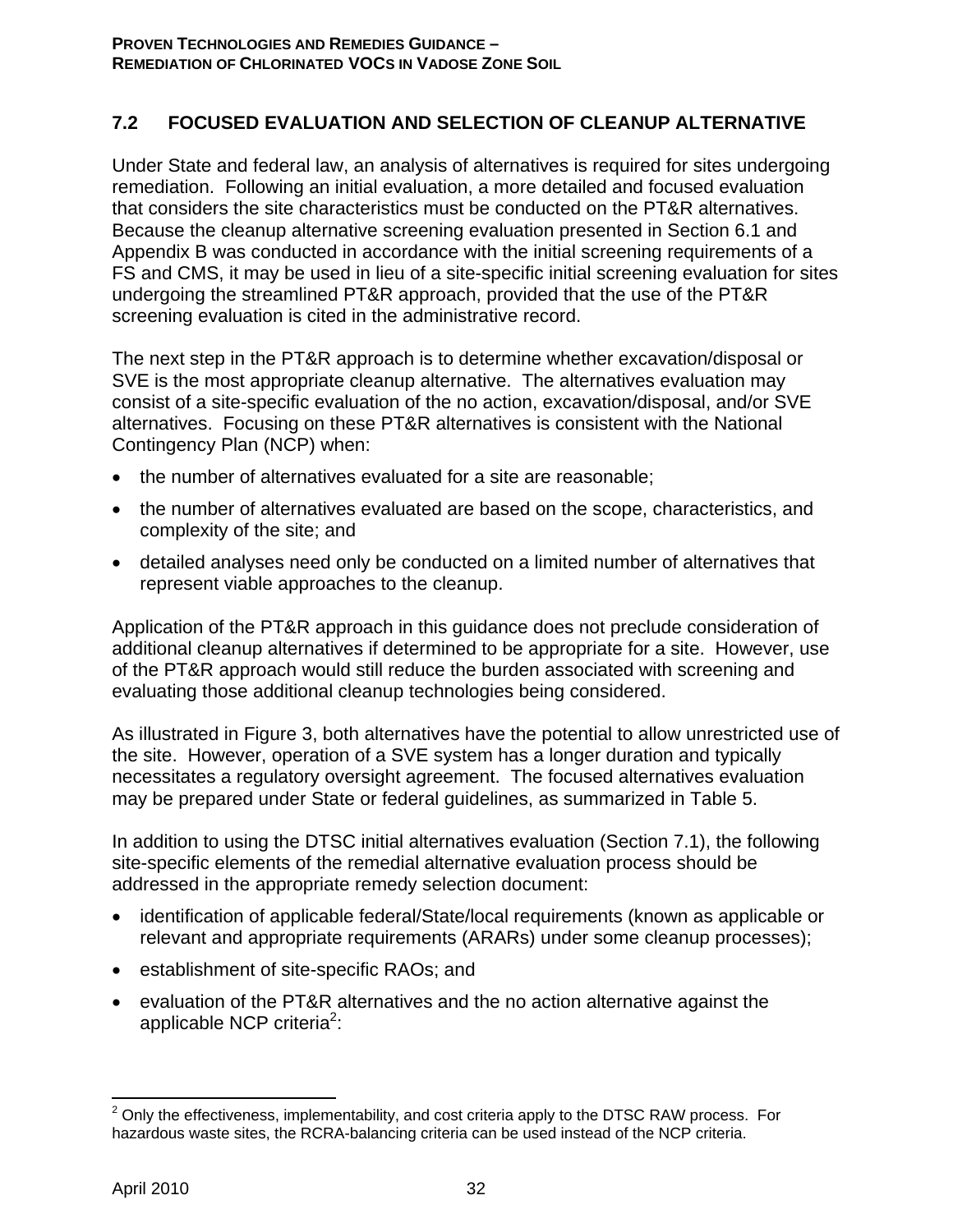## 7.2 FOCUSED EVALUATION AND SELECTION OF CLEANUP ALTERNATIVE

Under State and federal law, an analysis of alternatives is required for sites undergoing remediation. Following an initial evaluation, a more detailed and focused evaluation that considers the site characteristics must be conducted on the PT&R alternatives. Because the cleanup alternative screening evaluation presented in Section 6.1 and Appendix B was conducted in accordance with the initial screening requirements of a FS and CMS, it may be used in lieu of a site-specific initial screening evaluation for sites undergoing the streamlined PT&R approach, provided that the use of the PT&R screening evaluation is cited in the administrative record.

The next step in the PT&R approach is to determine whether excavation/disposal or SVE is the most appropriate cleanup alternative. The alternatives evaluation may consist of a site-specific evaluation of the no action, excavation/disposal, and/or SVE alternatives. Focusing on these PT&R alternatives is consistent with the National Contingency Plan (NCP) when:

- the number of alternatives evaluated for a site are reasonable;
- the number of alternatives evaluated are based on the scope, characteristics, and complexity of the site; and
- detailed analyses need only be conducted on a limited number of alternatives that represent viable approaches to the cleanup.

Application of the PT&R approach in this guidance does not preclude consideration of additional cleanup alternatives if determined to be appropriate for a site. However, use of the PT&R approach would still reduce the burden associated with screening and evaluating those additional cleanup technologies being considered.

As illustrated in Figure 3, both alternatives have the potential to allow unrestricted use of the site. However, operation of a SVE system has a longer duration and typically necessitates a regulatory oversight agreement. The focused alternatives evaluation may be prepared under State or federal guidelines, as summarized in Table 5.

In addition to using the DTSC initial alternatives evaluation (Section 7.1), the following site-specific elements of the remedial alternative evaluation process should be addressed in the appropriate remedy selection document:

- identification of applicable federal/State/local requirements (known as applicable or relevant and appropriate requirements (ARARs) under some cleanup processes);
- establishment of site-specific RAOs; and
- evaluation of the PT&R alternatives and the no action alternative against the applicable NCP criteria[2]:

[2] Only the effectiveness, implementability, and cost criteria apply to the DTSC RAW process. For hazardous waste sites, the RCRA-balancing criteria can be used instead of the NCP criteria.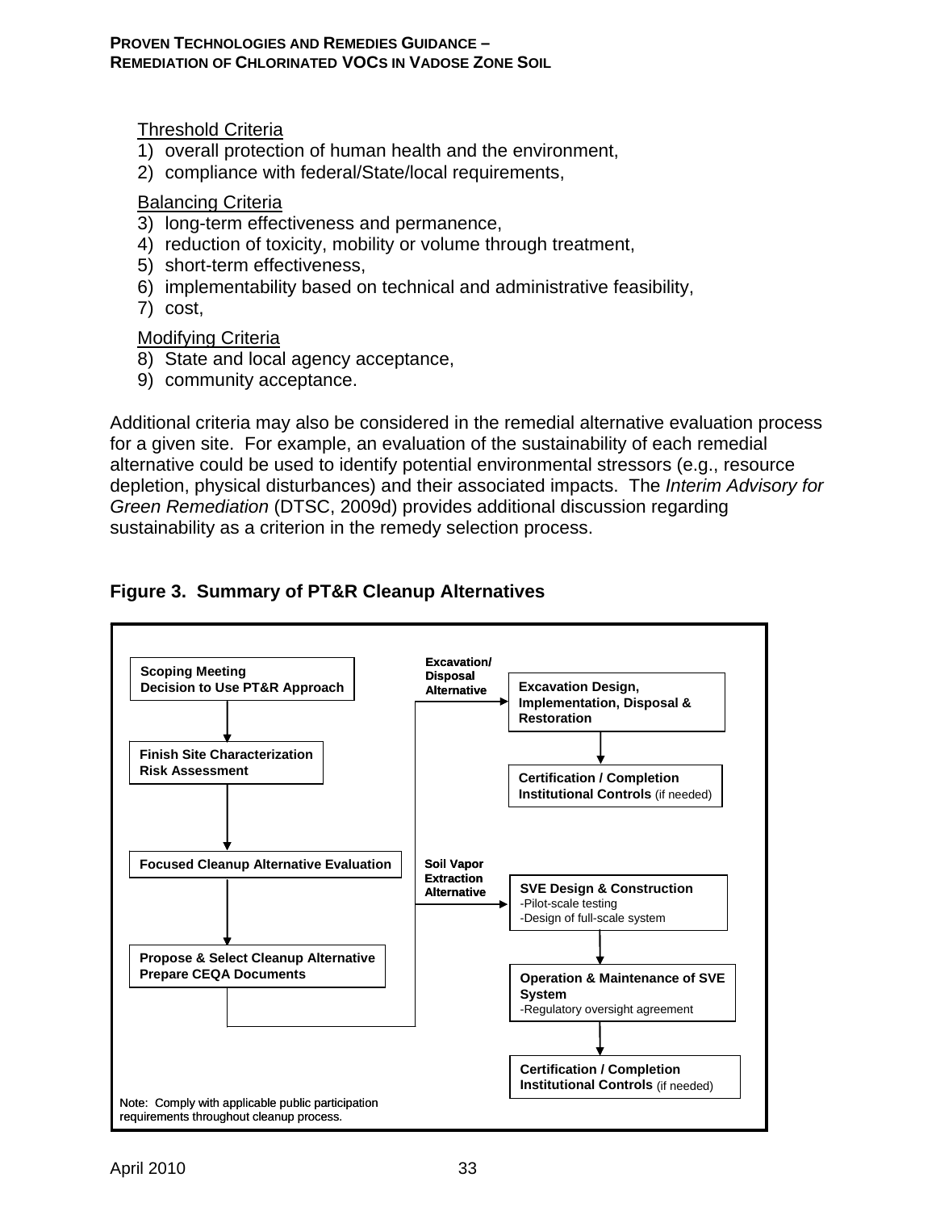Threshold Criteria

1) overall protection of human health and the environment,
2) compliance with federal/State/local requirements,

Balancing Criteria

3) long-term effectiveness and permanence,
4) reduction of toxicity, mobility or volume through treatment,
5) short-term effectiveness,
6) implementability based on technical and administrative feasibility,
7) cost,

Modifying Criteria

8) State and local agency acceptance,
9) community acceptance.

Additional criteria may also be considered in the remedial alternative evaluation process for a given site. For example, an evaluation of the sustainability of each remedial alternative could be used to identify potential environmental stressors (e.g., resource depletion, physical disturbances) and their associated impacts. The *Interim Advisory for Green Remediation* (DTSC, 2009d) provides additional discussion regarding sustainability as a criterion in the remedy selection process.

**Figure 3. Summary of PT&R Cleanup Alternatives**

**Scoping Meeting**
**Decision to Use PT&R Approach**

↓

**Finish Site Characterization**
**Risk Assessment**

↓

**Focused Cleanup Alternative Evaluation**

↓

**Propose & Select Cleanup Alternative**
**Prepare CEQA Documents**

**Excavation/ Disposal Alternative** →

**Excavation Design, Implementation, Disposal & Restoration**

↓

**Certification / Completion**
**Institutional Controls** (if needed)

**Soil Vapor Extraction Alternative** →

**SVE Design & Construction**
-Pilot-scale testing
-Design of full-scale system

↓

**Operation & Maintenance of SVE System**
-Regulatory oversight agreement

↓

**Certification / Completion**
**Institutional Controls** (if needed)

Note: Comply with applicable public participation requirements throughout cleanup process.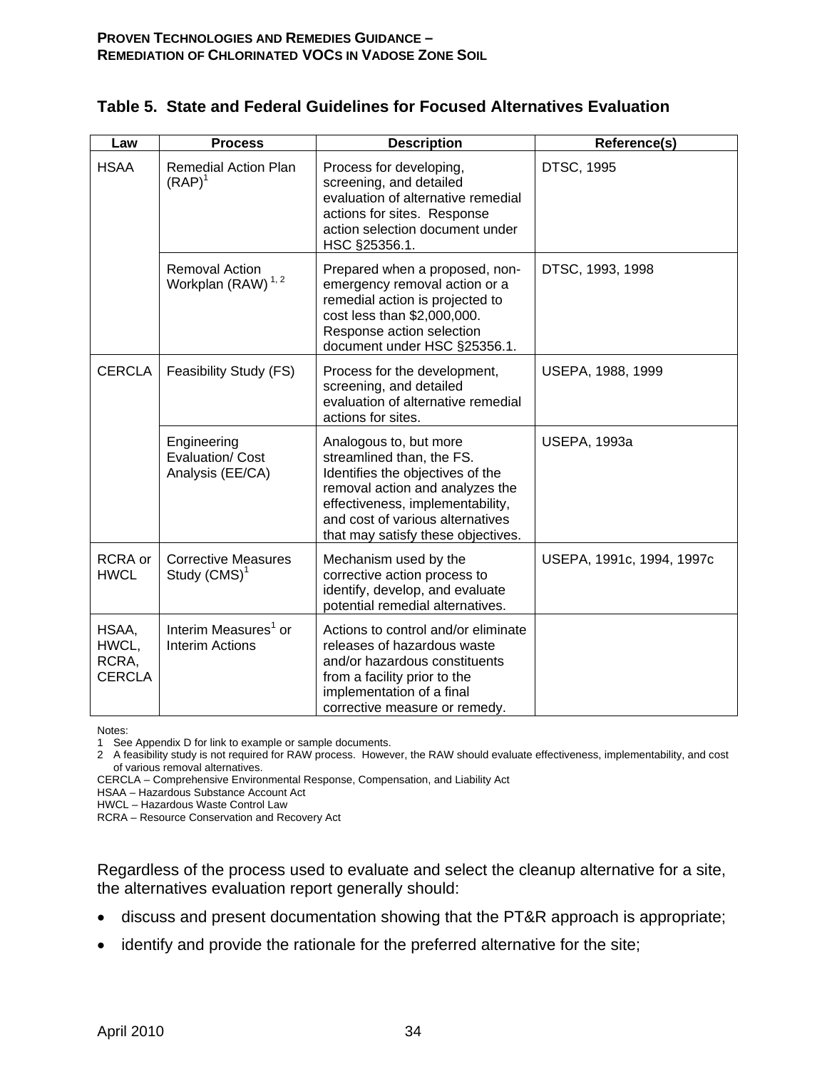## Table 5. State and Federal Guidelines for Focused Alternatives Evaluation

| Law | Process | Description | Reference(s) |
|---|---|---|---|
| HSAA | Remedial Action Plan (RAP)[1] | Process for developing, screening, and detailed evaluation of alternative remedial actions for sites. Response action selection document under HSC §25356.1. | DTSC, 1995 |
| | Removal Action Workplan (RAW)[1, 2] | Prepared when a proposed, non-emergency removal action or a remedial action is projected to cost less than $2,000,000. Response action selection document under HSC §25356.1. | DTSC, 1993, 1998 |
| CERCLA | Feasibility Study (FS) | Process for the development, screening, and detailed evaluation of alternative remedial actions for sites. | USEPA, 1988, 1999 |
| | Engineering Evaluation/ Cost Analysis (EE/CA) | Analogous to, but more streamlined than, the FS. Identifies the objectives of the removal action and analyzes the effectiveness, implementability, and cost of various alternatives that may satisfy these objectives. | USEPA, 1993a |
| RCRA or HWCL | Corrective Measures Study (CMS)[1] | Mechanism used by the corrective action process to identify, develop, and evaluate potential remedial alternatives. | USEPA, 1991c, 1994, 1997c |
| HSAA, HWCL, RCRA, CERCLA | Interim Measures[1] or Interim Actions | Actions to control and/or eliminate releases of hazardous waste and/or hazardous constituents from a facility prior to the implementation of a final corrective measure or remedy. | |

Notes:

1 See Appendix D for link to example or sample documents.

2 A feasibility study is not required for RAW process. However, the RAW should evaluate effectiveness, implementability, and cost of various removal alternatives.

CERCLA – Comprehensive Environmental Response, Compensation, and Liability Act

HSAA – Hazardous Substance Account Act

HWCL – Hazardous Waste Control Law

RCRA – Resource Conservation and Recovery Act

Regardless of the process used to evaluate and select the cleanup alternative for a site, the alternatives evaluation report generally should:

- discuss and present documentation showing that the PT&R approach is appropriate;
- identify and provide the rationale for the preferred alternative for the site;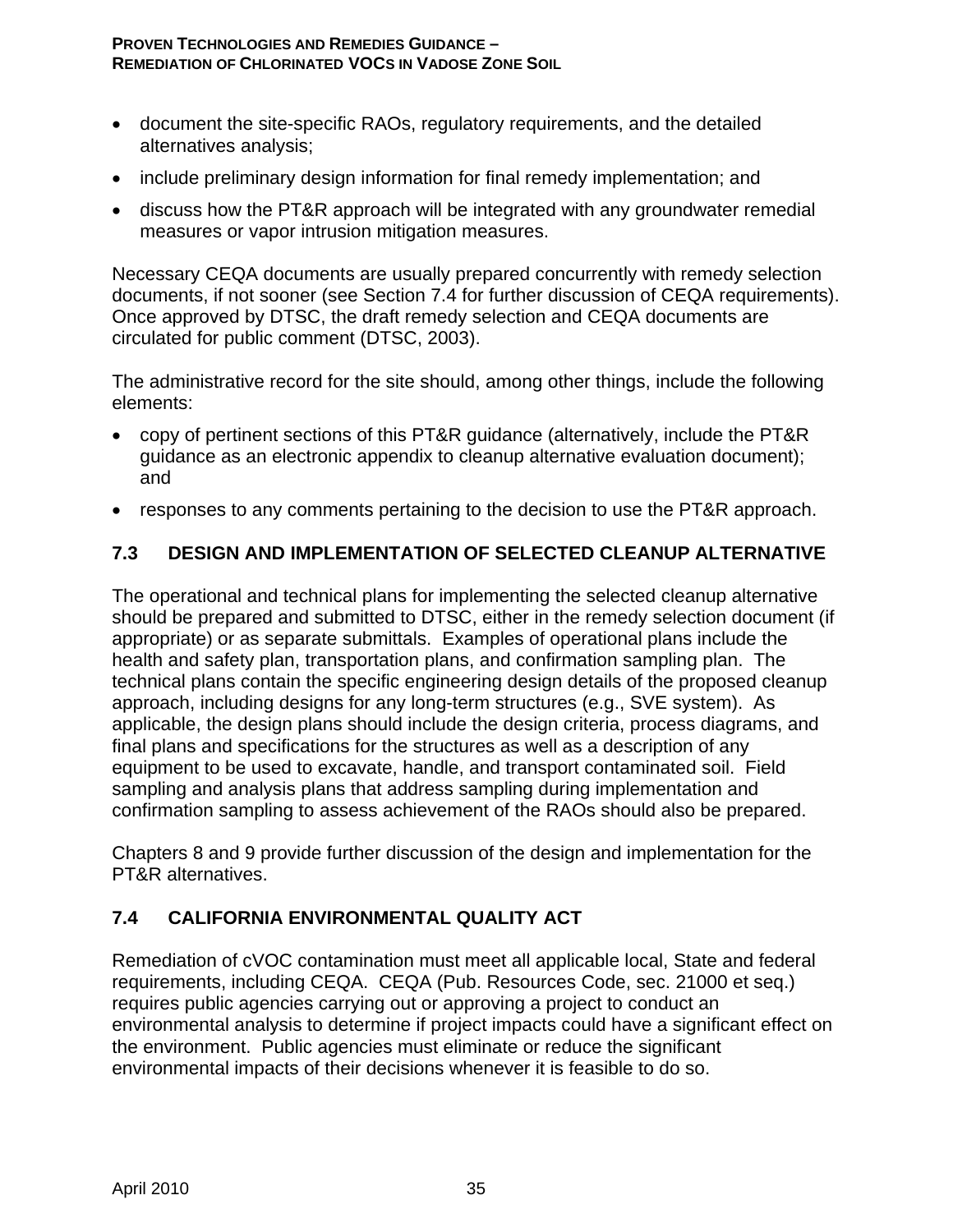- document the site-specific RAOs, regulatory requirements, and the detailed alternatives analysis;
- include preliminary design information for final remedy implementation; and
- discuss how the PT&R approach will be integrated with any groundwater remedial measures or vapor intrusion mitigation measures.

Necessary CEQA documents are usually prepared concurrently with remedy selection documents, if not sooner (see Section 7.4 for further discussion of CEQA requirements). Once approved by DTSC, the draft remedy selection and CEQA documents are circulated for public comment (DTSC, 2003).

The administrative record for the site should, among other things, include the following elements:

- copy of pertinent sections of this PT&R guidance (alternatively, include the PT&R guidance as an electronic appendix to cleanup alternative evaluation document); and
- responses to any comments pertaining to the decision to use the PT&R approach.

## 7.3 DESIGN AND IMPLEMENTATION OF SELECTED CLEANUP ALTERNATIVE

The operational and technical plans for implementing the selected cleanup alternative should be prepared and submitted to DTSC, either in the remedy selection document (if appropriate) or as separate submittals. Examples of operational plans include the health and safety plan, transportation plans, and confirmation sampling plan. The technical plans contain the specific engineering design details of the proposed cleanup approach, including designs for any long-term structures (e.g., SVE system). As applicable, the design plans should include the design criteria, process diagrams, and final plans and specifications for the structures as well as a description of any equipment to be used to excavate, handle, and transport contaminated soil. Field sampling and analysis plans that address sampling during implementation and confirmation sampling to assess achievement of the RAOs should also be prepared.

Chapters 8 and 9 provide further discussion of the design and implementation for the PT&R alternatives.

## 7.4 CALIFORNIA ENVIRONMENTAL QUALITY ACT

Remediation of cVOC contamination must meet all applicable local, State and federal requirements, including CEQA. CEQA (Pub. Resources Code, sec. 21000 et seq.) requires public agencies carrying out or approving a project to conduct an environmental analysis to determine if project impacts could have a significant effect on the environment. Public agencies must eliminate or reduce the significant environmental impacts of their decisions whenever it is feasible to do so.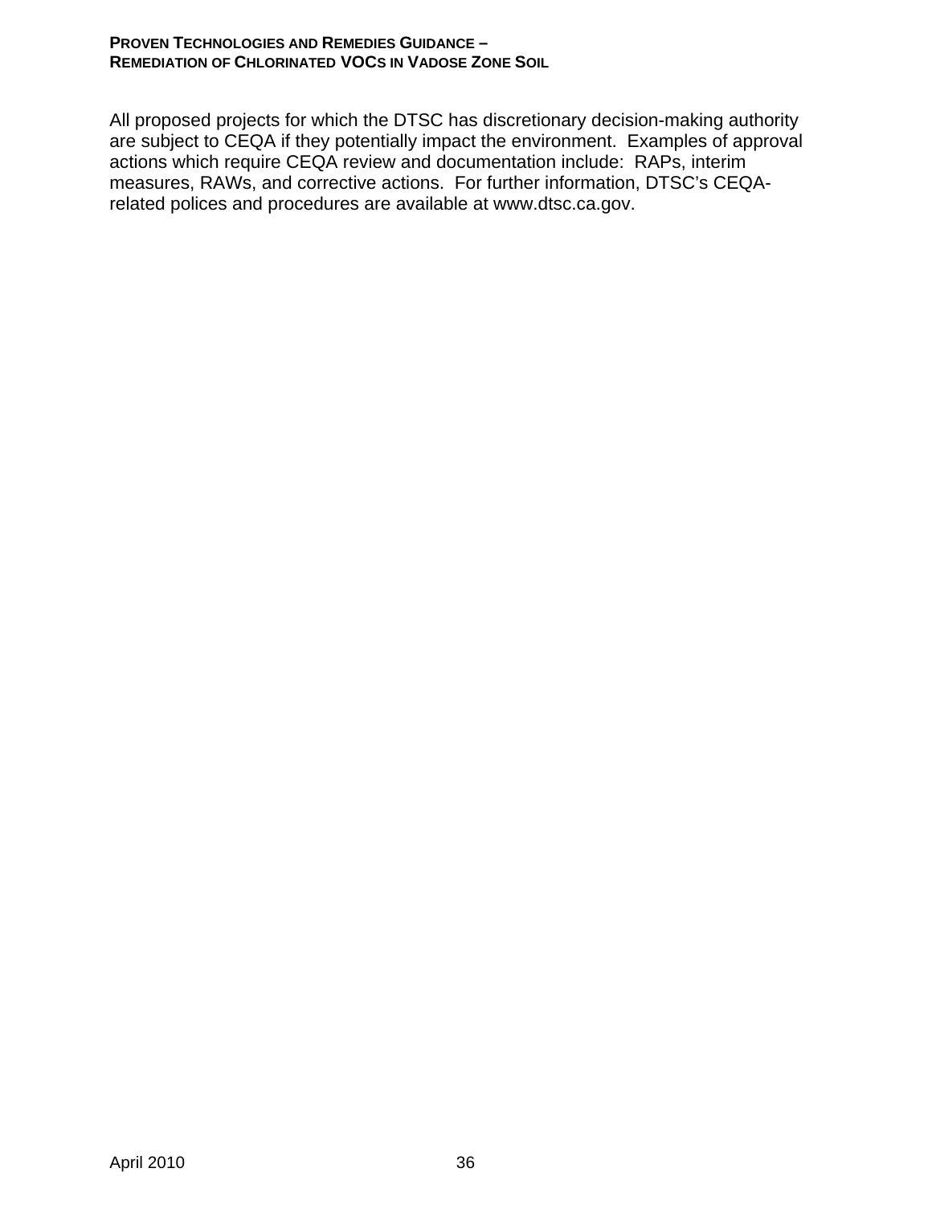All proposed projects for which the DTSC has discretionary decision-making authority are subject to CEQA if they potentially impact the environment. Examples of approval actions which require CEQA review and documentation include: RAPs, interim measures, RAWs, and corrective actions. For further information, DTSC's CEQA-related polices and procedures are available at www.dtsc.ca.gov.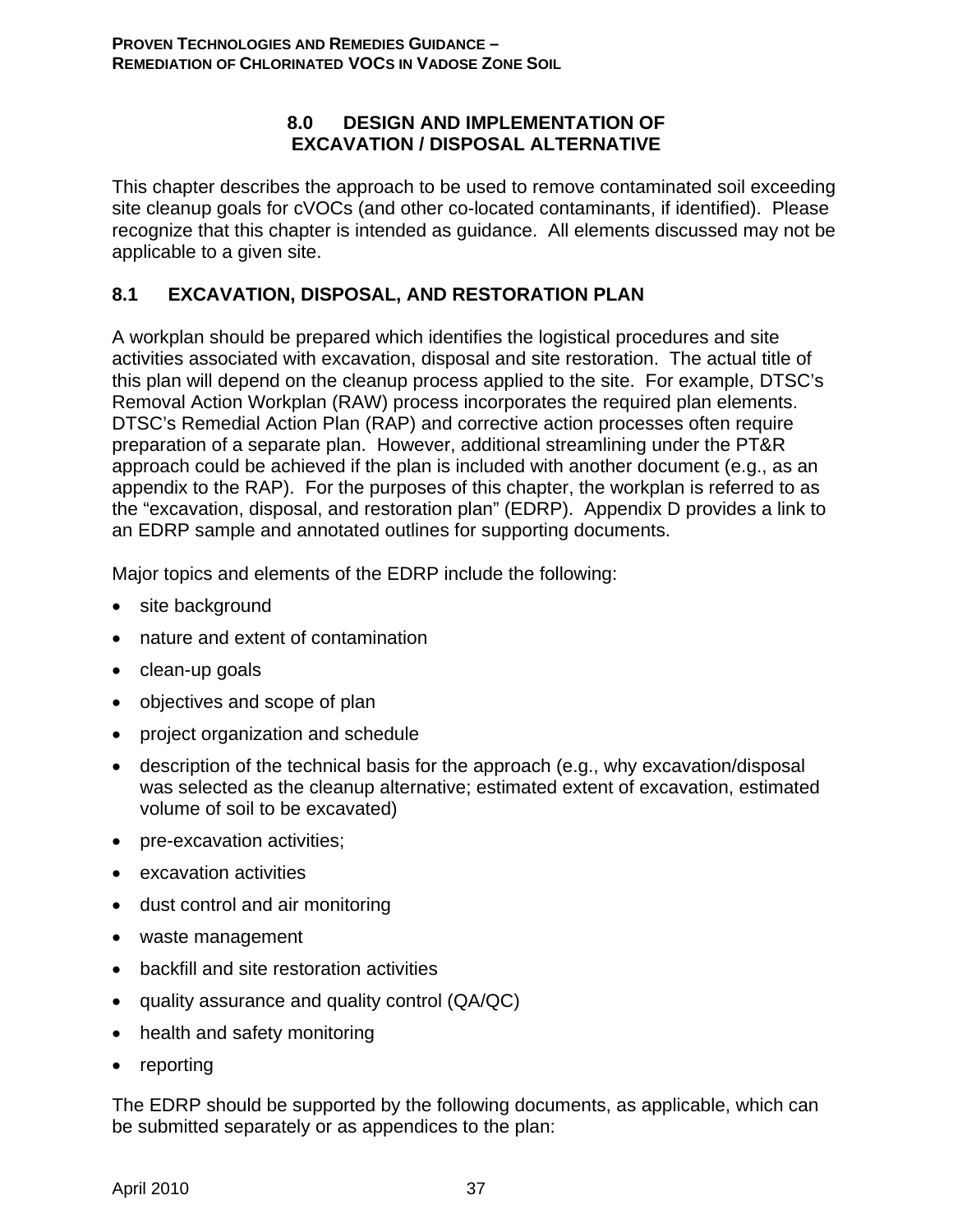# 8.0 DESIGN AND IMPLEMENTATION OF EXCAVATION / DISPOSAL ALTERNATIVE

This chapter describes the approach to be used to remove contaminated soil exceeding site cleanup goals for cVOCs (and other co-located contaminants, if identified). Please recognize that this chapter is intended as guidance. All elements discussed may not be applicable to a given site.

## 8.1 EXCAVATION, DISPOSAL, AND RESTORATION PLAN

A workplan should be prepared which identifies the logistical procedures and site activities associated with excavation, disposal and site restoration. The actual title of this plan will depend on the cleanup process applied to the site. For example, DTSC's Removal Action Workplan (RAW) process incorporates the required plan elements. DTSC's Remedial Action Plan (RAP) and corrective action processes often require preparation of a separate plan. However, additional streamlining under the PT&R approach could be achieved if the plan is included with another document (e.g., as an appendix to the RAP). For the purposes of this chapter, the workplan is referred to as the "excavation, disposal, and restoration plan" (EDRP). Appendix D provides a link to an EDRP sample and annotated outlines for supporting documents.

Major topics and elements of the EDRP include the following:

- site background
- nature and extent of contamination
- clean-up goals
- objectives and scope of plan
- project organization and schedule
- description of the technical basis for the approach (e.g., why excavation/disposal was selected as the cleanup alternative; estimated extent of excavation, estimated volume of soil to be excavated)
- pre-excavation activities;
- excavation activities
- dust control and air monitoring
- waste management
- backfill and site restoration activities
- quality assurance and quality control (QA/QC)
- health and safety monitoring
- reporting

The EDRP should be supported by the following documents, as applicable, which can be submitted separately or as appendices to the plan: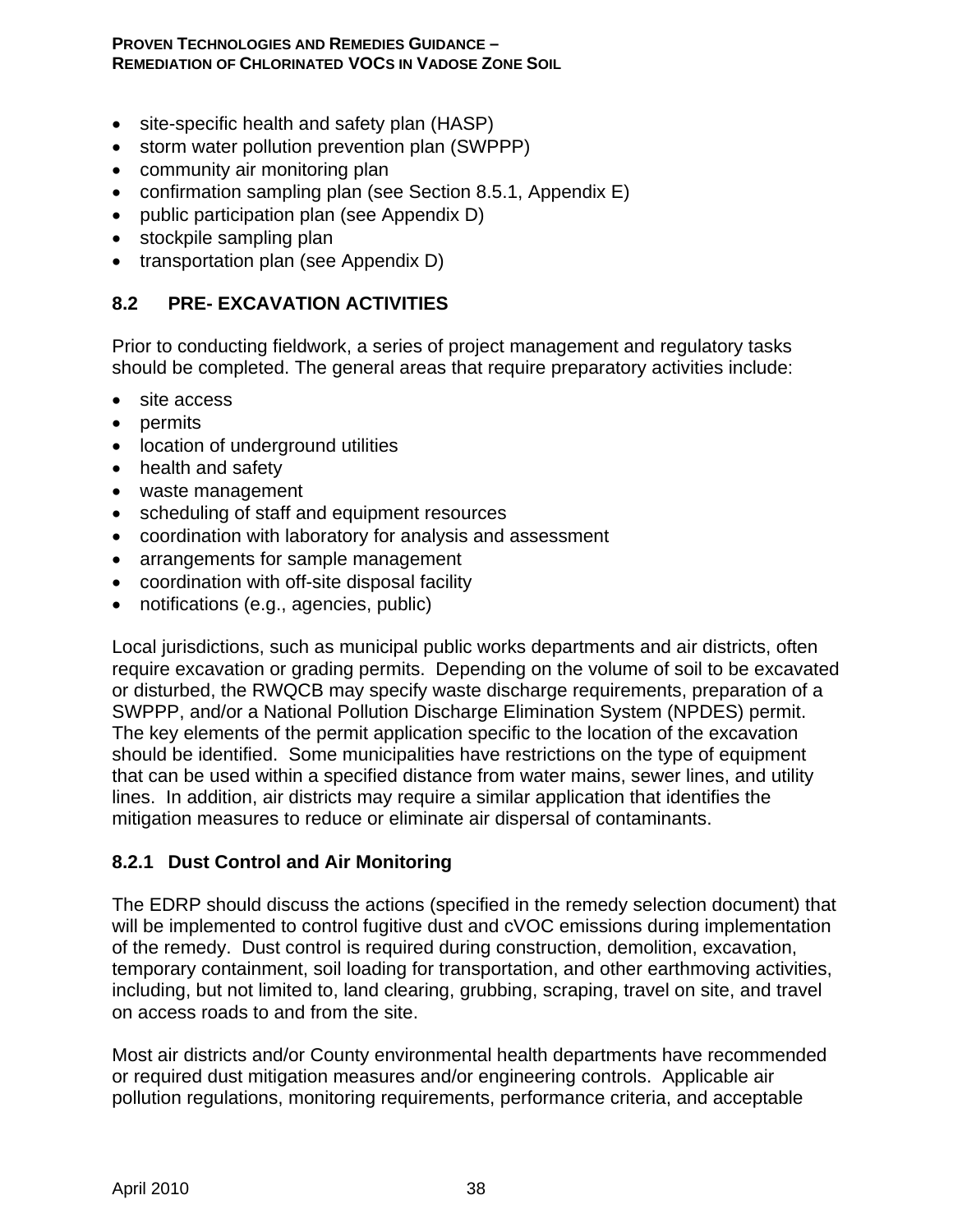- site-specific health and safety plan (HASP)
- storm water pollution prevention plan (SWPPP)
- community air monitoring plan
- confirmation sampling plan (see Section 8.5.1, Appendix E)
- public participation plan (see Appendix D)
- stockpile sampling plan
- transportation plan (see Appendix D)

## 8.2 PRE- EXCAVATION ACTIVITIES

Prior to conducting fieldwork, a series of project management and regulatory tasks should be completed. The general areas that require preparatory activities include:

- site access
- permits
- location of underground utilities
- health and safety
- waste management
- scheduling of staff and equipment resources
- coordination with laboratory for analysis and assessment
- arrangements for sample management
- coordination with off-site disposal facility
- notifications (e.g., agencies, public)

Local jurisdictions, such as municipal public works departments and air districts, often require excavation or grading permits. Depending on the volume of soil to be excavated or disturbed, the RWQCB may specify waste discharge requirements, preparation of a SWPPP, and/or a National Pollution Discharge Elimination System (NPDES) permit. The key elements of the permit application specific to the location of the excavation should be identified. Some municipalities have restrictions on the type of equipment that can be used within a specified distance from water mains, sewer lines, and utility lines. In addition, air districts may require a similar application that identifies the mitigation measures to reduce or eliminate air dispersal of contaminants.

### 8.2.1 Dust Control and Air Monitoring

The EDRP should discuss the actions (specified in the remedy selection document) that will be implemented to control fugitive dust and cVOC emissions during implementation of the remedy. Dust control is required during construction, demolition, excavation, temporary containment, soil loading for transportation, and other earthmoving activities, including, but not limited to, land clearing, grubbing, scraping, travel on site, and travel on access roads to and from the site.

Most air districts and/or County environmental health departments have recommended or required dust mitigation measures and/or engineering controls. Applicable air pollution regulations, monitoring requirements, performance criteria, and acceptable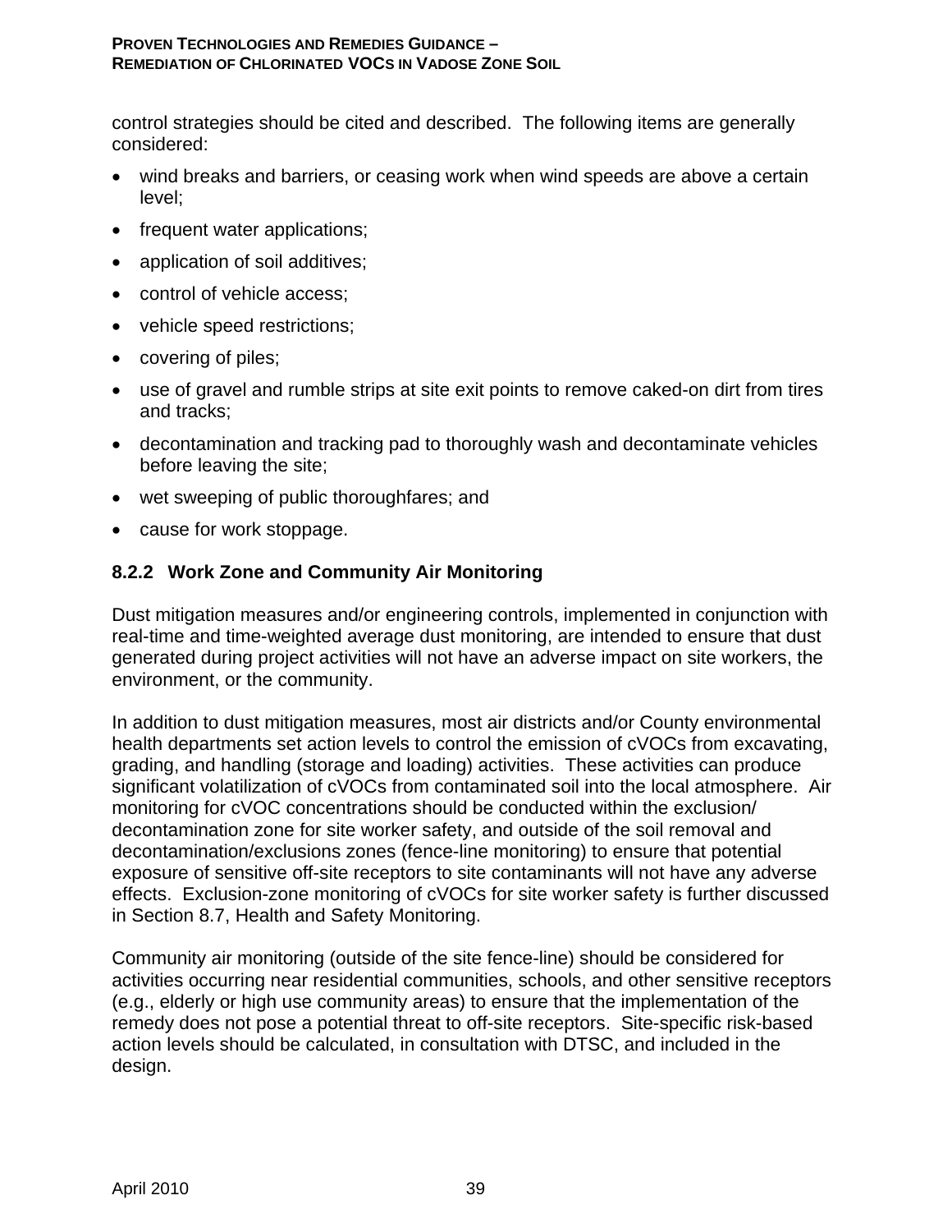control strategies should be cited and described. The following items are generally considered:

- wind breaks and barriers, or ceasing work when wind speeds are above a certain level;
- frequent water applications;
- application of soil additives;
- control of vehicle access;
- vehicle speed restrictions;
- covering of piles;
- use of gravel and rumble strips at site exit points to remove caked-on dirt from tires and tracks;
- decontamination and tracking pad to thoroughly wash and decontaminate vehicles before leaving the site;
- wet sweeping of public thoroughfares; and
- cause for work stoppage.

### 8.2.2 Work Zone and Community Air Monitoring

Dust mitigation measures and/or engineering controls, implemented in conjunction with real-time and time-weighted average dust monitoring, are intended to ensure that dust generated during project activities will not have an adverse impact on site workers, the environment, or the community.

In addition to dust mitigation measures, most air districts and/or County environmental health departments set action levels to control the emission of cVOCs from excavating, grading, and handling (storage and loading) activities. These activities can produce significant volatilization of cVOCs from contaminated soil into the local atmosphere. Air monitoring for cVOC concentrations should be conducted within the exclusion/ decontamination zone for site worker safety, and outside of the soil removal and decontamination/exclusions zones (fence-line monitoring) to ensure that potential exposure of sensitive off-site receptors to site contaminants will not have any adverse effects. Exclusion-zone monitoring of cVOCs for site worker safety is further discussed in Section 8.7, Health and Safety Monitoring.

Community air monitoring (outside of the site fence-line) should be considered for activities occurring near residential communities, schools, and other sensitive receptors (e.g., elderly or high use community areas) to ensure that the implementation of the remedy does not pose a potential threat to off-site receptors. Site-specific risk-based action levels should be calculated, in consultation with DTSC, and included in the design.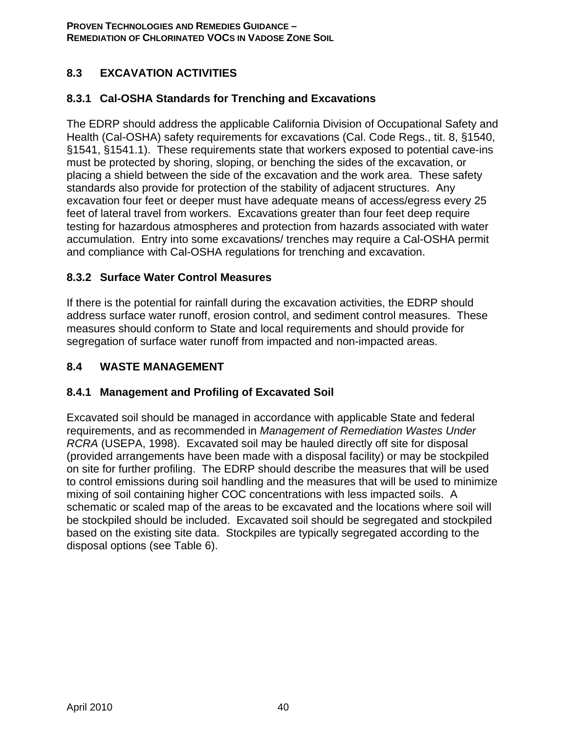## 8.3 EXCAVATION ACTIVITIES

### 8.3.1 Cal-OSHA Standards for Trenching and Excavations

The EDRP should address the applicable California Division of Occupational Safety and Health (Cal-OSHA) safety requirements for excavations (Cal. Code Regs., tit. 8, §1540, §1541, §1541.1). These requirements state that workers exposed to potential cave-ins must be protected by shoring, sloping, or benching the sides of the excavation, or placing a shield between the side of the excavation and the work area. These safety standards also provide for protection of the stability of adjacent structures. Any excavation four feet or deeper must have adequate means of access/egress every 25 feet of lateral travel from workers. Excavations greater than four feet deep require testing for hazardous atmospheres and protection from hazards associated with water accumulation. Entry into some excavations/ trenches may require a Cal-OSHA permit and compliance with Cal-OSHA regulations for trenching and excavation.

### 8.3.2 Surface Water Control Measures

If there is the potential for rainfall during the excavation activities, the EDRP should address surface water runoff, erosion control, and sediment control measures. These measures should conform to State and local requirements and should provide for segregation of surface water runoff from impacted and non-impacted areas.

## 8.4 WASTE MANAGEMENT

### 8.4.1 Management and Profiling of Excavated Soil

Excavated soil should be managed in accordance with applicable State and federal requirements, and as recommended in *Management of Remediation Wastes Under RCRA* (USEPA, 1998). Excavated soil may be hauled directly off site for disposal (provided arrangements have been made with a disposal facility) or may be stockpiled on site for further profiling. The EDRP should describe the measures that will be used to control emissions during soil handling and the measures that will be used to minimize mixing of soil containing higher COC concentrations with less impacted soils. A schematic or scaled map of the areas to be excavated and the locations where soil will be stockpiled should be included. Excavated soil should be segregated and stockpiled based on the existing site data. Stockpiles are typically segregated according to the disposal options (see Table 6).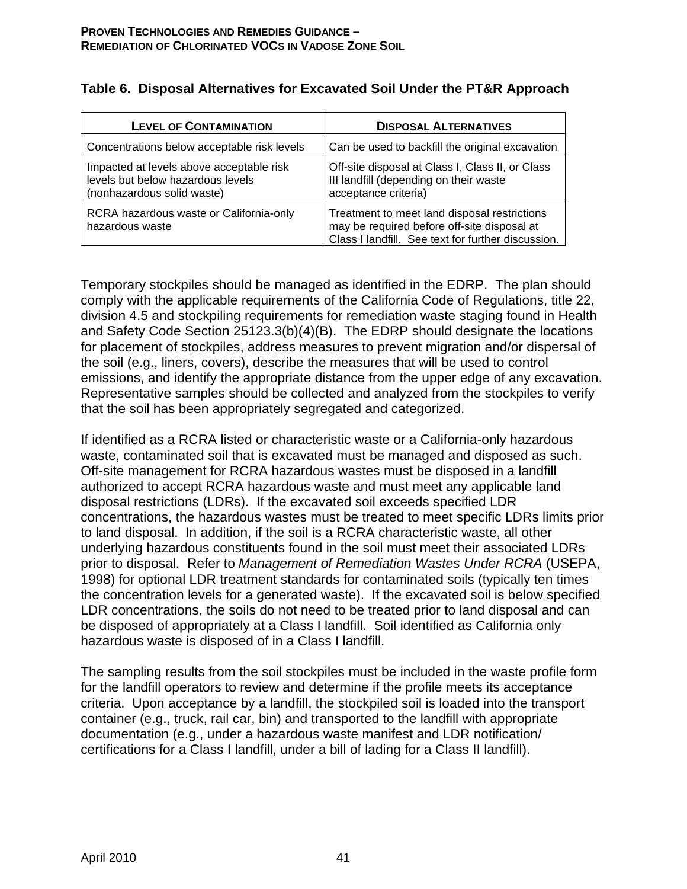**Table 6. Disposal Alternatives for Excavated Soil Under the PT&R Approach**

| LEVEL OF CONTAMINATION | DISPOSAL ALTERNATIVES |
|---|---|
| Concentrations below acceptable risk levels | Can be used to backfill the original excavation |
| Impacted at levels above acceptable risk levels but below hazardous levels (nonhazardous solid waste) | Off-site disposal at Class I, Class II, or Class III landfill (depending on their waste acceptance criteria) |
| RCRA hazardous waste or California-only hazardous waste | Treatment to meet land disposal restrictions may be required before off-site disposal at Class I landfill. See text for further discussion. |

Temporary stockpiles should be managed as identified in the EDRP. The plan should comply with the applicable requirements of the California Code of Regulations, title 22, division 4.5 and stockpiling requirements for remediation waste staging found in Health and Safety Code Section 25123.3(b)(4)(B). The EDRP should designate the locations for placement of stockpiles, address measures to prevent migration and/or dispersal of the soil (e.g., liners, covers), describe the measures that will be used to control emissions, and identify the appropriate distance from the upper edge of any excavation. Representative samples should be collected and analyzed from the stockpiles to verify that the soil has been appropriately segregated and categorized.

If identified as a RCRA listed or characteristic waste or a California-only hazardous waste, contaminated soil that is excavated must be managed and disposed as such. Off-site management for RCRA hazardous wastes must be disposed in a landfill authorized to accept RCRA hazardous waste and must meet any applicable land disposal restrictions (LDRs). If the excavated soil exceeds specified LDR concentrations, the hazardous wastes must be treated to meet specific LDRs limits prior to land disposal. In addition, if the soil is a RCRA characteristic waste, all other underlying hazardous constituents found in the soil must meet their associated LDRs prior to disposal. Refer to *Management of Remediation Wastes Under RCRA* (USEPA, 1998) for optional LDR treatment standards for contaminated soils (typically ten times the concentration levels for a generated waste). If the excavated soil is below specified LDR concentrations, the soils do not need to be treated prior to land disposal and can be disposed of appropriately at a Class I landfill. Soil identified as California only hazardous waste is disposed of in a Class I landfill.

The sampling results from the soil stockpiles must be included in the waste profile form for the landfill operators to review and determine if the profile meets its acceptance criteria. Upon acceptance by a landfill, the stockpiled soil is loaded into the transport container (e.g., truck, rail car, bin) and transported to the landfill with appropriate documentation (e.g., under a hazardous waste manifest and LDR notification/ certifications for a Class I landfill, under a bill of lading for a Class II landfill).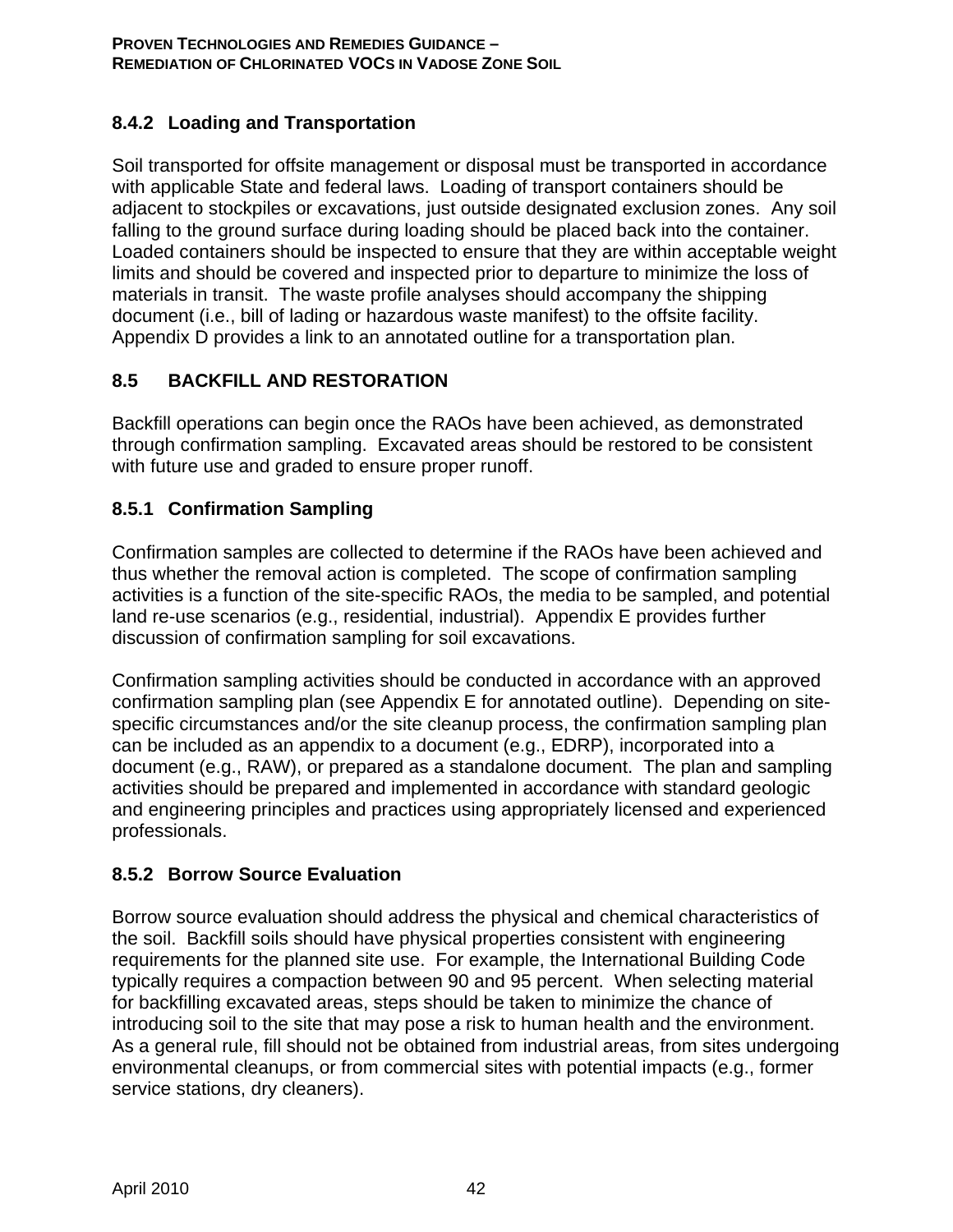### 8.4.2 Loading and Transportation

Soil transported for offsite management or disposal must be transported in accordance with applicable State and federal laws. Loading of transport containers should be adjacent to stockpiles or excavations, just outside designated exclusion zones. Any soil falling to the ground surface during loading should be placed back into the container. Loaded containers should be inspected to ensure that they are within acceptable weight limits and should be covered and inspected prior to departure to minimize the loss of materials in transit. The waste profile analyses should accompany the shipping document (i.e., bill of lading or hazardous waste manifest) to the offsite facility. Appendix D provides a link to an annotated outline for a transportation plan.

## 8.5 BACKFILL AND RESTORATION

Backfill operations can begin once the RAOs have been achieved, as demonstrated through confirmation sampling. Excavated areas should be restored to be consistent with future use and graded to ensure proper runoff.

### 8.5.1 Confirmation Sampling

Confirmation samples are collected to determine if the RAOs have been achieved and thus whether the removal action is completed. The scope of confirmation sampling activities is a function of the site-specific RAOs, the media to be sampled, and potential land re-use scenarios (e.g., residential, industrial). Appendix E provides further discussion of confirmation sampling for soil excavations.

Confirmation sampling activities should be conducted in accordance with an approved confirmation sampling plan (see Appendix E for annotated outline). Depending on site-specific circumstances and/or the site cleanup process, the confirmation sampling plan can be included as an appendix to a document (e.g., EDRP), incorporated into a document (e.g., RAW), or prepared as a standalone document. The plan and sampling activities should be prepared and implemented in accordance with standard geologic and engineering principles and practices using appropriately licensed and experienced professionals.

### 8.5.2 Borrow Source Evaluation

Borrow source evaluation should address the physical and chemical characteristics of the soil. Backfill soils should have physical properties consistent with engineering requirements for the planned site use. For example, the International Building Code typically requires a compaction between 90 and 95 percent. When selecting material for backfilling excavated areas, steps should be taken to minimize the chance of introducing soil to the site that may pose a risk to human health and the environment. As a general rule, fill should not be obtained from industrial areas, from sites undergoing environmental cleanups, or from commercial sites with potential impacts (e.g., former service stations, dry cleaners).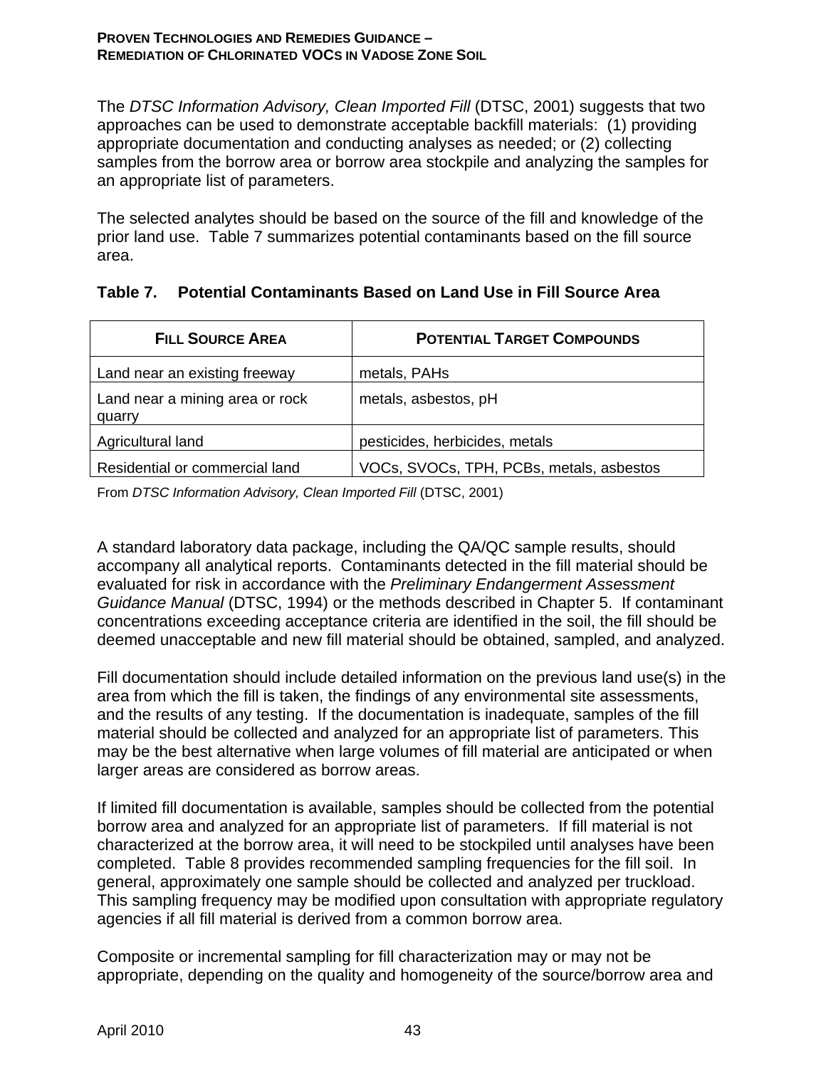The *DTSC Information Advisory, Clean Imported Fill* (DTSC, 2001) suggests that two approaches can be used to demonstrate acceptable backfill materials: (1) providing appropriate documentation and conducting analyses as needed; or (2) collecting samples from the borrow area or borrow area stockpile and analyzing the samples for an appropriate list of parameters.

The selected analytes should be based on the source of the fill and knowledge of the prior land use. Table 7 summarizes potential contaminants based on the fill source area.

**Table 7. Potential Contaminants Based on Land Use in Fill Source Area**

| FILL SOURCE AREA | POTENTIAL TARGET COMPOUNDS |
|---|---|
| Land near an existing freeway | metals, PAHs |
| Land near a mining area or rock quarry | metals, asbestos, pH |
| Agricultural land | pesticides, herbicides, metals |
| Residential or commercial land | VOCs, SVOCs, TPH, PCBs, metals, asbestos |

From *DTSC Information Advisory, Clean Imported Fill* (DTSC, 2001)

A standard laboratory data package, including the QA/QC sample results, should accompany all analytical reports. Contaminants detected in the fill material should be evaluated for risk in accordance with the *Preliminary Endangerment Assessment Guidance Manual* (DTSC, 1994) or the methods described in Chapter 5. If contaminant concentrations exceeding acceptance criteria are identified in the soil, the fill should be deemed unacceptable and new fill material should be obtained, sampled, and analyzed.

Fill documentation should include detailed information on the previous land use(s) in the area from which the fill is taken, the findings of any environmental site assessments, and the results of any testing. If the documentation is inadequate, samples of the fill material should be collected and analyzed for an appropriate list of parameters. This may be the best alternative when large volumes of fill material are anticipated or when larger areas are considered as borrow areas.

If limited fill documentation is available, samples should be collected from the potential borrow area and analyzed for an appropriate list of parameters. If fill material is not characterized at the borrow area, it will need to be stockpiled until analyses have been completed. Table 8 provides recommended sampling frequencies for the fill soil. In general, approximately one sample should be collected and analyzed per truckload. This sampling frequency may be modified upon consultation with appropriate regulatory agencies if all fill material is derived from a common borrow area.

Composite or incremental sampling for fill characterization may or may not be appropriate, depending on the quality and homogeneity of the source/borrow area and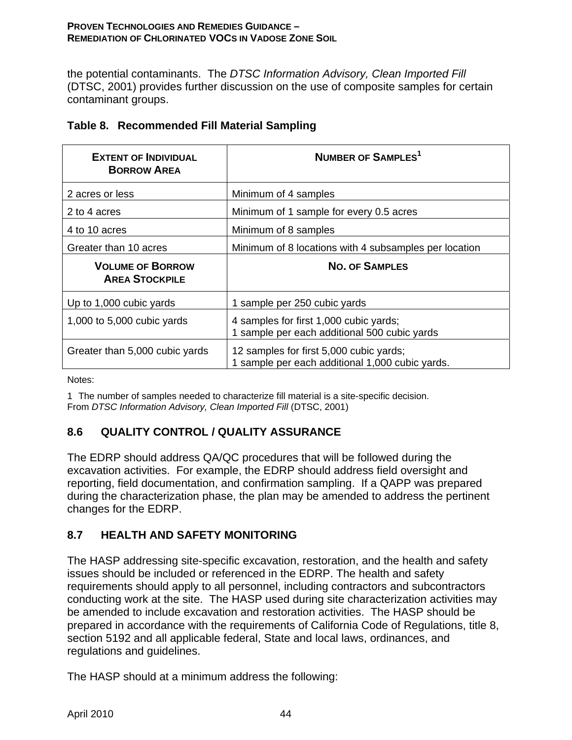the potential contaminants. The *DTSC Information Advisory, Clean Imported Fill* (DTSC, 2001) provides further discussion on the use of composite samples for certain contaminant groups.

**Table 8. Recommended Fill Material Sampling**

| EXTENT OF INDIVIDUAL BORROW AREA | NUMBER OF SAMPLES[1] |
|---|---|
| 2 acres or less | Minimum of 4 samples |
| 2 to 4 acres | Minimum of 1 sample for every 0.5 acres |
| 4 to 10 acres | Minimum of 8 samples |
| Greater than 10 acres | Minimum of 8 locations with 4 subsamples per location |
| **VOLUME OF BORROW AREA STOCKPILE** | **NO. OF SAMPLES** |
| Up to 1,000 cubic yards | 1 sample per 250 cubic yards |
| 1,000 to 5,000 cubic yards | 4 samples for first 1,000 cubic yards;<br>1 sample per each additional 500 cubic yards |
| Greater than 5,000 cubic yards | 12 samples for first 5,000 cubic yards;<br>1 sample per each additional 1,000 cubic yards. |

Notes:

1 The number of samples needed to characterize fill material is a site-specific decision.
From *DTSC Information Advisory, Clean Imported Fill* (DTSC, 2001)

## 8.6 QUALITY CONTROL / QUALITY ASSURANCE

The EDRP should address QA/QC procedures that will be followed during the excavation activities. For example, the EDRP should address field oversight and reporting, field documentation, and confirmation sampling. If a QAPP was prepared during the characterization phase, the plan may be amended to address the pertinent changes for the EDRP.

## 8.7 HEALTH AND SAFETY MONITORING

The HASP addressing site-specific excavation, restoration, and the health and safety issues should be included or referenced in the EDRP. The health and safety requirements should apply to all personnel, including contractors and subcontractors conducting work at the site. The HASP used during site characterization activities may be amended to include excavation and restoration activities. The HASP should be prepared in accordance with the requirements of California Code of Regulations, title 8, section 5192 and all applicable federal, State and local laws, ordinances, and regulations and guidelines.

The HASP should at a minimum address the following: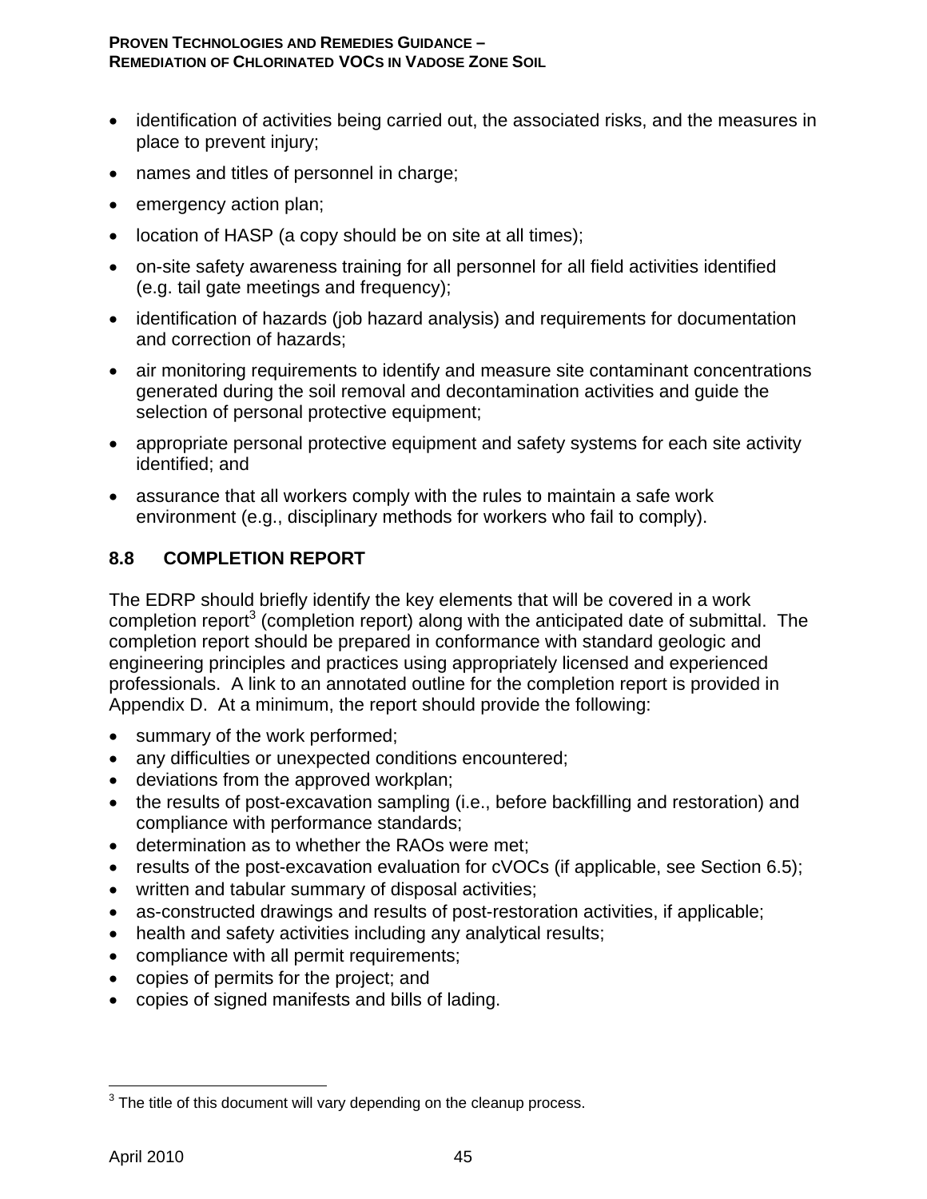- identification of activities being carried out, the associated risks, and the measures in place to prevent injury;
- names and titles of personnel in charge;
- emergency action plan;
- location of HASP (a copy should be on site at all times);
- on-site safety awareness training for all personnel for all field activities identified (e.g. tail gate meetings and frequency);
- identification of hazards (job hazard analysis) and requirements for documentation and correction of hazards;
- air monitoring requirements to identify and measure site contaminant concentrations generated during the soil removal and decontamination activities and guide the selection of personal protective equipment;
- appropriate personal protective equipment and safety systems for each site activity identified; and
- assurance that all workers comply with the rules to maintain a safe work environment (e.g., disciplinary methods for workers who fail to comply).

## 8.8 COMPLETION REPORT

The EDRP should briefly identify the key elements that will be covered in a work completion report[3] (completion report) along with the anticipated date of submittal. The completion report should be prepared in conformance with standard geologic and engineering principles and practices using appropriately licensed and experienced professionals. A link to an annotated outline for the completion report is provided in Appendix D. At a minimum, the report should provide the following:

- summary of the work performed;
- any difficulties or unexpected conditions encountered;
- deviations from the approved workplan;
- the results of post-excavation sampling (i.e., before backfilling and restoration) and compliance with performance standards;
- determination as to whether the RAOs were met;
- results of the post-excavation evaluation for cVOCs (if applicable, see Section 6.5);
- written and tabular summary of disposal activities;
- as-constructed drawings and results of post-restoration activities, if applicable;
- health and safety activities including any analytical results;
- compliance with all permit requirements;
- copies of permits for the project; and
- copies of signed manifests and bills of lading.

[3] The title of this document will vary depending on the cleanup process.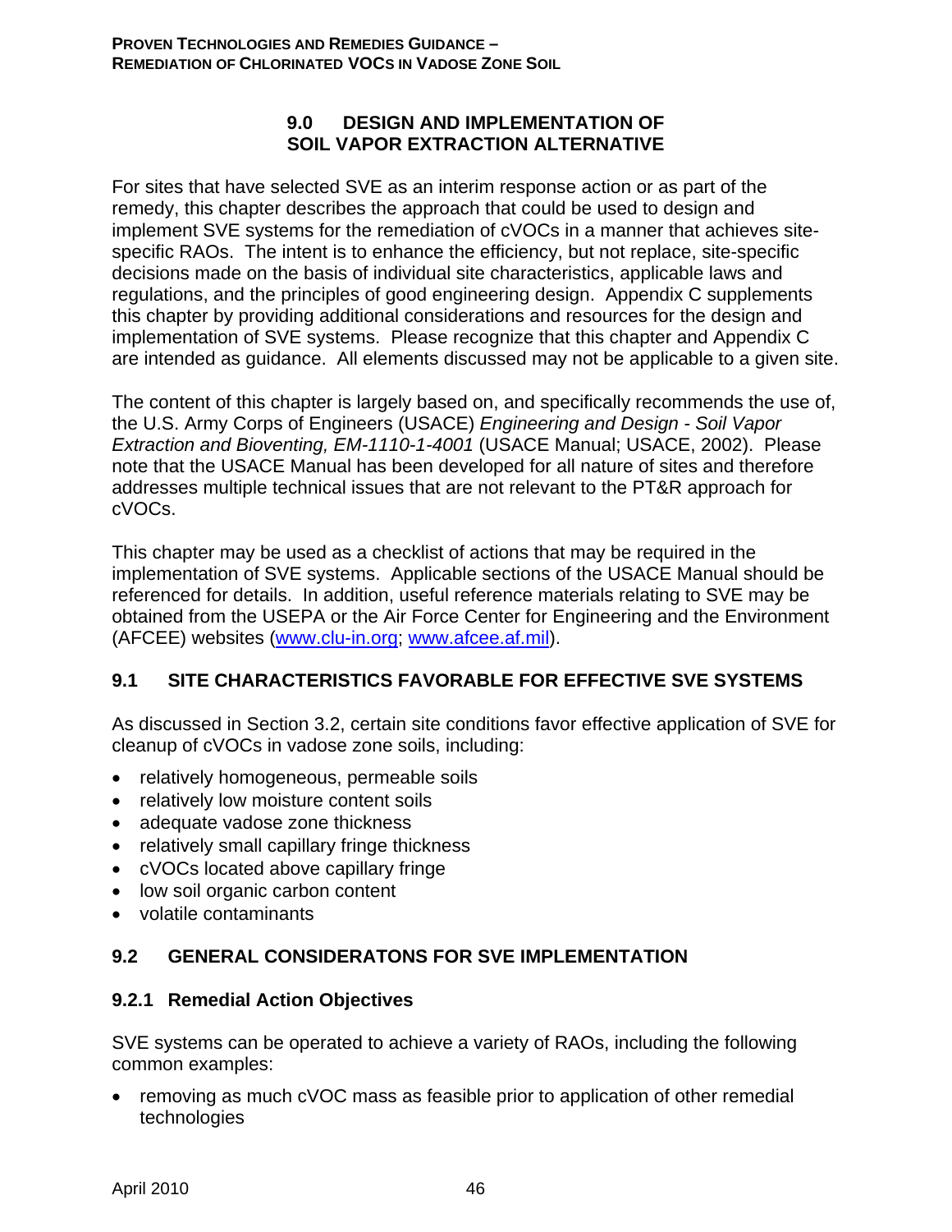## 9.0 DESIGN AND IMPLEMENTATION OF SOIL VAPOR EXTRACTION ALTERNATIVE

For sites that have selected SVE as an interim response action or as part of the remedy, this chapter describes the approach that could be used to design and implement SVE systems for the remediation of cVOCs in a manner that achieves site-specific RAOs. The intent is to enhance the efficiency, but not replace, site-specific decisions made on the basis of individual site characteristics, applicable laws and regulations, and the principles of good engineering design. Appendix C supplements this chapter by providing additional considerations and resources for the design and implementation of SVE systems. Please recognize that this chapter and Appendix C are intended as guidance. All elements discussed may not be applicable to a given site.

The content of this chapter is largely based on, and specifically recommends the use of, the U.S. Army Corps of Engineers (USACE) *Engineering and Design - Soil Vapor Extraction and Bioventing, EM-1110-1-4001* (USACE Manual; USACE, 2002). Please note that the USACE Manual has been developed for all nature of sites and therefore addresses multiple technical issues that are not relevant to the PT&R approach for cVOCs.

This chapter may be used as a checklist of actions that may be required in the implementation of SVE systems. Applicable sections of the USACE Manual should be referenced for details. In addition, useful reference materials relating to SVE may be obtained from the USEPA or the Air Force Center for Engineering and the Environment (AFCEE) websites (www.clu-in.org; www.afcee.af.mil).

### 9.1 SITE CHARACTERISTICS FAVORABLE FOR EFFECTIVE SVE SYSTEMS

As discussed in Section 3.2, certain site conditions favor effective application of SVE for cleanup of cVOCs in vadose zone soils, including:

- relatively homogeneous, permeable soils
- relatively low moisture content soils
- adequate vadose zone thickness
- relatively small capillary fringe thickness
- cVOCs located above capillary fringe
- low soil organic carbon content
- volatile contaminants

### 9.2 GENERAL CONSIDERATONS FOR SVE IMPLEMENTATION

#### 9.2.1 Remedial Action Objectives

SVE systems can be operated to achieve a variety of RAOs, including the following common examples:

- removing as much cVOC mass as feasible prior to application of other remedial technologies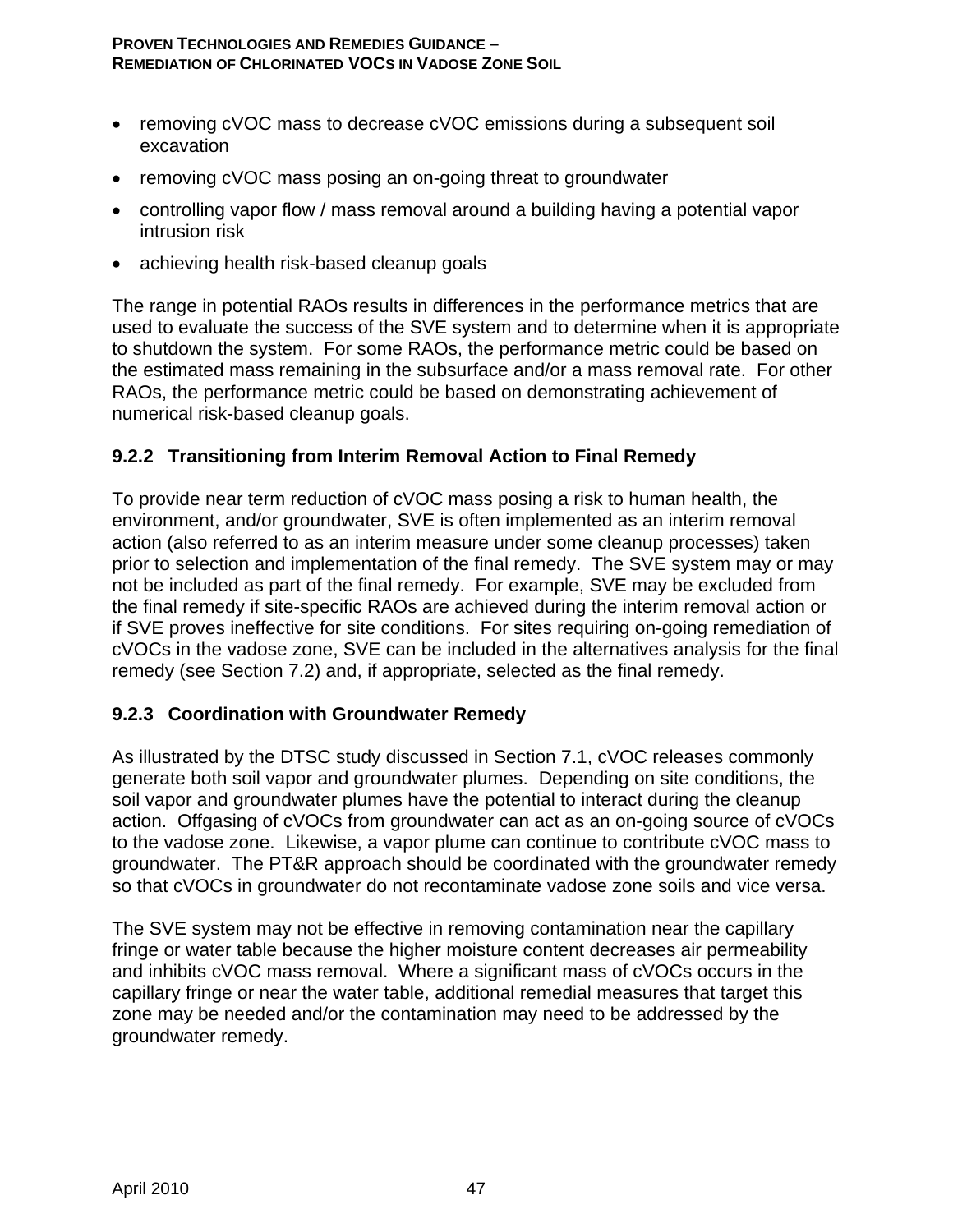- removing cVOC mass to decrease cVOC emissions during a subsequent soil excavation
- removing cVOC mass posing an on-going threat to groundwater
- controlling vapor flow / mass removal around a building having a potential vapor intrusion risk
- achieving health risk-based cleanup goals

The range in potential RAOs results in differences in the performance metrics that are used to evaluate the success of the SVE system and to determine when it is appropriate to shutdown the system. For some RAOs, the performance metric could be based on the estimated mass remaining in the subsurface and/or a mass removal rate. For other RAOs, the performance metric could be based on demonstrating achievement of numerical risk-based cleanup goals.

### 9.2.2 Transitioning from Interim Removal Action to Final Remedy

To provide near term reduction of cVOC mass posing a risk to human health, the environment, and/or groundwater, SVE is often implemented as an interim removal action (also referred to as an interim measure under some cleanup processes) taken prior to selection and implementation of the final remedy. The SVE system may or may not be included as part of the final remedy. For example, SVE may be excluded from the final remedy if site-specific RAOs are achieved during the interim removal action or if SVE proves ineffective for site conditions. For sites requiring on-going remediation of cVOCs in the vadose zone, SVE can be included in the alternatives analysis for the final remedy (see Section 7.2) and, if appropriate, selected as the final remedy.

### 9.2.3 Coordination with Groundwater Remedy

As illustrated by the DTSC study discussed in Section 7.1, cVOC releases commonly generate both soil vapor and groundwater plumes. Depending on site conditions, the soil vapor and groundwater plumes have the potential to interact during the cleanup action. Offgasing of cVOCs from groundwater can act as an on-going source of cVOCs to the vadose zone. Likewise, a vapor plume can continue to contribute cVOC mass to groundwater. The PT&R approach should be coordinated with the groundwater remedy so that cVOCs in groundwater do not recontaminate vadose zone soils and vice versa.

The SVE system may not be effective in removing contamination near the capillary fringe or water table because the higher moisture content decreases air permeability and inhibits cVOC mass removal. Where a significant mass of cVOCs occurs in the capillary fringe or near the water table, additional remedial measures that target this zone may be needed and/or the contamination may need to be addressed by the groundwater remedy.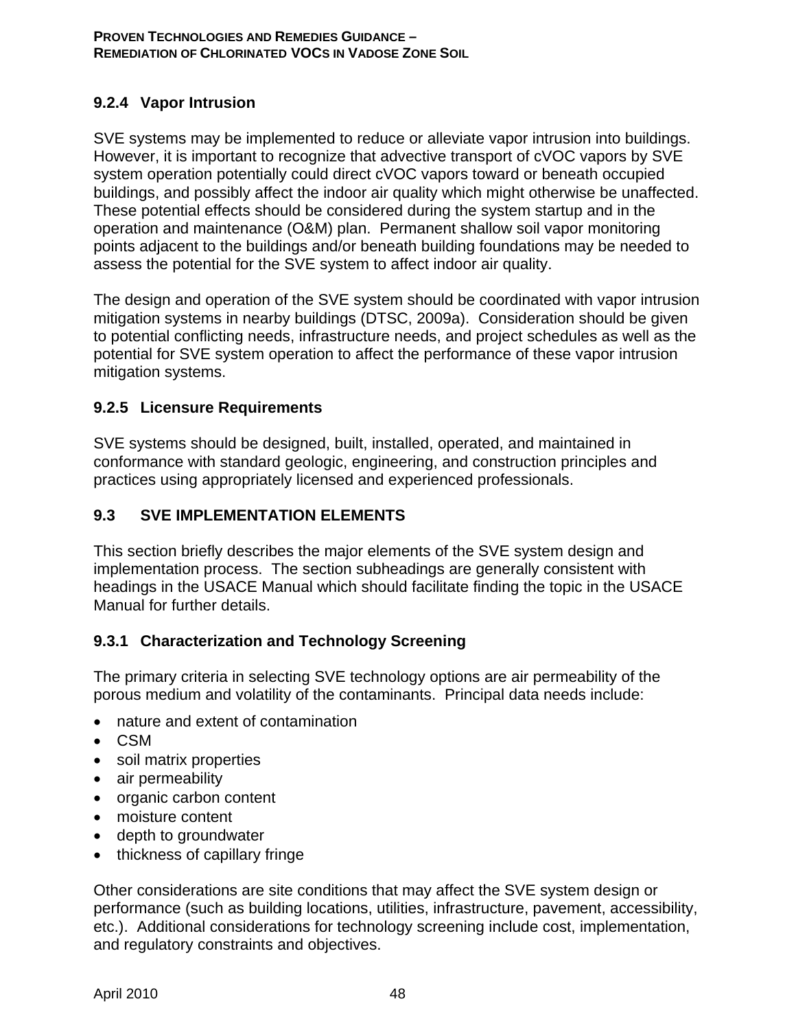### 9.2.4 Vapor Intrusion

SVE systems may be implemented to reduce or alleviate vapor intrusion into buildings. However, it is important to recognize that advective transport of cVOC vapors by SVE system operation potentially could direct cVOC vapors toward or beneath occupied buildings, and possibly affect the indoor air quality which might otherwise be unaffected. These potential effects should be considered during the system startup and in the operation and maintenance (O&M) plan. Permanent shallow soil vapor monitoring points adjacent to the buildings and/or beneath building foundations may be needed to assess the potential for the SVE system to affect indoor air quality.

The design and operation of the SVE system should be coordinated with vapor intrusion mitigation systems in nearby buildings (DTSC, 2009a). Consideration should be given to potential conflicting needs, infrastructure needs, and project schedules as well as the potential for SVE system operation to affect the performance of these vapor intrusion mitigation systems.

### 9.2.5 Licensure Requirements

SVE systems should be designed, built, installed, operated, and maintained in conformance with standard geologic, engineering, and construction principles and practices using appropriately licensed and experienced professionals.

## 9.3 SVE IMPLEMENTATION ELEMENTS

This section briefly describes the major elements of the SVE system design and implementation process. The section subheadings are generally consistent with headings in the USACE Manual which should facilitate finding the topic in the USACE Manual for further details.

### 9.3.1 Characterization and Technology Screening

The primary criteria in selecting SVE technology options are air permeability of the porous medium and volatility of the contaminants. Principal data needs include:

- nature and extent of contamination
- CSM
- soil matrix properties
- air permeability
- organic carbon content
- moisture content
- depth to groundwater
- thickness of capillary fringe

Other considerations are site conditions that may affect the SVE system design or performance (such as building locations, utilities, infrastructure, pavement, accessibility, etc.). Additional considerations for technology screening include cost, implementation, and regulatory constraints and objectives.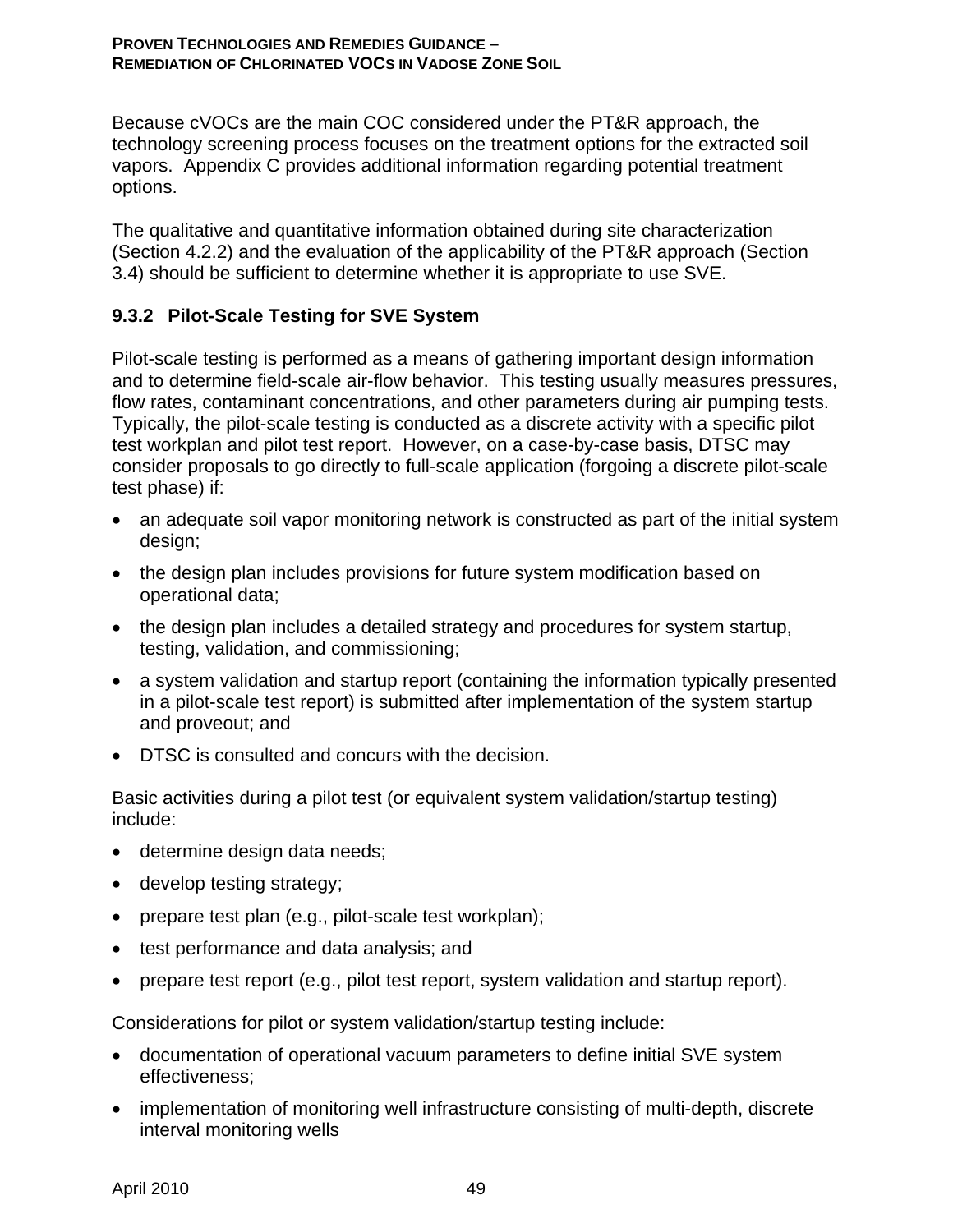Because cVOCs are the main COC considered under the PT&R approach, the technology screening process focuses on the treatment options for the extracted soil vapors. Appendix C provides additional information regarding potential treatment options.

The qualitative and quantitative information obtained during site characterization (Section 4.2.2) and the evaluation of the applicability of the PT&R approach (Section 3.4) should be sufficient to determine whether it is appropriate to use SVE.

### 9.3.2 Pilot-Scale Testing for SVE System

Pilot-scale testing is performed as a means of gathering important design information and to determine field-scale air-flow behavior. This testing usually measures pressures, flow rates, contaminant concentrations, and other parameters during air pumping tests. Typically, the pilot-scale testing is conducted as a discrete activity with a specific pilot test workplan and pilot test report. However, on a case-by-case basis, DTSC may consider proposals to go directly to full-scale application (forgoing a discrete pilot-scale test phase) if:

- an adequate soil vapor monitoring network is constructed as part of the initial system design;
- the design plan includes provisions for future system modification based on operational data;
- the design plan includes a detailed strategy and procedures for system startup, testing, validation, and commissioning;
- a system validation and startup report (containing the information typically presented in a pilot-scale test report) is submitted after implementation of the system startup and proveout; and
- DTSC is consulted and concurs with the decision.

Basic activities during a pilot test (or equivalent system validation/startup testing) include:

- determine design data needs;
- develop testing strategy;
- prepare test plan (e.g., pilot-scale test workplan);
- test performance and data analysis; and
- prepare test report (e.g., pilot test report, system validation and startup report).

Considerations for pilot or system validation/startup testing include:

- documentation of operational vacuum parameters to define initial SVE system effectiveness;
- implementation of monitoring well infrastructure consisting of multi-depth, discrete interval monitoring wells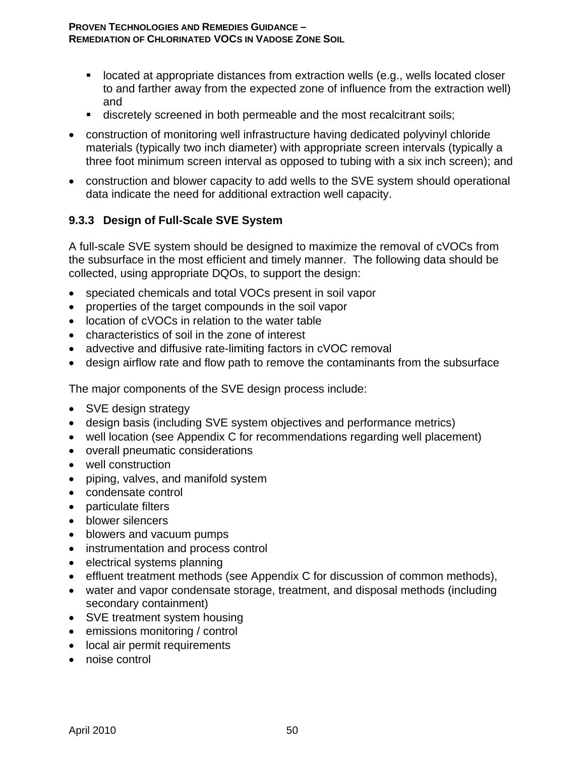- located at appropriate distances from extraction wells (e.g., wells located closer to and farther away from the expected zone of influence from the extraction well) and
    - discretely screened in both permeable and the most recalcitrant soils;
- construction of monitoring well infrastructure having dedicated polyvinyl chloride materials (typically two inch diameter) with appropriate screen intervals (typically a three foot minimum screen interval as opposed to tubing with a six inch screen); and
- construction and blower capacity to add wells to the SVE system should operational data indicate the need for additional extraction well capacity.

### 9.3.3 Design of Full-Scale SVE System

A full-scale SVE system should be designed to maximize the removal of cVOCs from the subsurface in the most efficient and timely manner. The following data should be collected, using appropriate DQOs, to support the design:

- speciated chemicals and total VOCs present in soil vapor
- properties of the target compounds in the soil vapor
- location of cVOCs in relation to the water table
- characteristics of soil in the zone of interest
- advective and diffusive rate-limiting factors in cVOC removal
- design airflow rate and flow path to remove the contaminants from the subsurface

The major components of the SVE design process include:

- SVE design strategy
- design basis (including SVE system objectives and performance metrics)
- well location (see Appendix C for recommendations regarding well placement)
- overall pneumatic considerations
- well construction
- piping, valves, and manifold system
- condensate control
- particulate filters
- blower silencers
- blowers and vacuum pumps
- instrumentation and process control
- electrical systems planning
- effluent treatment methods (see Appendix C for discussion of common methods),
- water and vapor condensate storage, treatment, and disposal methods (including secondary containment)
- SVE treatment system housing
- emissions monitoring / control
- local air permit requirements
- noise control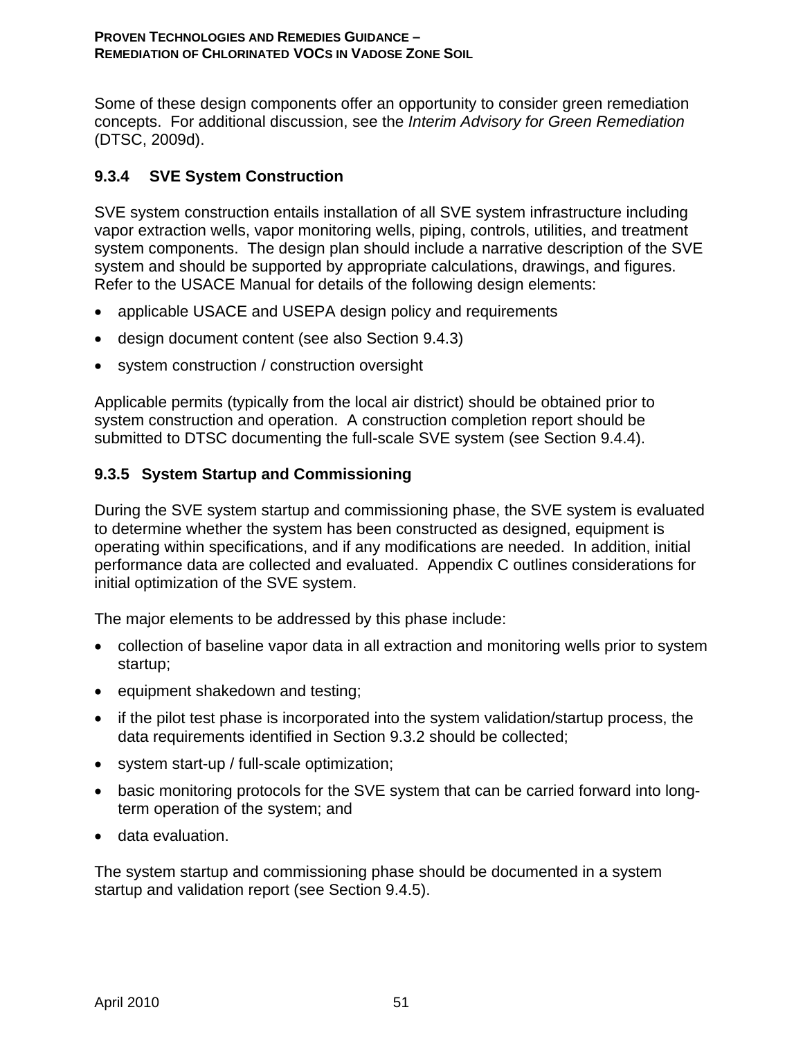Some of these design components offer an opportunity to consider green remediation concepts. For additional discussion, see the *Interim Advisory for Green Remediation* (DTSC, 2009d).

### 9.3.4 SVE System Construction

SVE system construction entails installation of all SVE system infrastructure including vapor extraction wells, vapor monitoring wells, piping, controls, utilities, and treatment system components. The design plan should include a narrative description of the SVE system and should be supported by appropriate calculations, drawings, and figures. Refer to the USACE Manual for details of the following design elements:

- applicable USACE and USEPA design policy and requirements
- design document content (see also Section 9.4.3)
- system construction / construction oversight

Applicable permits (typically from the local air district) should be obtained prior to system construction and operation. A construction completion report should be submitted to DTSC documenting the full-scale SVE system (see Section 9.4.4).

### 9.3.5 System Startup and Commissioning

During the SVE system startup and commissioning phase, the SVE system is evaluated to determine whether the system has been constructed as designed, equipment is operating within specifications, and if any modifications are needed. In addition, initial performance data are collected and evaluated. Appendix C outlines considerations for initial optimization of the SVE system.

The major elements to be addressed by this phase include:

- collection of baseline vapor data in all extraction and monitoring wells prior to system startup;
- equipment shakedown and testing;
- if the pilot test phase is incorporated into the system validation/startup process, the data requirements identified in Section 9.3.2 should be collected;
- system start-up / full-scale optimization;
- basic monitoring protocols for the SVE system that can be carried forward into long-term operation of the system; and
- data evaluation.

The system startup and commissioning phase should be documented in a system startup and validation report (see Section 9.4.5).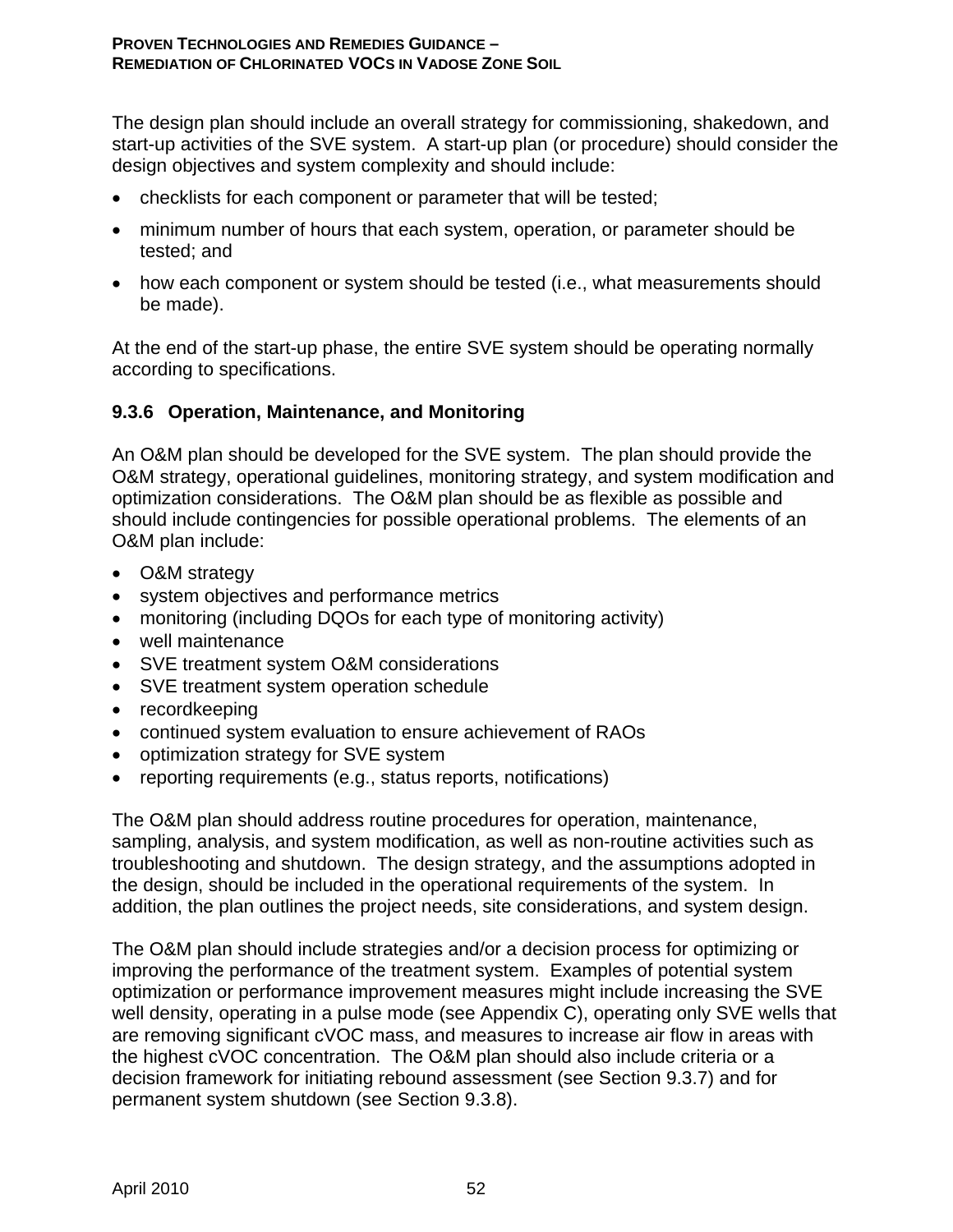The design plan should include an overall strategy for commissioning, shakedown, and start-up activities of the SVE system. A start-up plan (or procedure) should consider the design objectives and system complexity and should include:

- checklists for each component or parameter that will be tested;
- minimum number of hours that each system, operation, or parameter should be tested; and
- how each component or system should be tested (i.e., what measurements should be made).

At the end of the start-up phase, the entire SVE system should be operating normally according to specifications.

### 9.3.6 Operation, Maintenance, and Monitoring

An O&M plan should be developed for the SVE system. The plan should provide the O&M strategy, operational guidelines, monitoring strategy, and system modification and optimization considerations. The O&M plan should be as flexible as possible and should include contingencies for possible operational problems. The elements of an O&M plan include:

- O&M strategy
- system objectives and performance metrics
- monitoring (including DQOs for each type of monitoring activity)
- well maintenance
- SVE treatment system O&M considerations
- SVE treatment system operation schedule
- recordkeeping
- continued system evaluation to ensure achievement of RAOs
- optimization strategy for SVE system
- reporting requirements (e.g., status reports, notifications)

The O&M plan should address routine procedures for operation, maintenance, sampling, analysis, and system modification, as well as non-routine activities such as troubleshooting and shutdown. The design strategy, and the assumptions adopted in the design, should be included in the operational requirements of the system. In addition, the plan outlines the project needs, site considerations, and system design.

The O&M plan should include strategies and/or a decision process for optimizing or improving the performance of the treatment system. Examples of potential system optimization or performance improvement measures might include increasing the SVE well density, operating in a pulse mode (see Appendix C), operating only SVE wells that are removing significant cVOC mass, and measures to increase air flow in areas with the highest cVOC concentration. The O&M plan should also include criteria or a decision framework for initiating rebound assessment (see Section 9.3.7) and for permanent system shutdown (see Section 9.3.8).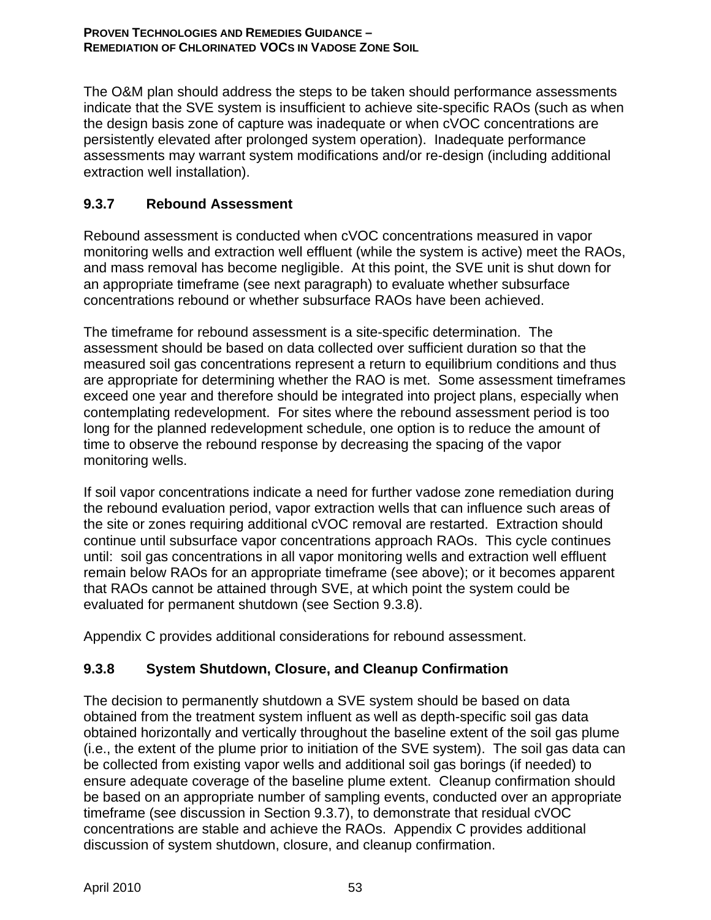The O&M plan should address the steps to be taken should performance assessments indicate that the SVE system is insufficient to achieve site-specific RAOs (such as when the design basis zone of capture was inadequate or when cVOC concentrations are persistently elevated after prolonged system operation). Inadequate performance assessments may warrant system modifications and/or re-design (including additional extraction well installation).

### 9.3.7 Rebound Assessment

Rebound assessment is conducted when cVOC concentrations measured in vapor monitoring wells and extraction well effluent (while the system is active) meet the RAOs, and mass removal has become negligible. At this point, the SVE unit is shut down for an appropriate timeframe (see next paragraph) to evaluate whether subsurface concentrations rebound or whether subsurface RAOs have been achieved.

The timeframe for rebound assessment is a site-specific determination. The assessment should be based on data collected over sufficient duration so that the measured soil gas concentrations represent a return to equilibrium conditions and thus are appropriate for determining whether the RAO is met. Some assessment timeframes exceed one year and therefore should be integrated into project plans, especially when contemplating redevelopment. For sites where the rebound assessment period is too long for the planned redevelopment schedule, one option is to reduce the amount of time to observe the rebound response by decreasing the spacing of the vapor monitoring wells.

If soil vapor concentrations indicate a need for further vadose zone remediation during the rebound evaluation period, vapor extraction wells that can influence such areas of the site or zones requiring additional cVOC removal are restarted. Extraction should continue until subsurface vapor concentrations approach RAOs. This cycle continues until: soil gas concentrations in all vapor monitoring wells and extraction well effluent remain below RAOs for an appropriate timeframe (see above); or it becomes apparent that RAOs cannot be attained through SVE, at which point the system could be evaluated for permanent shutdown (see Section 9.3.8).

Appendix C provides additional considerations for rebound assessment.

### 9.3.8 System Shutdown, Closure, and Cleanup Confirmation

The decision to permanently shutdown a SVE system should be based on data obtained from the treatment system influent as well as depth-specific soil gas data obtained horizontally and vertically throughout the baseline extent of the soil gas plume (i.e., the extent of the plume prior to initiation of the SVE system). The soil gas data can be collected from existing vapor wells and additional soil gas borings (if needed) to ensure adequate coverage of the baseline plume extent. Cleanup confirmation should be based on an appropriate number of sampling events, conducted over an appropriate timeframe (see discussion in Section 9.3.7), to demonstrate that residual cVOC concentrations are stable and achieve the RAOs. Appendix C provides additional discussion of system shutdown, closure, and cleanup confirmation.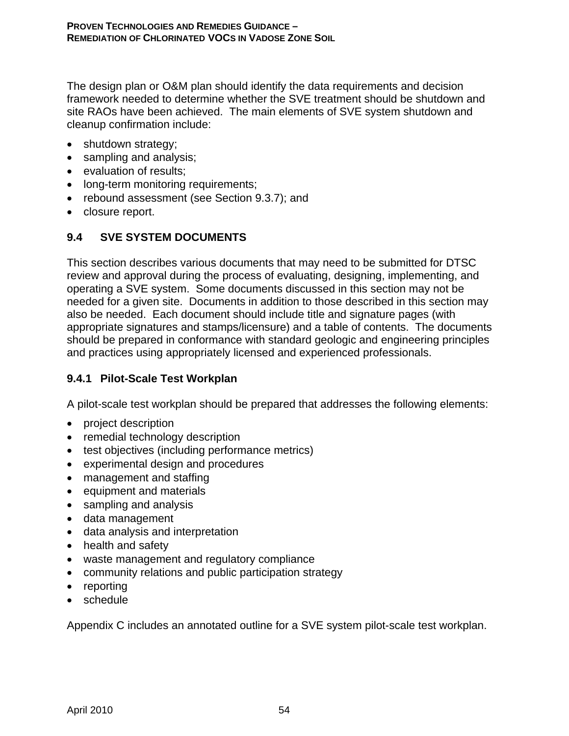The design plan or O&M plan should identify the data requirements and decision framework needed to determine whether the SVE treatment should be shutdown and site RAOs have been achieved. The main elements of SVE system shutdown and cleanup confirmation include:

- shutdown strategy;
- sampling and analysis;
- evaluation of results;
- long-term monitoring requirements;
- rebound assessment (see Section 9.3.7); and
- closure report.

## 9.4 SVE SYSTEM DOCUMENTS

This section describes various documents that may need to be submitted for DTSC review and approval during the process of evaluating, designing, implementing, and operating a SVE system. Some documents discussed in this section may not be needed for a given site. Documents in addition to those described in this section may also be needed. Each document should include title and signature pages (with appropriate signatures and stamps/licensure) and a table of contents. The documents should be prepared in conformance with standard geologic and engineering principles and practices using appropriately licensed and experienced professionals.

### 9.4.1 Pilot-Scale Test Workplan

A pilot-scale test workplan should be prepared that addresses the following elements:

- project description
- remedial technology description
- test objectives (including performance metrics)
- experimental design and procedures
- management and staffing
- equipment and materials
- sampling and analysis
- data management
- data analysis and interpretation
- health and safety
- waste management and regulatory compliance
- community relations and public participation strategy
- reporting
- schedule

Appendix C includes an annotated outline for a SVE system pilot-scale test workplan.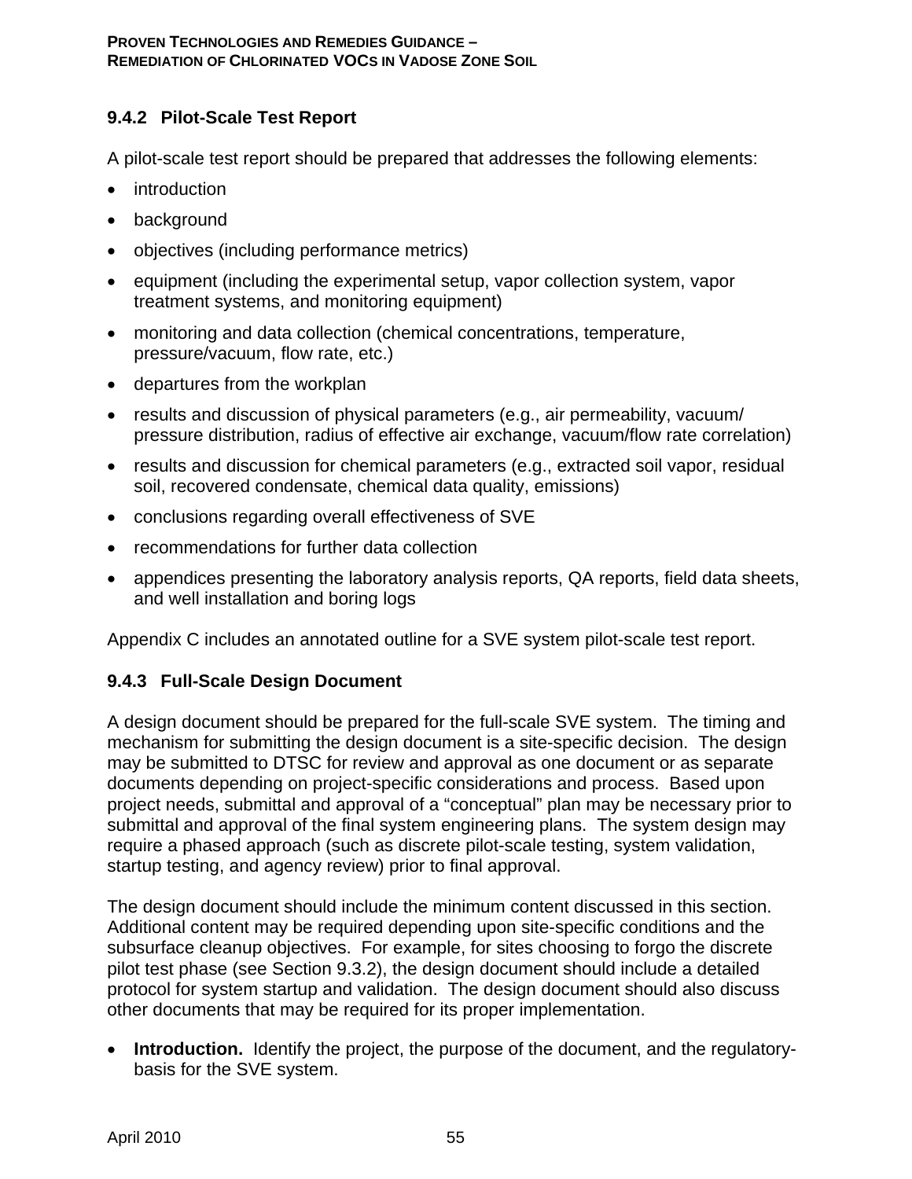### 9.4.2 Pilot-Scale Test Report

A pilot-scale test report should be prepared that addresses the following elements:

- introduction
- background
- objectives (including performance metrics)
- equipment (including the experimental setup, vapor collection system, vapor treatment systems, and monitoring equipment)
- monitoring and data collection (chemical concentrations, temperature, pressure/vacuum, flow rate, etc.)
- departures from the workplan
- results and discussion of physical parameters (e.g., air permeability, vacuum/ pressure distribution, radius of effective air exchange, vacuum/flow rate correlation)
- results and discussion for chemical parameters (e.g., extracted soil vapor, residual soil, recovered condensate, chemical data quality, emissions)
- conclusions regarding overall effectiveness of SVE
- recommendations for further data collection
- appendices presenting the laboratory analysis reports, QA reports, field data sheets, and well installation and boring logs

Appendix C includes an annotated outline for a SVE system pilot-scale test report.

### 9.4.3 Full-Scale Design Document

A design document should be prepared for the full-scale SVE system. The timing and mechanism for submitting the design document is a site-specific decision. The design may be submitted to DTSC for review and approval as one document or as separate documents depending on project-specific considerations and process. Based upon project needs, submittal and approval of a "conceptual" plan may be necessary prior to submittal and approval of the final system engineering plans. The system design may require a phased approach (such as discrete pilot-scale testing, system validation, startup testing, and agency review) prior to final approval.

The design document should include the minimum content discussed in this section. Additional content may be required depending upon site-specific conditions and the subsurface cleanup objectives. For example, for sites choosing to forgo the discrete pilot test phase (see Section 9.3.2), the design document should include a detailed protocol for system startup and validation. The design document should also discuss other documents that may be required for its proper implementation.

- **Introduction.** Identify the project, the purpose of the document, and the regulatory-basis for the SVE system.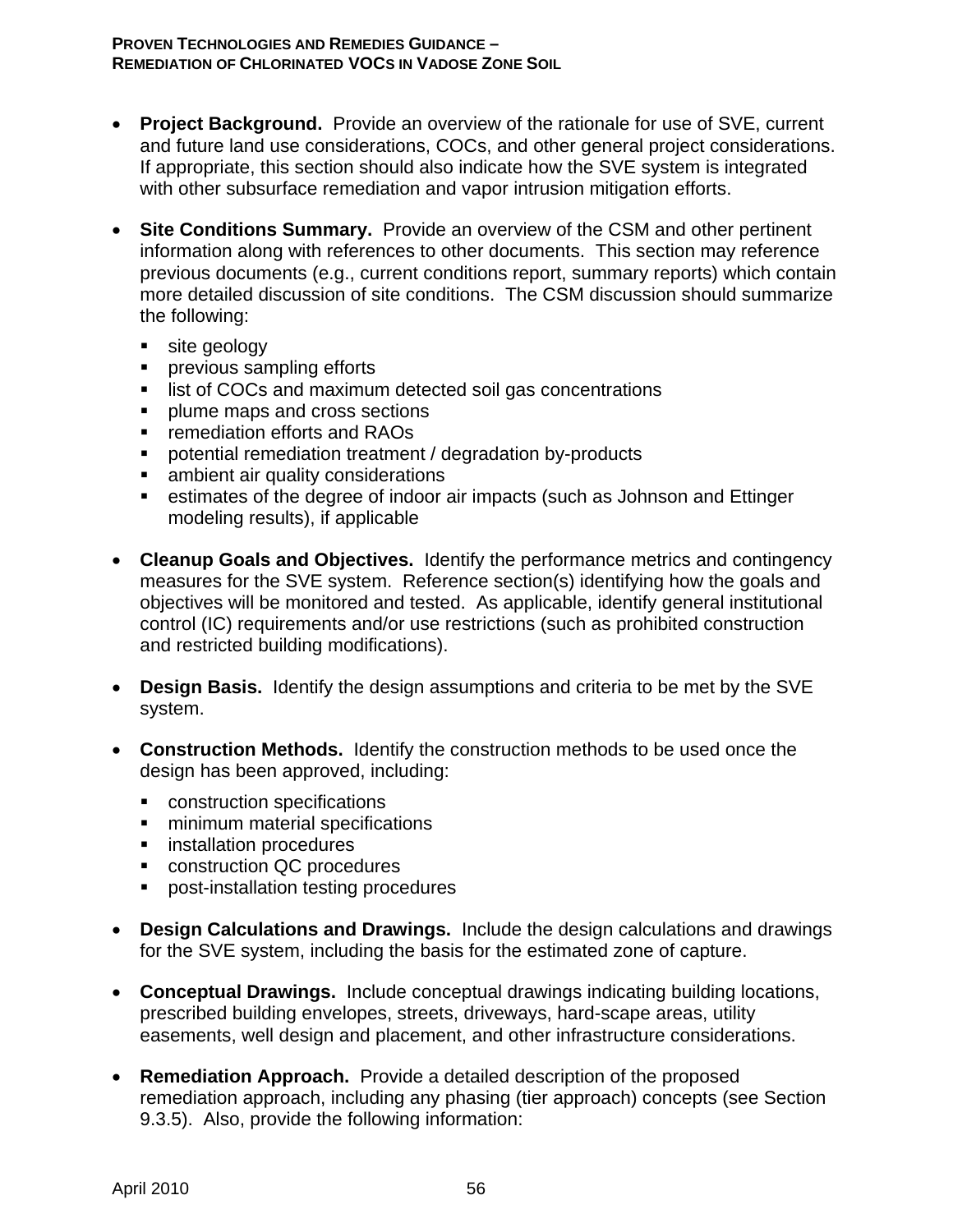- **Project Background.** Provide an overview of the rationale for use of SVE, current and future land use considerations, COCs, and other general project considerations. If appropriate, this section should also indicate how the SVE system is integrated with other subsurface remediation and vapor intrusion mitigation efforts.

- **Site Conditions Summary.** Provide an overview of the CSM and other pertinent information along with references to other documents. This section may reference previous documents (e.g., current conditions report, summary reports) which contain more detailed discussion of site conditions. The CSM discussion should summarize the following:
  - site geology
  - previous sampling efforts
  - list of COCs and maximum detected soil gas concentrations
  - plume maps and cross sections
  - remediation efforts and RAOs
  - potential remediation treatment / degradation by-products
  - ambient air quality considerations
  - estimates of the degree of indoor air impacts (such as Johnson and Ettinger modeling results), if applicable

- **Cleanup Goals and Objectives.** Identify the performance metrics and contingency measures for the SVE system. Reference section(s) identifying how the goals and objectives will be monitored and tested. As applicable, identify general institutional control (IC) requirements and/or use restrictions (such as prohibited construction and restricted building modifications).

- **Design Basis.** Identify the design assumptions and criteria to be met by the SVE system.

- **Construction Methods.** Identify the construction methods to be used once the design has been approved, including:
  - construction specifications
  - minimum material specifications
  - installation procedures
  - construction QC procedures
  - post-installation testing procedures

- **Design Calculations and Drawings.** Include the design calculations and drawings for the SVE system, including the basis for the estimated zone of capture.

- **Conceptual Drawings.** Include conceptual drawings indicating building locations, prescribed building envelopes, streets, driveways, hard-scape areas, utility easements, well design and placement, and other infrastructure considerations.

- **Remediation Approach.** Provide a detailed description of the proposed remediation approach, including any phasing (tier approach) concepts (see Section 9.3.5). Also, provide the following information: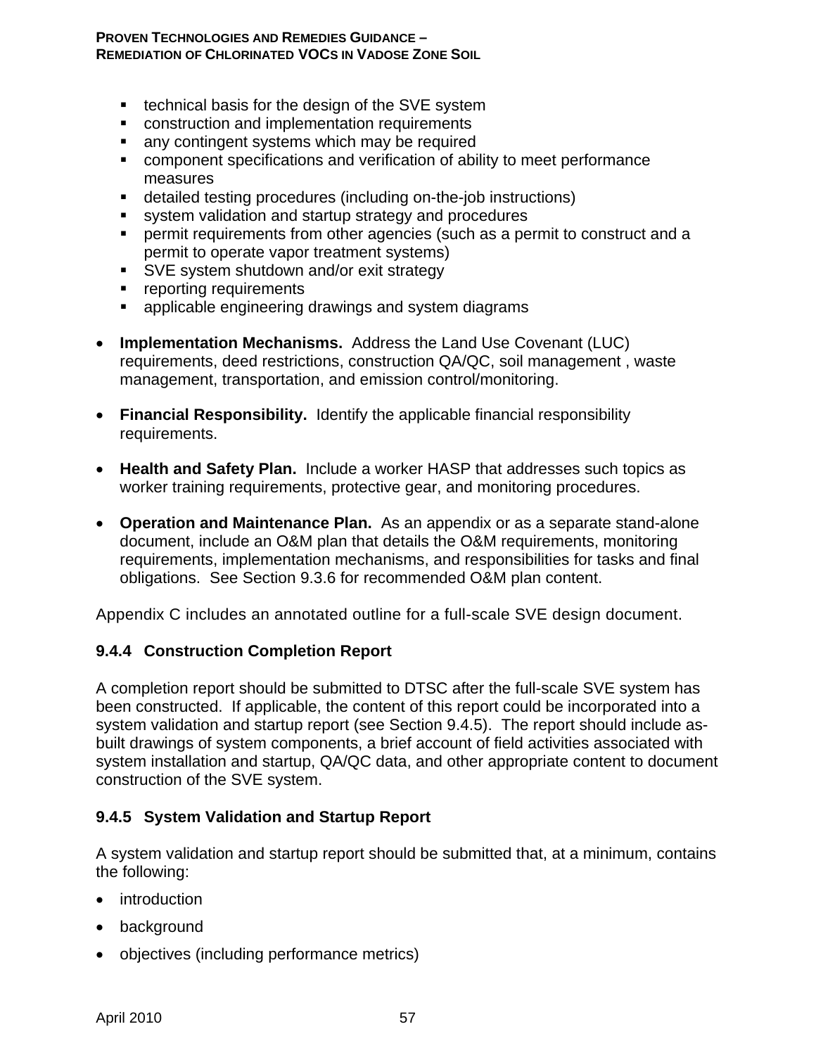- technical basis for the design of the SVE system
- construction and implementation requirements
- any contingent systems which may be required
- component specifications and verification of ability to meet performance measures
- detailed testing procedures (including on-the-job instructions)
- system validation and startup strategy and procedures
- permit requirements from other agencies (such as a permit to construct and a permit to operate vapor treatment systems)
- SVE system shutdown and/or exit strategy
- reporting requirements
- applicable engineering drawings and system diagrams

- **Implementation Mechanisms.** Address the Land Use Covenant (LUC) requirements, deed restrictions, construction QA/QC, soil management , waste management, transportation, and emission control/monitoring.

- **Financial Responsibility.** Identify the applicable financial responsibility requirements.

- **Health and Safety Plan.** Include a worker HASP that addresses such topics as worker training requirements, protective gear, and monitoring procedures.

- **Operation and Maintenance Plan.** As an appendix or as a separate stand-alone document, include an O&M plan that details the O&M requirements, monitoring requirements, implementation mechanisms, and responsibilities for tasks and final obligations. See Section 9.3.6 for recommended O&M plan content.

Appendix C includes an annotated outline for a full-scale SVE design document.

### 9.4.4 Construction Completion Report

A completion report should be submitted to DTSC after the full-scale SVE system has been constructed. If applicable, the content of this report could be incorporated into a system validation and startup report (see Section 9.4.5). The report should include as-built drawings of system components, a brief account of field activities associated with system installation and startup, QA/QC data, and other appropriate content to document construction of the SVE system.

### 9.4.5 System Validation and Startup Report

A system validation and startup report should be submitted that, at a minimum, contains the following:

- introduction
- background
- objectives (including performance metrics)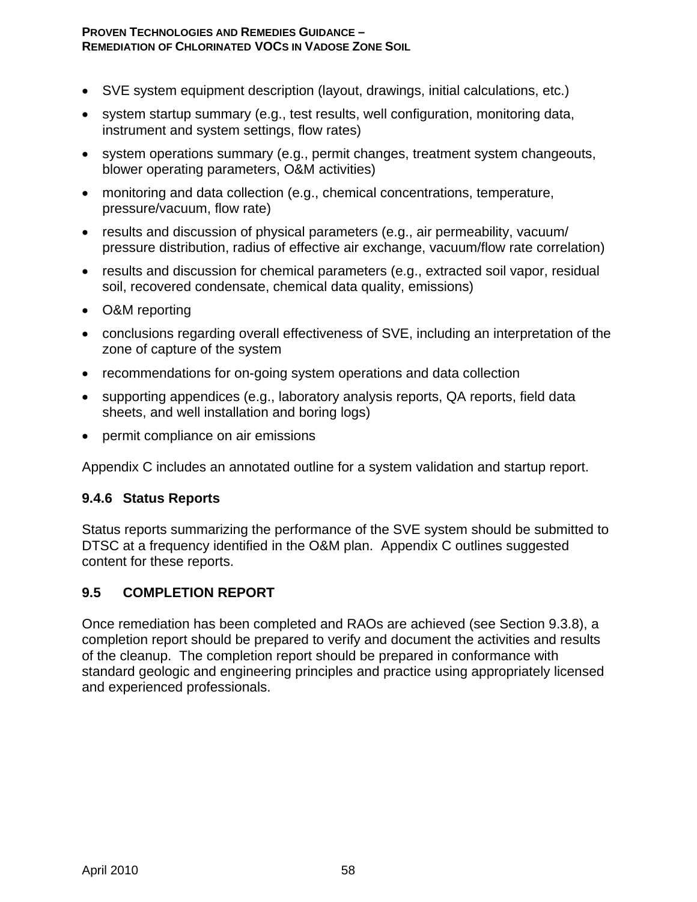- SVE system equipment description (layout, drawings, initial calculations, etc.)
- system startup summary (e.g., test results, well configuration, monitoring data, instrument and system settings, flow rates)
- system operations summary (e.g., permit changes, treatment system changeouts, blower operating parameters, O&M activities)
- monitoring and data collection (e.g., chemical concentrations, temperature, pressure/vacuum, flow rate)
- results and discussion of physical parameters (e.g., air permeability, vacuum/ pressure distribution, radius of effective air exchange, vacuum/flow rate correlation)
- results and discussion for chemical parameters (e.g., extracted soil vapor, residual soil, recovered condensate, chemical data quality, emissions)
- O&M reporting
- conclusions regarding overall effectiveness of SVE, including an interpretation of the zone of capture of the system
- recommendations for on-going system operations and data collection
- supporting appendices (e.g., laboratory analysis reports, QA reports, field data sheets, and well installation and boring logs)
- permit compliance on air emissions

Appendix C includes an annotated outline for a system validation and startup report.

### 9.4.6 Status Reports

Status reports summarizing the performance of the SVE system should be submitted to DTSC at a frequency identified in the O&M plan. Appendix C outlines suggested content for these reports.

## 9.5 COMPLETION REPORT

Once remediation has been completed and RAOs are achieved (see Section 9.3.8), a completion report should be prepared to verify and document the activities and results of the cleanup. The completion report should be prepared in conformance with standard geologic and engineering principles and practice using appropriately licensed and experienced professionals.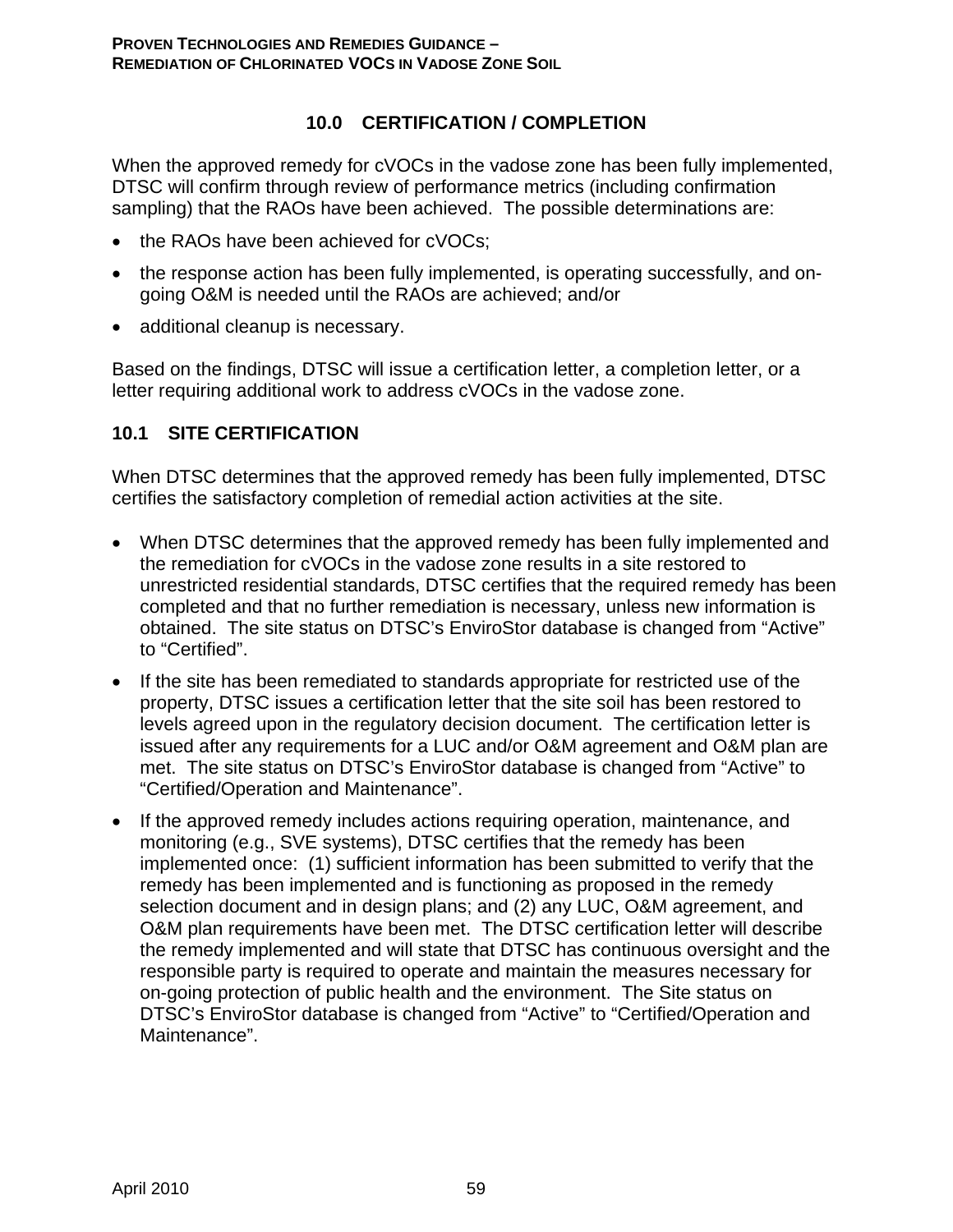# 10.0 CERTIFICATION / COMPLETION

When the approved remedy for cVOCs in the vadose zone has been fully implemented, DTSC will confirm through review of performance metrics (including confirmation sampling) that the RAOs have been achieved. The possible determinations are:

- the RAOs have been achieved for cVOCs;
- the response action has been fully implemented, is operating successfully, and on-going O&M is needed until the RAOs are achieved; and/or
- additional cleanup is necessary.

Based on the findings, DTSC will issue a certification letter, a completion letter, or a letter requiring additional work to address cVOCs in the vadose zone.

## 10.1 SITE CERTIFICATION

When DTSC determines that the approved remedy has been fully implemented, DTSC certifies the satisfactory completion of remedial action activities at the site.

- When DTSC determines that the approved remedy has been fully implemented and the remediation for cVOCs in the vadose zone results in a site restored to unrestricted residential standards, DTSC certifies that the required remedy has been completed and that no further remediation is necessary, unless new information is obtained. The site status on DTSC's EnviroStor database is changed from "Active" to "Certified".
- If the site has been remediated to standards appropriate for restricted use of the property, DTSC issues a certification letter that the site soil has been restored to levels agreed upon in the regulatory decision document. The certification letter is issued after any requirements for a LUC and/or O&M agreement and O&M plan are met. The site status on DTSC's EnviroStor database is changed from "Active" to "Certified/Operation and Maintenance".
- If the approved remedy includes actions requiring operation, maintenance, and monitoring (e.g., SVE systems), DTSC certifies that the remedy has been implemented once: (1) sufficient information has been submitted to verify that the remedy has been implemented and is functioning as proposed in the remedy selection document and in design plans; and (2) any LUC, O&M agreement, and O&M plan requirements have been met. The DTSC certification letter will describe the remedy implemented and will state that DTSC has continuous oversight and the responsible party is required to operate and maintain the measures necessary for on-going protection of public health and the environment. The Site status on DTSC's EnviroStor database is changed from "Active" to "Certified/Operation and Maintenance".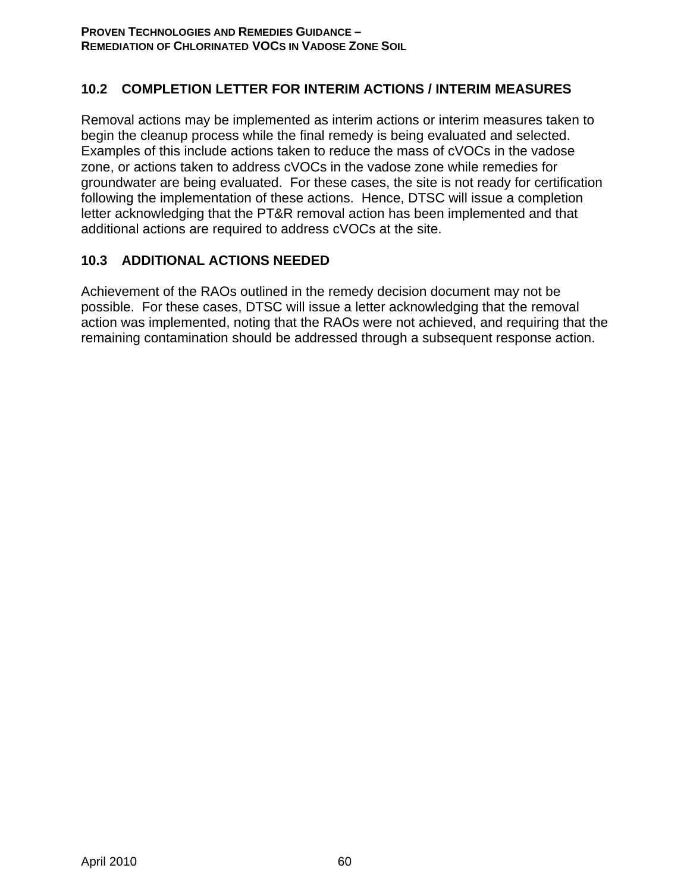## 10.2 COMPLETION LETTER FOR INTERIM ACTIONS / INTERIM MEASURES

Removal actions may be implemented as interim actions or interim measures taken to begin the cleanup process while the final remedy is being evaluated and selected. Examples of this include actions taken to reduce the mass of cVOCs in the vadose zone, or actions taken to address cVOCs in the vadose zone while remedies for groundwater are being evaluated. For these cases, the site is not ready for certification following the implementation of these actions. Hence, DTSC will issue a completion letter acknowledging that the PT&R removal action has been implemented and that additional actions are required to address cVOCs at the site.

## 10.3 ADDITIONAL ACTIONS NEEDED

Achievement of the RAOs outlined in the remedy decision document may not be possible. For these cases, DTSC will issue a letter acknowledging that the removal action was implemented, noting that the RAOs were not achieved, and requiring that the remaining contamination should be addressed through a subsequent response action.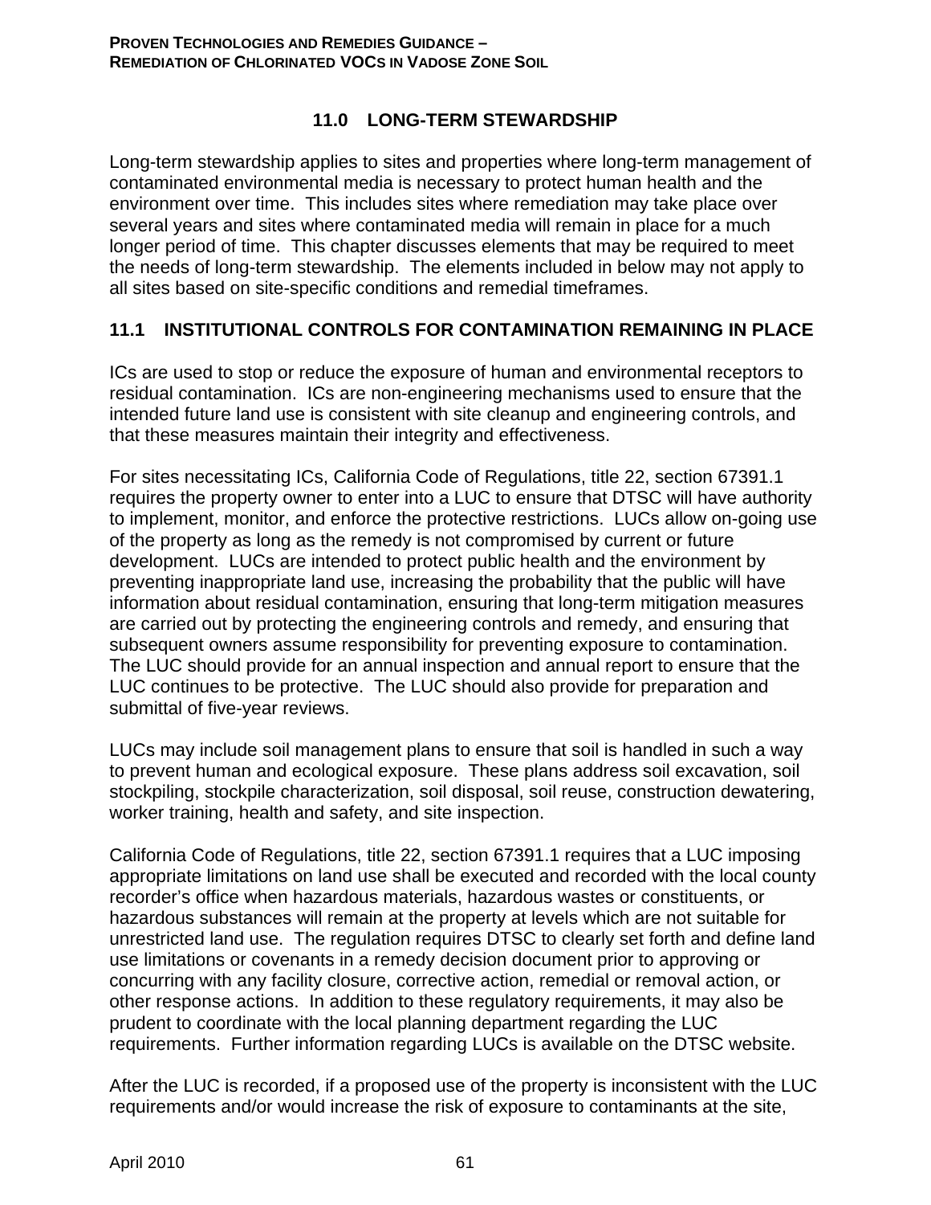# 11.0 LONG-TERM STEWARDSHIP

Long-term stewardship applies to sites and properties where long-term management of contaminated environmental media is necessary to protect human health and the environment over time. This includes sites where remediation may take place over several years and sites where contaminated media will remain in place for a much longer period of time. This chapter discusses elements that may be required to meet the needs of long-term stewardship. The elements included in below may not apply to all sites based on site-specific conditions and remedial timeframes.

## 11.1 INSTITUTIONAL CONTROLS FOR CONTAMINATION REMAINING IN PLACE

ICs are used to stop or reduce the exposure of human and environmental receptors to residual contamination. ICs are non-engineering mechanisms used to ensure that the intended future land use is consistent with site cleanup and engineering controls, and that these measures maintain their integrity and effectiveness.

For sites necessitating ICs, California Code of Regulations, title 22, section 67391.1 requires the property owner to enter into a LUC to ensure that DTSC will have authority to implement, monitor, and enforce the protective restrictions. LUCs allow on-going use of the property as long as the remedy is not compromised by current or future development. LUCs are intended to protect public health and the environment by preventing inappropriate land use, increasing the probability that the public will have information about residual contamination, ensuring that long-term mitigation measures are carried out by protecting the engineering controls and remedy, and ensuring that subsequent owners assume responsibility for preventing exposure to contamination. The LUC should provide for an annual inspection and annual report to ensure that the LUC continues to be protective. The LUC should also provide for preparation and submittal of five-year reviews.

LUCs may include soil management plans to ensure that soil is handled in such a way to prevent human and ecological exposure. These plans address soil excavation, soil stockpiling, stockpile characterization, soil disposal, soil reuse, construction dewatering, worker training, health and safety, and site inspection.

California Code of Regulations, title 22, section 67391.1 requires that a LUC imposing appropriate limitations on land use shall be executed and recorded with the local county recorder's office when hazardous materials, hazardous wastes or constituents, or hazardous substances will remain at the property at levels which are not suitable for unrestricted land use. The regulation requires DTSC to clearly set forth and define land use limitations or covenants in a remedy decision document prior to approving or concurring with any facility closure, corrective action, remedial or removal action, or other response actions. In addition to these regulatory requirements, it may also be prudent to coordinate with the local planning department regarding the LUC requirements. Further information regarding LUCs is available on the DTSC website.

After the LUC is recorded, if a proposed use of the property is inconsistent with the LUC requirements and/or would increase the risk of exposure to contaminants at the site,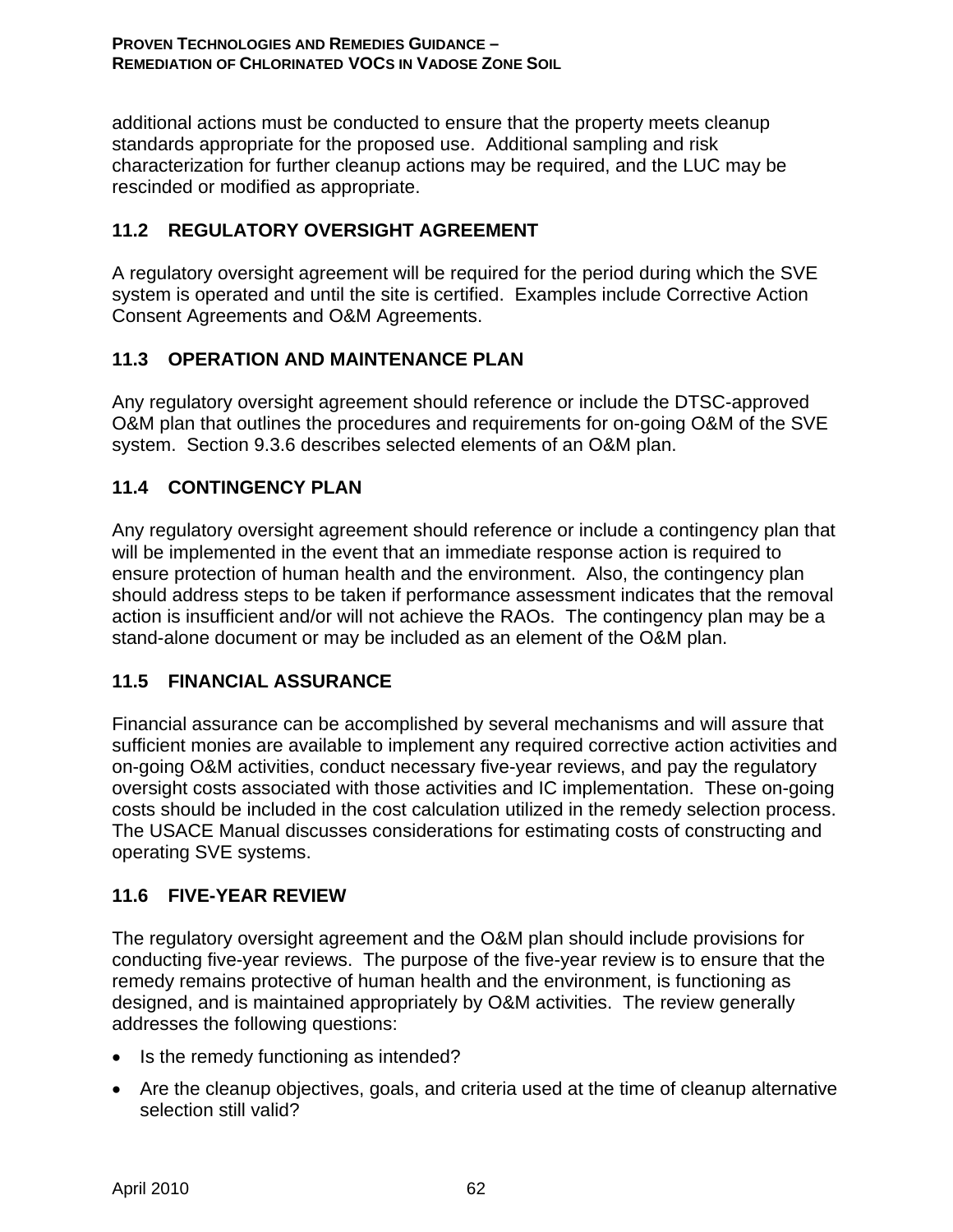additional actions must be conducted to ensure that the property meets cleanup standards appropriate for the proposed use. Additional sampling and risk characterization for further cleanup actions may be required, and the LUC may be rescinded or modified as appropriate.

## 11.2 REGULATORY OVERSIGHT AGREEMENT

A regulatory oversight agreement will be required for the period during which the SVE system is operated and until the site is certified. Examples include Corrective Action Consent Agreements and O&M Agreements.

## 11.3 OPERATION AND MAINTENANCE PLAN

Any regulatory oversight agreement should reference or include the DTSC-approved O&M plan that outlines the procedures and requirements for on-going O&M of the SVE system. Section 9.3.6 describes selected elements of an O&M plan.

## 11.4 CONTINGENCY PLAN

Any regulatory oversight agreement should reference or include a contingency plan that will be implemented in the event that an immediate response action is required to ensure protection of human health and the environment. Also, the contingency plan should address steps to be taken if performance assessment indicates that the removal action is insufficient and/or will not achieve the RAOs. The contingency plan may be a stand-alone document or may be included as an element of the O&M plan.

## 11.5 FINANCIAL ASSURANCE

Financial assurance can be accomplished by several mechanisms and will assure that sufficient monies are available to implement any required corrective action activities and on-going O&M activities, conduct necessary five-year reviews, and pay the regulatory oversight costs associated with those activities and IC implementation. These on-going costs should be included in the cost calculation utilized in the remedy selection process. The USACE Manual discusses considerations for estimating costs of constructing and operating SVE systems.

## 11.6 FIVE-YEAR REVIEW

The regulatory oversight agreement and the O&M plan should include provisions for conducting five-year reviews. The purpose of the five-year review is to ensure that the remedy remains protective of human health and the environment, is functioning as designed, and is maintained appropriately by O&M activities. The review generally addresses the following questions:

- Is the remedy functioning as intended?
- Are the cleanup objectives, goals, and criteria used at the time of cleanup alternative selection still valid?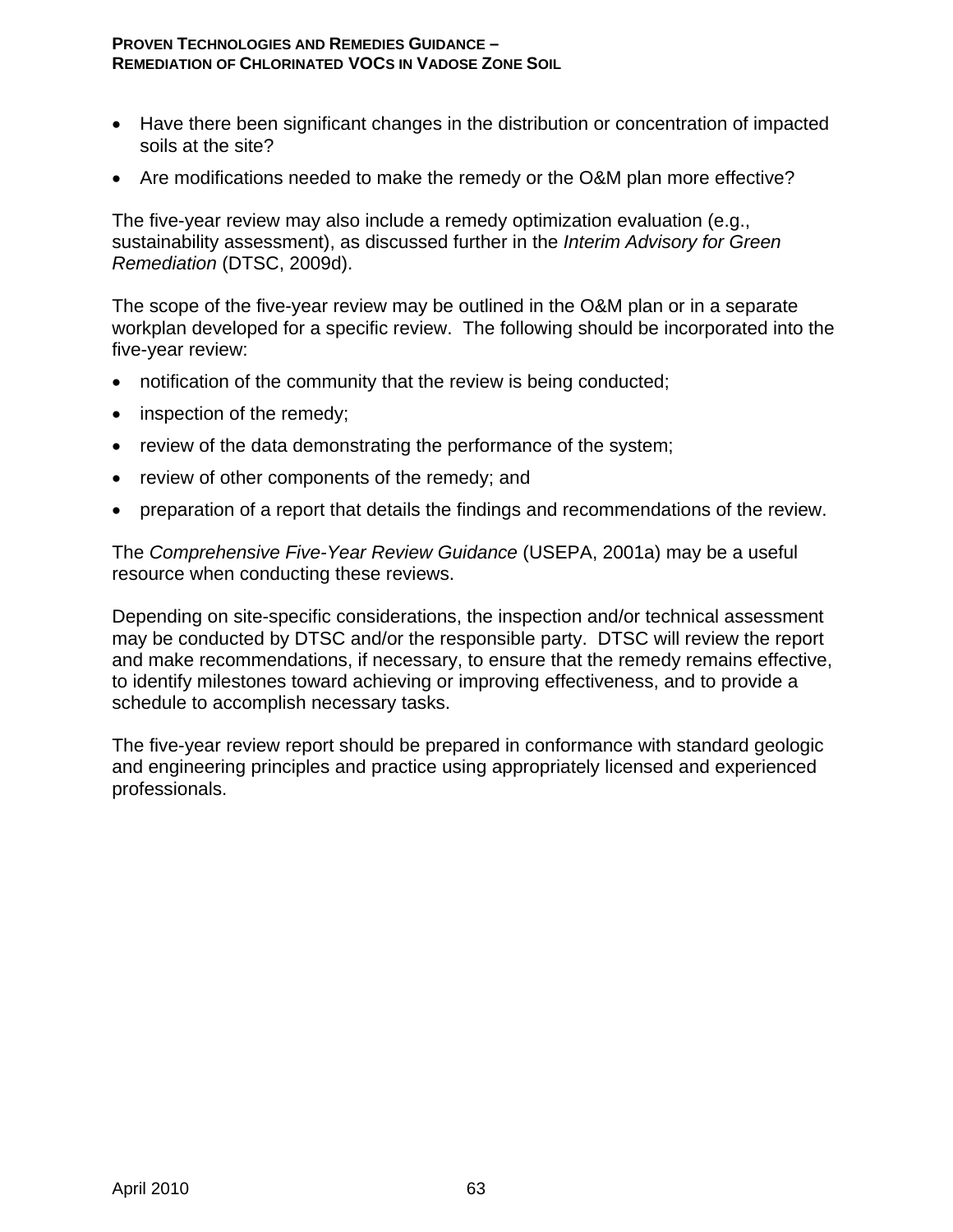- Have there been significant changes in the distribution or concentration of impacted soils at the site?
- Are modifications needed to make the remedy or the O&M plan more effective?

The five-year review may also include a remedy optimization evaluation (e.g., sustainability assessment), as discussed further in the *Interim Advisory for Green Remediation* (DTSC, 2009d).

The scope of the five-year review may be outlined in the O&M plan or in a separate workplan developed for a specific review. The following should be incorporated into the five-year review:

- notification of the community that the review is being conducted;
- inspection of the remedy;
- review of the data demonstrating the performance of the system;
- review of other components of the remedy; and
- preparation of a report that details the findings and recommendations of the review.

The *Comprehensive Five-Year Review Guidance* (USEPA, 2001a) may be a useful resource when conducting these reviews.

Depending on site-specific considerations, the inspection and/or technical assessment may be conducted by DTSC and/or the responsible party. DTSC will review the report and make recommendations, if necessary, to ensure that the remedy remains effective, to identify milestones toward achieving or improving effectiveness, and to provide a schedule to accomplish necessary tasks.

The five-year review report should be prepared in conformance with standard geologic and engineering principles and practice using appropriately licensed and experienced professionals.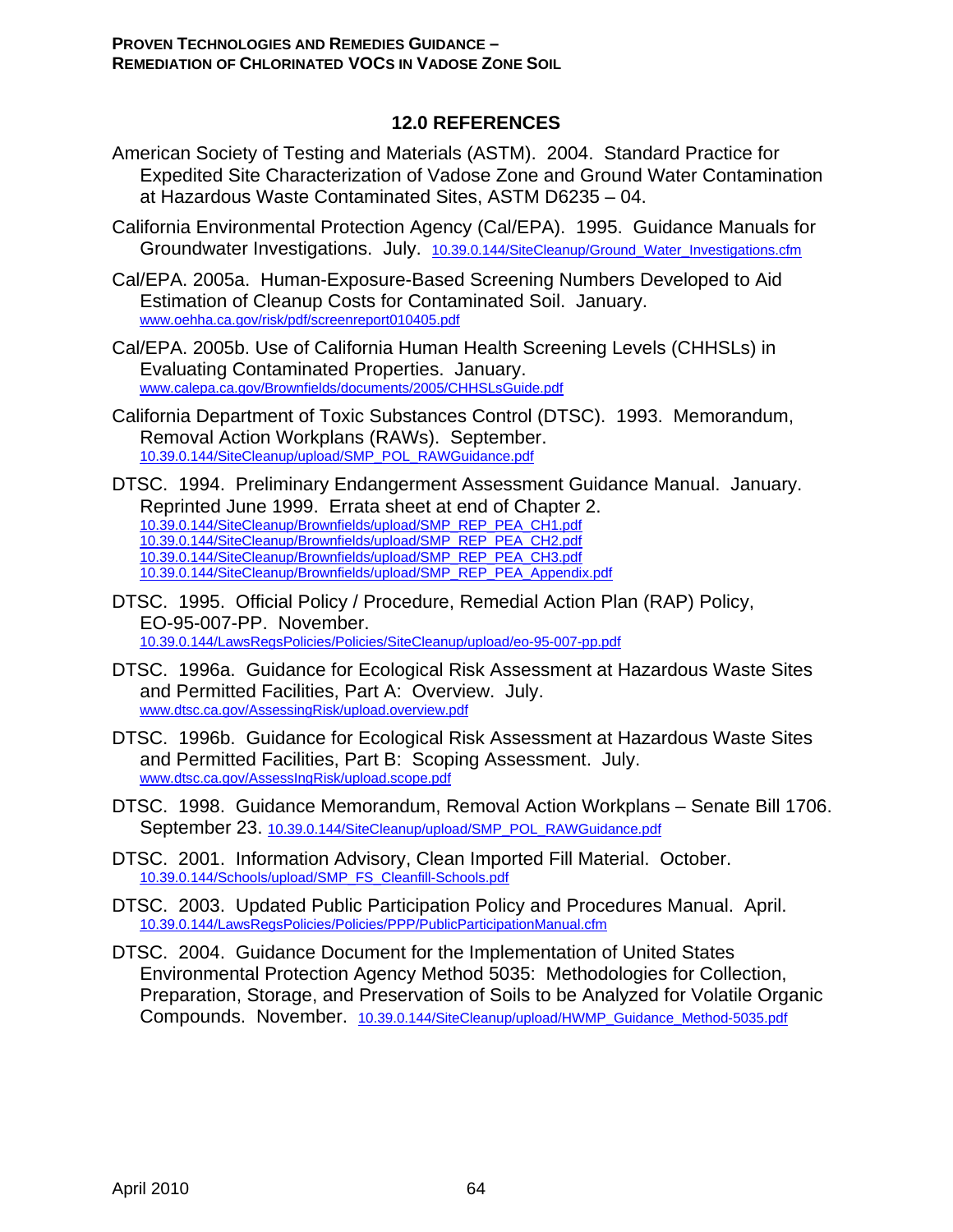## 12.0 REFERENCES

American Society of Testing and Materials (ASTM). 2004. Standard Practice for Expedited Site Characterization of Vadose Zone and Ground Water Contamination at Hazardous Waste Contaminated Sites, ASTM D6235 – 04.

California Environmental Protection Agency (Cal/EPA). 1995. Guidance Manuals for Groundwater Investigations. July. 10.39.0.144/SiteCleanup/Ground_Water_Investigations.cfm

Cal/EPA. 2005a. Human-Exposure-Based Screening Numbers Developed to Aid Estimation of Cleanup Costs for Contaminated Soil. January. www.oehha.ca.gov/risk/pdf/screenreport010405.pdf

Cal/EPA. 2005b. Use of California Human Health Screening Levels (CHHSLs) in Evaluating Contaminated Properties. January. www.calepa.ca.gov/Brownfields/documents/2005/CHHSLsGuide.pdf

California Department of Toxic Substances Control (DTSC). 1993. Memorandum, Removal Action Workplans (RAWs). September. 10.39.0.144/SiteCleanup/upload/SMP_POL_RAWGuidance.pdf

DTSC. 1994. Preliminary Endangerment Assessment Guidance Manual. January. Reprinted June 1999. Errata sheet at end of Chapter 2.
10.39.0.144/SiteCleanup/Brownfields/upload/SMP_REP_PEA_CH1.pdf
10.39.0.144/SiteCleanup/Brownfields/upload/SMP_REP_PEA_CH2.pdf
10.39.0.144/SiteCleanup/Brownfields/upload/SMP_REP_PEA_CH3.pdf
10.39.0.144/SiteCleanup/Brownfields/upload/SMP_REP_PEA_Appendix.pdf

DTSC. 1995. Official Policy / Procedure, Remedial Action Plan (RAP) Policy, EO-95-007-PP. November. 10.39.0.144/LawsRegsPolicies/Policies/SiteCleanup/upload/eo-95-007-pp.pdf

DTSC. 1996a. Guidance for Ecological Risk Assessment at Hazardous Waste Sites and Permitted Facilities, Part A: Overview. July. www.dtsc.ca.gov/AssessingRisk/upload.overview.pdf

DTSC. 1996b. Guidance for Ecological Risk Assessment at Hazardous Waste Sites and Permitted Facilities, Part B: Scoping Assessment. July. www.dtsc.ca.gov/AssessIngRisk/upload.scope.pdf

DTSC. 1998. Guidance Memorandum, Removal Action Workplans – Senate Bill 1706. September 23. 10.39.0.144/SiteCleanup/upload/SMP_POL_RAWGuidance.pdf

DTSC. 2001. Information Advisory, Clean Imported Fill Material. October. 10.39.0.144/Schools/upload/SMP_FS_Cleanfill-Schools.pdf

DTSC. 2003. Updated Public Participation Policy and Procedures Manual. April. 10.39.0.144/LawsRegsPolicies/Policies/PPP/PublicParticipationManual.cfm

DTSC. 2004. Guidance Document for the Implementation of United States Environmental Protection Agency Method 5035: Methodologies for Collection, Preparation, Storage, and Preservation of Soils to be Analyzed for Volatile Organic Compounds. November. 10.39.0.144/SiteCleanup/upload/HWMP_Guidance_Method-5035.pdf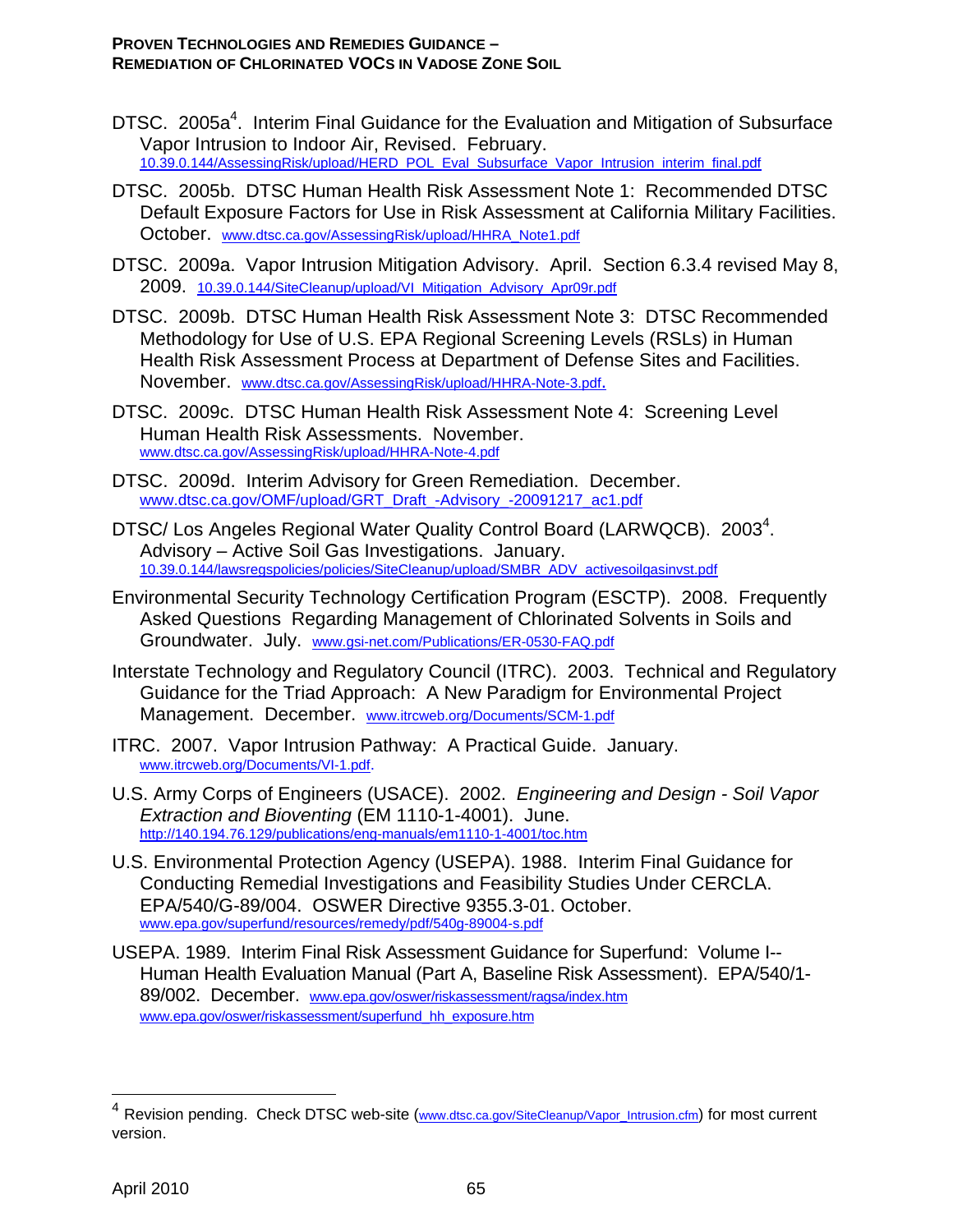DTSC. 2005a[4]. Interim Final Guidance for the Evaluation and Mitigation of Subsurface Vapor Intrusion to Indoor Air, Revised. February. 10.39.0.144/AssessingRisk/upload/HERD_POL_Eval_Subsurface_Vapor_Intrusion_interim_final.pdf

DTSC. 2005b. DTSC Human Health Risk Assessment Note 1: Recommended DTSC Default Exposure Factors for Use in Risk Assessment at California Military Facilities. October. www.dtsc.ca.gov/AssessingRisk/upload/HHRA_Note1.pdf

DTSC. 2009a. Vapor Intrusion Mitigation Advisory. April. Section 6.3.4 revised May 8, 2009. 10.39.0.144/SiteCleanup/upload/VI_Mitigation_Advisory_Apr09r.pdf

DTSC. 2009b. DTSC Human Health Risk Assessment Note 3: DTSC Recommended Methodology for Use of U.S. EPA Regional Screening Levels (RSLs) in Human Health Risk Assessment Process at Department of Defense Sites and Facilities. November. www.dtsc.ca.gov/AssessingRisk/upload/HHRA-Note-3.pdf.

DTSC. 2009c. DTSC Human Health Risk Assessment Note 4: Screening Level Human Health Risk Assessments. November. www.dtsc.ca.gov/AssessingRisk/upload/HHRA-Note-4.pdf

DTSC. 2009d. Interim Advisory for Green Remediation. December. www.dtsc.ca.gov/OMF/upload/GRT_Draft_-Advisory_-20091217_ac1.pdf

DTSC/ Los Angeles Regional Water Quality Control Board (LARWQCB). 2003[4]. Advisory – Active Soil Gas Investigations. January. 10.39.0.144/lawsregspolicies/policies/SiteCleanup/upload/SMBR_ADV_activesoilgasinvst.pdf

Environmental Security Technology Certification Program (ESCTP). 2008. Frequently Asked Questions Regarding Management of Chlorinated Solvents in Soils and Groundwater. July. www.gsi-net.com/Publications/ER-0530-FAQ.pdf

Interstate Technology and Regulatory Council (ITRC). 2003. Technical and Regulatory Guidance for the Triad Approach: A New Paradigm for Environmental Project Management. December. www.itrcweb.org/Documents/SCM-1.pdf

ITRC. 2007. Vapor Intrusion Pathway: A Practical Guide. January. www.itrcweb.org/Documents/VI-1.pdf.

U.S. Army Corps of Engineers (USACE). 2002. *Engineering and Design - Soil Vapor Extraction and Bioventing* (EM 1110-1-4001). June. http://140.194.76.129/publications/eng-manuals/em1110-1-4001/toc.htm

U.S. Environmental Protection Agency (USEPA). 1988. Interim Final Guidance for Conducting Remedial Investigations and Feasibility Studies Under CERCLA. EPA/540/G-89/004. OSWER Directive 9355.3-01. October. www.epa.gov/superfund/resources/remedy/pdf/540g-89004-s.pdf

USEPA. 1989. Interim Final Risk Assessment Guidance for Superfund: Volume I-- Human Health Evaluation Manual (Part A, Baseline Risk Assessment). EPA/540/1-89/002. December. www.epa.gov/oswer/riskassessment/ragsa/index.htm www.epa.gov/oswer/riskassessment/superfund_hh_exposure.htm

---

[4] Revision pending. Check DTSC web-site (www.dtsc.ca.gov/SiteCleanup/Vapor_Intrusion.cfm) for most current version.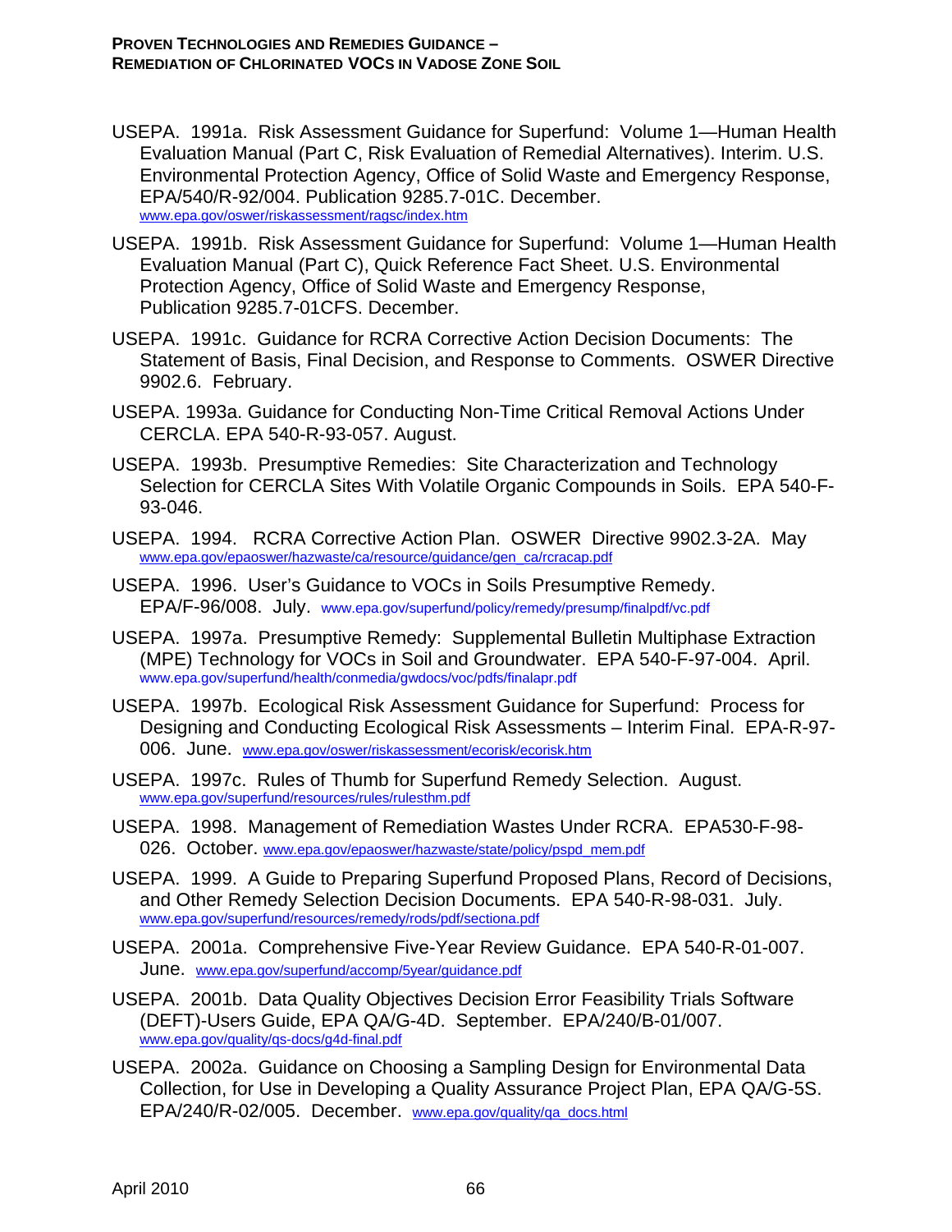USEPA. 1991a. Risk Assessment Guidance for Superfund: Volume 1—Human Health Evaluation Manual (Part C, Risk Evaluation of Remedial Alternatives). Interim. U.S. Environmental Protection Agency, Office of Solid Waste and Emergency Response, EPA/540/R-92/004. Publication 9285.7-01C. December. www.epa.gov/oswer/riskassessment/ragsc/index.htm

USEPA. 1991b. Risk Assessment Guidance for Superfund: Volume 1—Human Health Evaluation Manual (Part C), Quick Reference Fact Sheet. U.S. Environmental Protection Agency, Office of Solid Waste and Emergency Response, Publication 9285.7-01CFS. December.

USEPA. 1991c. Guidance for RCRA Corrective Action Decision Documents: The Statement of Basis, Final Decision, and Response to Comments. OSWER Directive 9902.6. February.

USEPA. 1993a. Guidance for Conducting Non-Time Critical Removal Actions Under CERCLA. EPA 540-R-93-057. August.

USEPA. 1993b. Presumptive Remedies: Site Characterization and Technology Selection for CERCLA Sites With Volatile Organic Compounds in Soils. EPA 540-F-93-046.

USEPA. 1994. RCRA Corrective Action Plan. OSWER Directive 9902.3-2A. May www.epa.gov/epaoswer/hazwaste/ca/resource/guidance/gen_ca/rcracap.pdf

USEPA. 1996. User's Guidance to VOCs in Soils Presumptive Remedy. EPA/F-96/008. July. www.epa.gov/superfund/policy/remedy/presump/finalpdf/vc.pdf

USEPA. 1997a. Presumptive Remedy: Supplemental Bulletin Multiphase Extraction (MPE) Technology for VOCs in Soil and Groundwater. EPA 540-F-97-004. April. www.epa.gov/superfund/health/conmedia/gwdocs/voc/pdfs/finalapr.pdf

USEPA. 1997b. Ecological Risk Assessment Guidance for Superfund: Process for Designing and Conducting Ecological Risk Assessments – Interim Final. EPA-R-97-006. June. www.epa.gov/oswer/riskassessment/ecorisk/ecorisk.htm

USEPA. 1997c. Rules of Thumb for Superfund Remedy Selection. August. www.epa.gov/superfund/resources/rules/rulesthm.pdf

USEPA. 1998. Management of Remediation Wastes Under RCRA. EPA530-F-98-026. October. www.epa.gov/epaoswer/hazwaste/state/policy/pspd_mem.pdf

USEPA. 1999. A Guide to Preparing Superfund Proposed Plans, Record of Decisions, and Other Remedy Selection Decision Documents. EPA 540-R-98-031. July. www.epa.gov/superfund/resources/remedy/rods/pdf/sectiona.pdf

USEPA. 2001a. Comprehensive Five-Year Review Guidance. EPA 540-R-01-007. June. www.epa.gov/superfund/accomp/5year/guidance.pdf

USEPA. 2001b. Data Quality Objectives Decision Error Feasibility Trials Software (DEFT)-Users Guide, EPA QA/G-4D. September. EPA/240/B-01/007. www.epa.gov/quality/qs-docs/g4d-final.pdf

USEPA. 2002a. Guidance on Choosing a Sampling Design for Environmental Data Collection, for Use in Developing a Quality Assurance Project Plan, EPA QA/G-5S. EPA/240/R-02/005. December. www.epa.gov/quality/qa_docs.html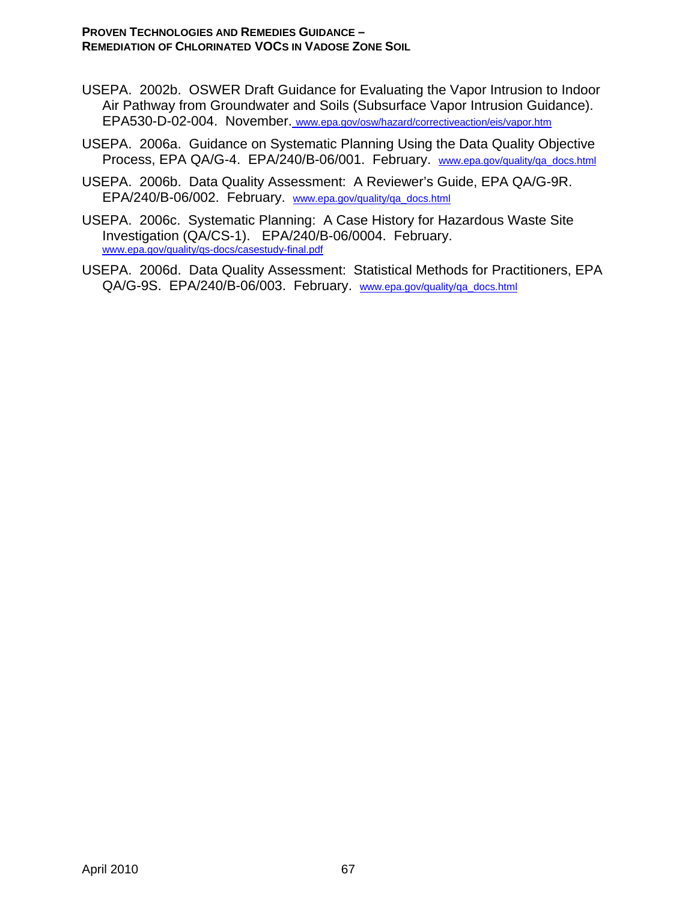USEPA. 2002b. OSWER Draft Guidance for Evaluating the Vapor Intrusion to Indoor Air Pathway from Groundwater and Soils (Subsurface Vapor Intrusion Guidance). EPA530-D-02-004. November. www.epa.gov/osw/hazard/correctiveaction/eis/vapor.htm

USEPA. 2006a. Guidance on Systematic Planning Using the Data Quality Objective Process, EPA QA/G-4. EPA/240/B-06/001. February. www.epa.gov/quality/qa_docs.html

USEPA. 2006b. Data Quality Assessment: A Reviewer's Guide, EPA QA/G-9R. EPA/240/B-06/002. February. www.epa.gov/quality/qa_docs.html

USEPA. 2006c. Systematic Planning: A Case History for Hazardous Waste Site Investigation (QA/CS-1). EPA/240/B-06/0004. February. www.epa.gov/quality/qs-docs/casestudy-final.pdf

USEPA. 2006d. Data Quality Assessment: Statistical Methods for Practitioners, EPA QA/G-9S. EPA/240/B-06/003. February. www.epa.gov/quality/qa_docs.html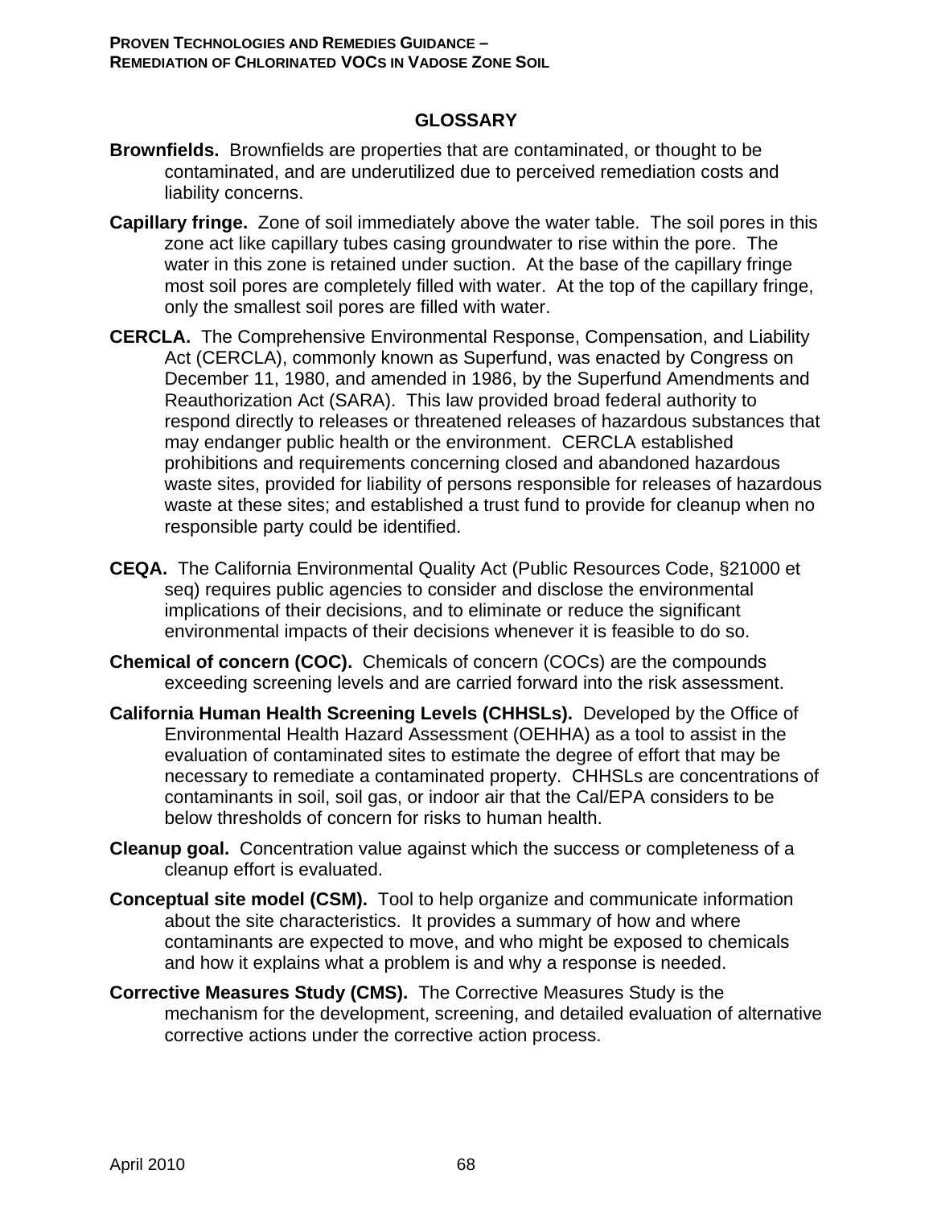## GLOSSARY

**Brownfields.** Brownfields are properties that are contaminated, or thought to be contaminated, and are underutilized due to perceived remediation costs and liability concerns.

**Capillary fringe.** Zone of soil immediately above the water table. The soil pores in this zone act like capillary tubes casing groundwater to rise within the pore. The water in this zone is retained under suction. At the base of the capillary fringe most soil pores are completely filled with water. At the top of the capillary fringe, only the smallest soil pores are filled with water.

**CERCLA.** The Comprehensive Environmental Response, Compensation, and Liability Act (CERCLA), commonly known as Superfund, was enacted by Congress on December 11, 1980, and amended in 1986, by the Superfund Amendments and Reauthorization Act (SARA). This law provided broad federal authority to respond directly to releases or threatened releases of hazardous substances that may endanger public health or the environment. CERCLA established prohibitions and requirements concerning closed and abandoned hazardous waste sites, provided for liability of persons responsible for releases of hazardous waste at these sites; and established a trust fund to provide for cleanup when no responsible party could be identified.

**CEQA.** The California Environmental Quality Act (Public Resources Code, §21000 et seq) requires public agencies to consider and disclose the environmental implications of their decisions, and to eliminate or reduce the significant environmental impacts of their decisions whenever it is feasible to do so.

**Chemical of concern (COC).** Chemicals of concern (COCs) are the compounds exceeding screening levels and are carried forward into the risk assessment.

**California Human Health Screening Levels (CHHSLs).** Developed by the Office of Environmental Health Hazard Assessment (OEHHA) as a tool to assist in the evaluation of contaminated sites to estimate the degree of effort that may be necessary to remediate a contaminated property. CHHSLs are concentrations of contaminants in soil, soil gas, or indoor air that the Cal/EPA considers to be below thresholds of concern for risks to human health.

**Cleanup goal.** Concentration value against which the success or completeness of a cleanup effort is evaluated.

**Conceptual site model (CSM).** Tool to help organize and communicate information about the site characteristics. It provides a summary of how and where contaminants are expected to move, and who might be exposed to chemicals and how it explains what a problem is and why a response is needed.

**Corrective Measures Study (CMS).** The Corrective Measures Study is the mechanism for the development, screening, and detailed evaluation of alternative corrective actions under the corrective action process.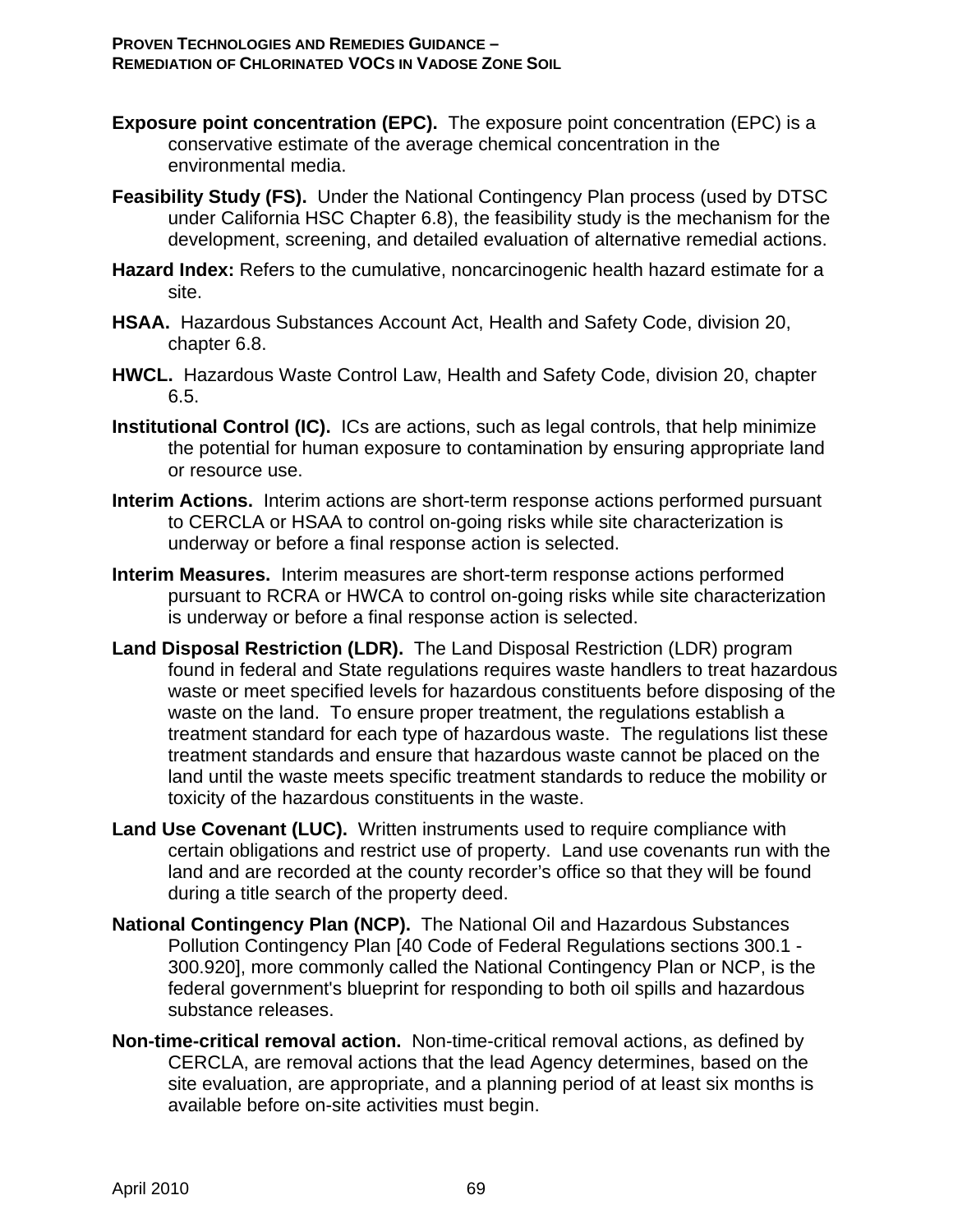**Exposure point concentration (EPC).** The exposure point concentration (EPC) is a conservative estimate of the average chemical concentration in the environmental media.

**Feasibility Study (FS).** Under the National Contingency Plan process (used by DTSC under California HSC Chapter 6.8), the feasibility study is the mechanism for the development, screening, and detailed evaluation of alternative remedial actions.

**Hazard Index:** Refers to the cumulative, noncarcinogenic health hazard estimate for a site.

**HSAA.** Hazardous Substances Account Act, Health and Safety Code, division 20, chapter 6.8.

**HWCL.** Hazardous Waste Control Law, Health and Safety Code, division 20, chapter 6.5.

**Institutional Control (IC).** ICs are actions, such as legal controls, that help minimize the potential for human exposure to contamination by ensuring appropriate land or resource use.

**Interim Actions.** Interim actions are short-term response actions performed pursuant to CERCLA or HSAA to control on-going risks while site characterization is underway or before a final response action is selected.

**Interim Measures.** Interim measures are short-term response actions performed pursuant to RCRA or HWCA to control on-going risks while site characterization is underway or before a final response action is selected.

**Land Disposal Restriction (LDR).** The Land Disposal Restriction (LDR) program found in federal and State regulations requires waste handlers to treat hazardous waste or meet specified levels for hazardous constituents before disposing of the waste on the land. To ensure proper treatment, the regulations establish a treatment standard for each type of hazardous waste. The regulations list these treatment standards and ensure that hazardous waste cannot be placed on the land until the waste meets specific treatment standards to reduce the mobility or toxicity of the hazardous constituents in the waste.

**Land Use Covenant (LUC).** Written instruments used to require compliance with certain obligations and restrict use of property. Land use covenants run with the land and are recorded at the county recorder's office so that they will be found during a title search of the property deed.

**National Contingency Plan (NCP).** The National Oil and Hazardous Substances Pollution Contingency Plan [40 Code of Federal Regulations sections 300.1 - 300.920], more commonly called the National Contingency Plan or NCP, is the federal government's blueprint for responding to both oil spills and hazardous substance releases.

**Non-time-critical removal action.** Non-time-critical removal actions, as defined by CERCLA, are removal actions that the lead Agency determines, based on the site evaluation, are appropriate, and a planning period of at least six months is available before on-site activities must begin.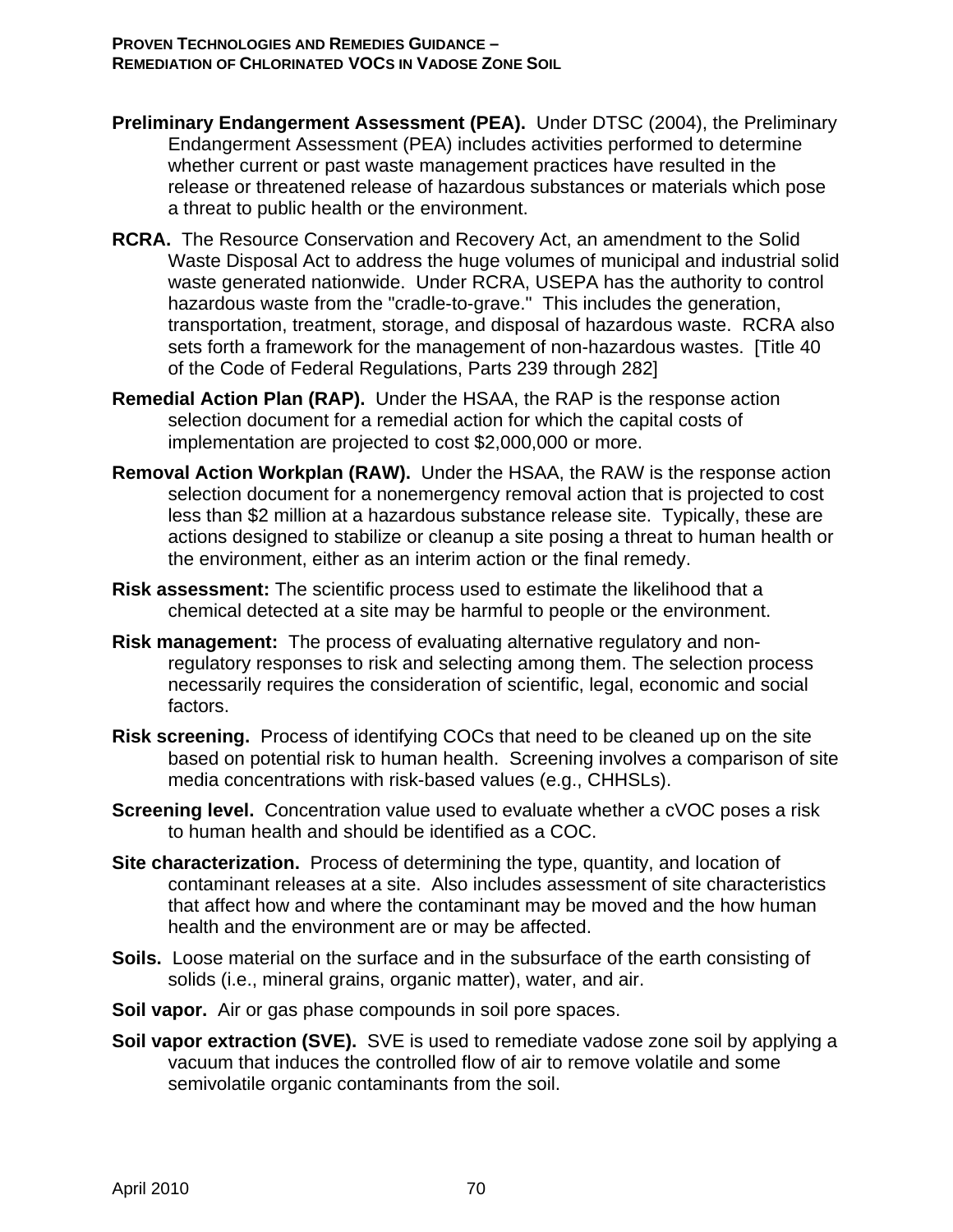**Preliminary Endangerment Assessment (PEA).** Under DTSC (2004), the Preliminary Endangerment Assessment (PEA) includes activities performed to determine whether current or past waste management practices have resulted in the release or threatened release of hazardous substances or materials which pose a threat to public health or the environment.

**RCRA.** The Resource Conservation and Recovery Act, an amendment to the Solid Waste Disposal Act to address the huge volumes of municipal and industrial solid waste generated nationwide. Under RCRA, USEPA has the authority to control hazardous waste from the "cradle-to-grave." This includes the generation, transportation, treatment, storage, and disposal of hazardous waste. RCRA also sets forth a framework for the management of non-hazardous wastes. [Title 40 of the Code of Federal Regulations, Parts 239 through 282]

**Remedial Action Plan (RAP).** Under the HSAA, the RAP is the response action selection document for a remedial action for which the capital costs of implementation are projected to cost $2,000,000 or more.

**Removal Action Workplan (RAW).** Under the HSAA, the RAW is the response action selection document for a nonemergency removal action that is projected to cost less than $2 million at a hazardous substance release site. Typically, these are actions designed to stabilize or cleanup a site posing a threat to human health or the environment, either as an interim action or the final remedy.

**Risk assessment:** The scientific process used to estimate the likelihood that a chemical detected at a site may be harmful to people or the environment.

**Risk management:** The process of evaluating alternative regulatory and non-regulatory responses to risk and selecting among them. The selection process necessarily requires the consideration of scientific, legal, economic and social factors.

**Risk screening.** Process of identifying COCs that need to be cleaned up on the site based on potential risk to human health. Screening involves a comparison of site media concentrations with risk-based values (e.g., CHHSLs).

**Screening level.** Concentration value used to evaluate whether a cVOC poses a risk to human health and should be identified as a COC.

**Site characterization.** Process of determining the type, quantity, and location of contaminant releases at a site. Also includes assessment of site characteristics that affect how and where the contaminant may be moved and the how human health and the environment are or may be affected.

**Soils.** Loose material on the surface and in the subsurface of the earth consisting of solids (i.e., mineral grains, organic matter), water, and air.

**Soil vapor.** Air or gas phase compounds in soil pore spaces.

**Soil vapor extraction (SVE).** SVE is used to remediate vadose zone soil by applying a vacuum that induces the controlled flow of air to remove volatile and some semivolatile organic contaminants from the soil.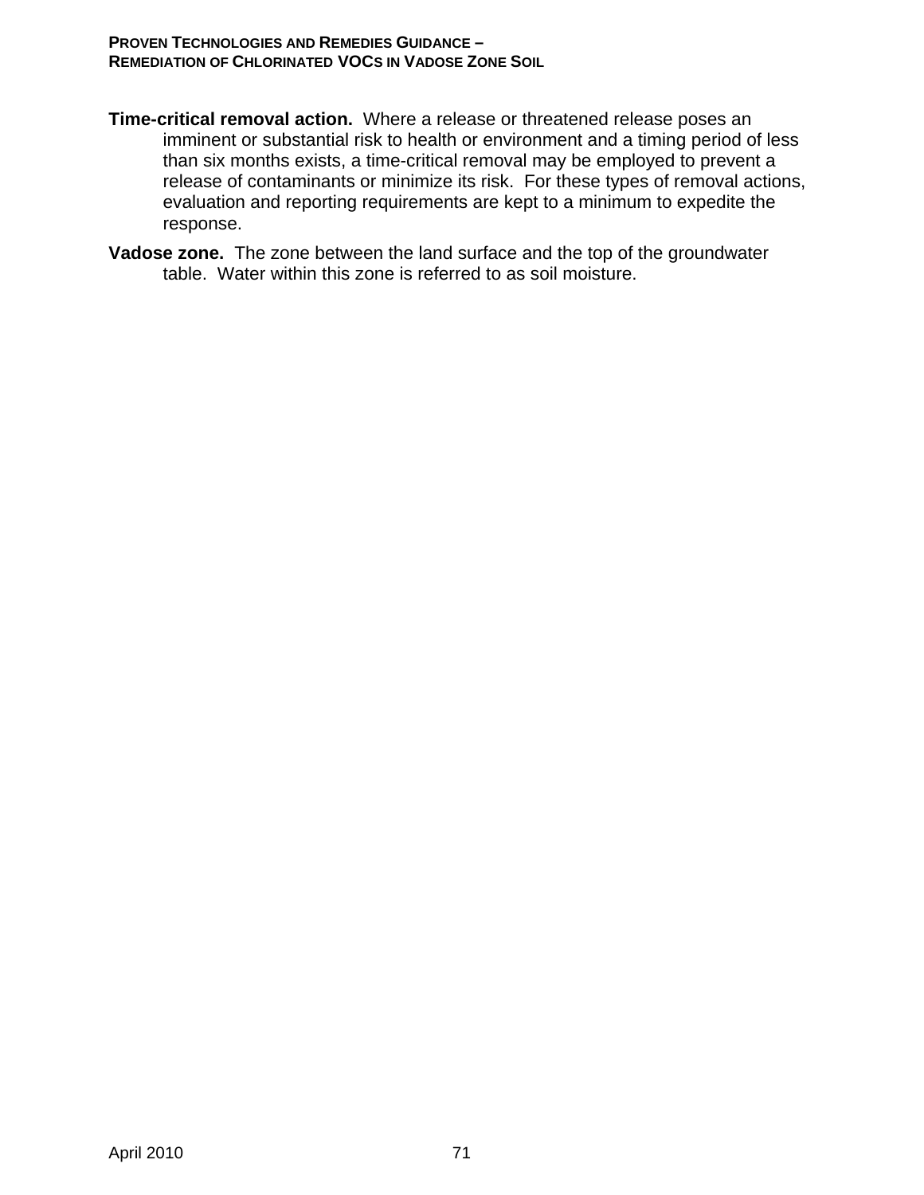**Time-critical removal action.** Where a release or threatened release poses an imminent or substantial risk to health or environment and a timing period of less than six months exists, a time-critical removal may be employed to prevent a release of contaminants or minimize its risk. For these types of removal actions, evaluation and reporting requirements are kept to a minimum to expedite the response.

**Vadose zone.** The zone between the land surface and the top of the groundwater table. Water within this zone is referred to as soil moisture.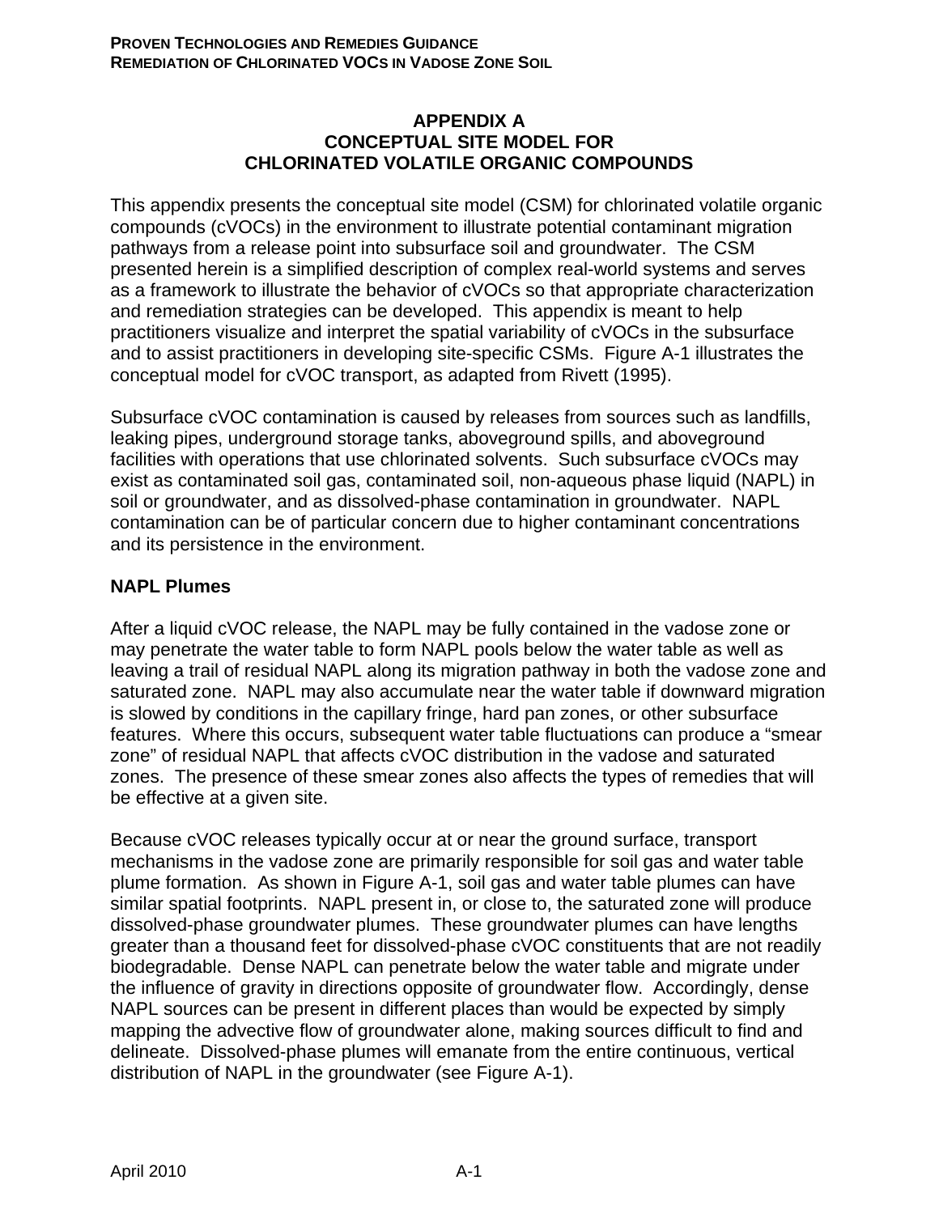# APPENDIX A
# CONCEPTUAL SITE MODEL FOR CHLORINATED VOLATILE ORGANIC COMPOUNDS

This appendix presents the conceptual site model (CSM) for chlorinated volatile organic compounds (cVOCs) in the environment to illustrate potential contaminant migration pathways from a release point into subsurface soil and groundwater. The CSM presented herein is a simplified description of complex real-world systems and serves as a framework to illustrate the behavior of cVOCs so that appropriate characterization and remediation strategies can be developed. This appendix is meant to help practitioners visualize and interpret the spatial variability of cVOCs in the subsurface and to assist practitioners in developing site-specific CSMs. Figure A-1 illustrates the conceptual model for cVOC transport, as adapted from Rivett (1995).

Subsurface cVOC contamination is caused by releases from sources such as landfills, leaking pipes, underground storage tanks, aboveground spills, and aboveground facilities with operations that use chlorinated solvents. Such subsurface cVOCs may exist as contaminated soil gas, contaminated soil, non-aqueous phase liquid (NAPL) in soil or groundwater, and as dissolved-phase contamination in groundwater. NAPL contamination can be of particular concern due to higher contaminant concentrations and its persistence in the environment.

## NAPL Plumes

After a liquid cVOC release, the NAPL may be fully contained in the vadose zone or may penetrate the water table to form NAPL pools below the water table as well as leaving a trail of residual NAPL along its migration pathway in both the vadose zone and saturated zone. NAPL may also accumulate near the water table if downward migration is slowed by conditions in the capillary fringe, hard pan zones, or other subsurface features. Where this occurs, subsequent water table fluctuations can produce a "smear zone" of residual NAPL that affects cVOC distribution in the vadose and saturated zones. The presence of these smear zones also affects the types of remedies that will be effective at a given site.

Because cVOC releases typically occur at or near the ground surface, transport mechanisms in the vadose zone are primarily responsible for soil gas and water table plume formation. As shown in Figure A-1, soil gas and water table plumes can have similar spatial footprints. NAPL present in, or close to, the saturated zone will produce dissolved-phase groundwater plumes. These groundwater plumes can have lengths greater than a thousand feet for dissolved-phase cVOC constituents that are not readily biodegradable. Dense NAPL can penetrate below the water table and migrate under the influence of gravity in directions opposite of groundwater flow. Accordingly, dense NAPL sources can be present in different places than would be expected by simply mapping the advective flow of groundwater alone, making sources difficult to find and delineate. Dissolved-phase plumes will emanate from the entire continuous, vertical distribution of NAPL in the groundwater (see Figure A-1).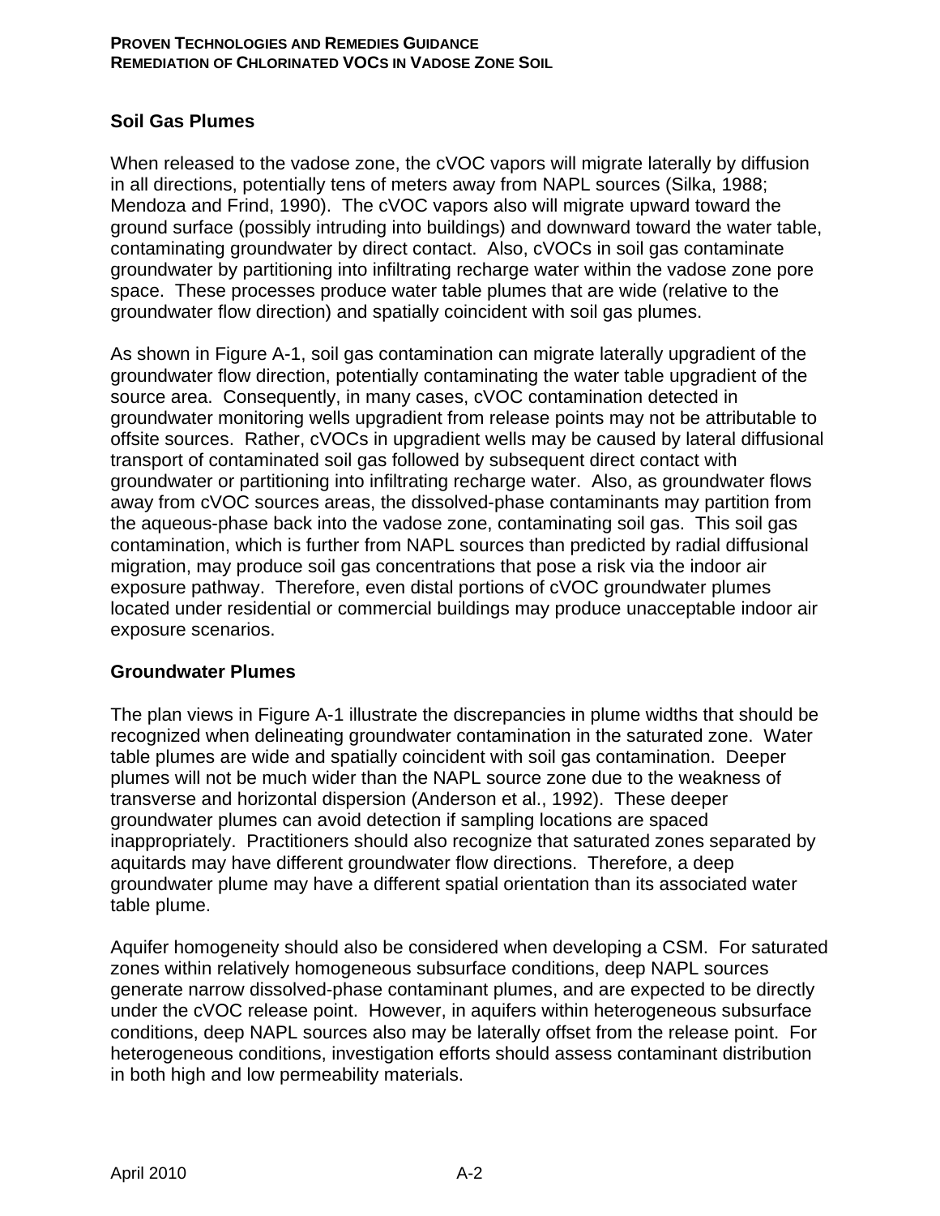## Soil Gas Plumes

When released to the vadose zone, the cVOC vapors will migrate laterally by diffusion in all directions, potentially tens of meters away from NAPL sources (Silka, 1988; Mendoza and Frind, 1990). The cVOC vapors also will migrate upward toward the ground surface (possibly intruding into buildings) and downward toward the water table, contaminating groundwater by direct contact. Also, cVOCs in soil gas contaminate groundwater by partitioning into infiltrating recharge water within the vadose zone pore space. These processes produce water table plumes that are wide (relative to the groundwater flow direction) and spatially coincident with soil gas plumes.

As shown in Figure A-1, soil gas contamination can migrate laterally upgradient of the groundwater flow direction, potentially contaminating the water table upgradient of the source area. Consequently, in many cases, cVOC contamination detected in groundwater monitoring wells upgradient from release points may not be attributable to offsite sources. Rather, cVOCs in upgradient wells may be caused by lateral diffusional transport of contaminated soil gas followed by subsequent direct contact with groundwater or partitioning into infiltrating recharge water. Also, as groundwater flows away from cVOC sources areas, the dissolved-phase contaminants may partition from the aqueous-phase back into the vadose zone, contaminating soil gas. This soil gas contamination, which is further from NAPL sources than predicted by radial diffusional migration, may produce soil gas concentrations that pose a risk via the indoor air exposure pathway. Therefore, even distal portions of cVOC groundwater plumes located under residential or commercial buildings may produce unacceptable indoor air exposure scenarios.

## Groundwater Plumes

The plan views in Figure A-1 illustrate the discrepancies in plume widths that should be recognized when delineating groundwater contamination in the saturated zone. Water table plumes are wide and spatially coincident with soil gas contamination. Deeper plumes will not be much wider than the NAPL source zone due to the weakness of transverse and horizontal dispersion (Anderson et al., 1992). These deeper groundwater plumes can avoid detection if sampling locations are spaced inappropriately. Practitioners should also recognize that saturated zones separated by aquitards may have different groundwater flow directions. Therefore, a deep groundwater plume may have a different spatial orientation than its associated water table plume.

Aquifer homogeneity should also be considered when developing a CSM. For saturated zones within relatively homogeneous subsurface conditions, deep NAPL sources generate narrow dissolved-phase contaminant plumes, and are expected to be directly under the cVOC release point. However, in aquifers within heterogeneous subsurface conditions, deep NAPL sources also may be laterally offset from the release point. For heterogeneous conditions, investigation efforts should assess contaminant distribution in both high and low permeability materials.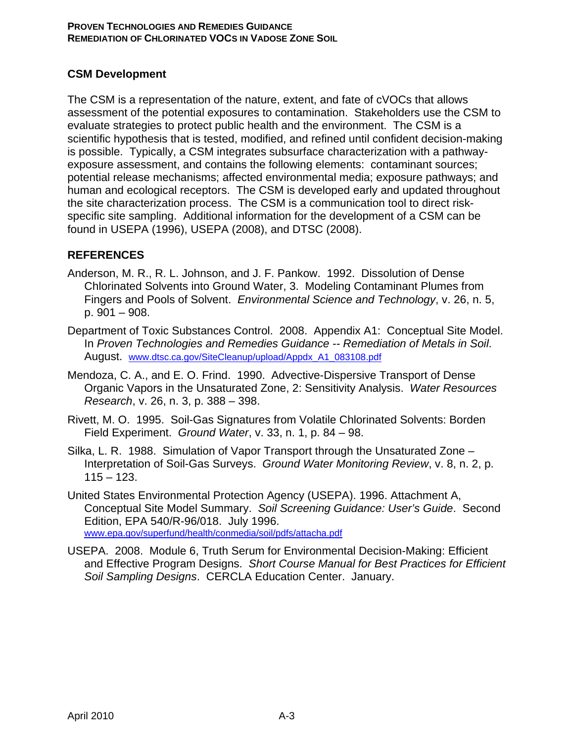## CSM Development

The CSM is a representation of the nature, extent, and fate of cVOCs that allows assessment of the potential exposures to contamination. Stakeholders use the CSM to evaluate strategies to protect public health and the environment. The CSM is a scientific hypothesis that is tested, modified, and refined until confident decision-making is possible. Typically, a CSM integrates subsurface characterization with a pathway-exposure assessment, and contains the following elements: contaminant sources; potential release mechanisms; affected environmental media; exposure pathways; and human and ecological receptors. The CSM is developed early and updated throughout the site characterization process. The CSM is a communication tool to direct risk-specific site sampling. Additional information for the development of a CSM can be found in USEPA (1996), USEPA (2008), and DTSC (2008).

## REFERENCES

Anderson, M. R., R. L. Johnson, and J. F. Pankow. 1992. Dissolution of Dense Chlorinated Solvents into Ground Water, 3. Modeling Contaminant Plumes from Fingers and Pools of Solvent. *Environmental Science and Technology*, v. 26, n. 5, p. 901 – 908.

Department of Toxic Substances Control. 2008. Appendix A1: Conceptual Site Model. In *Proven Technologies and Remedies Guidance -- Remediation of Metals in Soil*. August. www.dtsc.ca.gov/SiteCleanup/upload/Appdx_A1_083108.pdf

Mendoza, C. A., and E. O. Frind. 1990. Advective-Dispersive Transport of Dense Organic Vapors in the Unsaturated Zone, 2: Sensitivity Analysis. *Water Resources Research*, v. 26, n. 3, p. 388 – 398.

Rivett, M. O. 1995. Soil-Gas Signatures from Volatile Chlorinated Solvents: Borden Field Experiment. *Ground Water*, v. 33, n. 1, p. 84 – 98.

Silka, L. R. 1988. Simulation of Vapor Transport through the Unsaturated Zone – Interpretation of Soil-Gas Surveys. *Ground Water Monitoring Review*, v. 8, n. 2, p. 115 – 123.

United States Environmental Protection Agency (USEPA). 1996. Attachment A, Conceptual Site Model Summary. *Soil Screening Guidance: User's Guide*. Second Edition, EPA 540/R-96/018. July 1996. www.epa.gov/superfund/health/conmedia/soil/pdfs/attacha.pdf

USEPA. 2008. Module 6, Truth Serum for Environmental Decision-Making: Efficient and Effective Program Designs. *Short Course Manual for Best Practices for Efficient Soil Sampling Designs*. CERCLA Education Center. January.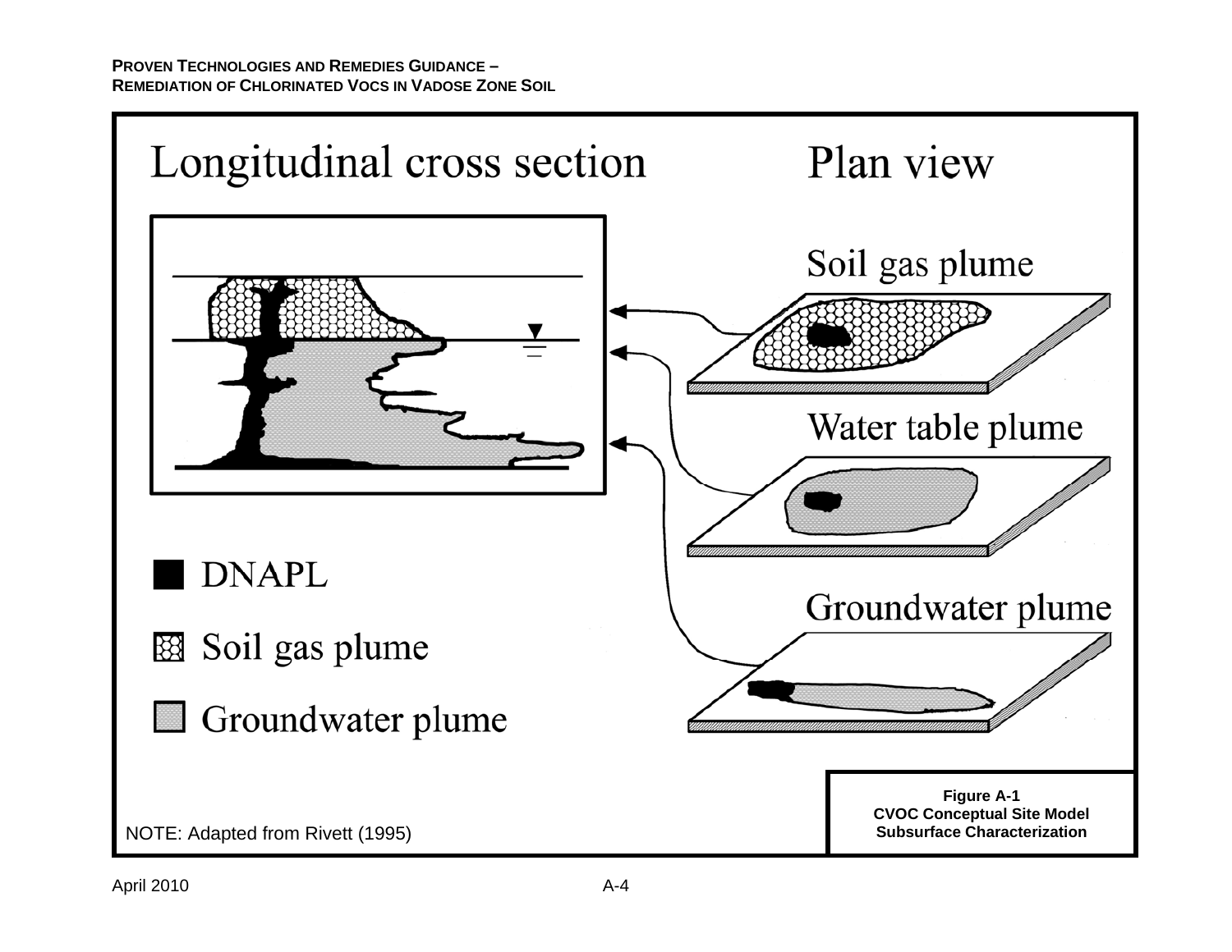Longitudinal cross section

Plan view

Soil gas plume

Water table plume

Groundwater plume

DNAPL

Soil gas plume

Groundwater plume

NOTE: Adapted from Rivett (1995)

**Figure A-1**
**CVOC Conceptual Site Model**
**Subsurface Characterization**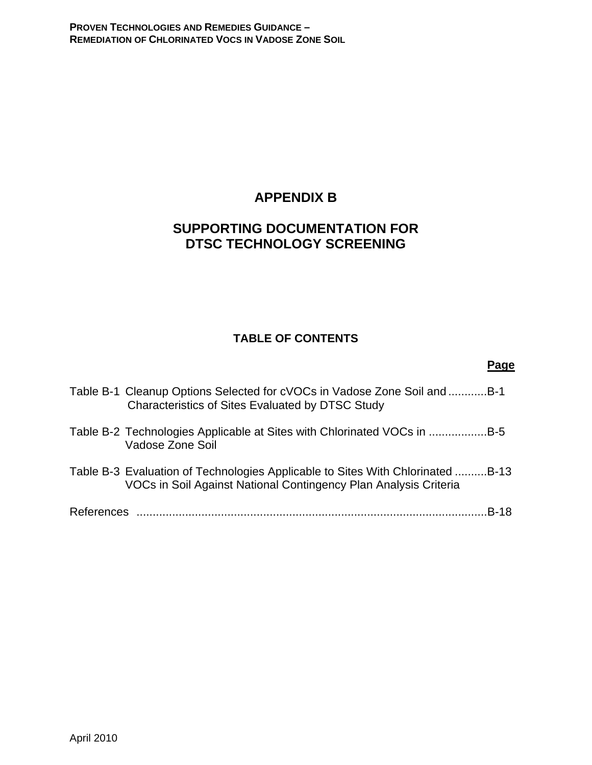# APPENDIX B

# SUPPORTING DOCUMENTATION FOR DTSC TECHNOLOGY SCREENING

## TABLE OF CONTENTS

| | | Page |
|---|---|---|
| Table B-1 | Cleanup Options Selected for cVOCs in Vadose Zone Soil and Characteristics of Sites Evaluated by DTSC Study | B-1 |
| Table B-2 | Technologies Applicable at Sites with Chlorinated VOCs in Vadose Zone Soil | B-5 |
| Table B-3 | Evaluation of Technologies Applicable to Sites With Chlorinated VOCs in Soil Against National Contingency Plan Analysis Criteria | B-13 |
| References | | B-18 |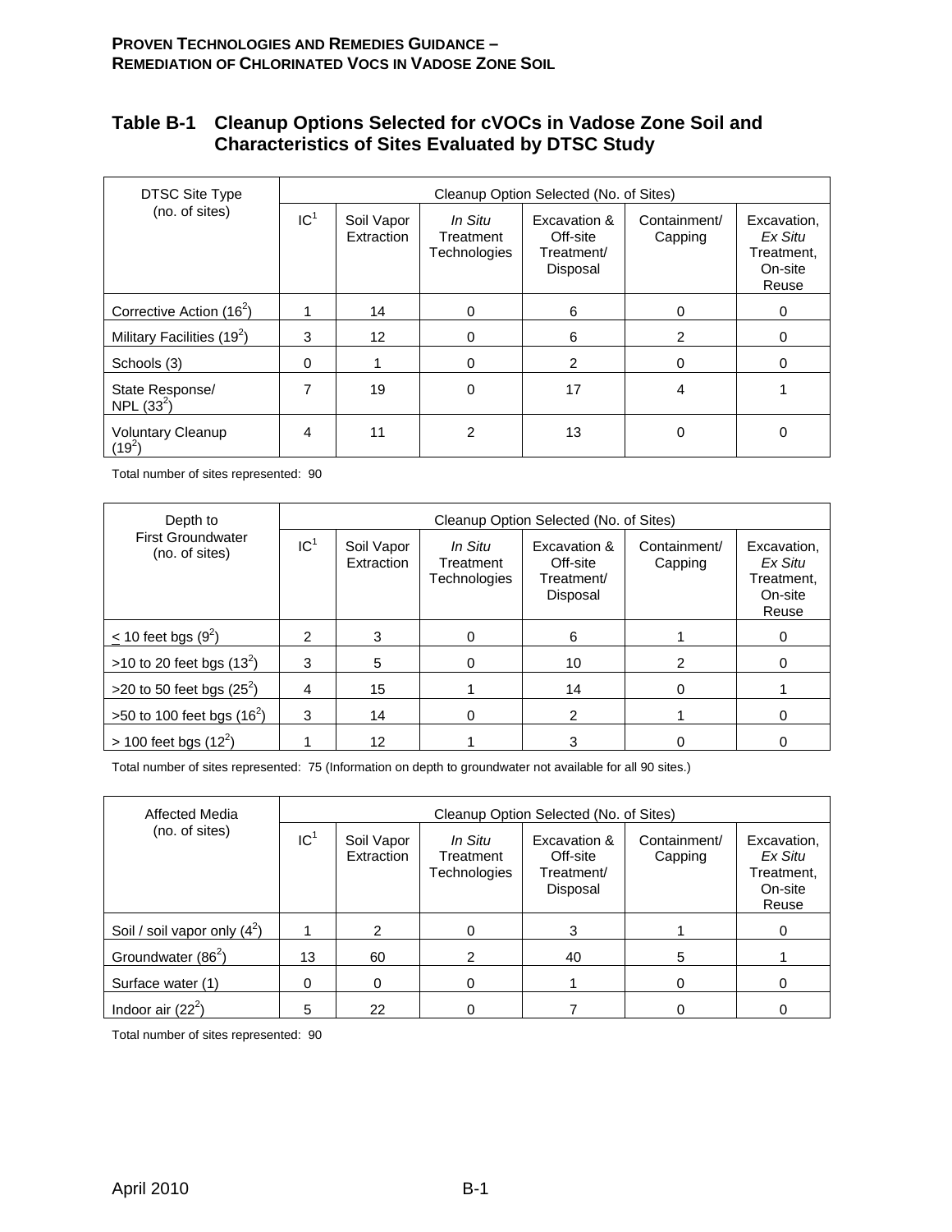## Table B-1 Cleanup Options Selected for cVOCs in Vadose Zone Soil and Characteristics of Sites Evaluated by DTSC Study

| DTSC Site Type (no. of sites) | Cleanup Option Selected (No. of Sites) | | | | | |
|---|---|---|---|---|---|---|
| | IC[1] | Soil Vapor Extraction | *In Situ* Treatment Technologies | Excavation & Off-site Treatment/ Disposal | Containment/ Capping | Excavation, *Ex Situ* Treatment, On-site Reuse |
| Corrective Action (16[2]) | 1 | 14 | 0 | 6 | 0 | 0 |
| Military Facilities (19[2]) | 3 | 12 | 0 | 6 | 2 | 0 |
| Schools (3) | 0 | 1 | 0 | 2 | 0 | 0 |
| State Response/ NPL (33[2]) | 7 | 19 | 0 | 17 | 4 | 1 |
| Voluntary Cleanup (19[2]) | 4 | 11 | 2 | 13 | 0 | 0 |

Total number of sites represented: 90

| Depth to First Groundwater (no. of sites) | Cleanup Option Selected (No. of Sites) | | | | | |
|---|---|---|---|---|---|---|
| | IC[1] | Soil Vapor Extraction | *In Situ* Treatment Technologies | Excavation & Off-site Treatment/ Disposal | Containment/ Capping | Excavation, *Ex Situ* Treatment, On-site Reuse |
| ≤ 10 feet bgs (9[2]) | 2 | 3 | 0 | 6 | 1 | 0 |
| >10 to 20 feet bgs (13[2]) | 3 | 5 | 0 | 10 | 2 | 0 |
| >20 to 50 feet bgs (25[2]) | 4 | 15 | 1 | 14 | 0 | 1 |
| >50 to 100 feet bgs (16[2]) | 3 | 14 | 0 | 2 | 1 | 0 |
| > 100 feet bgs (12[2]) | 1 | 12 | 1 | 3 | 0 | 0 |

Total number of sites represented: 75 (Information on depth to groundwater not available for all 90 sites.)

| Affected Media (no. of sites) | Cleanup Option Selected (No. of Sites) | | | | | |
|---|---|---|---|---|---|---|
| | IC[1] | Soil Vapor Extraction | *In Situ* Treatment Technologies | Excavation & Off-site Treatment/ Disposal | Containment/ Capping | Excavation, *Ex Situ* Treatment, On-site Reuse |
| Soil / soil vapor only (4[2]) | 1 | 2 | 0 | 3 | 1 | 0 |
| Groundwater (86[2]) | 13 | 60 | 2 | 40 | 5 | 1 |
| Surface water (1) | 0 | 0 | 0 | 1 | 0 | 0 |
| Indoor air (22[2]) | 5 | 22 | 0 | 7 | 0 | 0 |

Total number of sites represented: 90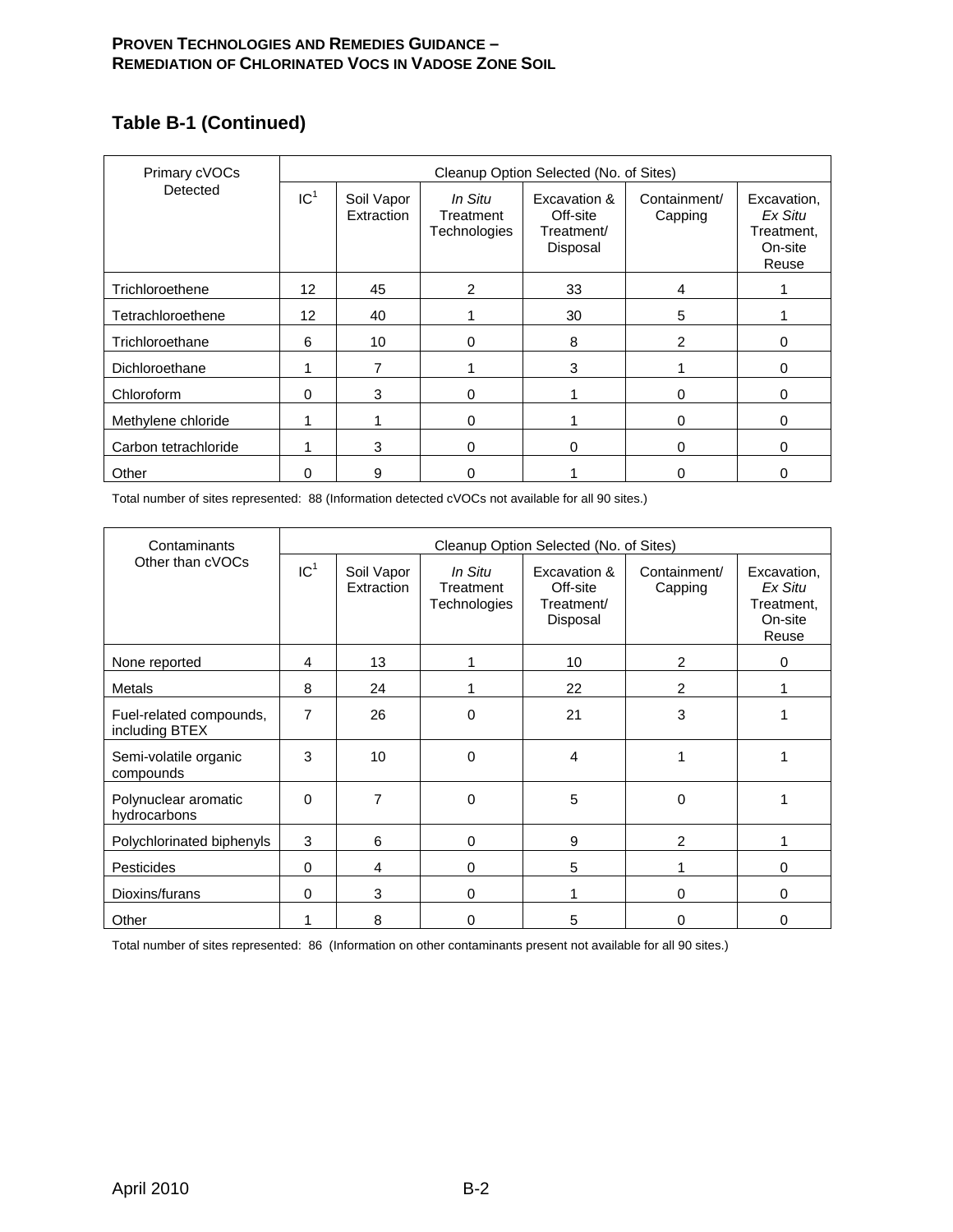## Table B-1 (Continued)

| Primary cVOCs Detected | Cleanup Option Selected (No. of Sites) | | | | | |
|---|---|---|---|---|---|---|
| | IC[1] | Soil Vapor Extraction | *In Situ* Treatment Technologies | Excavation & Off-site Treatment/ Disposal | Containment/ Capping | Excavation, *Ex Situ* Treatment, On-site Reuse |
| Trichloroethene | 12 | 45 | 2 | 33 | 4 | 1 |
| Tetrachloroethene | 12 | 40 | 1 | 30 | 5 | 1 |
| Trichloroethane | 6 | 10 | 0 | 8 | 2 | 0 |
| Dichloroethane | 1 | 7 | 1 | 3 | 1 | 0 |
| Chloroform | 0 | 3 | 0 | 1 | 0 | 0 |
| Methylene chloride | 1 | 1 | 0 | 1 | 0 | 0 |
| Carbon tetrachloride | 1 | 3 | 0 | 0 | 0 | 0 |
| Other | 0 | 9 | 0 | 1 | 0 | 0 |

Total number of sites represented: 88 (Information detected cVOCs not available for all 90 sites.)

| Contaminants Other than cVOCs | Cleanup Option Selected (No. of Sites) | | | | | |
|---|---|---|---|---|---|---|
| | IC[1] | Soil Vapor Extraction | *In Situ* Treatment Technologies | Excavation & Off-site Treatment/ Disposal | Containment/ Capping | Excavation, *Ex Situ* Treatment, On-site Reuse |
| None reported | 4 | 13 | 1 | 10 | 2 | 0 |
| Metals | 8 | 24 | 1 | 22 | 2 | 1 |
| Fuel-related compounds, including BTEX | 7 | 26 | 0 | 21 | 3 | 1 |
| Semi-volatile organic compounds | 3 | 10 | 0 | 4 | 1 | 1 |
| Polynuclear aromatic hydrocarbons | 0 | 7 | 0 | 5 | 0 | 1 |
| Polychlorinated biphenyls | 3 | 6 | 0 | 9 | 2 | 1 |
| Pesticides | 0 | 4 | 0 | 5 | 1 | 0 |
| Dioxins/furans | 0 | 3 | 0 | 1 | 0 | 0 |
| Other | 1 | 8 | 0 | 5 | 0 | 0 |

Total number of sites represented: 86 (Information on other contaminants present not available for all 90 sites.)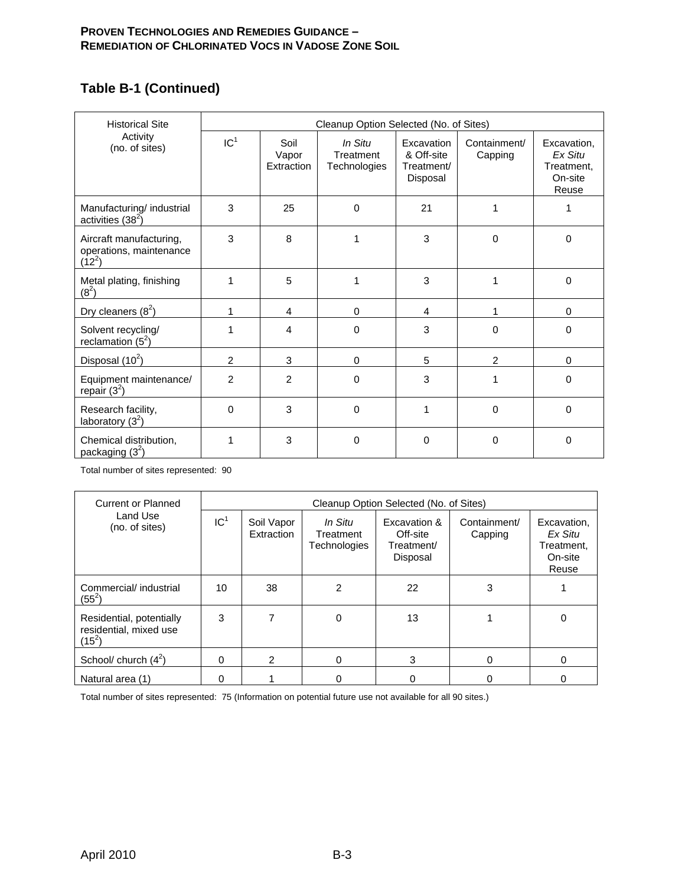## Table B-1 (Continued)

| Historical Site Activity (no. of sites) | Cleanup Option Selected (No. of Sites) | | | | | |
|---|---|---|---|---|---|---|
| | IC[1] | Soil Vapor Extraction | *In Situ* Treatment Technologies | Excavation & Off-site Treatment/ Disposal | Containment/ Capping | Excavation, *Ex Situ* Treatment, On-site Reuse |
| Manufacturing/ industrial activities (38[2]) | 3 | 25 | 0 | 21 | 1 | 1 |
| Aircraft manufacturing, operations, maintenance (12[2]) | 3 | 8 | 1 | 3 | 0 | 0 |
| Metal plating, finishing (8[2]) | 1 | 5 | 1 | 3 | 1 | 0 |
| Dry cleaners (8[2]) | 1 | 4 | 0 | 4 | 1 | 0 |
| Solvent recycling/ reclamation (5[2]) | 1 | 4 | 0 | 3 | 0 | 0 |
| Disposal (10[2]) | 2 | 3 | 0 | 5 | 2 | 0 |
| Equipment maintenance/ repair (3[2]) | 2 | 2 | 0 | 3 | 1 | 0 |
| Research facility, laboratory (3[2]) | 0 | 3 | 0 | 1 | 0 | 0 |
| Chemical distribution, packaging (3[2]) | 1 | 3 | 0 | 0 | 0 | 0 |

Total number of sites represented: 90

| Current or Planned Land Use (no. of sites) | Cleanup Option Selected (No. of Sites) | | | | | |
|---|---|---|---|---|---|---|
| | IC[1] | Soil Vapor Extraction | *In Situ* Treatment Technologies | Excavation & Off-site Treatment/ Disposal | Containment/ Capping | Excavation, *Ex Situ* Treatment, On-site Reuse |
| Commercial/ industrial (55[2]) | 10 | 38 | 2 | 22 | 3 | 1 |
| Residential, potentially residential, mixed use (15[2]) | 3 | 7 | 0 | 13 | 1 | 0 |
| School/ church (4[2]) | 0 | 2 | 0 | 3 | 0 | 0 |
| Natural area (1) | 0 | 1 | 0 | 0 | 0 | 0 |

Total number of sites represented: 75 (Information on potential future use not available for all 90 sites.)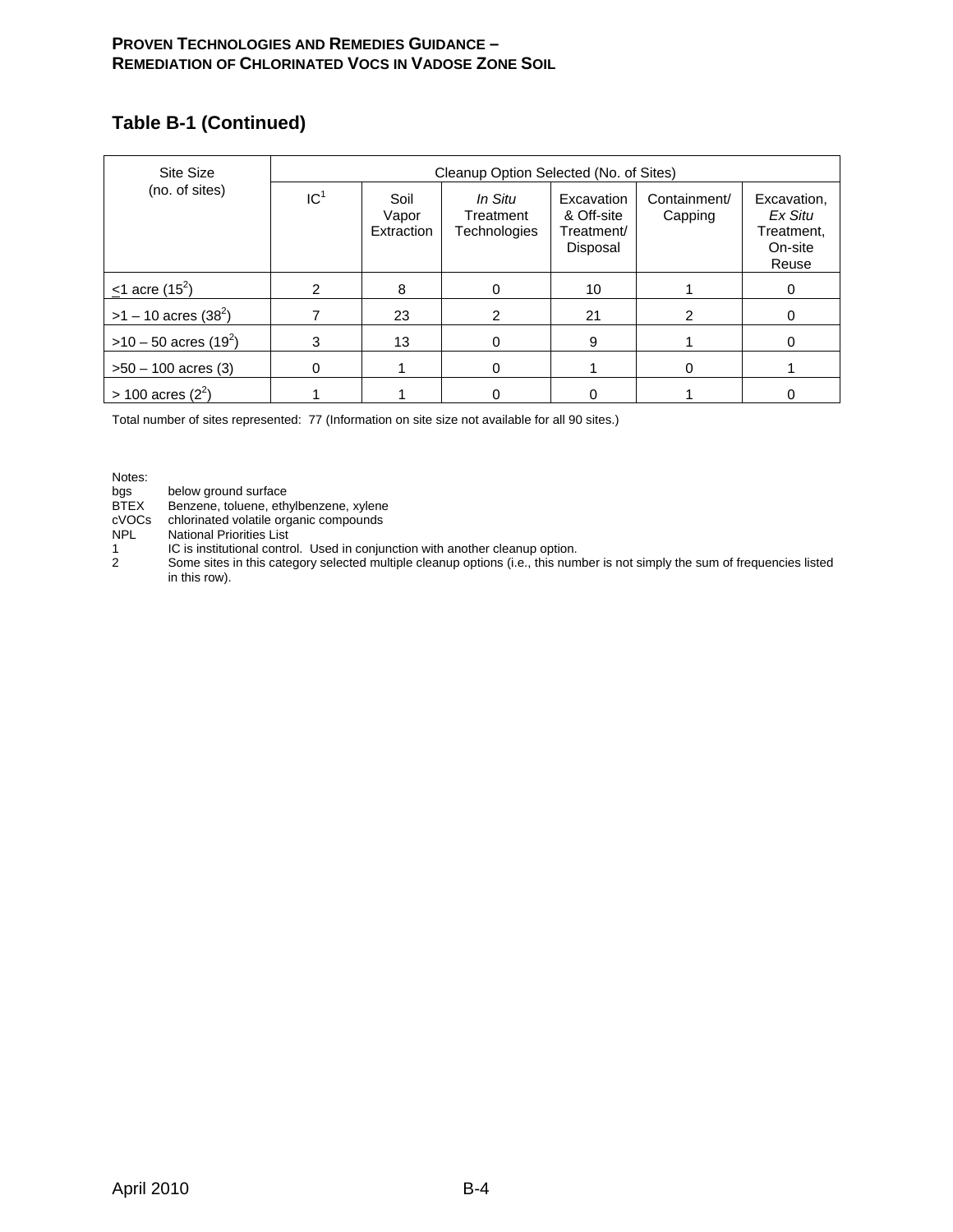## Table B-1 (Continued)

| Site Size (no. of sites) | Cleanup Option Selected (No. of Sites) | | | | | |
|---|---|---|---|---|---|---|
| | IC[1] | Soil Vapor Extraction | *In Situ* Treatment Technologies | Excavation & Off-site Treatment/ Disposal | Containment/ Capping | Excavation, *Ex Situ* Treatment, On-site Reuse |
| ≤1 acre (15[2]) | 2 | 8 | 0 | 10 | 1 | 0 |
| >1 – 10 acres (38[2]) | 7 | 23 | 2 | 21 | 2 | 0 |
| >10 – 50 acres (19[2]) | 3 | 13 | 0 | 9 | 1 | 0 |
| >50 – 100 acres (3) | 0 | 1 | 0 | 1 | 0 | 1 |
| > 100 acres (2[2]) | 1 | 1 | 0 | 0 | 1 | 0 |

Total number of sites represented: 77 (Information on site size not available for all 90 sites.)

Notes:

- bgs — below ground surface
- BTEX — Benzene, toluene, ethylbenzene, xylene
- cVOCs — chlorinated volatile organic compounds
- NPL — National Priorities List
- 1 — IC is institutional control. Used in conjunction with another cleanup option.
- 2 — Some sites in this category selected multiple cleanup options (i.e., this number is not simply the sum of frequencies listed in this row).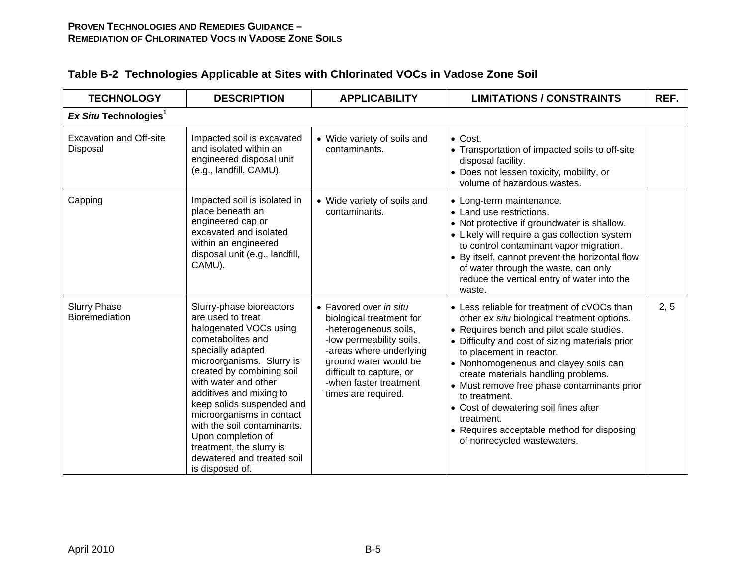## Table B-2 Technologies Applicable at Sites with Chlorinated VOCs in Vadose Zone Soil

| TECHNOLOGY | DESCRIPTION | APPLICABILITY | LIMITATIONS / CONSTRAINTS | REF. |
|---|---|---|---|---|
| ***Ex Situ* Technologies**[1] | | | | |
| Excavation and Off-site Disposal | Impacted soil is excavated and isolated within an engineered disposal unit (e.g., landfill, CAMU). | • Wide variety of soils and contaminants. | • Cost.<br>• Transportation of impacted soils to off-site disposal facility.<br>• Does not lessen toxicity, mobility, or volume of hazardous wastes. | |
| Capping | Impacted soil is isolated in place beneath an engineered cap or excavated and isolated within an engineered disposal unit (e.g., landfill, CAMU). | • Wide variety of soils and contaminants. | • Long-term maintenance.<br>• Land use restrictions.<br>• Not protective if groundwater is shallow.<br>• Likely will require a gas collection system to control contaminant vapor migration.<br>• By itself, cannot prevent the horizontal flow of water through the waste, can only reduce the vertical entry of water into the waste. | |
| Slurry Phase Bioremediation | Slurry-phase bioreactors are used to treat halogenated VOCs using cometabolites and specially adapted microorganisms. Slurry is created by combining soil with water and other additives and mixing to keep solids suspended and microorganisms in contact with the soil contaminants. Upon completion of treatment, the slurry is dewatered and treated soil is disposed of. | • Favored over *in situ* biological treatment for<br>-heterogeneous soils,<br>-low permeability soils,<br>-areas where underlying ground water would be difficult to capture, or<br>-when faster treatment times are required. | • Less reliable for treatment of cVOCs than other *ex situ* biological treatment options.<br>• Requires bench and pilot scale studies.<br>• Difficulty and cost of sizing materials prior to placement in reactor.<br>• Nonhomogeneous and clayey soils can create materials handling problems.<br>• Must remove free phase contaminants prior to treatment.<br>• Cost of dewatering soil fines after treatment.<br>• Requires acceptable method for disposing of nonrecycled wastewaters. | 2, 5 |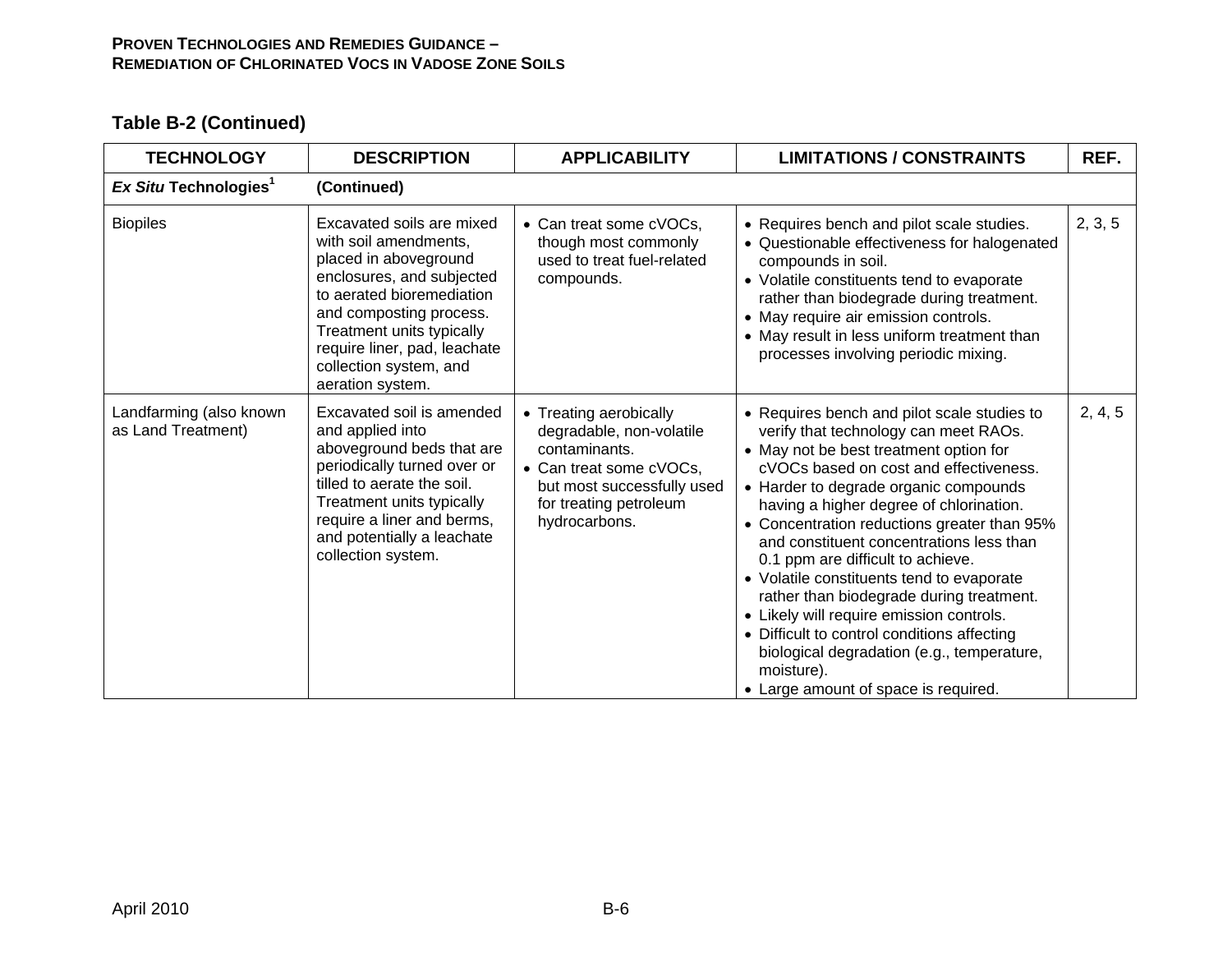## Table B-2 (Continued)

| TECHNOLOGY | DESCRIPTION | APPLICABILITY | LIMITATIONS / CONSTRAINTS | REF. |
|---|---|---|---|---|
| ***Ex Situ* Technologies**[1] | **(Continued)** | | | |
| Biopiles | Excavated soils are mixed with soil amendments, placed in aboveground enclosures, and subjected to aerated bioremediation and composting process. Treatment units typically require liner, pad, leachate collection system, and aeration system. | • Can treat some cVOCs, though most commonly used to treat fuel-related compounds. | • Requires bench and pilot scale studies.<br>• Questionable effectiveness for halogenated compounds in soil.<br>• Volatile constituents tend to evaporate rather than biodegrade during treatment.<br>• May require air emission controls.<br>• May result in less uniform treatment than processes involving periodic mixing. | 2, 3, 5 |
| Landfarming (also known as Land Treatment) | Excavated soil is amended and applied into aboveground beds that are periodically turned over or tilled to aerate the soil. Treatment units typically require a liner and berms, and potentially a leachate collection system. | • Treating aerobically degradable, non-volatile contaminants.<br>• Can treat some cVOCs, but most successfully used for treating petroleum hydrocarbons. | • Requires bench and pilot scale studies to verify that technology can meet RAOs.<br>• May not be best treatment option for cVOCs based on cost and effectiveness.<br>• Harder to degrade organic compounds having a higher degree of chlorination.<br>• Concentration reductions greater than 95% and constituent concentrations less than 0.1 ppm are difficult to achieve.<br>• Volatile constituents tend to evaporate rather than biodegrade during treatment.<br>• Likely will require emission controls.<br>• Difficult to control conditions affecting biological degradation (e.g., temperature, moisture).<br>• Large amount of space is required. | 2, 4, 5 |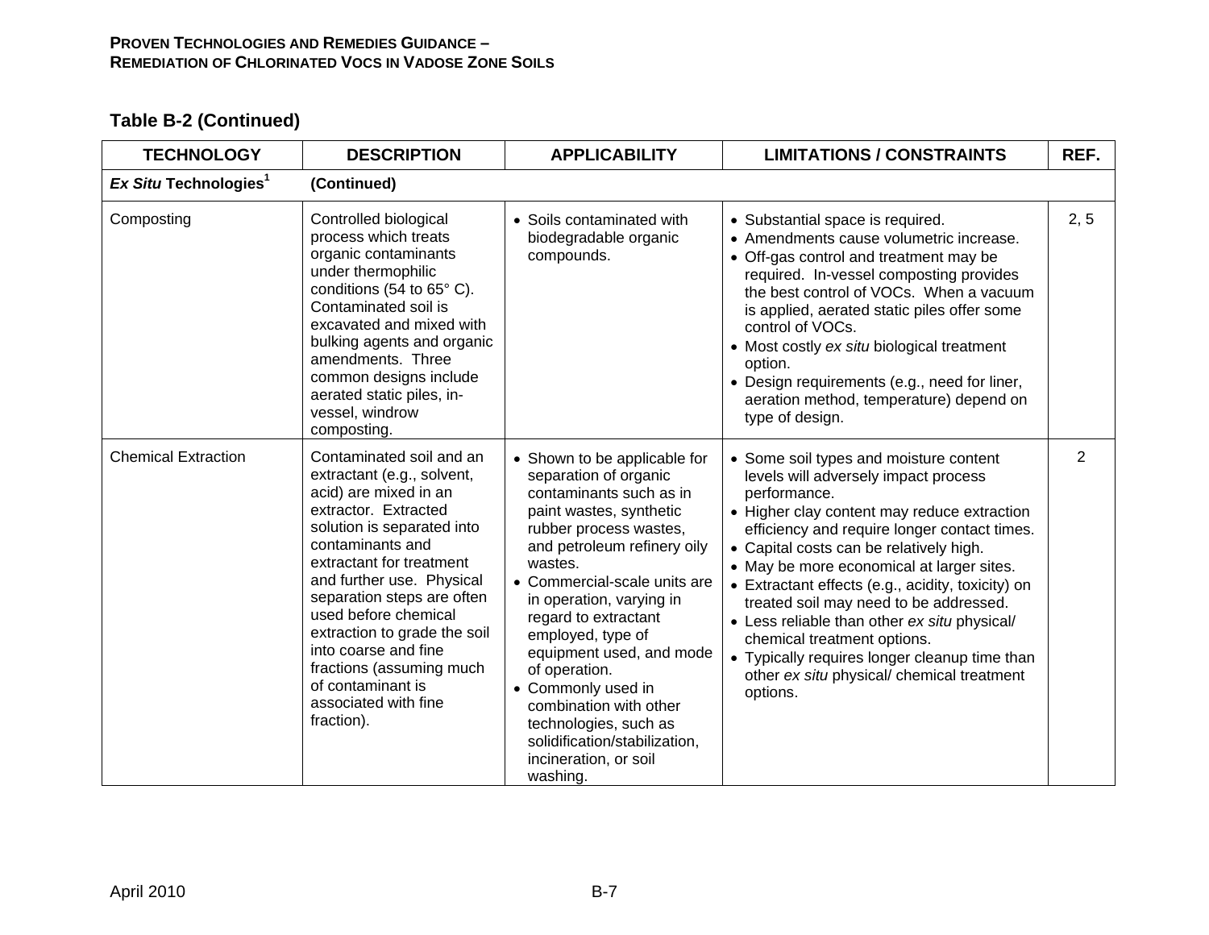## Table B-2 (Continued)

| TECHNOLOGY | DESCRIPTION | APPLICABILITY | LIMITATIONS / CONSTRAINTS | REF. |
|---|---|---|---|---|
| ***Ex Situ* Technologies**[1] | **(Continued)** | | | |
| Composting | Controlled biological process which treats organic contaminants under thermophilic conditions (54 to 65° C). Contaminated soil is excavated and mixed with bulking agents and organic amendments. Three common designs include aerated static piles, in-vessel, windrow composting. | • Soils contaminated with biodegradable organic compounds. | • Substantial space is required.<br>• Amendments cause volumetric increase.<br>• Off-gas control and treatment may be required. In-vessel composting provides the best control of VOCs. When a vacuum is applied, aerated static piles offer some control of VOCs.<br>• Most costly *ex situ* biological treatment option.<br>• Design requirements (e.g., need for liner, aeration method, temperature) depend on type of design. | 2, 5 |
| Chemical Extraction | Contaminated soil and an extractant (e.g., solvent, acid) are mixed in an extractor. Extracted solution is separated into contaminants and extractant for treatment and further use. Physical separation steps are often used before chemical extraction to grade the soil into coarse and fine fractions (assuming much of contaminant is associated with fine fraction). | • Shown to be applicable for separation of organic contaminants such as in paint wastes, synthetic rubber process wastes, and petroleum refinery oily wastes.<br>• Commercial-scale units are in operation, varying in regard to extractant employed, type of equipment used, and mode of operation.<br>• Commonly used in combination with other technologies, such as solidification/stabilization, incineration, or soil washing. | • Some soil types and moisture content levels will adversely impact process performance.<br>• Higher clay content may reduce extraction efficiency and require longer contact times.<br>• Capital costs can be relatively high.<br>• May be more economical at larger sites.<br>• Extractant effects (e.g., acidity, toxicity) on treated soil may need to be addressed.<br>• Less reliable than other *ex situ* physical/ chemical treatment options.<br>• Typically requires longer cleanup time than other *ex situ* physical/ chemical treatment options. | 2 |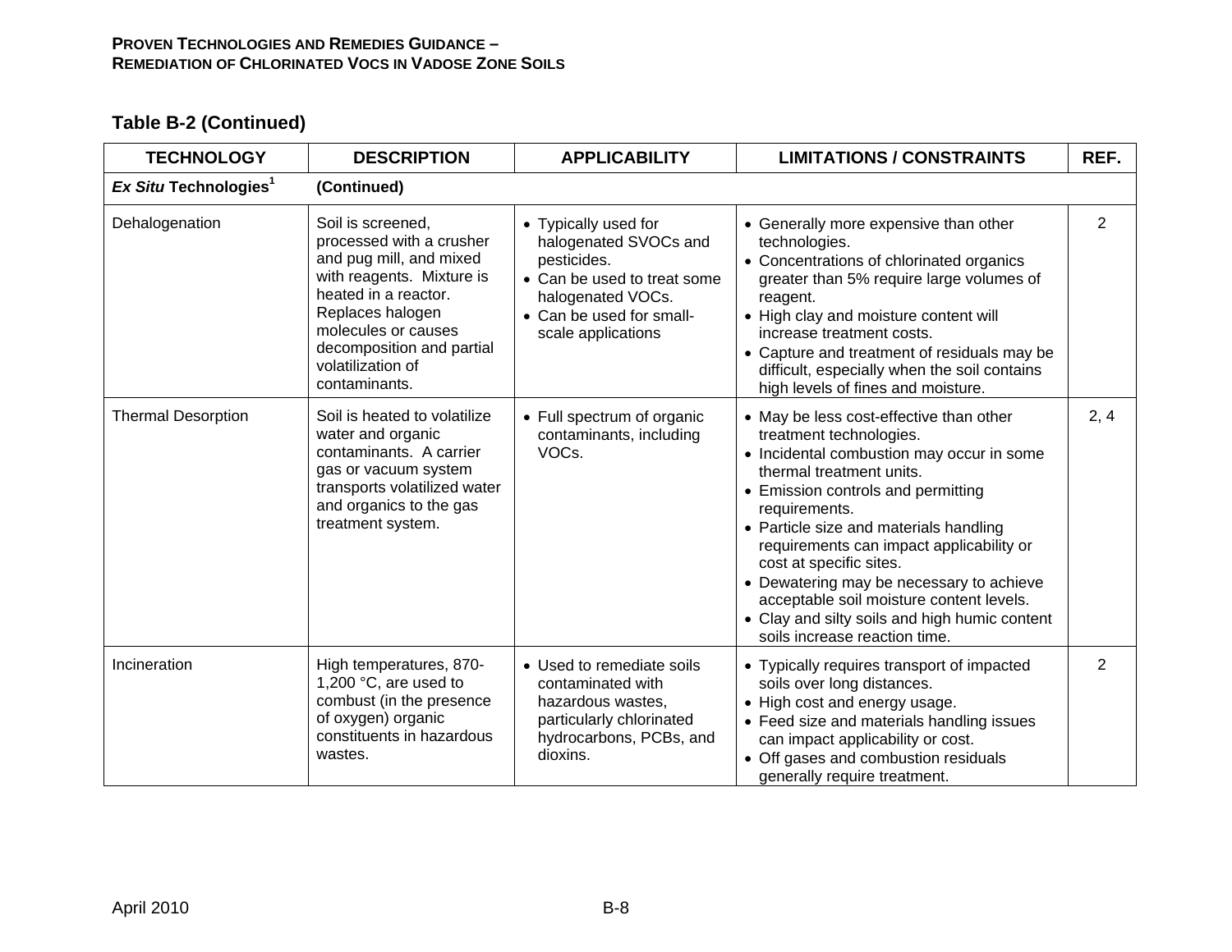## Table B-2 (Continued)

| TECHNOLOGY | DESCRIPTION | APPLICABILITY | LIMITATIONS / CONSTRAINTS | REF. |
|---|---|---|---|---|
| ***Ex Situ* Technologies[1]** | **(Continued)** | | | |
| Dehalogenation | Soil is screened, processed with a crusher and pug mill, and mixed with reagents. Mixture is heated in a reactor. Replaces halogen molecules or causes decomposition and partial volatilization of contaminants. | • Typically used for halogenated SVOCs and pesticides.<br>• Can be used to treat some halogenated VOCs.<br>• Can be used for small-scale applications | • Generally more expensive than other technologies.<br>• Concentrations of chlorinated organics greater than 5% require large volumes of reagent.<br>• High clay and moisture content will increase treatment costs.<br>• Capture and treatment of residuals may be difficult, especially when the soil contains high levels of fines and moisture. | 2 |
| Thermal Desorption | Soil is heated to volatilize water and organic contaminants. A carrier gas or vacuum system transports volatilized water and organics to the gas treatment system. | • Full spectrum of organic contaminants, including VOCs. | • May be less cost-effective than other treatment technologies.<br>• Incidental combustion may occur in some thermal treatment units.<br>• Emission controls and permitting requirements.<br>• Particle size and materials handling requirements can impact applicability or cost at specific sites.<br>• Dewatering may be necessary to achieve acceptable soil moisture content levels.<br>• Clay and silty soils and high humic content soils increase reaction time. | 2, 4 |
| Incineration | High temperatures, 870-1,200 °C, are used to combust (in the presence of oxygen) organic constituents in hazardous wastes. | • Used to remediate soils contaminated with hazardous wastes, particularly chlorinated hydrocarbons, PCBs, and dioxins. | • Typically requires transport of impacted soils over long distances.<br>• High cost and energy usage.<br>• Feed size and materials handling issues can impact applicability or cost.<br>• Off gases and combustion residuals generally require treatment. | 2 |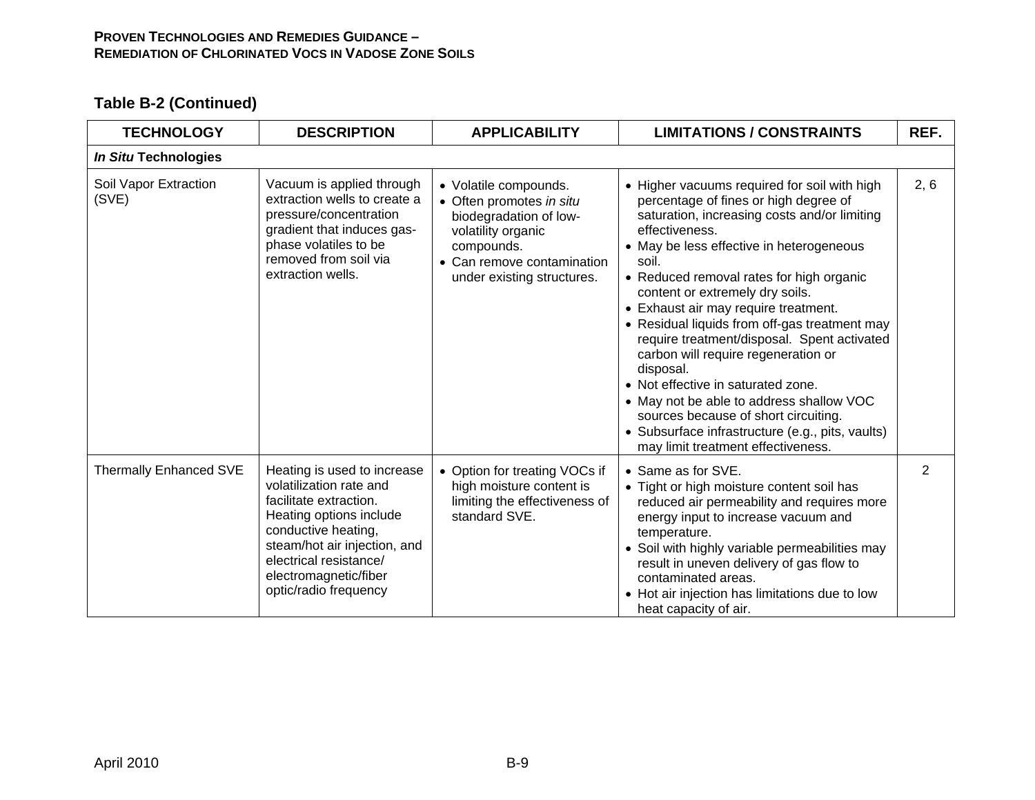## Table B-2 (Continued)

| TECHNOLOGY | DESCRIPTION | APPLICABILITY | LIMITATIONS / CONSTRAINTS | REF. |
|---|---|---|---|---|
| ***In Situ* Technologies** | | | | |
| Soil Vapor Extraction (SVE) | Vacuum is applied through extraction wells to create a pressure/concentration gradient that induces gas-phase volatiles to be removed from soil via extraction wells. | • Volatile compounds.<br>• Often promotes *in situ* biodegradation of low-volatility organic compounds.<br>• Can remove contamination under existing structures. | • Higher vacuums required for soil with high percentage of fines or high degree of saturation, increasing costs and/or limiting effectiveness.<br>• May be less effective in heterogeneous soil.<br>• Reduced removal rates for high organic content or extremely dry soils.<br>• Exhaust air may require treatment.<br>• Residual liquids from off-gas treatment may require treatment/disposal. Spent activated carbon will require regeneration or disposal.<br>• Not effective in saturated zone.<br>• May not be able to address shallow VOC sources because of short circuiting.<br>• Subsurface infrastructure (e.g., pits, vaults) may limit treatment effectiveness. | 2, 6 |
| Thermally Enhanced SVE | Heating is used to increase volatilization rate and facilitate extraction. Heating options include conductive heating, steam/hot air injection, and electrical resistance/ electromagnetic/fiber optic/radio frequency | • Option for treating VOCs if high moisture content is limiting the effectiveness of standard SVE. | • Same as for SVE.<br>• Tight or high moisture content soil has reduced air permeability and requires more energy input to increase vacuum and temperature.<br>• Soil with highly variable permeabilities may result in uneven delivery of gas flow to contaminated areas.<br>• Hot air injection has limitations due to low heat capacity of air. | 2 |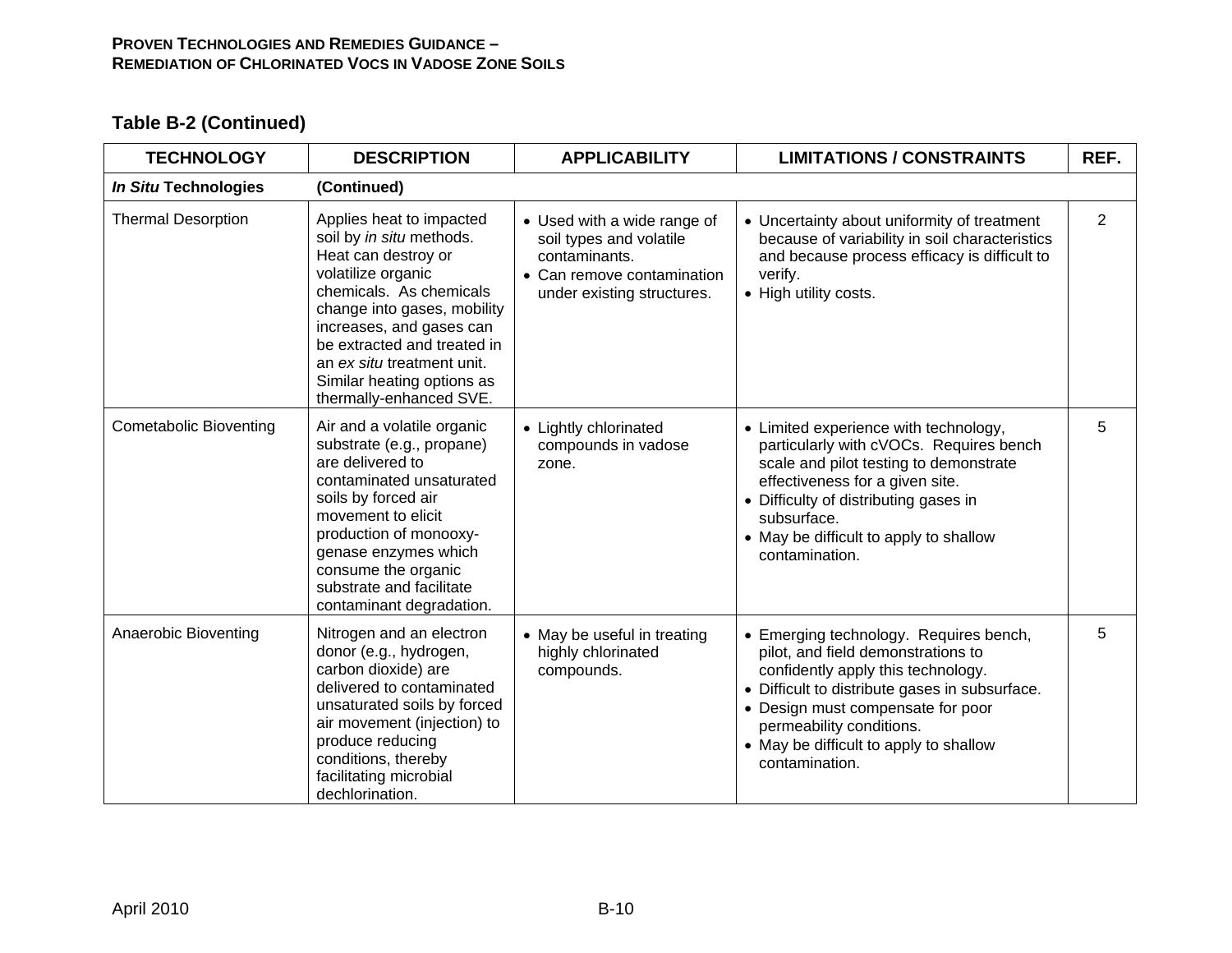## Table B-2 (Continued)

| TECHNOLOGY | DESCRIPTION | APPLICABILITY | LIMITATIONS / CONSTRAINTS | REF. |
|---|---|---|---|---|
| ***In Situ* Technologies** | **(Continued)** | | | |
| Thermal Desorption | Applies heat to impacted soil by *in situ* methods. Heat can destroy or volatilize organic chemicals. As chemicals change into gases, mobility increases, and gases can be extracted and treated in an *ex situ* treatment unit. Similar heating options as thermally-enhanced SVE. | • Used with a wide range of soil types and volatile contaminants.<br>• Can remove contamination under existing structures. | • Uncertainty about uniformity of treatment because of variability in soil characteristics and because process efficacy is difficult to verify.<br>• High utility costs. | 2 |
| Cometabolic Bioventing | Air and a volatile organic substrate (e.g., propane) are delivered to contaminated unsaturated soils by forced air movement to elicit production of monooxy-genase enzymes which consume the organic substrate and facilitate contaminant degradation. | • Lightly chlorinated compounds in vadose zone. | • Limited experience with technology, particularly with cVOCs. Requires bench scale and pilot testing to demonstrate effectiveness for a given site.<br>• Difficulty of distributing gases in subsurface.<br>• May be difficult to apply to shallow contamination. | 5 |
| Anaerobic Bioventing | Nitrogen and an electron donor (e.g., hydrogen, carbon dioxide) are delivered to contaminated unsaturated soils by forced air movement (injection) to produce reducing conditions, thereby facilitating microbial dechlorination. | • May be useful in treating highly chlorinated compounds. | • Emerging technology. Requires bench, pilot, and field demonstrations to confidently apply this technology.<br>• Difficult to distribute gases in subsurface.<br>• Design must compensate for poor permeability conditions.<br>• May be difficult to apply to shallow contamination. | 5 |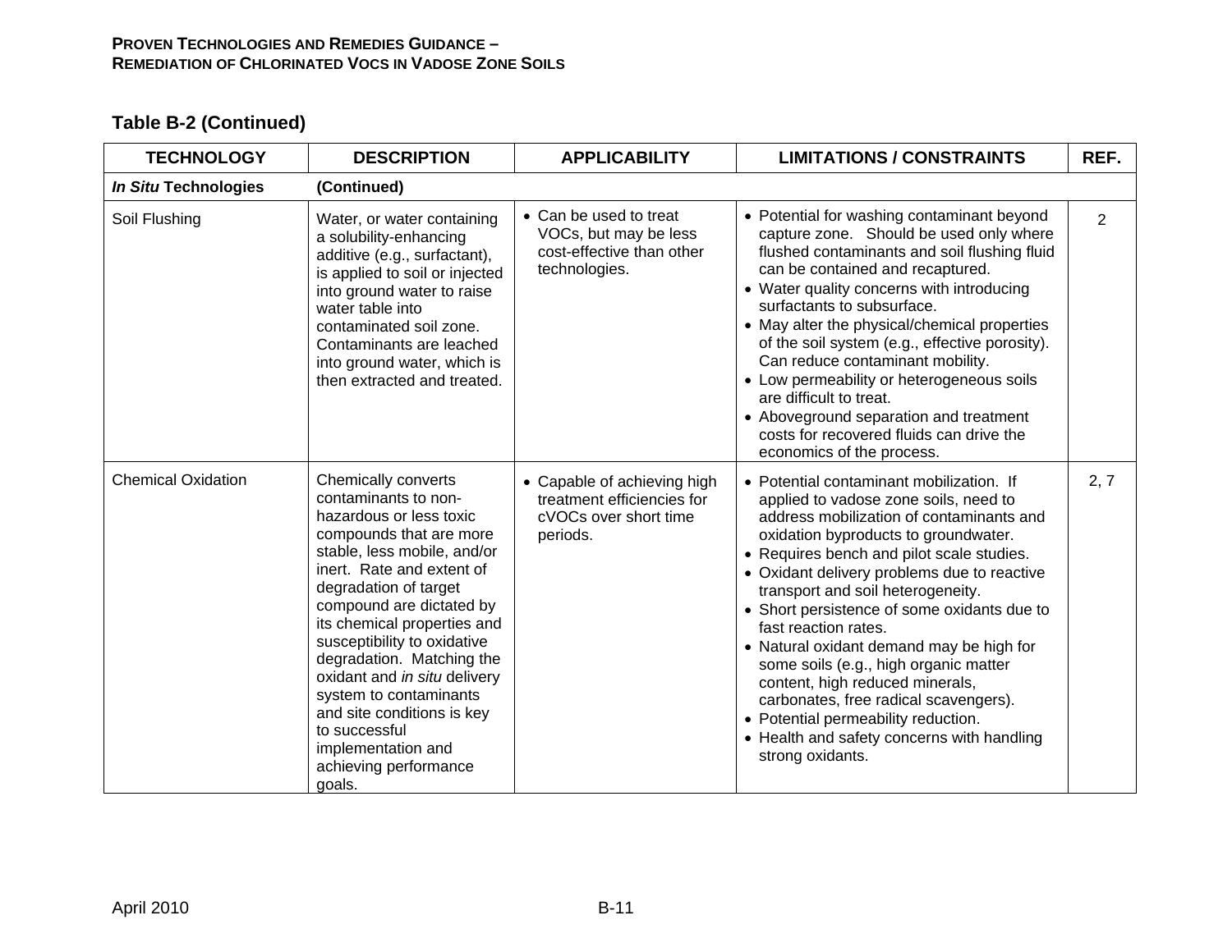## Table B-2 (Continued)

| TECHNOLOGY | DESCRIPTION | APPLICABILITY | LIMITATIONS / CONSTRAINTS | REF. |
|---|---|---|---|---|
| ***In Situ* Technologies** | **(Continued)** | | | |
| Soil Flushing | Water, or water containing a solubility-enhancing additive (e.g., surfactant), is applied to soil or injected into ground water to raise water table into contaminated soil zone. Contaminants are leached into ground water, which is then extracted and treated. | • Can be used to treat VOCs, but may be less cost-effective than other technologies. | • Potential for washing contaminant beyond capture zone. Should be used only where flushed contaminants and soil flushing fluid can be contained and recaptured.<br>• Water quality concerns with introducing surfactants to subsurface.<br>• May alter the physical/chemical properties of the soil system (e.g., effective porosity). Can reduce contaminant mobility.<br>• Low permeability or heterogeneous soils are difficult to treat.<br>• Aboveground separation and treatment costs for recovered fluids can drive the economics of the process. | 2 |
| Chemical Oxidation | Chemically converts contaminants to non-hazardous or less toxic compounds that are more stable, less mobile, and/or inert. Rate and extent of degradation of target compound are dictated by its chemical properties and susceptibility to oxidative degradation. Matching the oxidant and *in situ* delivery system to contaminants and site conditions is key to successful implementation and achieving performance goals. | • Capable of achieving high treatment efficiencies for cVOCs over short time periods. | • Potential contaminant mobilization. If applied to vadose zone soils, need to address mobilization of contaminants and oxidation byproducts to groundwater.<br>• Requires bench and pilot scale studies.<br>• Oxidant delivery problems due to reactive transport and soil heterogeneity.<br>• Short persistence of some oxidants due to fast reaction rates.<br>• Natural oxidant demand may be high for some soils (e.g., high organic matter content, high reduced minerals, carbonates, free radical scavengers).<br>• Potential permeability reduction.<br>• Health and safety concerns with handling strong oxidants. | 2, 7 |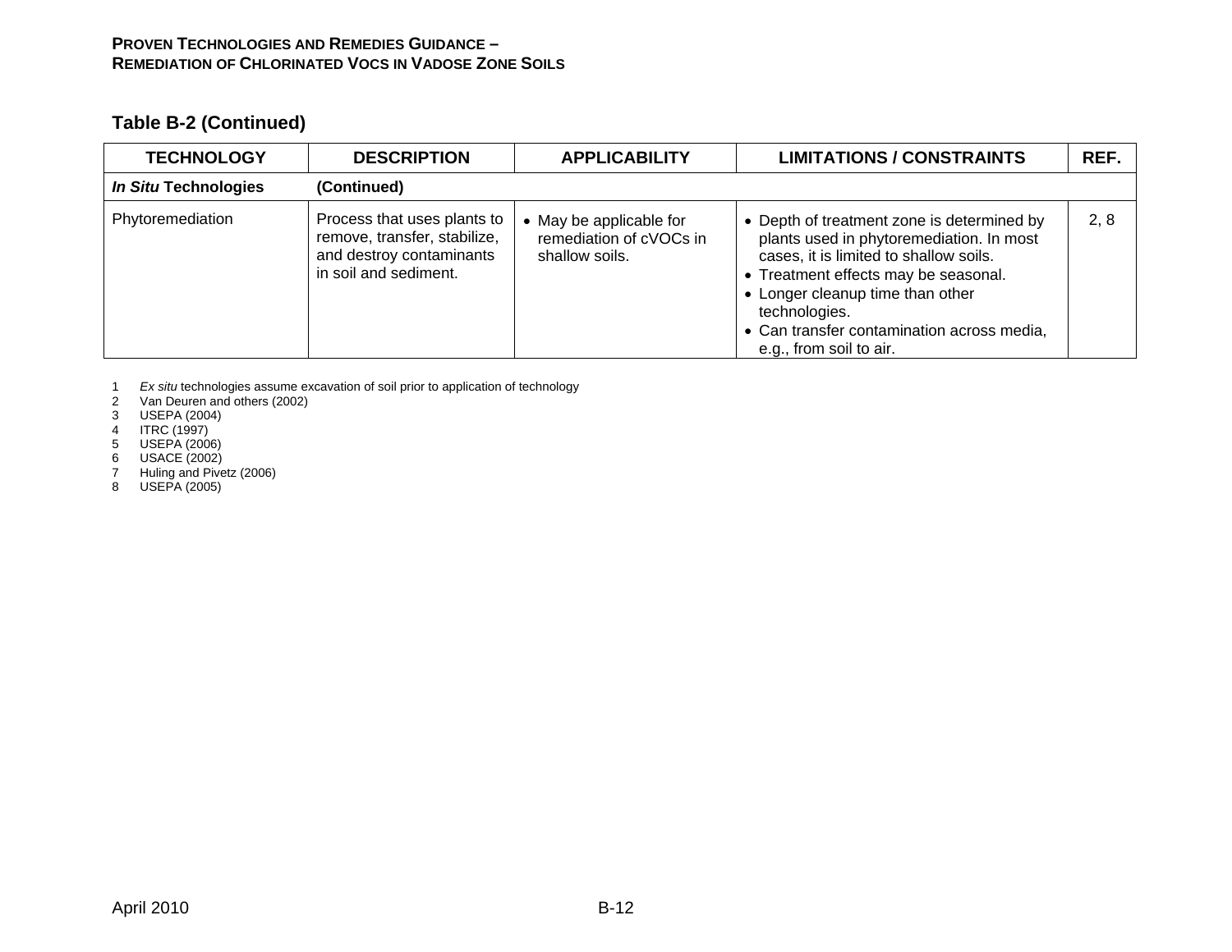## Table B-2 (Continued)

| TECHNOLOGY | DESCRIPTION | APPLICABILITY | LIMITATIONS / CONSTRAINTS | REF. |
|---|---|---|---|---|
| ***In Situ* Technologies** | **(Continued)** | | | |
| Phytoremediation | Process that uses plants to remove, transfer, stabilize, and destroy contaminants in soil and sediment. | • May be applicable for remediation of cVOCs in shallow soils. | • Depth of treatment zone is determined by plants used in phytoremediation. In most cases, it is limited to shallow soils.<br>• Treatment effects may be seasonal.<br>• Longer cleanup time than other technologies.<br>• Can transfer contamination across media, e.g., from soil to air. | 2, 8 |

1 *Ex situ* technologies assume excavation of soil prior to application of technology
2 Van Deuren and others (2002)
3 USEPA (2004)
4 ITRC (1997)
5 USEPA (2006)
6 USACE (2002)
7 Huling and Pivetz (2006)
8 USEPA (2005)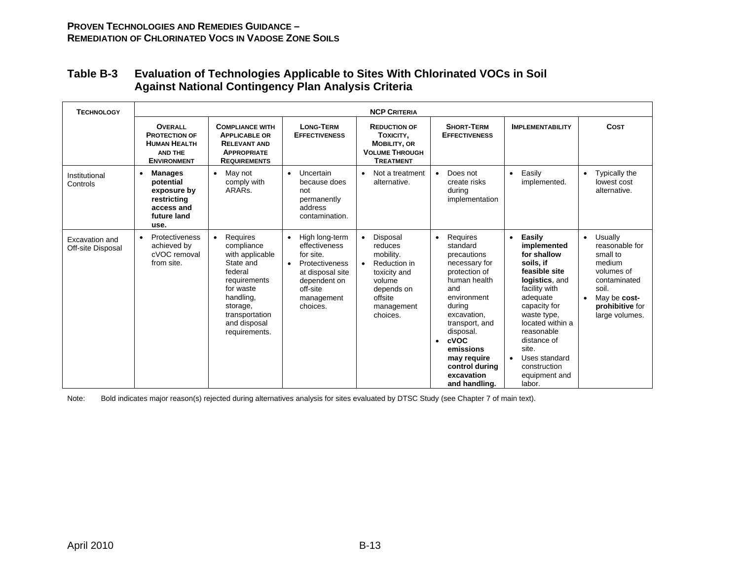## Table B-3 Evaluation of Technologies Applicable to Sites With Chlorinated VOCs in Soil Against National Contingency Plan Analysis Criteria

| Technology | NCP Criteria | | | | | | |
|---|---|---|---|---|---|---|---|
| | Overall Protection of Human Health and the Environment | Compliance with Applicable or Relevant and Appropriate Requirements | Long-Term Effectiveness | Reduction of Toxicity, Mobility, or Volume Through Treatment | Short-Term Effectiveness | Implementability | Cost |
| Institutional Controls | • **Manages potential exposure by restricting access and future land use.** | • May not comply with ARARs. | • Uncertain because does not permanently address contamination. | • Not a treatment alternative. | • Does not create risks during implementation | • Easily implemented. | • Typically the lowest cost alternative. |
| Excavation and Off-site Disposal | • Protectiveness achieved by cVOC removal from site. | • Requires compliance with applicable State and federal requirements for waste handling, storage, transportation and disposal requirements. | • High long-term effectiveness for site.<br>• Protectiveness at disposal site dependent on off-site management choices. | • Disposal reduces mobility.<br>• Reduction in toxicity and volume depends on offsite management choices. | • Requires standard precautions necessary for protection of human health and environment during excavation, transport, and disposal.<br>• **cVOC emissions may require control during excavation and handling.** | • **Easily implemented for shallow soils, if feasible site logistics**, and facility with adequate capacity for waste type, located within a reasonable distance of site.<br>• Uses standard construction equipment and labor. | • Usually reasonable for small to medium volumes of contaminated soil.<br>• May be **cost-prohibitive** for large volumes. |

Note: Bold indicates major reason(s) rejected during alternatives analysis for sites evaluated by DTSC Study (see Chapter 7 of main text).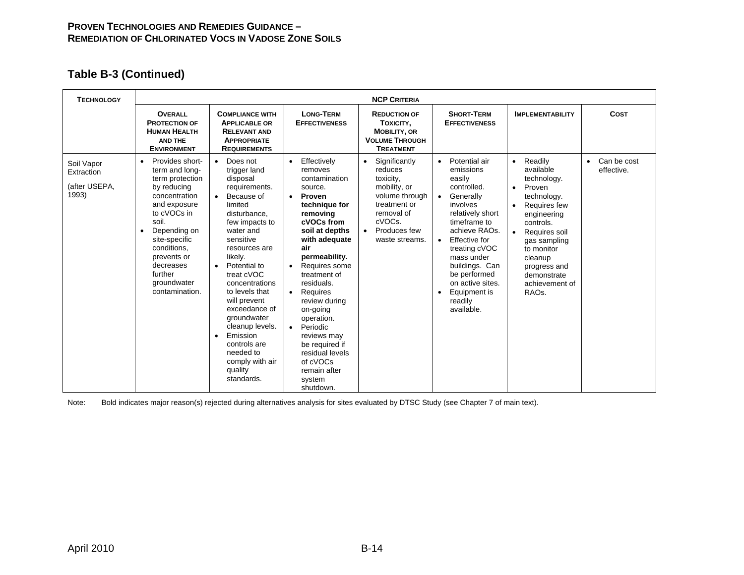## Table B-3 (Continued)

| Technology | NCP Criteria | | | | | | |
|---|---|---|---|---|---|---|---|
| | Overall Protection of Human Health and the Environment | Compliance with Applicable or Relevant and Appropriate Requirements | Long-Term Effectiveness | Reduction of Toxicity, Mobility, or Volume Through Treatment | Short-Term Effectiveness | Implementability | Cost |
| Soil Vapor Extraction<br><br>(after USEPA, 1993) | • Provides short-term and long-term protection by reducing concentration and exposure to cVOCs in soil.<br>• Depending on site-specific conditions, prevents or decreases further groundwater contamination. | • Does not trigger land disposal requirements.<br>• Because of limited disturbance, few impacts to water and sensitive resources are likely.<br>• Potential to treat cVOC concentrations to levels that will prevent exceedance of groundwater cleanup levels.<br>• Emission controls are needed to comply with air quality standards. | • Effectively removes contamination source.<br>• **Proven technique for removing cVOCs from soil at depths with adequate air permeability.**<br>• Requires some treatment of residuals.<br>• Requires review during on-going operation.<br>• Periodic reviews may be required if residual levels of cVOCs remain after system shutdown. | • Significantly reduces toxicity, mobility, or volume through treatment or removal of cVOCs.<br>• Produces few waste streams. | • Potential air emissions easily controlled.<br>• Generally involves relatively short timeframe to achieve RAOs.<br>• Effective for treating cVOC mass under buildings. Can be performed on active sites.<br>• Equipment is readily available. | • Readily available technology.<br>• Proven technology.<br>• Requires few engineering controls.<br>• Requires soil gas sampling to monitor cleanup progress and demonstrate achievement of RAOs. | • Can be cost effective. |

Note: Bold indicates major reason(s) rejected during alternatives analysis for sites evaluated by DTSC Study (see Chapter 7 of main text).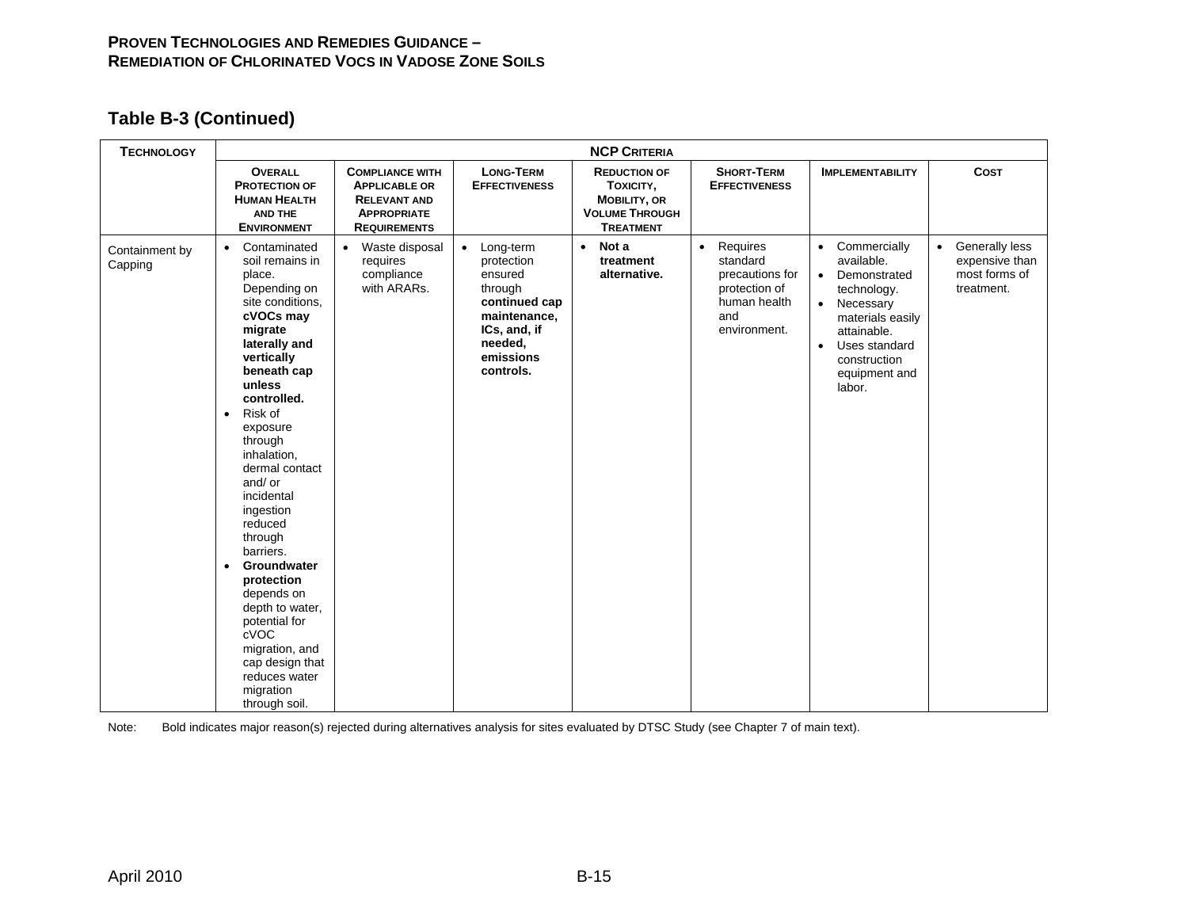## Table B-3 (Continued)

| Technology | NCP Criteria | | | | | | |
|---|---|---|---|---|---|---|---|
| | Overall Protection of Human Health and the Environment | Compliance with Applicable or Relevant and Appropriate Requirements | Long-Term Effectiveness | Reduction of Toxicity, Mobility, or Volume Through Treatment | Short-Term Effectiveness | Implementability | Cost |
| Containment by Capping | • Contaminated soil remains in place. Depending on site conditions, **cVOCs may migrate laterally and vertically beneath cap unless controlled.**<br>• Risk of exposure through inhalation, dermal contact and/ or incidental ingestion reduced through barriers.<br>• **Groundwater protection** depends on depth to water, potential for cVOC migration, and cap design that reduces water migration through soil. | • Waste disposal requires compliance with ARARs. | • Long-term protection ensured through **continued cap maintenance, ICs, and, if needed, emissions controls.** | • **Not a treatment alternative.** | • Requires standard precautions for protection of human health and environment. | • Commercially available.<br>• Demonstrated technology.<br>• Necessary materials easily attainable.<br>• Uses standard construction equipment and labor. | • Generally less expensive than most forms of treatment. |

Note: Bold indicates major reason(s) rejected during alternatives analysis for sites evaluated by DTSC Study (see Chapter 7 of main text).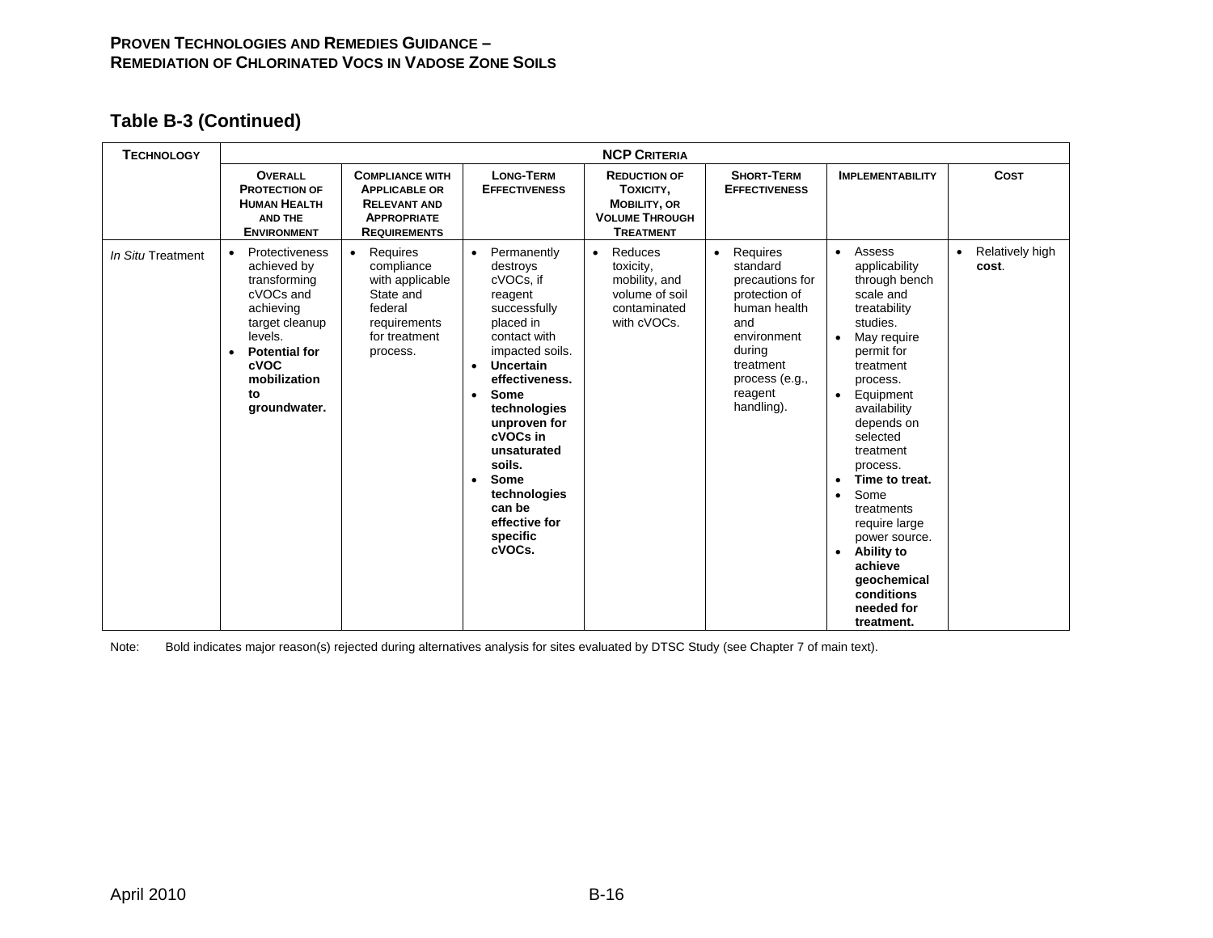## Table B-3 (Continued)

| Technology | NCP Criteria | | | | | | |
|---|---|---|---|---|---|---|---|
| | Overall Protection of Human Health and the Environment | Compliance with Applicable or Relevant and Appropriate Requirements | Long-Term Effectiveness | Reduction of Toxicity, Mobility, or Volume Through Treatment | Short-Term Effectiveness | Implementability | Cost |
| *In Situ* Treatment | • Protectiveness achieved by transforming cVOCs and achieving target cleanup levels.<br>• **Potential for cVOC mobilization to groundwater.** | • Requires compliance with applicable State and federal requirements for treatment process. | • Permanently destroys cVOCs, if reagent successfully placed in contact with impacted soils.<br>• **Uncertain effectiveness.**<br>• **Some technologies unproven for cVOCs in unsaturated soils.**<br>• **Some technologies can be effective for specific cVOCs.** | • Reduces toxicity, mobility, and volume of soil contaminated with cVOCs. | • Requires standard precautions for protection of human health and environment during treatment process (e.g., reagent handling). | • Assess applicability through bench scale and treatability studies.<br>• May require permit for treatment process.<br>• Equipment availability depends on selected treatment process.<br>• **Time to treat.**<br>• Some treatments require large power source.<br>• **Ability to achieve geochemical conditions needed for treatment.** | • Relatively high **cost**. |

Note: Bold indicates major reason(s) rejected during alternatives analysis for sites evaluated by DTSC Study (see Chapter 7 of main text).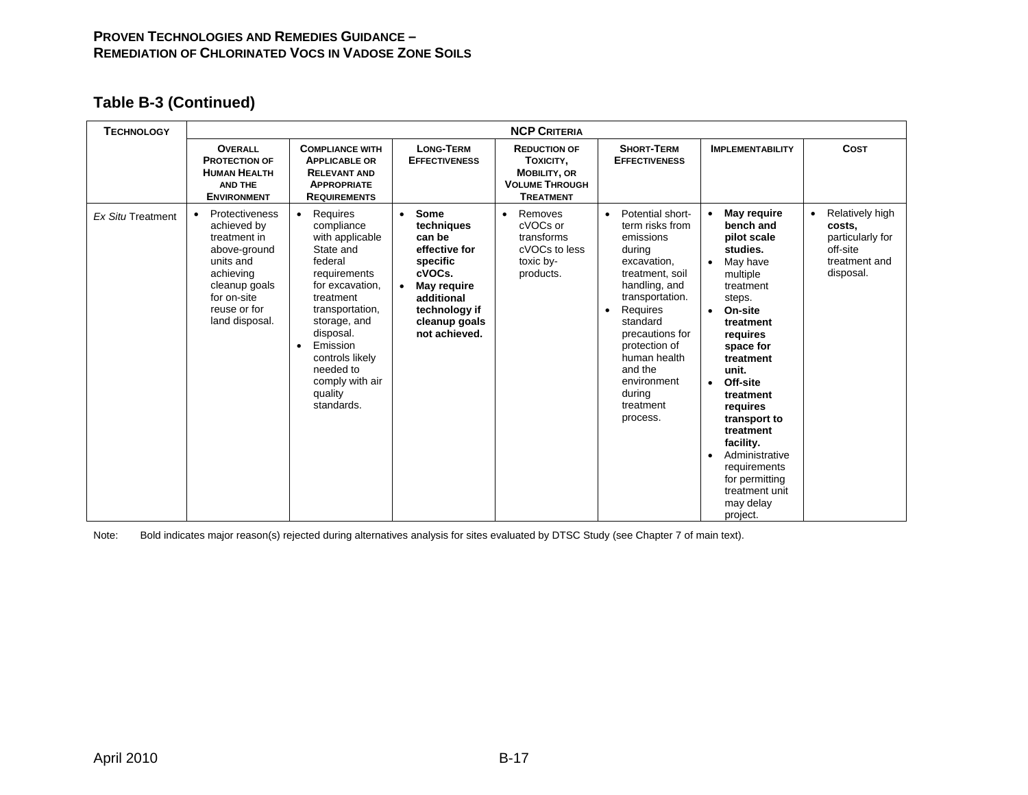## Table B-3 (Continued)

| Technology | NCP Criteria | | | | | | |
|---|---|---|---|---|---|---|---|
| | Overall Protection of Human Health and the Environment | Compliance with Applicable or Relevant and Appropriate Requirements | Long-Term Effectiveness | Reduction of Toxicity, Mobility, or Volume Through Treatment | Short-Term Effectiveness | Implementability | Cost |
| *Ex Situ* Treatment | • Protectiveness achieved by treatment in above-ground units and achieving cleanup goals for on-site reuse or for land disposal. | • Requires compliance with applicable State and federal requirements for excavation, treatment transportation, storage, and disposal.<br>• Emission controls likely needed to comply with air quality standards. | • **Some techniques can be effective for specific cVOCs.**<br>• **May require additional technology if cleanup goals not achieved.** | • Removes cVOCs or transforms cVOCs to less toxic by-products. | • Potential short-term risks from emissions during excavation, treatment, soil handling, and transportation.<br>• Requires standard precautions for protection of human health and the environment during treatment process. | • **May require bench and pilot scale studies.**<br>• May have multiple treatment steps.<br>• **On-site treatment requires space for treatment unit.**<br>• **Off-site treatment requires transport to treatment facility.**<br>• Administrative requirements for permitting treatment unit may delay project. | • Relatively high **costs,** particularly for off-site treatment and disposal. |

Note: Bold indicates major reason(s) rejected during alternatives analysis for sites evaluated by DTSC Study (see Chapter 7 of main text).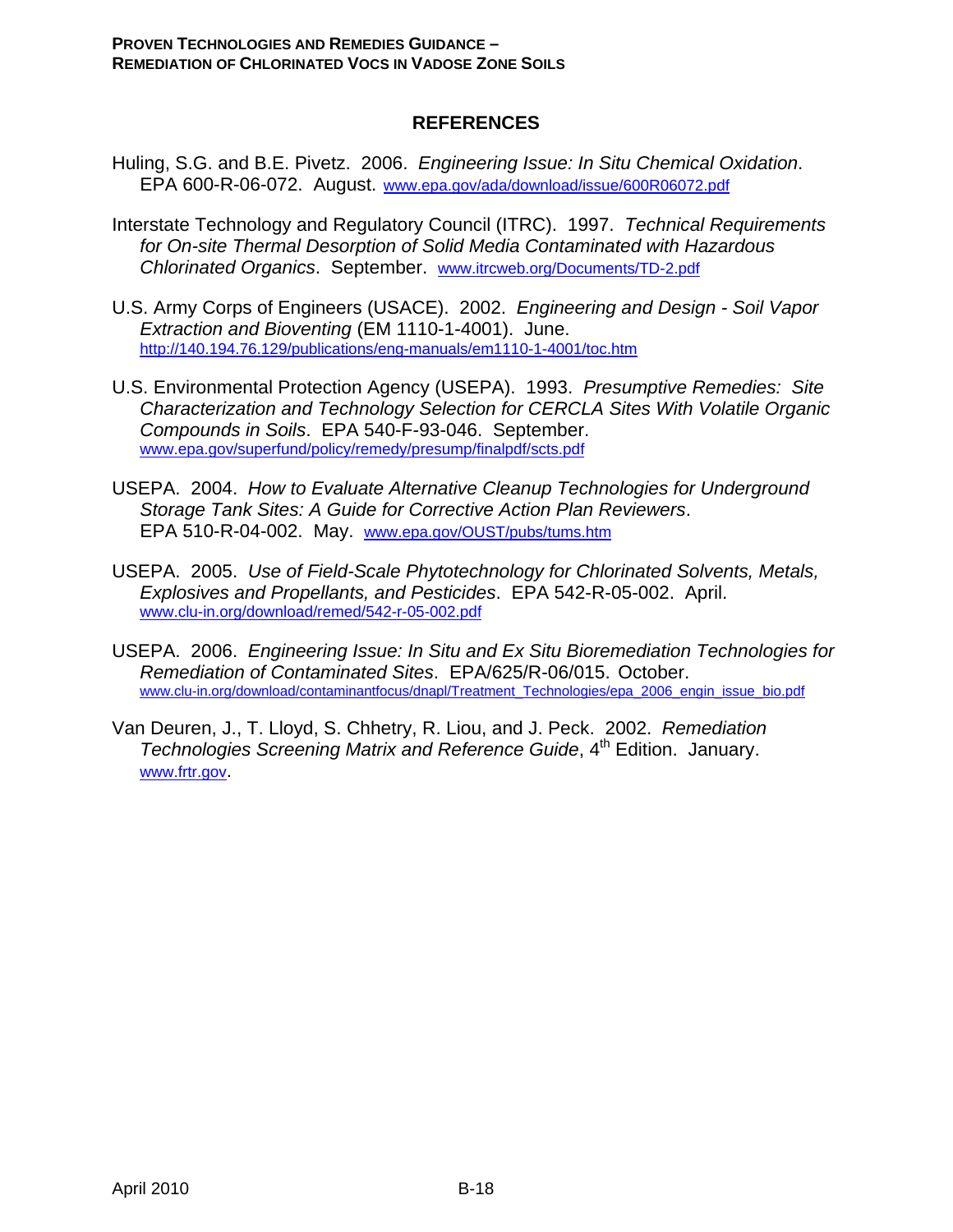## REFERENCES

Huling, S.G. and B.E. Pivetz. 2006. *Engineering Issue: In Situ Chemical Oxidation*. EPA 600-R-06-072. August. www.epa.gov/ada/download/issue/600R06072.pdf

Interstate Technology and Regulatory Council (ITRC). 1997. *Technical Requirements for On-site Thermal Desorption of Solid Media Contaminated with Hazardous Chlorinated Organics*. September. www.itrcweb.org/Documents/TD-2.pdf

U.S. Army Corps of Engineers (USACE). 2002. *Engineering and Design - Soil Vapor Extraction and Bioventing* (EM 1110-1-4001). June. http://140.194.76.129/publications/eng-manuals/em1110-1-4001/toc.htm

U.S. Environmental Protection Agency (USEPA). 1993. *Presumptive Remedies: Site Characterization and Technology Selection for CERCLA Sites With Volatile Organic Compounds in Soils*. EPA 540-F-93-046. September. www.epa.gov/superfund/policy/remedy/presump/finalpdf/scts.pdf

USEPA. 2004. *How to Evaluate Alternative Cleanup Technologies for Underground Storage Tank Sites: A Guide for Corrective Action Plan Reviewers*. EPA 510-R-04-002. May. www.epa.gov/OUST/pubs/tums.htm

USEPA. 2005. *Use of Field-Scale Phytotechnology for Chlorinated Solvents, Metals, Explosives and Propellants, and Pesticides*. EPA 542-R-05-002. April. www.clu-in.org/download/remed/542-r-05-002.pdf

USEPA. 2006. *Engineering Issue: In Situ and Ex Situ Bioremediation Technologies for Remediation of Contaminated Sites*. EPA/625/R-06/015. October. www.clu-in.org/download/contaminantfocus/dnapl/Treatment_Technologies/epa_2006_engin_issue_bio.pdf

Van Deuren, J., T. Lloyd, S. Chhetry, R. Liou, and J. Peck. 2002. *Remediation Technologies Screening Matrix and Reference Guide*, 4th Edition. January. www.frtr.gov.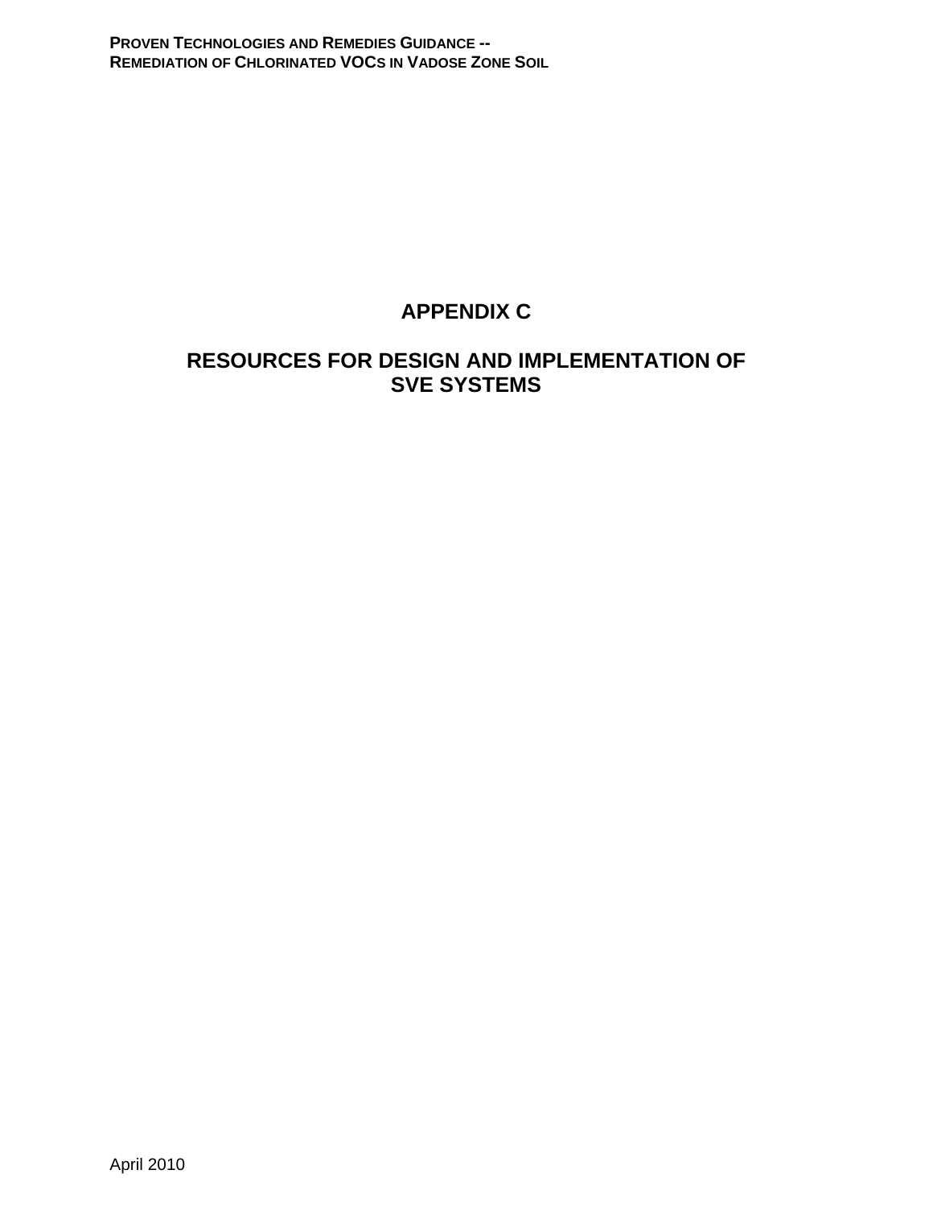# APPENDIX C

# RESOURCES FOR DESIGN AND IMPLEMENTATION OF SVE SYSTEMS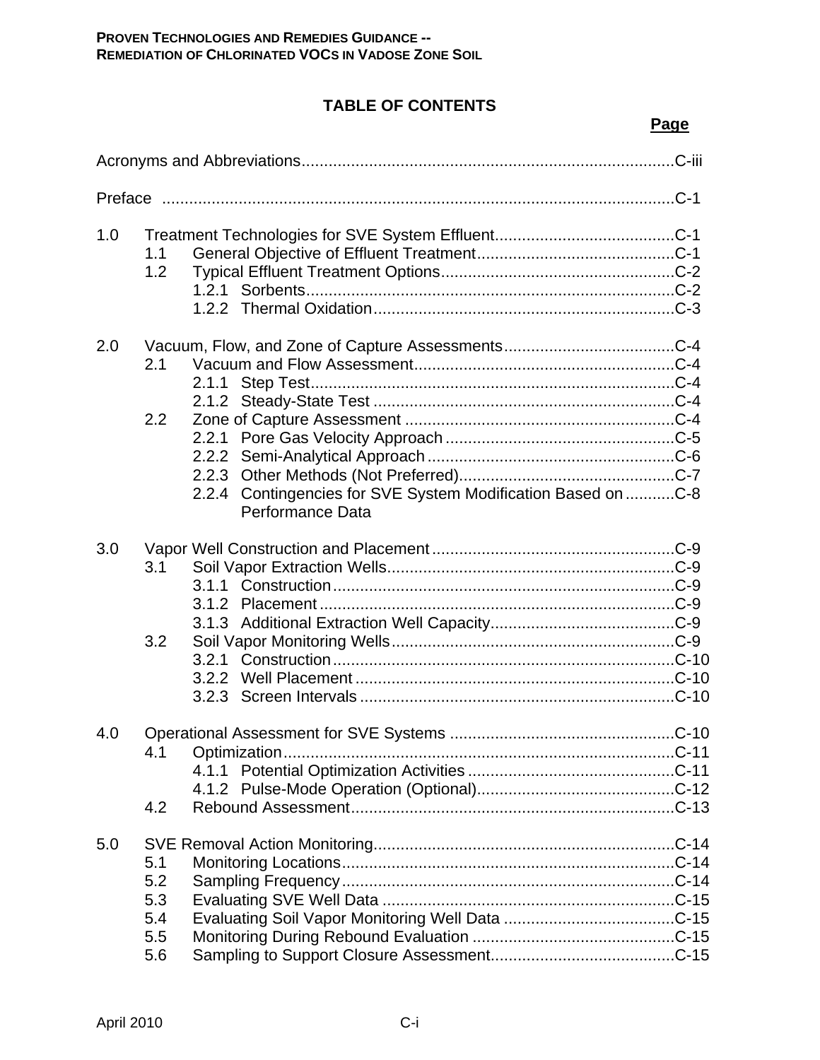# TABLE OF CONTENTS

| | | | Page |
|---|---|---|---|
| Acronyms and Abbreviations | | | C-iii |
| Preface | | | C-1 |
| 1.0 | Treatment Technologies for SVE System Effluent | | C-1 |
| | 1.1 | General Objective of Effluent Treatment | C-1 |
| | 1.2 | Typical Effluent Treatment Options | C-2 |
| | | 1.2.1 Sorbents | C-2 |
| | | 1.2.2 Thermal Oxidation | C-3 |
| 2.0 | Vacuum, Flow, and Zone of Capture Assessments | | C-4 |
| | 2.1 | Vacuum and Flow Assessment | C-4 |
| | | 2.1.1 Step Test | C-4 |
| | | 2.1.2 Steady-State Test | C-4 |
| | 2.2 | Zone of Capture Assessment | C-4 |
| | | 2.2.1 Pore Gas Velocity Approach | C-5 |
| | | 2.2.2 Semi-Analytical Approach | C-6 |
| | | 2.2.3 Other Methods (Not Preferred) | C-7 |
| | | 2.2.4 Contingencies for SVE System Modification Based on Performance Data | C-8 |
| 3.0 | Vapor Well Construction and Placement | | C-9 |
| | 3.1 | Soil Vapor Extraction Wells | C-9 |
| | | 3.1.1 Construction | C-9 |
| | | 3.1.2 Placement | C-9 |
| | | 3.1.3 Additional Extraction Well Capacity | C-9 |
| | 3.2 | Soil Vapor Monitoring Wells | C-9 |
| | | 3.2.1 Construction | C-10 |
| | | 3.2.2 Well Placement | C-10 |
| | | 3.2.3 Screen Intervals | C-10 |
| 4.0 | Operational Assessment for SVE Systems | | C-10 |
| | 4.1 | Optimization | C-11 |
| | | 4.1.1 Potential Optimization Activities | C-11 |
| | | 4.1.2 Pulse-Mode Operation (Optional) | C-12 |
| | 4.2 | Rebound Assessment | C-13 |
| 5.0 | SVE Removal Action Monitoring | | C-14 |
| | 5.1 | Monitoring Locations | C-14 |
| | 5.2 | Sampling Frequency | C-14 |
| | 5.3 | Evaluating SVE Well Data | C-15 |
| | 5.4 | Evaluating Soil Vapor Monitoring Well Data | C-15 |
| | 5.5 | Monitoring During Rebound Evaluation | C-15 |
| | 5.6 | Sampling to Support Closure Assessment | C-15 |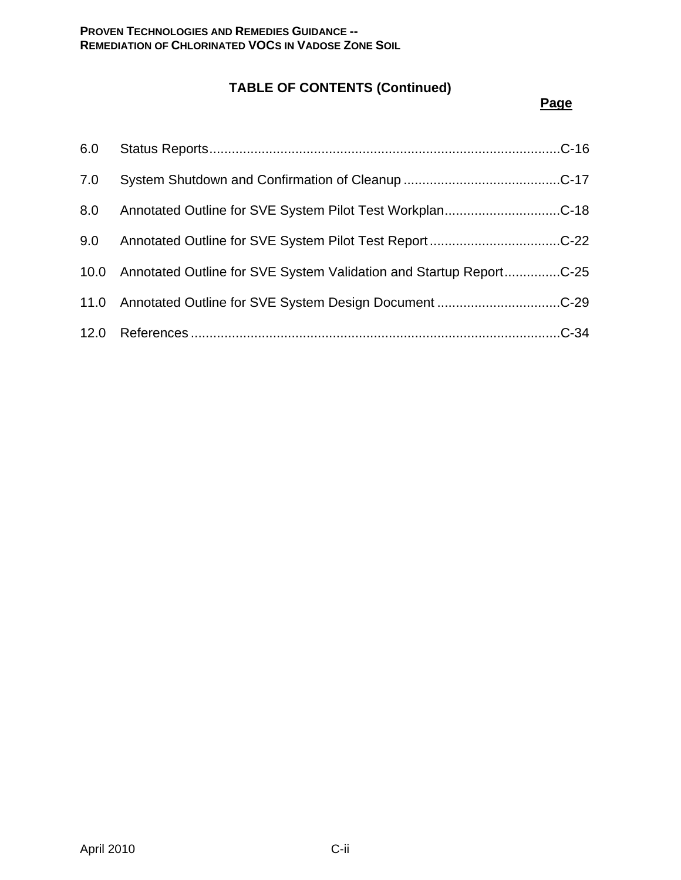**TABLE OF CONTENTS (Continued)**

| | | Page |
|---|---|---|
| 6.0 | Status Reports | C-16 |
| 7.0 | System Shutdown and Confirmation of Cleanup | C-17 |
| 8.0 | Annotated Outline for SVE System Pilot Test Workplan | C-18 |
| 9.0 | Annotated Outline for SVE System Pilot Test Report | C-22 |
| 10.0 | Annotated Outline for SVE System Validation and Startup Report | C-25 |
| 11.0 | Annotated Outline for SVE System Design Document | C-29 |
| 12.0 | References | C-34 |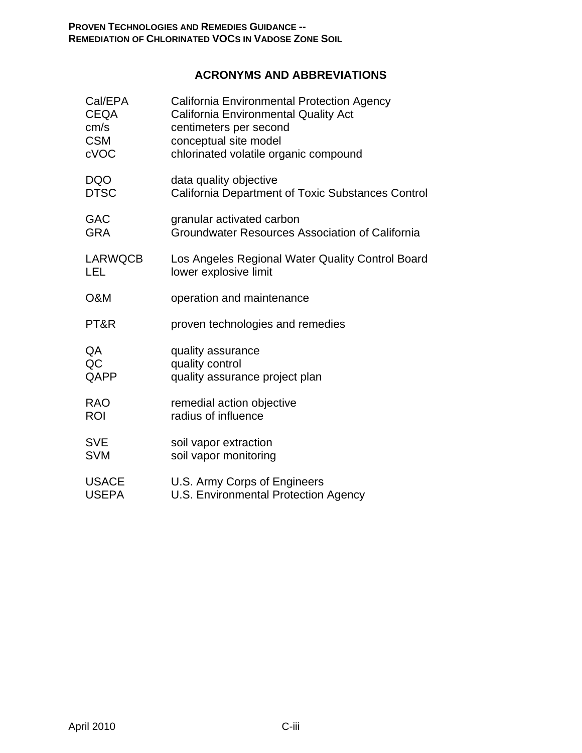## ACRONYMS AND ABBREVIATIONS

| | |
|---|---|
| Cal/EPA | California Environmental Protection Agency |
| CEQA | California Environmental Quality Act |
| cm/s | centimeters per second |
| CSM | conceptual site model |
| cVOC | chlorinated volatile organic compound |
| DQO | data quality objective |
| DTSC | California Department of Toxic Substances Control |
| GAC | granular activated carbon |
| GRA | Groundwater Resources Association of California |
| LARWQCB | Los Angeles Regional Water Quality Control Board |
| LEL | lower explosive limit |
| O&M | operation and maintenance |
| PT&R | proven technologies and remedies |
| QA | quality assurance |
| QC | quality control |
| QAPP | quality assurance project plan |
| RAO | remedial action objective |
| ROI | radius of influence |
| SVE | soil vapor extraction |
| SVM | soil vapor monitoring |
| USACE | U.S. Army Corps of Engineers |
| USEPA | U.S. Environmental Protection Agency |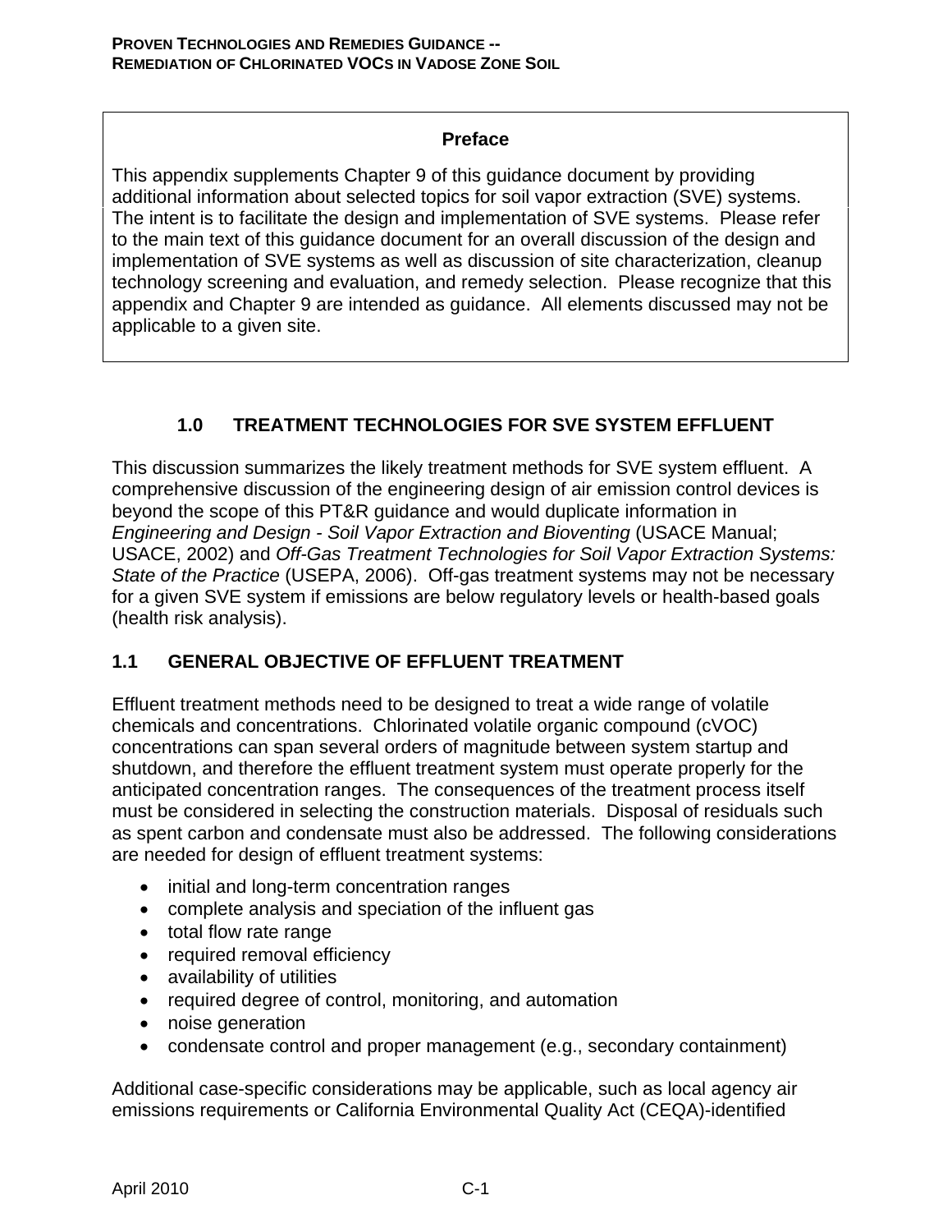## Preface

This appendix supplements Chapter 9 of this guidance document by providing additional information about selected topics for soil vapor extraction (SVE) systems. The intent is to facilitate the design and implementation of SVE systems. Please refer to the main text of this guidance document for an overall discussion of the design and implementation of SVE systems as well as discussion of site characterization, cleanup technology screening and evaluation, and remedy selection. Please recognize that this appendix and Chapter 9 are intended as guidance. All elements discussed may not be applicable to a given site.

# 1.0 TREATMENT TECHNOLOGIES FOR SVE SYSTEM EFFLUENT

This discussion summarizes the likely treatment methods for SVE system effluent. A comprehensive discussion of the engineering design of air emission control devices is beyond the scope of this PT&R guidance and would duplicate information in *Engineering and Design - Soil Vapor Extraction and Bioventing* (USACE Manual; USACE, 2002) and *Off-Gas Treatment Technologies for Soil Vapor Extraction Systems: State of the Practice* (USEPA, 2006). Off-gas treatment systems may not be necessary for a given SVE system if emissions are below regulatory levels or health-based goals (health risk analysis).

## 1.1 GENERAL OBJECTIVE OF EFFLUENT TREATMENT

Effluent treatment methods need to be designed to treat a wide range of volatile chemicals and concentrations. Chlorinated volatile organic compound (cVOC) concentrations can span several orders of magnitude between system startup and shutdown, and therefore the effluent treatment system must operate properly for the anticipated concentration ranges. The consequences of the treatment process itself must be considered in selecting the construction materials. Disposal of residuals such as spent carbon and condensate must also be addressed. The following considerations are needed for design of effluent treatment systems:

- initial and long-term concentration ranges
- complete analysis and speciation of the influent gas
- total flow rate range
- required removal efficiency
- availability of utilities
- required degree of control, monitoring, and automation
- noise generation
- condensate control and proper management (e.g., secondary containment)

Additional case-specific considerations may be applicable, such as local agency air emissions requirements or California Environmental Quality Act (CEQA)-identified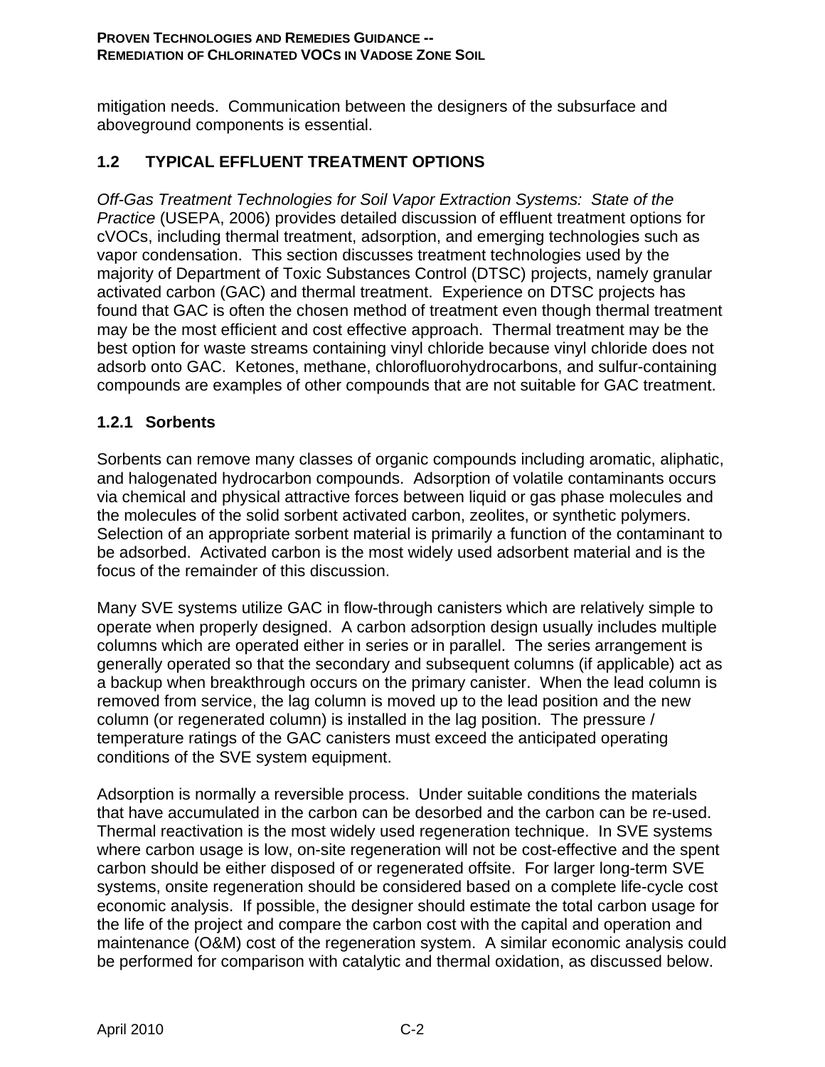mitigation needs. Communication between the designers of the subsurface and aboveground components is essential.

## 1.2 TYPICAL EFFLUENT TREATMENT OPTIONS

*Off-Gas Treatment Technologies for Soil Vapor Extraction Systems: State of the Practice* (USEPA, 2006) provides detailed discussion of effluent treatment options for cVOCs, including thermal treatment, adsorption, and emerging technologies such as vapor condensation. This section discusses treatment technologies used by the majority of Department of Toxic Substances Control (DTSC) projects, namely granular activated carbon (GAC) and thermal treatment. Experience on DTSC projects has found that GAC is often the chosen method of treatment even though thermal treatment may be the most efficient and cost effective approach. Thermal treatment may be the best option for waste streams containing vinyl chloride because vinyl chloride does not adsorb onto GAC. Ketones, methane, chlorofluorohydrocarbons, and sulfur-containing compounds are examples of other compounds that are not suitable for GAC treatment.

### 1.2.1 Sorbents

Sorbents can remove many classes of organic compounds including aromatic, aliphatic, and halogenated hydrocarbon compounds. Adsorption of volatile contaminants occurs via chemical and physical attractive forces between liquid or gas phase molecules and the molecules of the solid sorbent activated carbon, zeolites, or synthetic polymers. Selection of an appropriate sorbent material is primarily a function of the contaminant to be adsorbed. Activated carbon is the most widely used adsorbent material and is the focus of the remainder of this discussion.

Many SVE systems utilize GAC in flow-through canisters which are relatively simple to operate when properly designed. A carbon adsorption design usually includes multiple columns which are operated either in series or in parallel. The series arrangement is generally operated so that the secondary and subsequent columns (if applicable) act as a backup when breakthrough occurs on the primary canister. When the lead column is removed from service, the lag column is moved up to the lead position and the new column (or regenerated column) is installed in the lag position. The pressure / temperature ratings of the GAC canisters must exceed the anticipated operating conditions of the SVE system equipment.

Adsorption is normally a reversible process. Under suitable conditions the materials that have accumulated in the carbon can be desorbed and the carbon can be re-used. Thermal reactivation is the most widely used regeneration technique. In SVE systems where carbon usage is low, on-site regeneration will not be cost-effective and the spent carbon should be either disposed of or regenerated offsite. For larger long-term SVE systems, onsite regeneration should be considered based on a complete life-cycle cost economic analysis. If possible, the designer should estimate the total carbon usage for the life of the project and compare the carbon cost with the capital and operation and maintenance (O&M) cost of the regeneration system. A similar economic analysis could be performed for comparison with catalytic and thermal oxidation, as discussed below.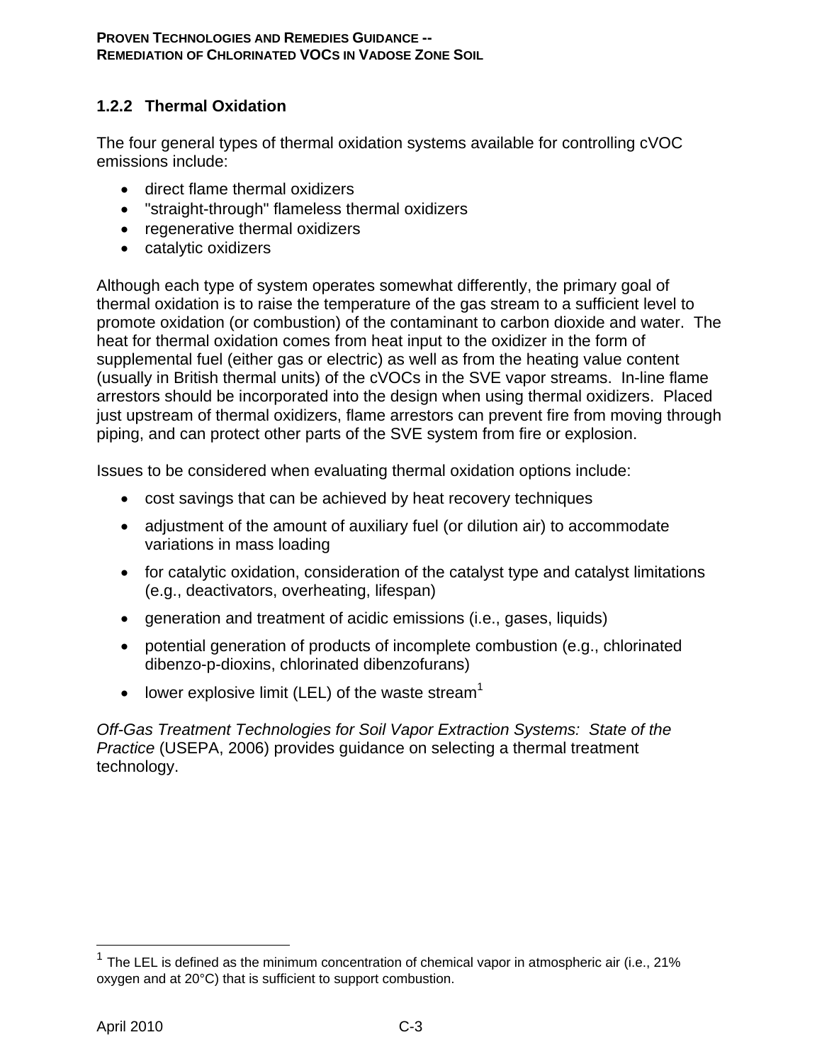### 1.2.2 Thermal Oxidation

The four general types of thermal oxidation systems available for controlling cVOC emissions include:

- direct flame thermal oxidizers
- "straight-through" flameless thermal oxidizers
- regenerative thermal oxidizers
- catalytic oxidizers

Although each type of system operates somewhat differently, the primary goal of thermal oxidation is to raise the temperature of the gas stream to a sufficient level to promote oxidation (or combustion) of the contaminant to carbon dioxide and water. The heat for thermal oxidation comes from heat input to the oxidizer in the form of supplemental fuel (either gas or electric) as well as from the heating value content (usually in British thermal units) of the cVOCs in the SVE vapor streams. In-line flame arrestors should be incorporated into the design when using thermal oxidizers. Placed just upstream of thermal oxidizers, flame arrestors can prevent fire from moving through piping, and can protect other parts of the SVE system from fire or explosion.

Issues to be considered when evaluating thermal oxidation options include:

- cost savings that can be achieved by heat recovery techniques
- adjustment of the amount of auxiliary fuel (or dilution air) to accommodate variations in mass loading
- for catalytic oxidation, consideration of the catalyst type and catalyst limitations (e.g., deactivators, overheating, lifespan)
- generation and treatment of acidic emissions (i.e., gases, liquids)
- potential generation of products of incomplete combustion (e.g., chlorinated dibenzo-p-dioxins, chlorinated dibenzofurans)
- lower explosive limit (LEL) of the waste stream[1]

*Off-Gas Treatment Technologies for Soil Vapor Extraction Systems: State of the Practice* (USEPA, 2006) provides guidance on selecting a thermal treatment technology.

---

[1] The LEL is defined as the minimum concentration of chemical vapor in atmospheric air (i.e., 21% oxygen and at 20°C) that is sufficient to support combustion.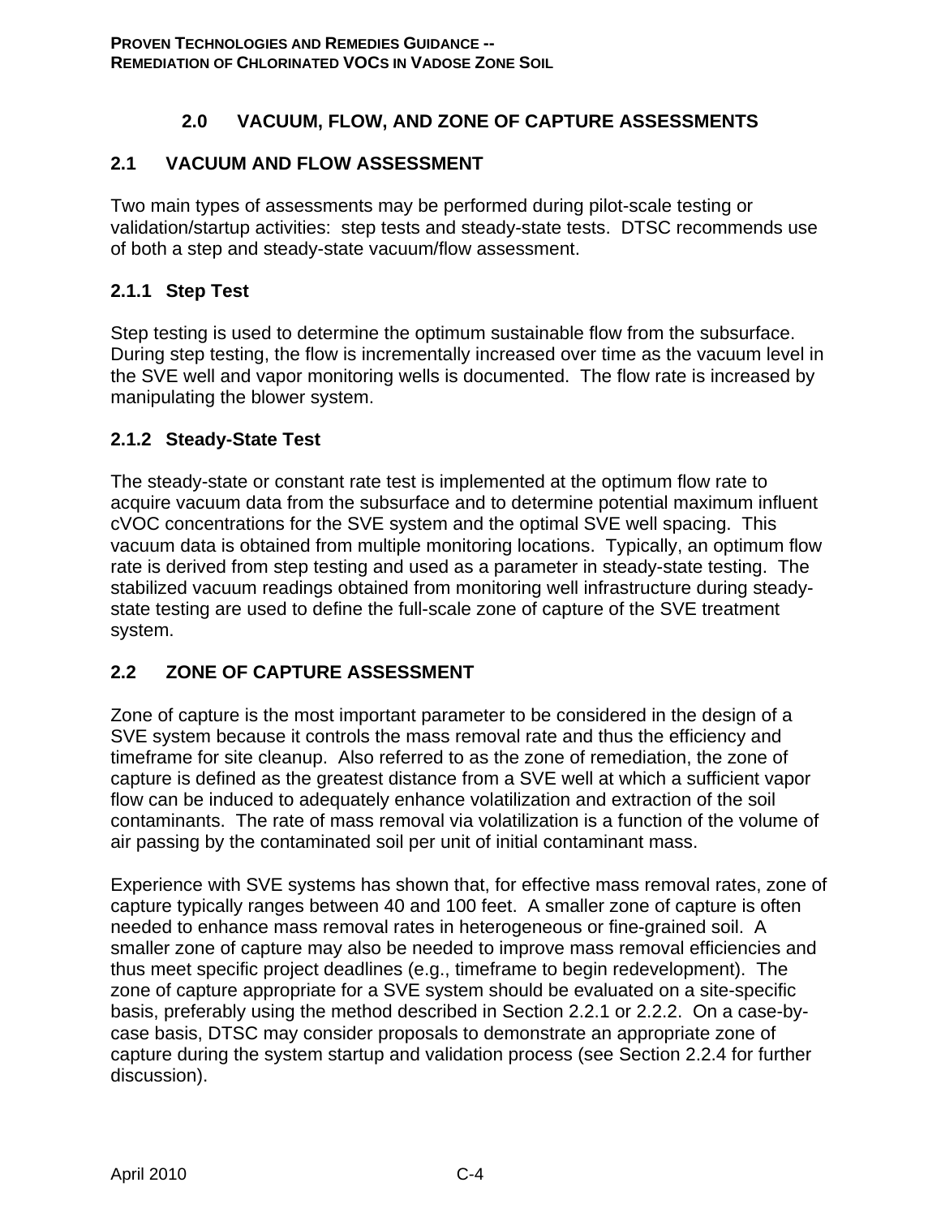## 2.0 VACUUM, FLOW, AND ZONE OF CAPTURE ASSESSMENTS

### 2.1 VACUUM AND FLOW ASSESSMENT

Two main types of assessments may be performed during pilot-scale testing or validation/startup activities: step tests and steady-state tests. DTSC recommends use of both a step and steady-state vacuum/flow assessment.

#### 2.1.1 Step Test

Step testing is used to determine the optimum sustainable flow from the subsurface. During step testing, the flow is incrementally increased over time as the vacuum level in the SVE well and vapor monitoring wells is documented. The flow rate is increased by manipulating the blower system.

#### 2.1.2 Steady-State Test

The steady-state or constant rate test is implemented at the optimum flow rate to acquire vacuum data from the subsurface and to determine potential maximum influent cVOC concentrations for the SVE system and the optimal SVE well spacing. This vacuum data is obtained from multiple monitoring locations. Typically, an optimum flow rate is derived from step testing and used as a parameter in steady-state testing. The stabilized vacuum readings obtained from monitoring well infrastructure during steady-state testing are used to define the full-scale zone of capture of the SVE treatment system.

### 2.2 ZONE OF CAPTURE ASSESSMENT

Zone of capture is the most important parameter to be considered in the design of a SVE system because it controls the mass removal rate and thus the efficiency and timeframe for site cleanup. Also referred to as the zone of remediation, the zone of capture is defined as the greatest distance from a SVE well at which a sufficient vapor flow can be induced to adequately enhance volatilization and extraction of the soil contaminants. The rate of mass removal via volatilization is a function of the volume of air passing by the contaminated soil per unit of initial contaminant mass.

Experience with SVE systems has shown that, for effective mass removal rates, zone of capture typically ranges between 40 and 100 feet. A smaller zone of capture is often needed to enhance mass removal rates in heterogeneous or fine-grained soil. A smaller zone of capture may also be needed to improve mass removal efficiencies and thus meet specific project deadlines (e.g., timeframe to begin redevelopment). The zone of capture appropriate for a SVE system should be evaluated on a site-specific basis, preferably using the method described in Section 2.2.1 or 2.2.2. On a case-by-case basis, DTSC may consider proposals to demonstrate an appropriate zone of capture during the system startup and validation process (see Section 2.2.4 for further discussion).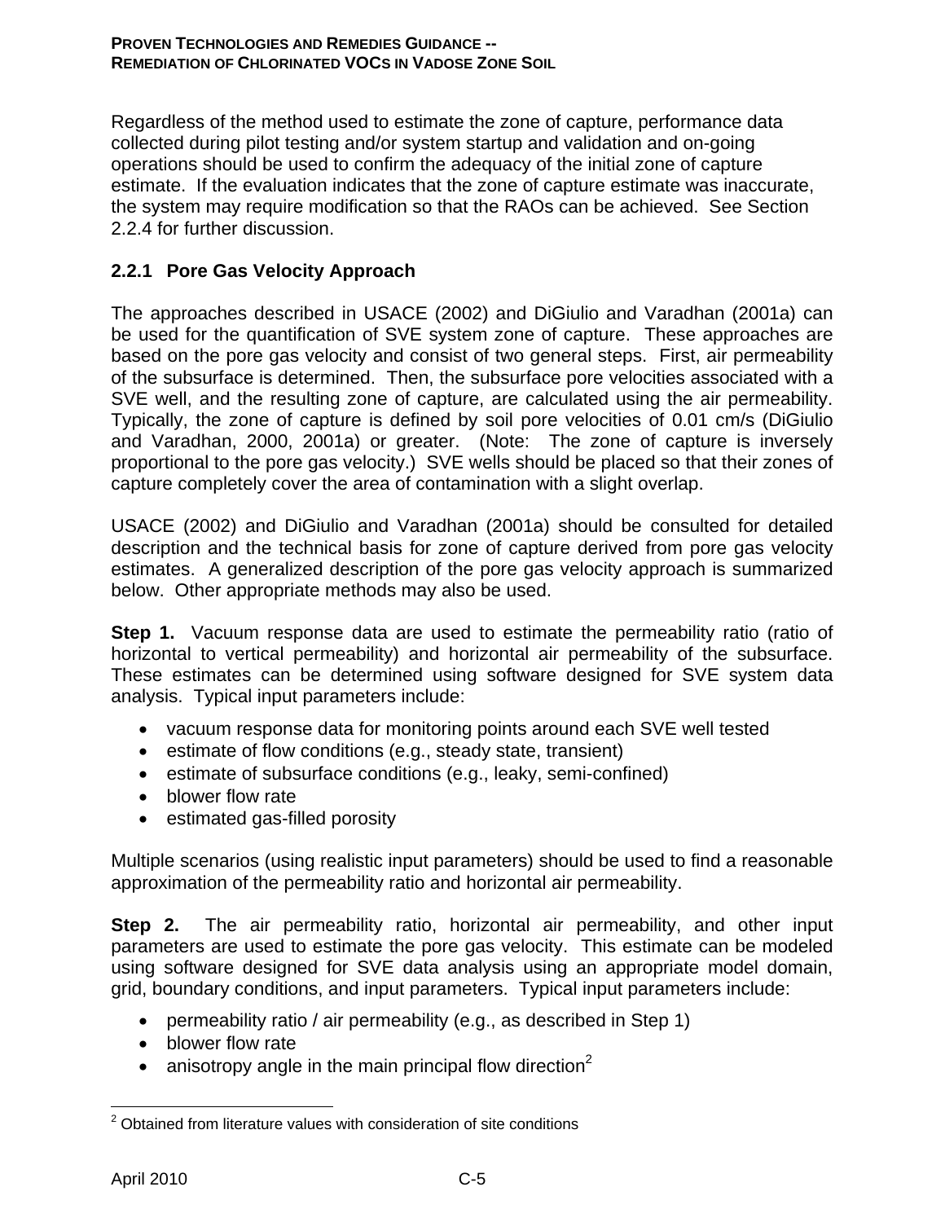Regardless of the method used to estimate the zone of capture, performance data collected during pilot testing and/or system startup and validation and on-going operations should be used to confirm the adequacy of the initial zone of capture estimate. If the evaluation indicates that the zone of capture estimate was inaccurate, the system may require modification so that the RAOs can be achieved. See Section 2.2.4 for further discussion.

### 2.2.1 Pore Gas Velocity Approach

The approaches described in USACE (2002) and DiGiulio and Varadhan (2001a) can be used for the quantification of SVE system zone of capture. These approaches are based on the pore gas velocity and consist of two general steps. First, air permeability of the subsurface is determined. Then, the subsurface pore velocities associated with a SVE well, and the resulting zone of capture, are calculated using the air permeability. Typically, the zone of capture is defined by soil pore velocities of 0.01 cm/s (DiGiulio and Varadhan, 2000, 2001a) or greater. (Note: The zone of capture is inversely proportional to the pore gas velocity.) SVE wells should be placed so that their zones of capture completely cover the area of contamination with a slight overlap.

USACE (2002) and DiGiulio and Varadhan (2001a) should be consulted for detailed description and the technical basis for zone of capture derived from pore gas velocity estimates. A generalized description of the pore gas velocity approach is summarized below. Other appropriate methods may also be used.

**Step 1.** Vacuum response data are used to estimate the permeability ratio (ratio of horizontal to vertical permeability) and horizontal air permeability of the subsurface. These estimates can be determined using software designed for SVE system data analysis. Typical input parameters include:

- vacuum response data for monitoring points around each SVE well tested
- estimate of flow conditions (e.g., steady state, transient)
- estimate of subsurface conditions (e.g., leaky, semi-confined)
- blower flow rate
- estimated gas-filled porosity

Multiple scenarios (using realistic input parameters) should be used to find a reasonable approximation of the permeability ratio and horizontal air permeability.

**Step 2.** The air permeability ratio, horizontal air permeability, and other input parameters are used to estimate the pore gas velocity. This estimate can be modeled using software designed for SVE data analysis using an appropriate model domain, grid, boundary conditions, and input parameters. Typical input parameters include:

- permeability ratio / air permeability (e.g., as described in Step 1)
- blower flow rate
- anisotropy angle in the main principal flow direction[2]

[2] Obtained from literature values with consideration of site conditions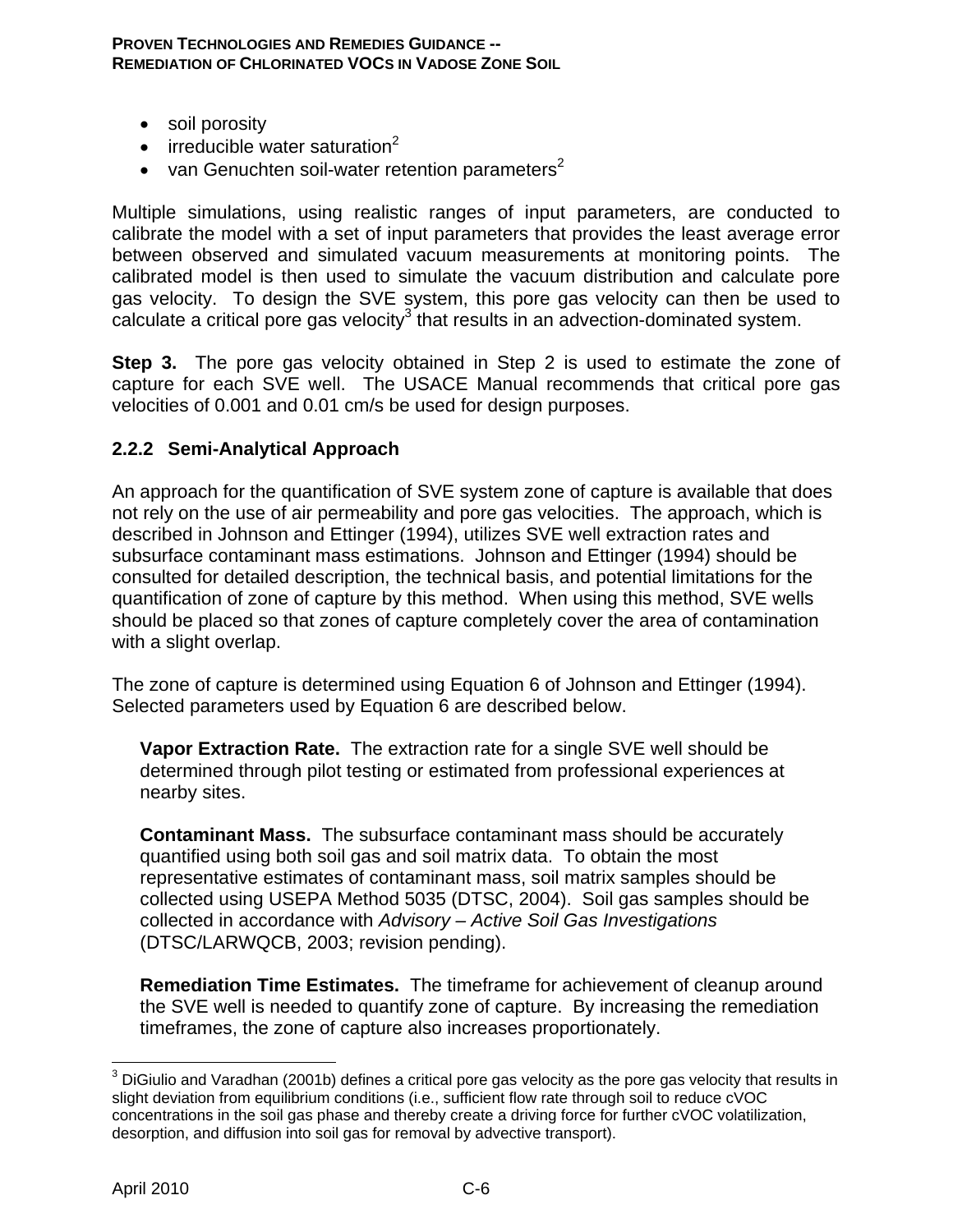- soil porosity
- irreducible water saturation[2]
- van Genuchten soil-water retention parameters[2]

Multiple simulations, using realistic ranges of input parameters, are conducted to calibrate the model with a set of input parameters that provides the least average error between observed and simulated vacuum measurements at monitoring points. The calibrated model is then used to simulate the vacuum distribution and calculate pore gas velocity. To design the SVE system, this pore gas velocity can then be used to calculate a critical pore gas velocity[3] that results in an advection-dominated system.

**Step 3.** The pore gas velocity obtained in Step 2 is used to estimate the zone of capture for each SVE well. The USACE Manual recommends that critical pore gas velocities of 0.001 and 0.01 cm/s be used for design purposes.

### 2.2.2 Semi-Analytical Approach

An approach for the quantification of SVE system zone of capture is available that does not rely on the use of air permeability and pore gas velocities. The approach, which is described in Johnson and Ettinger (1994), utilizes SVE well extraction rates and subsurface contaminant mass estimations. Johnson and Ettinger (1994) should be consulted for detailed description, the technical basis, and potential limitations for the quantification of zone of capture by this method. When using this method, SVE wells should be placed so that zones of capture completely cover the area of contamination with a slight overlap.

The zone of capture is determined using Equation 6 of Johnson and Ettinger (1994). Selected parameters used by Equation 6 are described below.

**Vapor Extraction Rate.** The extraction rate for a single SVE well should be determined through pilot testing or estimated from professional experiences at nearby sites.

**Contaminant Mass.** The subsurface contaminant mass should be accurately quantified using both soil gas and soil matrix data. To obtain the most representative estimates of contaminant mass, soil matrix samples should be collected using USEPA Method 5035 (DTSC, 2004). Soil gas samples should be collected in accordance with *Advisory – Active Soil Gas Investigations* (DTSC/LARWQCB, 2003; revision pending).

**Remediation Time Estimates.** The timeframe for achievement of cleanup around the SVE well is needed to quantify zone of capture. By increasing the remediation timeframes, the zone of capture also increases proportionately.

---

[3] DiGiulio and Varadhan (2001b) defines a critical pore gas velocity as the pore gas velocity that results in slight deviation from equilibrium conditions (i.e., sufficient flow rate through soil to reduce cVOC concentrations in the soil gas phase and thereby create a driving force for further cVOC volatilization, desorption, and diffusion into soil gas for removal by advective transport).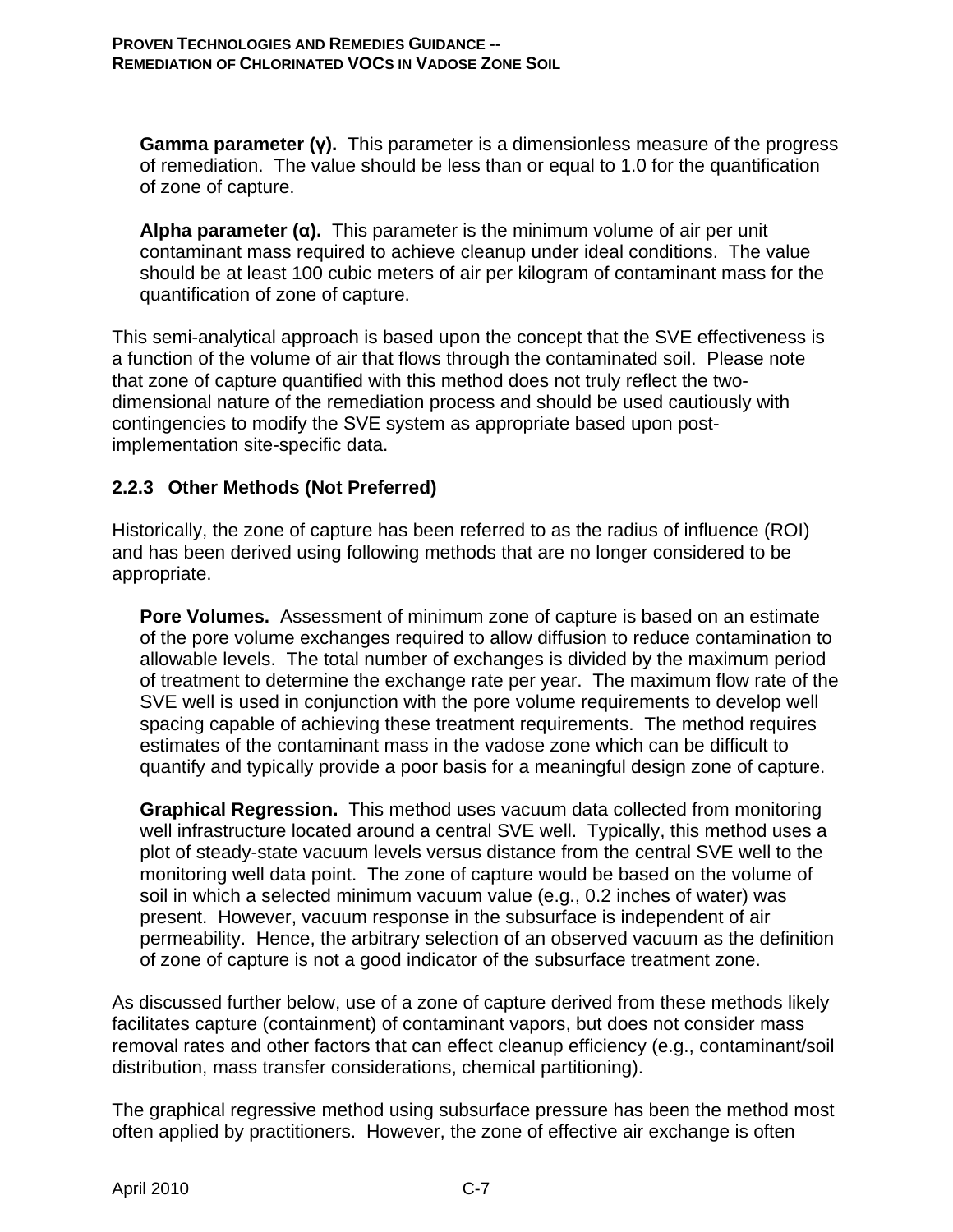**Gamma parameter (γ).** This parameter is a dimensionless measure of the progress of remediation. The value should be less than or equal to 1.0 for the quantification of zone of capture.

**Alpha parameter (α).** This parameter is the minimum volume of air per unit contaminant mass required to achieve cleanup under ideal conditions. The value should be at least 100 cubic meters of air per kilogram of contaminant mass for the quantification of zone of capture.

This semi-analytical approach is based upon the concept that the SVE effectiveness is a function of the volume of air that flows through the contaminated soil. Please note that zone of capture quantified with this method does not truly reflect the two-dimensional nature of the remediation process and should be used cautiously with contingencies to modify the SVE system as appropriate based upon post-implementation site-specific data.

### 2.2.3 Other Methods (Not Preferred)

Historically, the zone of capture has been referred to as the radius of influence (ROI) and has been derived using following methods that are no longer considered to be appropriate.

**Pore Volumes.** Assessment of minimum zone of capture is based on an estimate of the pore volume exchanges required to allow diffusion to reduce contamination to allowable levels. The total number of exchanges is divided by the maximum period of treatment to determine the exchange rate per year. The maximum flow rate of the SVE well is used in conjunction with the pore volume requirements to develop well spacing capable of achieving these treatment requirements. The method requires estimates of the contaminant mass in the vadose zone which can be difficult to quantify and typically provide a poor basis for a meaningful design zone of capture.

**Graphical Regression.** This method uses vacuum data collected from monitoring well infrastructure located around a central SVE well. Typically, this method uses a plot of steady-state vacuum levels versus distance from the central SVE well to the monitoring well data point. The zone of capture would be based on the volume of soil in which a selected minimum vacuum value (e.g., 0.2 inches of water) was present. However, vacuum response in the subsurface is independent of air permeability. Hence, the arbitrary selection of an observed vacuum as the definition of zone of capture is not a good indicator of the subsurface treatment zone.

As discussed further below, use of a zone of capture derived from these methods likely facilitates capture (containment) of contaminant vapors, but does not consider mass removal rates and other factors that can effect cleanup efficiency (e.g., contaminant/soil distribution, mass transfer considerations, chemical partitioning).

The graphical regressive method using subsurface pressure has been the method most often applied by practitioners. However, the zone of effective air exchange is often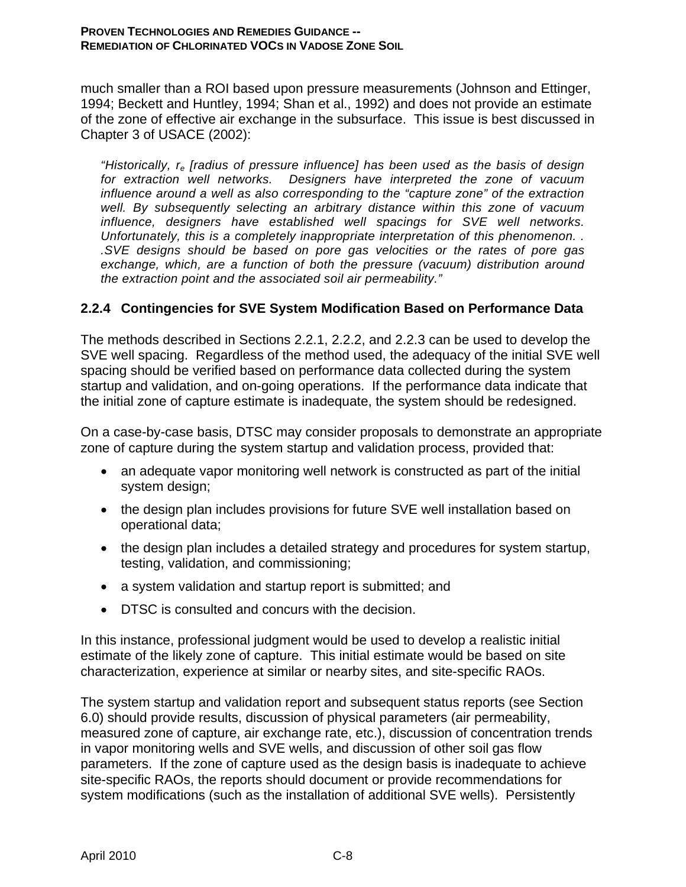much smaller than a ROI based upon pressure measurements (Johnson and Ettinger, 1994; Beckett and Huntley, 1994; Shan et al., 1992) and does not provide an estimate of the zone of effective air exchange in the subsurface. This issue is best discussed in Chapter 3 of USACE (2002):

> *"Historically, $r_e$ [radius of pressure influence] has been used as the basis of design for extraction well networks. Designers have interpreted the zone of vacuum influence around a well as also corresponding to the "capture zone" of the extraction well. By subsequently selecting an arbitrary distance within this zone of vacuum influence, designers have established well spacings for SVE well networks. Unfortunately, this is a completely inappropriate interpretation of this phenomenon. . .SVE designs should be based on pore gas velocities or the rates of pore gas exchange, which, are a function of both the pressure (vacuum) distribution around the extraction point and the associated soil air permeability."*

### 2.2.4 Contingencies for SVE System Modification Based on Performance Data

The methods described in Sections 2.2.1, 2.2.2, and 2.2.3 can be used to develop the SVE well spacing. Regardless of the method used, the adequacy of the initial SVE well spacing should be verified based on performance data collected during the system startup and validation, and on-going operations. If the performance data indicate that the initial zone of capture estimate is inadequate, the system should be redesigned.

On a case-by-case basis, DTSC may consider proposals to demonstrate an appropriate zone of capture during the system startup and validation process, provided that:

- an adequate vapor monitoring well network is constructed as part of the initial system design;
- the design plan includes provisions for future SVE well installation based on operational data;
- the design plan includes a detailed strategy and procedures for system startup, testing, validation, and commissioning;
- a system validation and startup report is submitted; and
- DTSC is consulted and concurs with the decision.

In this instance, professional judgment would be used to develop a realistic initial estimate of the likely zone of capture. This initial estimate would be based on site characterization, experience at similar or nearby sites, and site-specific RAOs.

The system startup and validation report and subsequent status reports (see Section 6.0) should provide results, discussion of physical parameters (air permeability, measured zone of capture, air exchange rate, etc.), discussion of concentration trends in vapor monitoring wells and SVE wells, and discussion of other soil gas flow parameters. If the zone of capture used as the design basis is inadequate to achieve site-specific RAOs, the reports should document or provide recommendations for system modifications (such as the installation of additional SVE wells). Persistently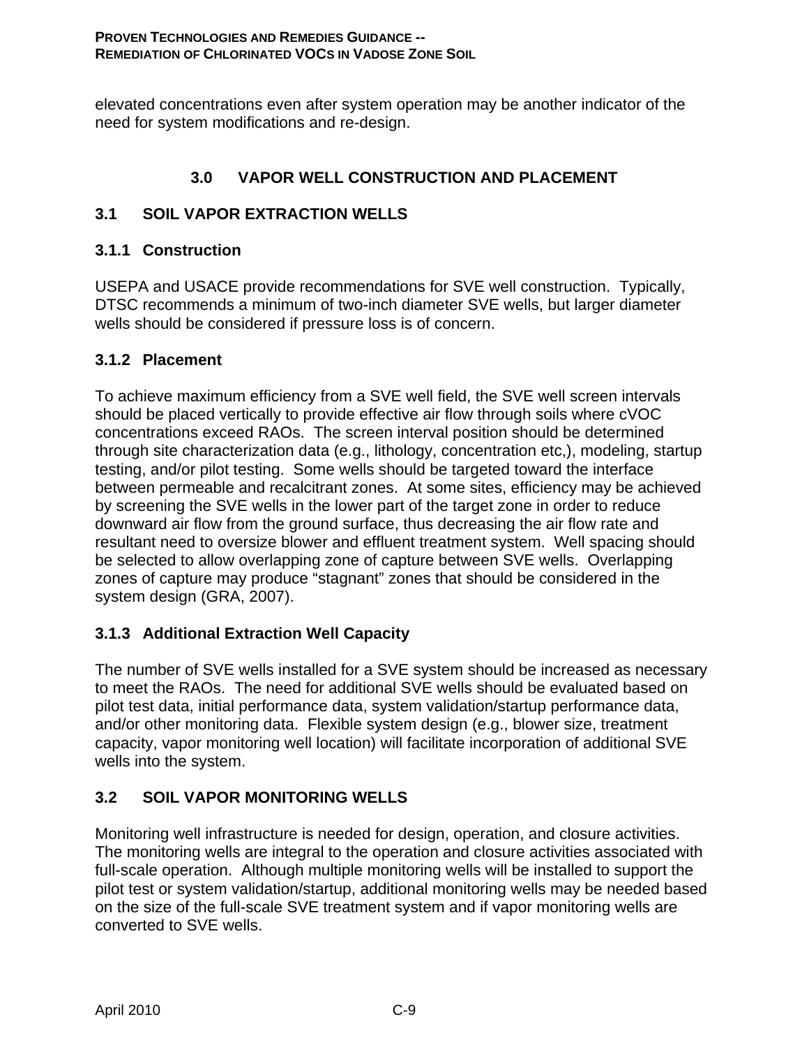elevated concentrations even after system operation may be another indicator of the need for system modifications and re-design.

# 3.0 VAPOR WELL CONSTRUCTION AND PLACEMENT

## 3.1 SOIL VAPOR EXTRACTION WELLS

### 3.1.1 Construction

USEPA and USACE provide recommendations for SVE well construction. Typically, DTSC recommends a minimum of two-inch diameter SVE wells, but larger diameter wells should be considered if pressure loss is of concern.

### 3.1.2 Placement

To achieve maximum efficiency from a SVE well field, the SVE well screen intervals should be placed vertically to provide effective air flow through soils where cVOC concentrations exceed RAOs. The screen interval position should be determined through site characterization data (e.g., lithology, concentration etc,), modeling, startup testing, and/or pilot testing. Some wells should be targeted toward the interface between permeable and recalcitrant zones. At some sites, efficiency may be achieved by screening the SVE wells in the lower part of the target zone in order to reduce downward air flow from the ground surface, thus decreasing the air flow rate and resultant need to oversize blower and effluent treatment system. Well spacing should be selected to allow overlapping zone of capture between SVE wells. Overlapping zones of capture may produce “stagnant” zones that should be considered in the system design (GRA, 2007).

### 3.1.3 Additional Extraction Well Capacity

The number of SVE wells installed for a SVE system should be increased as necessary to meet the RAOs. The need for additional SVE wells should be evaluated based on pilot test data, initial performance data, system validation/startup performance data, and/or other monitoring data. Flexible system design (e.g., blower size, treatment capacity, vapor monitoring well location) will facilitate incorporation of additional SVE wells into the system.

## 3.2 SOIL VAPOR MONITORING WELLS

Monitoring well infrastructure is needed for design, operation, and closure activities. The monitoring wells are integral to the operation and closure activities associated with full-scale operation. Although multiple monitoring wells will be installed to support the pilot test or system validation/startup, additional monitoring wells may be needed based on the size of the full-scale SVE treatment system and if vapor monitoring wells are converted to SVE wells.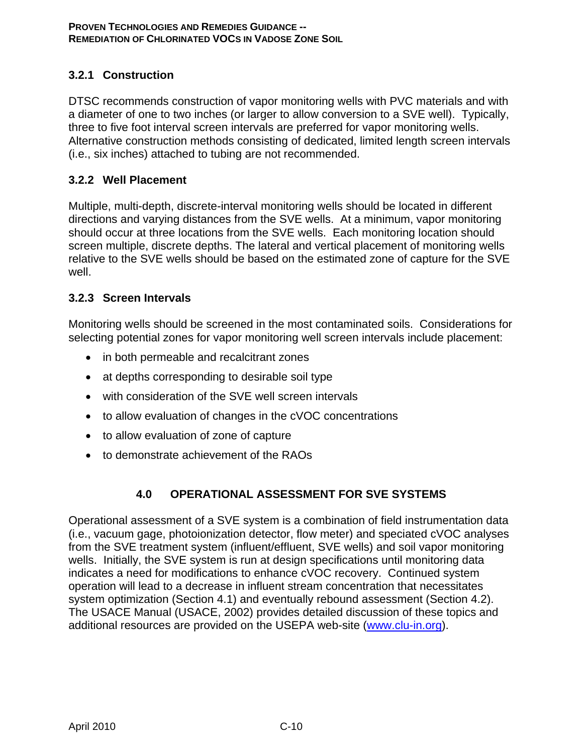### 3.2.1 Construction

DTSC recommends construction of vapor monitoring wells with PVC materials and with a diameter of one to two inches (or larger to allow conversion to a SVE well). Typically, three to five foot interval screen intervals are preferred for vapor monitoring wells. Alternative construction methods consisting of dedicated, limited length screen intervals (i.e., six inches) attached to tubing are not recommended.

### 3.2.2 Well Placement

Multiple, multi-depth, discrete-interval monitoring wells should be located in different directions and varying distances from the SVE wells. At a minimum, vapor monitoring should occur at three locations from the SVE wells. Each monitoring location should screen multiple, discrete depths. The lateral and vertical placement of monitoring wells relative to the SVE wells should be based on the estimated zone of capture for the SVE well.

### 3.2.3 Screen Intervals

Monitoring wells should be screened in the most contaminated soils. Considerations for selecting potential zones for vapor monitoring well screen intervals include placement:

- in both permeable and recalcitrant zones
- at depths corresponding to desirable soil type
- with consideration of the SVE well screen intervals
- to allow evaluation of changes in the cVOC concentrations
- to allow evaluation of zone of capture
- to demonstrate achievement of the RAOs

## 4.0 OPERATIONAL ASSESSMENT FOR SVE SYSTEMS

Operational assessment of a SVE system is a combination of field instrumentation data (i.e., vacuum gage, photoionization detector, flow meter) and speciated cVOC analyses from the SVE treatment system (influent/effluent, SVE wells) and soil vapor monitoring wells. Initially, the SVE system is run at design specifications until monitoring data indicates a need for modifications to enhance cVOC recovery. Continued system operation will lead to a decrease in influent stream concentration that necessitates system optimization (Section 4.1) and eventually rebound assessment (Section 4.2). The USACE Manual (USACE, 2002) provides detailed discussion of these topics and additional resources are provided on the USEPA web-site (www.clu-in.org).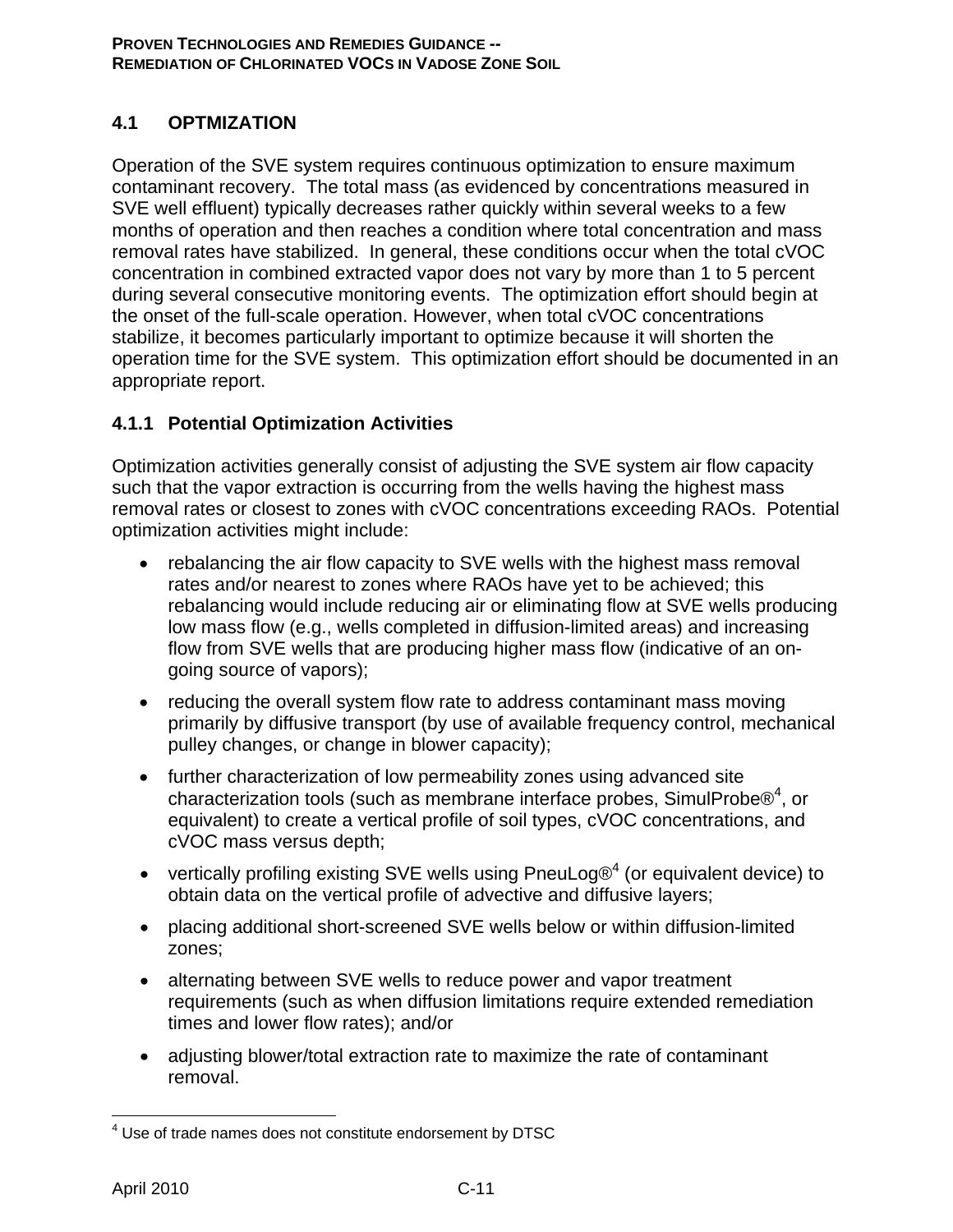## 4.1 OPTMIZATION

Operation of the SVE system requires continuous optimization to ensure maximum contaminant recovery. The total mass (as evidenced by concentrations measured in SVE well effluent) typically decreases rather quickly within several weeks to a few months of operation and then reaches a condition where total concentration and mass removal rates have stabilized. In general, these conditions occur when the total cVOC concentration in combined extracted vapor does not vary by more than 1 to 5 percent during several consecutive monitoring events. The optimization effort should begin at the onset of the full-scale operation. However, when total cVOC concentrations stabilize, it becomes particularly important to optimize because it will shorten the operation time for the SVE system. This optimization effort should be documented in an appropriate report.

### 4.1.1 Potential Optimization Activities

Optimization activities generally consist of adjusting the SVE system air flow capacity such that the vapor extraction is occurring from the wells having the highest mass removal rates or closest to zones with cVOC concentrations exceeding RAOs. Potential optimization activities might include:

- rebalancing the air flow capacity to SVE wells with the highest mass removal rates and/or nearest to zones where RAOs have yet to be achieved; this rebalancing would include reducing air or eliminating flow at SVE wells producing low mass flow (e.g., wells completed in diffusion-limited areas) and increasing flow from SVE wells that are producing higher mass flow (indicative of an on-going source of vapors);
- reducing the overall system flow rate to address contaminant mass moving primarily by diffusive transport (by use of available frequency control, mechanical pulley changes, or change in blower capacity);
- further characterization of low permeability zones using advanced site characterization tools (such as membrane interface probes, SimulProbe®[4], or equivalent) to create a vertical profile of soil types, cVOC concentrations, and cVOC mass versus depth;
- vertically profiling existing SVE wells using PneuLog®[4] (or equivalent device) to obtain data on the vertical profile of advective and diffusive layers;
- placing additional short-screened SVE wells below or within diffusion-limited zones;
- alternating between SVE wells to reduce power and vapor treatment requirements (such as when diffusion limitations require extended remediation times and lower flow rates); and/or
- adjusting blower/total extraction rate to maximize the rate of contaminant removal.

[4] Use of trade names does not constitute endorsement by DTSC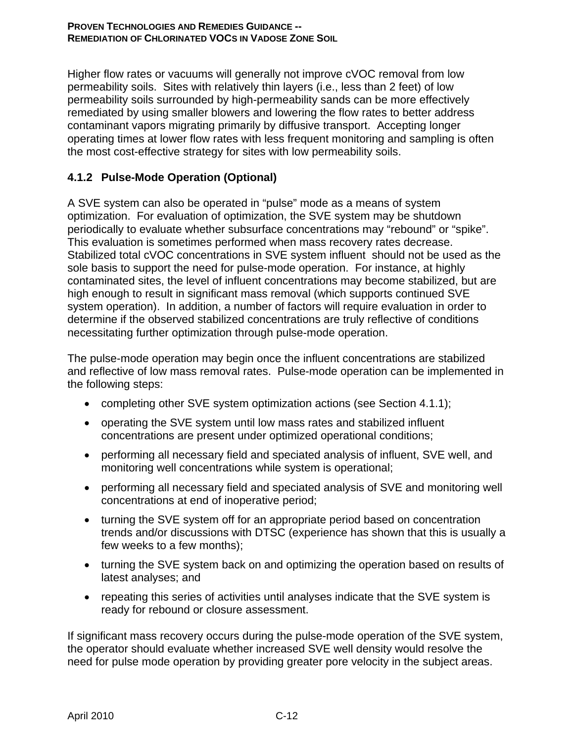Higher flow rates or vacuums will generally not improve cVOC removal from low permeability soils. Sites with relatively thin layers (i.e., less than 2 feet) of low permeability soils surrounded by high-permeability sands can be more effectively remediated by using smaller blowers and lowering the flow rates to better address contaminant vapors migrating primarily by diffusive transport. Accepting longer operating times at lower flow rates with less frequent monitoring and sampling is often the most cost-effective strategy for sites with low permeability soils.

### 4.1.2 Pulse-Mode Operation (Optional)

A SVE system can also be operated in "pulse" mode as a means of system optimization. For evaluation of optimization, the SVE system may be shutdown periodically to evaluate whether subsurface concentrations may "rebound" or "spike". This evaluation is sometimes performed when mass recovery rates decrease. Stabilized total cVOC concentrations in SVE system influent should not be used as the sole basis to support the need for pulse-mode operation. For instance, at highly contaminated sites, the level of influent concentrations may become stabilized, but are high enough to result in significant mass removal (which supports continued SVE system operation). In addition, a number of factors will require evaluation in order to determine if the observed stabilized concentrations are truly reflective of conditions necessitating further optimization through pulse-mode operation.

The pulse-mode operation may begin once the influent concentrations are stabilized and reflective of low mass removal rates. Pulse-mode operation can be implemented in the following steps:

- completing other SVE system optimization actions (see Section 4.1.1);
- operating the SVE system until low mass rates and stabilized influent concentrations are present under optimized operational conditions;
- performing all necessary field and speciated analysis of influent, SVE well, and monitoring well concentrations while system is operational;
- performing all necessary field and speciated analysis of SVE and monitoring well concentrations at end of inoperative period;
- turning the SVE system off for an appropriate period based on concentration trends and/or discussions with DTSC (experience has shown that this is usually a few weeks to a few months);
- turning the SVE system back on and optimizing the operation based on results of latest analyses; and
- repeating this series of activities until analyses indicate that the SVE system is ready for rebound or closure assessment.

If significant mass recovery occurs during the pulse-mode operation of the SVE system, the operator should evaluate whether increased SVE well density would resolve the need for pulse mode operation by providing greater pore velocity in the subject areas.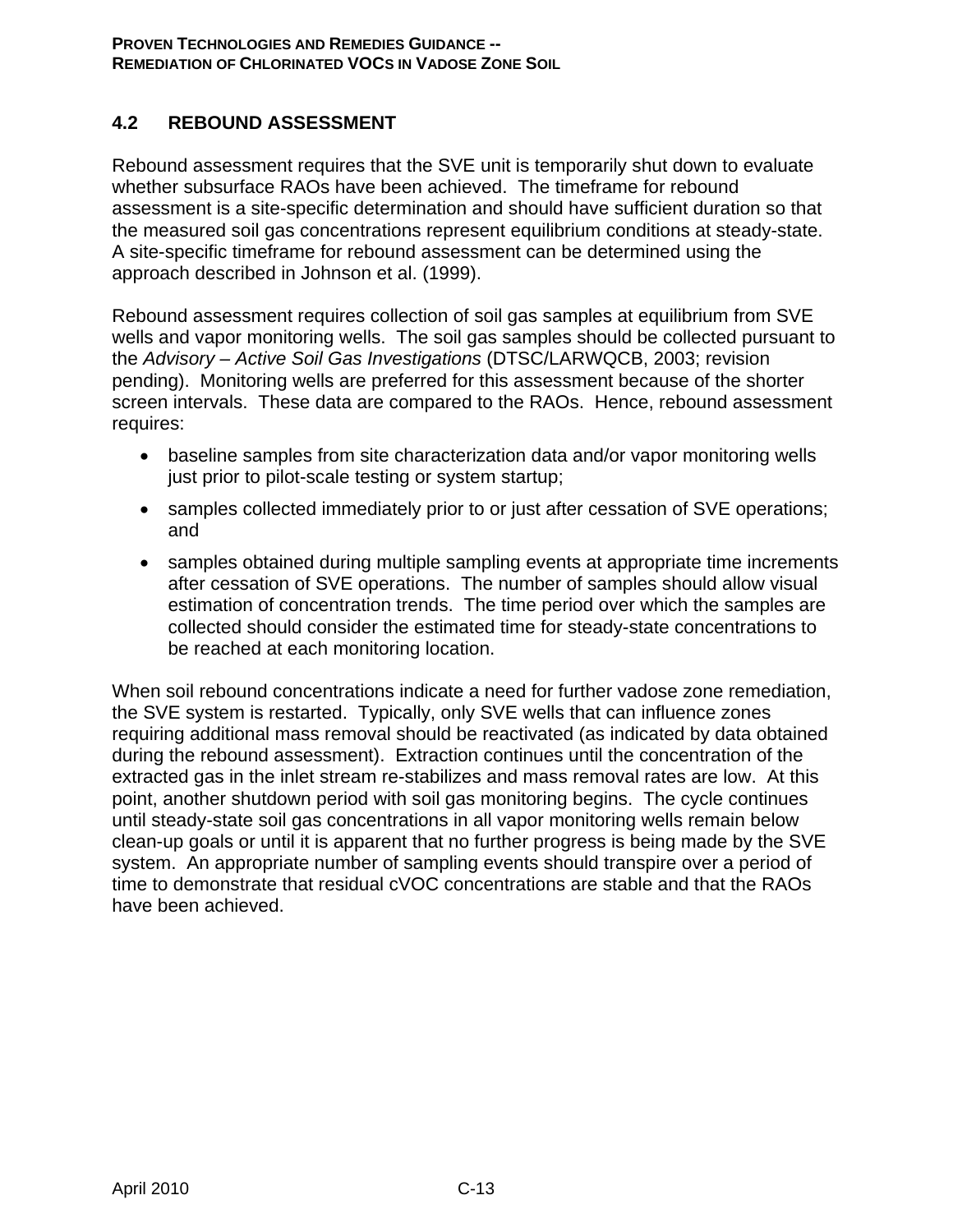## 4.2 REBOUND ASSESSMENT

Rebound assessment requires that the SVE unit is temporarily shut down to evaluate whether subsurface RAOs have been achieved. The timeframe for rebound assessment is a site-specific determination and should have sufficient duration so that the measured soil gas concentrations represent equilibrium conditions at steady-state. A site-specific timeframe for rebound assessment can be determined using the approach described in Johnson et al. (1999).

Rebound assessment requires collection of soil gas samples at equilibrium from SVE wells and vapor monitoring wells. The soil gas samples should be collected pursuant to the *Advisory – Active Soil Gas Investigations* (DTSC/LARWQCB, 2003; revision pending). Monitoring wells are preferred for this assessment because of the shorter screen intervals. These data are compared to the RAOs. Hence, rebound assessment requires:

- baseline samples from site characterization data and/or vapor monitoring wells just prior to pilot-scale testing or system startup;
- samples collected immediately prior to or just after cessation of SVE operations; and
- samples obtained during multiple sampling events at appropriate time increments after cessation of SVE operations. The number of samples should allow visual estimation of concentration trends. The time period over which the samples are collected should consider the estimated time for steady-state concentrations to be reached at each monitoring location.

When soil rebound concentrations indicate a need for further vadose zone remediation, the SVE system is restarted. Typically, only SVE wells that can influence zones requiring additional mass removal should be reactivated (as indicated by data obtained during the rebound assessment). Extraction continues until the concentration of the extracted gas in the inlet stream re-stabilizes and mass removal rates are low. At this point, another shutdown period with soil gas monitoring begins. The cycle continues until steady-state soil gas concentrations in all vapor monitoring wells remain below clean-up goals or until it is apparent that no further progress is being made by the SVE system. An appropriate number of sampling events should transpire over a period of time to demonstrate that residual cVOC concentrations are stable and that the RAOs have been achieved.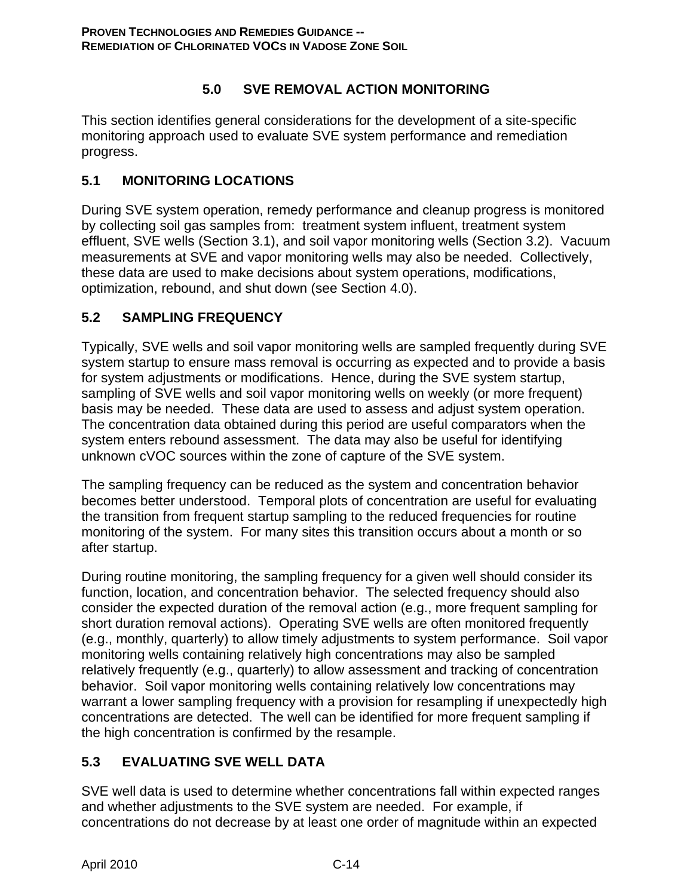# 5.0 SVE REMOVAL ACTION MONITORING

This section identifies general considerations for the development of a site-specific monitoring approach used to evaluate SVE system performance and remediation progress.

## 5.1 MONITORING LOCATIONS

During SVE system operation, remedy performance and cleanup progress is monitored by collecting soil gas samples from: treatment system influent, treatment system effluent, SVE wells (Section 3.1), and soil vapor monitoring wells (Section 3.2). Vacuum measurements at SVE and vapor monitoring wells may also be needed. Collectively, these data are used to make decisions about system operations, modifications, optimization, rebound, and shut down (see Section 4.0).

## 5.2 SAMPLING FREQUENCY

Typically, SVE wells and soil vapor monitoring wells are sampled frequently during SVE system startup to ensure mass removal is occurring as expected and to provide a basis for system adjustments or modifications. Hence, during the SVE system startup, sampling of SVE wells and soil vapor monitoring wells on weekly (or more frequent) basis may be needed. These data are used to assess and adjust system operation. The concentration data obtained during this period are useful comparators when the system enters rebound assessment. The data may also be useful for identifying unknown cVOC sources within the zone of capture of the SVE system.

The sampling frequency can be reduced as the system and concentration behavior becomes better understood. Temporal plots of concentration are useful for evaluating the transition from frequent startup sampling to the reduced frequencies for routine monitoring of the system. For many sites this transition occurs about a month or so after startup.

During routine monitoring, the sampling frequency for a given well should consider its function, location, and concentration behavior. The selected frequency should also consider the expected duration of the removal action (e.g., more frequent sampling for short duration removal actions). Operating SVE wells are often monitored frequently (e.g., monthly, quarterly) to allow timely adjustments to system performance. Soil vapor monitoring wells containing relatively high concentrations may also be sampled relatively frequently (e.g., quarterly) to allow assessment and tracking of concentration behavior. Soil vapor monitoring wells containing relatively low concentrations may warrant a lower sampling frequency with a provision for resampling if unexpectedly high concentrations are detected. The well can be identified for more frequent sampling if the high concentration is confirmed by the resample.

## 5.3 EVALUATING SVE WELL DATA

SVE well data is used to determine whether concentrations fall within expected ranges and whether adjustments to the SVE system are needed. For example, if concentrations do not decrease by at least one order of magnitude within an expected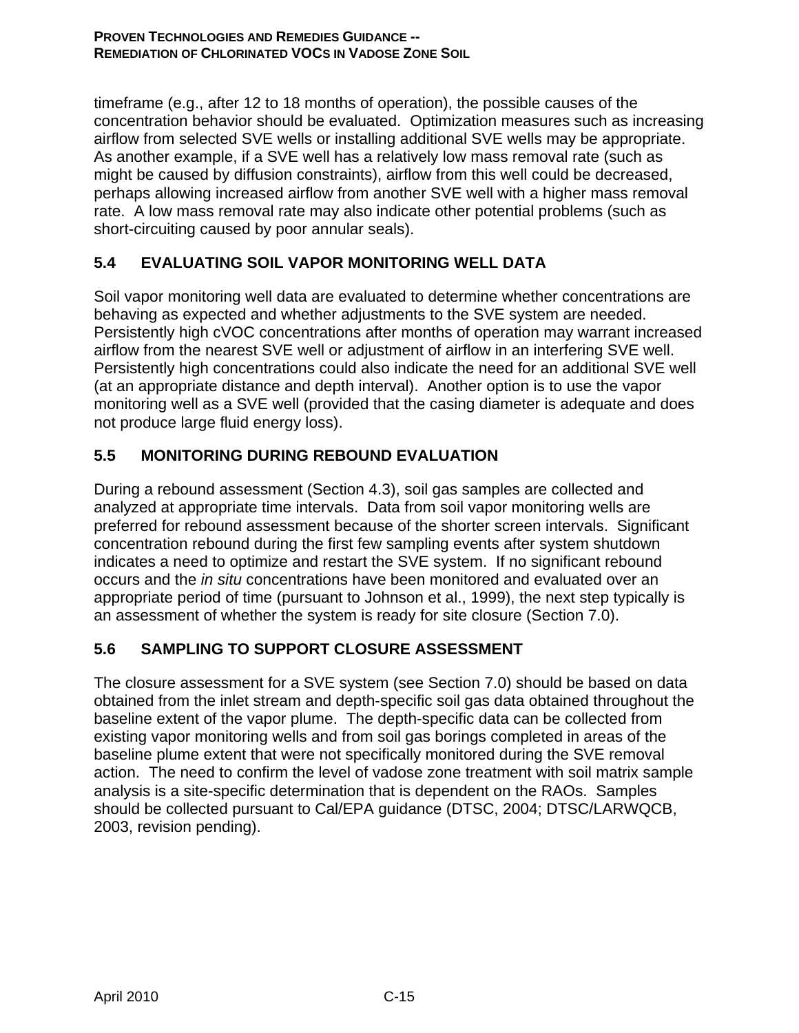timeframe (e.g., after 12 to 18 months of operation), the possible causes of the concentration behavior should be evaluated. Optimization measures such as increasing airflow from selected SVE wells or installing additional SVE wells may be appropriate. As another example, if a SVE well has a relatively low mass removal rate (such as might be caused by diffusion constraints), airflow from this well could be decreased, perhaps allowing increased airflow from another SVE well with a higher mass removal rate. A low mass removal rate may also indicate other potential problems (such as short-circuiting caused by poor annular seals).

## 5.4 EVALUATING SOIL VAPOR MONITORING WELL DATA

Soil vapor monitoring well data are evaluated to determine whether concentrations are behaving as expected and whether adjustments to the SVE system are needed. Persistently high cVOC concentrations after months of operation may warrant increased airflow from the nearest SVE well or adjustment of airflow in an interfering SVE well. Persistently high concentrations could also indicate the need for an additional SVE well (at an appropriate distance and depth interval). Another option is to use the vapor monitoring well as a SVE well (provided that the casing diameter is adequate and does not produce large fluid energy loss).

## 5.5 MONITORING DURING REBOUND EVALUATION

During a rebound assessment (Section 4.3), soil gas samples are collected and analyzed at appropriate time intervals. Data from soil vapor monitoring wells are preferred for rebound assessment because of the shorter screen intervals. Significant concentration rebound during the first few sampling events after system shutdown indicates a need to optimize and restart the SVE system. If no significant rebound occurs and the *in situ* concentrations have been monitored and evaluated over an appropriate period of time (pursuant to Johnson et al., 1999), the next step typically is an assessment of whether the system is ready for site closure (Section 7.0).

## 5.6 SAMPLING TO SUPPORT CLOSURE ASSESSMENT

The closure assessment for a SVE system (see Section 7.0) should be based on data obtained from the inlet stream and depth-specific soil gas data obtained throughout the baseline extent of the vapor plume. The depth-specific data can be collected from existing vapor monitoring wells and from soil gas borings completed in areas of the baseline plume extent that were not specifically monitored during the SVE removal action. The need to confirm the level of vadose zone treatment with soil matrix sample analysis is a site-specific determination that is dependent on the RAOs. Samples should be collected pursuant to Cal/EPA guidance (DTSC, 2004; DTSC/LARWQCB, 2003, revision pending).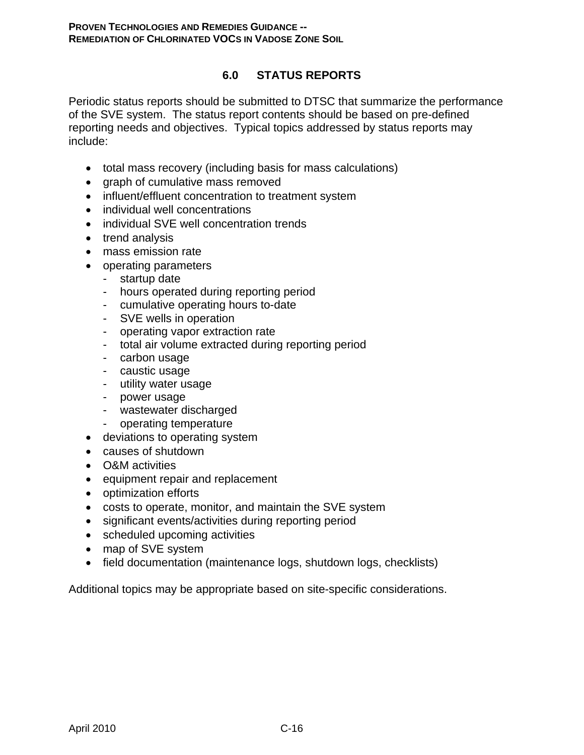## 6.0 STATUS REPORTS

Periodic status reports should be submitted to DTSC that summarize the performance of the SVE system. The status report contents should be based on pre-defined reporting needs and objectives. Typical topics addressed by status reports may include:

- total mass recovery (including basis for mass calculations)
- graph of cumulative mass removed
- influent/effluent concentration to treatment system
- individual well concentrations
- individual SVE well concentration trends
- trend analysis
- mass emission rate
- operating parameters
  - startup date
  - hours operated during reporting period
  - cumulative operating hours to-date
  - SVE wells in operation
  - operating vapor extraction rate
  - total air volume extracted during reporting period
  - carbon usage
  - caustic usage
  - utility water usage
  - power usage
  - wastewater discharged
  - operating temperature
- deviations to operating system
- causes of shutdown
- O&M activities
- equipment repair and replacement
- optimization efforts
- costs to operate, monitor, and maintain the SVE system
- significant events/activities during reporting period
- scheduled upcoming activities
- map of SVE system
- field documentation (maintenance logs, shutdown logs, checklists)

Additional topics may be appropriate based on site-specific considerations.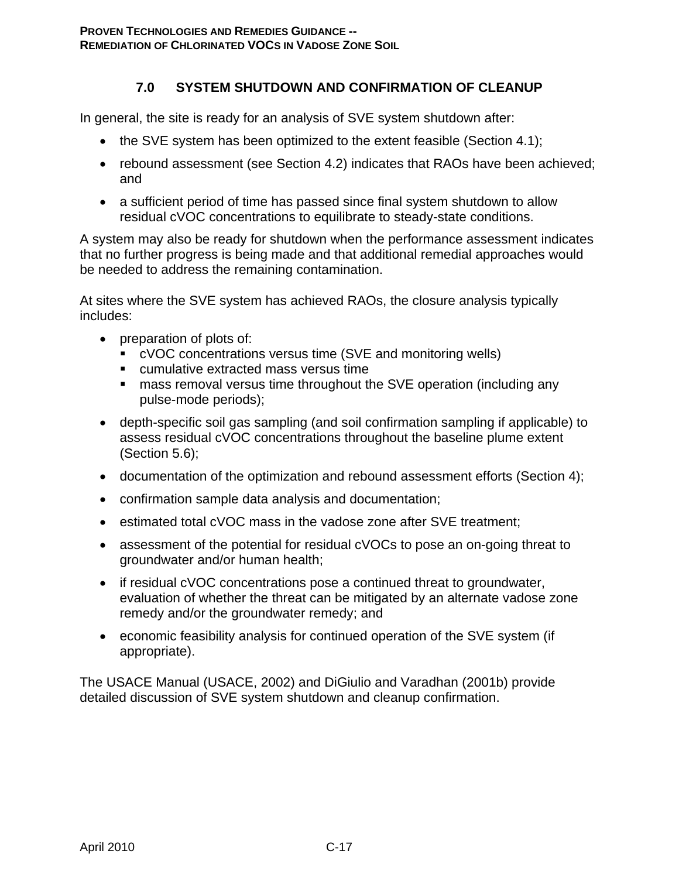## 7.0 SYSTEM SHUTDOWN AND CONFIRMATION OF CLEANUP

In general, the site is ready for an analysis of SVE system shutdown after:

- the SVE system has been optimized to the extent feasible (Section 4.1);
- rebound assessment (see Section 4.2) indicates that RAOs have been achieved; and
- a sufficient period of time has passed since final system shutdown to allow residual cVOC concentrations to equilibrate to steady-state conditions.

A system may also be ready for shutdown when the performance assessment indicates that no further progress is being made and that additional remedial approaches would be needed to address the remaining contamination.

At sites where the SVE system has achieved RAOs, the closure analysis typically includes:

- preparation of plots of:
  - cVOC concentrations versus time (SVE and monitoring wells)
  - cumulative extracted mass versus time
  - mass removal versus time throughout the SVE operation (including any pulse-mode periods);
- depth-specific soil gas sampling (and soil confirmation sampling if applicable) to assess residual cVOC concentrations throughout the baseline plume extent (Section 5.6);
- documentation of the optimization and rebound assessment efforts (Section 4);
- confirmation sample data analysis and documentation;
- estimated total cVOC mass in the vadose zone after SVE treatment;
- assessment of the potential for residual cVOCs to pose an on-going threat to groundwater and/or human health;
- if residual cVOC concentrations pose a continued threat to groundwater, evaluation of whether the threat can be mitigated by an alternate vadose zone remedy and/or the groundwater remedy; and
- economic feasibility analysis for continued operation of the SVE system (if appropriate).

The USACE Manual (USACE, 2002) and DiGiulio and Varadhan (2001b) provide detailed discussion of SVE system shutdown and cleanup confirmation.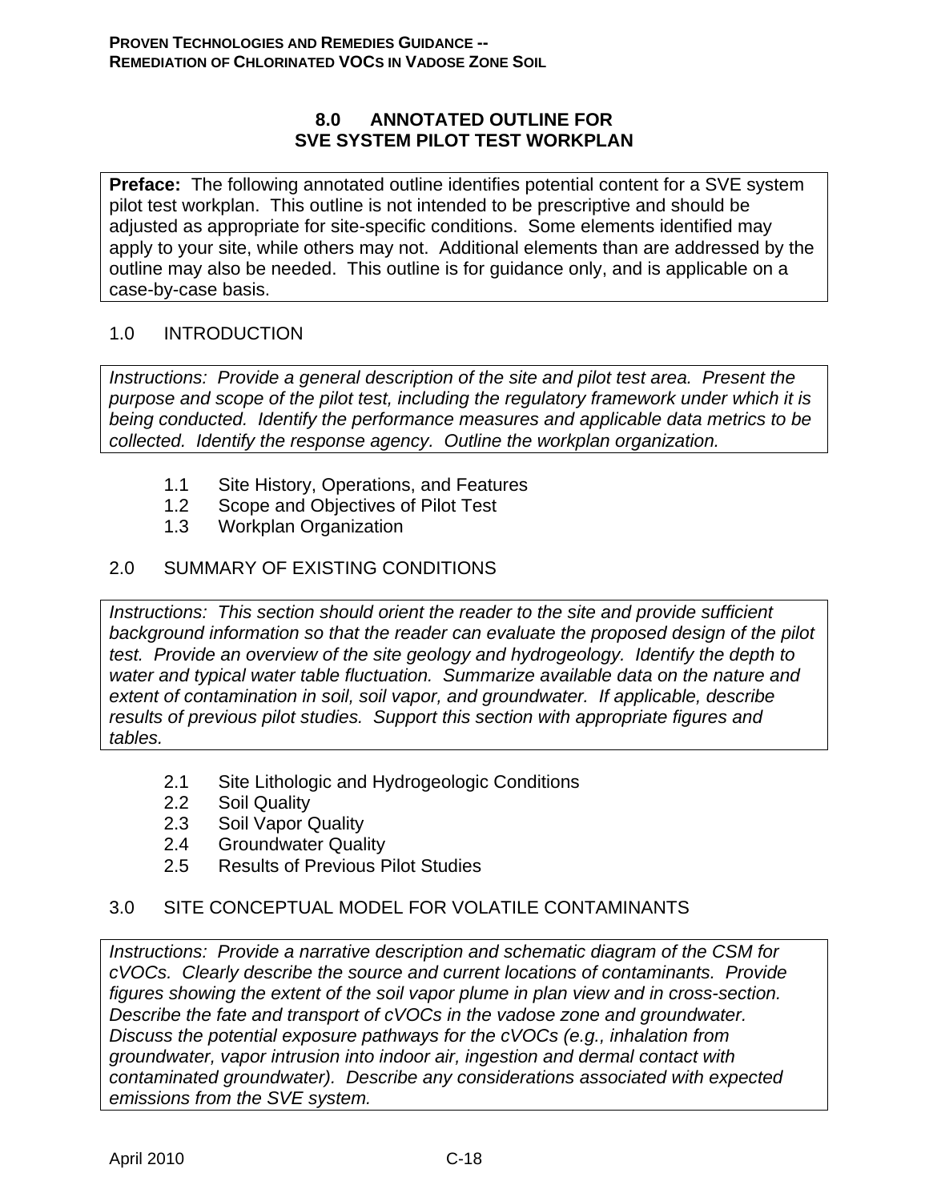# 8.0 ANNOTATED OUTLINE FOR SVE SYSTEM PILOT TEST WORKPLAN

**Preface:** The following annotated outline identifies potential content for a SVE system pilot test workplan. This outline is not intended to be prescriptive and should be adjusted as appropriate for site-specific conditions. Some elements identified may apply to your site, while others may not. Additional elements than are addressed by the outline may also be needed. This outline is for guidance only, and is applicable on a case-by-case basis.

## 1.0 INTRODUCTION

*Instructions: Provide a general description of the site and pilot test area. Present the purpose and scope of the pilot test, including the regulatory framework under which it is being conducted. Identify the performance measures and applicable data metrics to be collected. Identify the response agency. Outline the workplan organization.*

- 1.1 Site History, Operations, and Features
- 1.2 Scope and Objectives of Pilot Test
- 1.3 Workplan Organization

## 2.0 SUMMARY OF EXISTING CONDITIONS

*Instructions: This section should orient the reader to the site and provide sufficient background information so that the reader can evaluate the proposed design of the pilot test. Provide an overview of the site geology and hydrogeology. Identify the depth to water and typical water table fluctuation. Summarize available data on the nature and extent of contamination in soil, soil vapor, and groundwater. If applicable, describe results of previous pilot studies. Support this section with appropriate figures and tables.*

- 2.1 Site Lithologic and Hydrogeologic Conditions
- 2.2 Soil Quality
- 2.3 Soil Vapor Quality
- 2.4 Groundwater Quality
- 2.5 Results of Previous Pilot Studies

## 3.0 SITE CONCEPTUAL MODEL FOR VOLATILE CONTAMINANTS

*Instructions: Provide a narrative description and schematic diagram of the CSM for cVOCs. Clearly describe the source and current locations of contaminants. Provide figures showing the extent of the soil vapor plume in plan view and in cross-section. Describe the fate and transport of cVOCs in the vadose zone and groundwater. Discuss the potential exposure pathways for the cVOCs (e.g., inhalation from groundwater, vapor intrusion into indoor air, ingestion and dermal contact with contaminated groundwater). Describe any considerations associated with expected emissions from the SVE system.*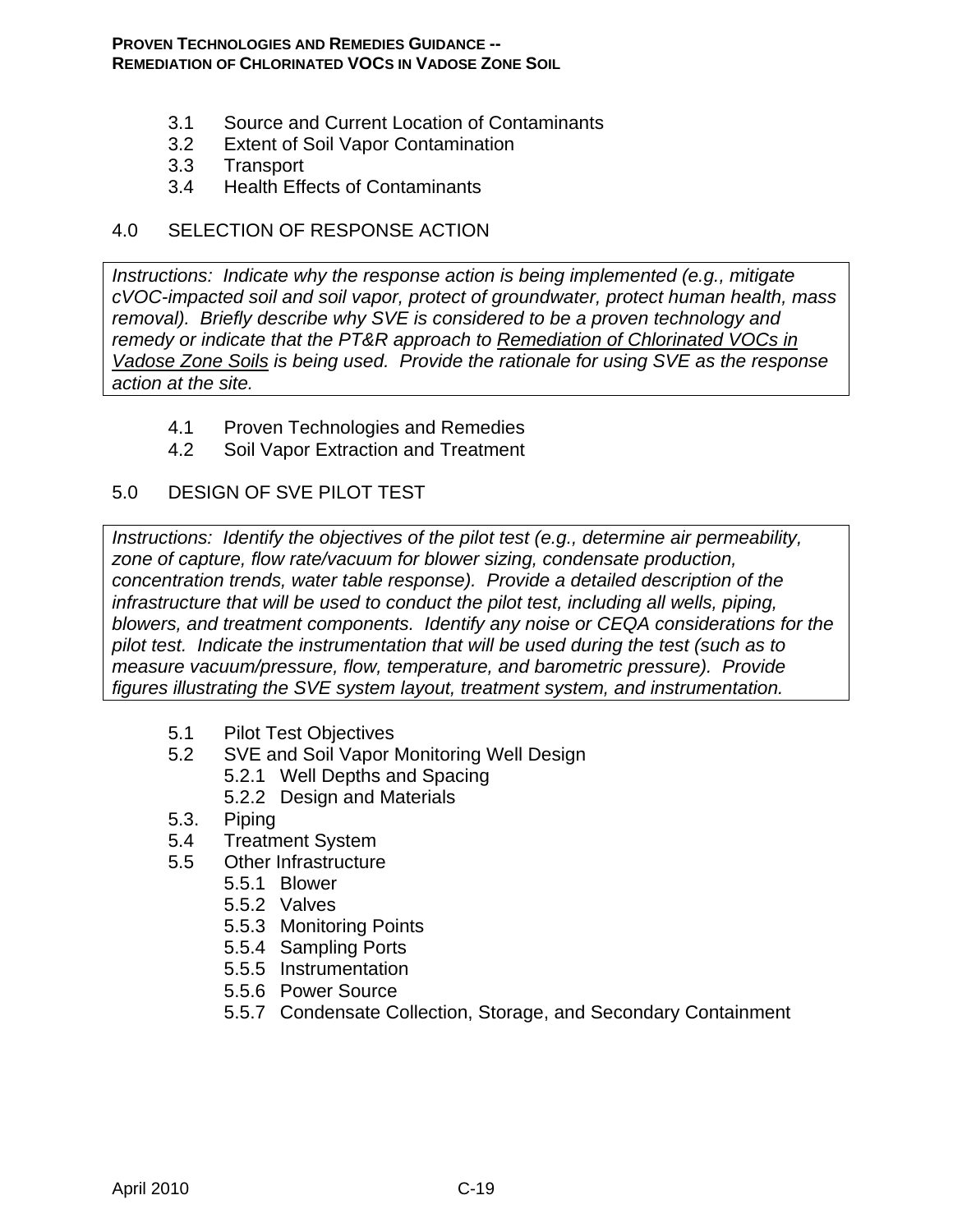3.1 Source and Current Location of Contaminants
3.2 Extent of Soil Vapor Contamination
3.3 Transport
3.4 Health Effects of Contaminants

## 4.0 SELECTION OF RESPONSE ACTION

*Instructions: Indicate why the response action is being implemented (e.g., mitigate cVOC-impacted soil and soil vapor, protect of groundwater, protect human health, mass removal). Briefly describe why SVE is considered to be a proven technology and remedy or indicate that the PT&R approach to Remediation of Chlorinated VOCs in Vadose Zone Soils is being used. Provide the rationale for using SVE as the response action at the site.*

4.1 Proven Technologies and Remedies
4.2 Soil Vapor Extraction and Treatment

## 5.0 DESIGN OF SVE PILOT TEST

*Instructions: Identify the objectives of the pilot test (e.g., determine air permeability, zone of capture, flow rate/vacuum for blower sizing, condensate production, concentration trends, water table response). Provide a detailed description of the infrastructure that will be used to conduct the pilot test, including all wells, piping, blowers, and treatment components. Identify any noise or CEQA considerations for the pilot test. Indicate the instrumentation that will be used during the test (such as to measure vacuum/pressure, flow, temperature, and barometric pressure). Provide figures illustrating the SVE system layout, treatment system, and instrumentation.*

5.1 Pilot Test Objectives
5.2 SVE and Soil Vapor Monitoring Well Design
    5.2.1 Well Depths and Spacing
    5.2.2 Design and Materials
5.3. Piping
5.4 Treatment System
5.5 Other Infrastructure
    5.5.1 Blower
    5.5.2 Valves
    5.5.3 Monitoring Points
    5.5.4 Sampling Ports
    5.5.5 Instrumentation
    5.5.6 Power Source
    5.5.7 Condensate Collection, Storage, and Secondary Containment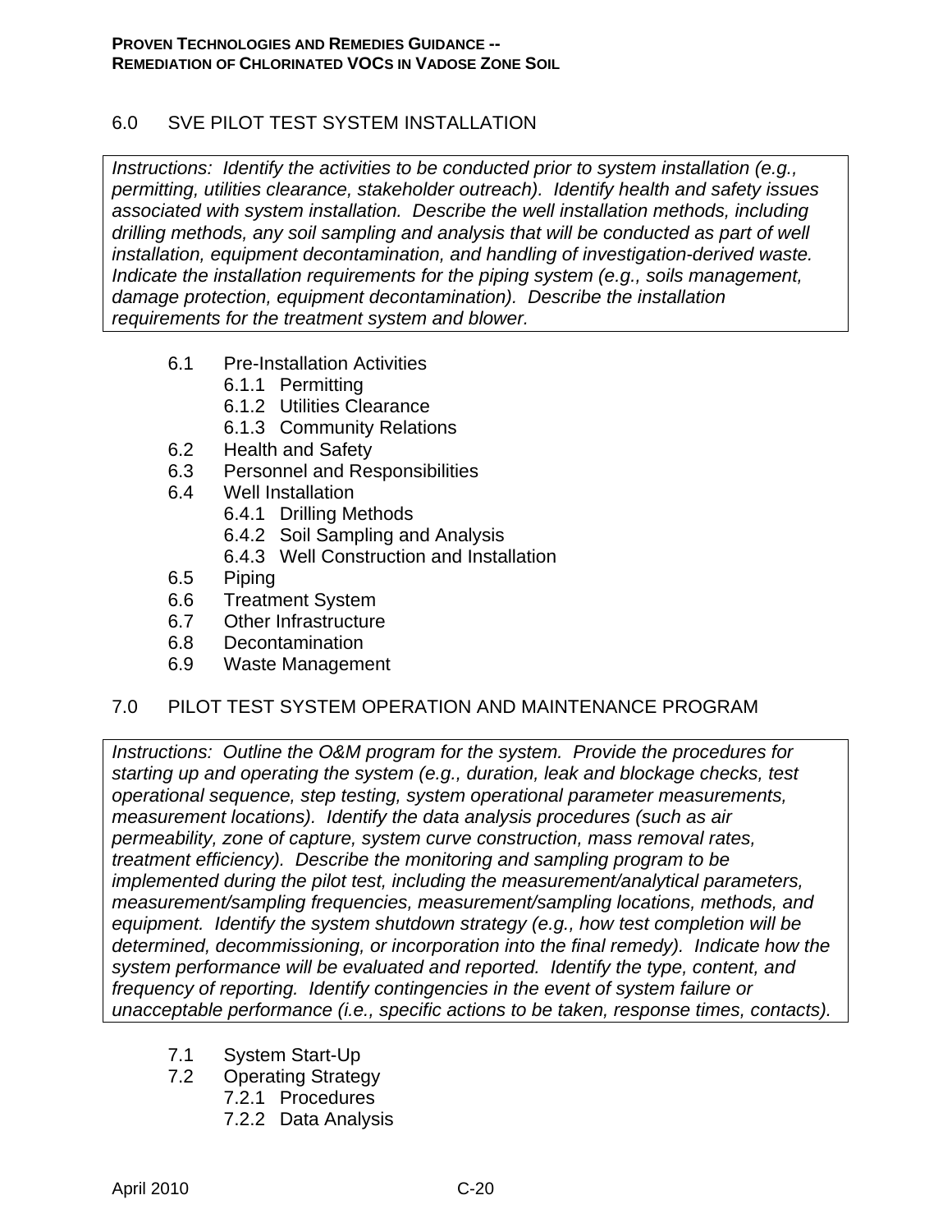## 6.0 SVE PILOT TEST SYSTEM INSTALLATION

*Instructions: Identify the activities to be conducted prior to system installation (e.g., permitting, utilities clearance, stakeholder outreach). Identify health and safety issues associated with system installation. Describe the well installation methods, including drilling methods, any soil sampling and analysis that will be conducted as part of well installation, equipment decontamination, and handling of investigation-derived waste. Indicate the installation requirements for the piping system (e.g., soils management, damage protection, equipment decontamination). Describe the installation requirements for the treatment system and blower.*

- 6.1 Pre-Installation Activities
  - 6.1.1 Permitting
  - 6.1.2 Utilities Clearance
  - 6.1.3 Community Relations
- 6.2 Health and Safety
- 6.3 Personnel and Responsibilities
- 6.4 Well Installation
  - 6.4.1 Drilling Methods
  - 6.4.2 Soil Sampling and Analysis
  - 6.4.3 Well Construction and Installation
- 6.5 Piping
- 6.6 Treatment System
- 6.7 Other Infrastructure
- 6.8 Decontamination
- 6.9 Waste Management

## 7.0 PILOT TEST SYSTEM OPERATION AND MAINTENANCE PROGRAM

*Instructions: Outline the O&M program for the system. Provide the procedures for starting up and operating the system (e.g., duration, leak and blockage checks, test operational sequence, step testing, system operational parameter measurements, measurement locations). Identify the data analysis procedures (such as air permeability, zone of capture, system curve construction, mass removal rates, treatment efficiency). Describe the monitoring and sampling program to be implemented during the pilot test, including the measurement/analytical parameters, measurement/sampling frequencies, measurement/sampling locations, methods, and equipment. Identify the system shutdown strategy (e.g., how test completion will be determined, decommissioning, or incorporation into the final remedy). Indicate how the system performance will be evaluated and reported. Identify the type, content, and frequency of reporting. Identify contingencies in the event of system failure or unacceptable performance (i.e., specific actions to be taken, response times, contacts).*

- 7.1 System Start-Up
- 7.2 Operating Strategy
  - 7.2.1 Procedures
  - 7.2.2 Data Analysis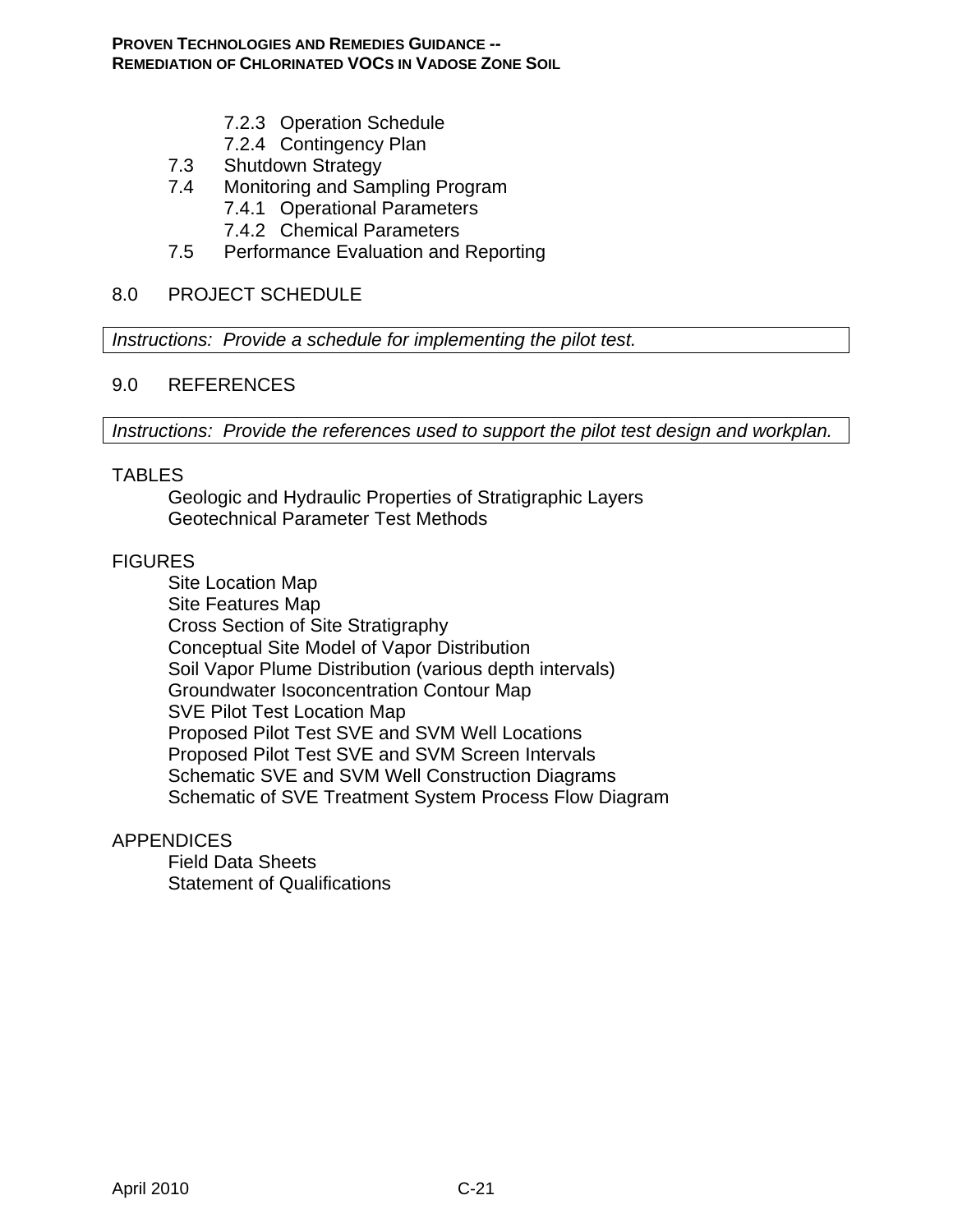- 7.2.3 Operation Schedule
- 7.2.4 Contingency Plan

7.3 Shutdown Strategy

7.4 Monitoring and Sampling Program

- 7.4.1 Operational Parameters
- 7.4.2 Chemical Parameters

7.5 Performance Evaluation and Reporting

## 8.0 PROJECT SCHEDULE

*Instructions: Provide a schedule for implementing the pilot test.*

## 9.0 REFERENCES

*Instructions: Provide the references used to support the pilot test design and workplan.*

TABLES

- Geologic and Hydraulic Properties of Stratigraphic Layers
- Geotechnical Parameter Test Methods

FIGURES

- Site Location Map
- Site Features Map
- Cross Section of Site Stratigraphy
- Conceptual Site Model of Vapor Distribution
- Soil Vapor Plume Distribution (various depth intervals)
- Groundwater Isoconcentration Contour Map
- SVE Pilot Test Location Map
- Proposed Pilot Test SVE and SVM Well Locations
- Proposed Pilot Test SVE and SVM Screen Intervals
- Schematic SVE and SVM Well Construction Diagrams
- Schematic of SVE Treatment System Process Flow Diagram

APPENDICES

- Field Data Sheets
- Statement of Qualifications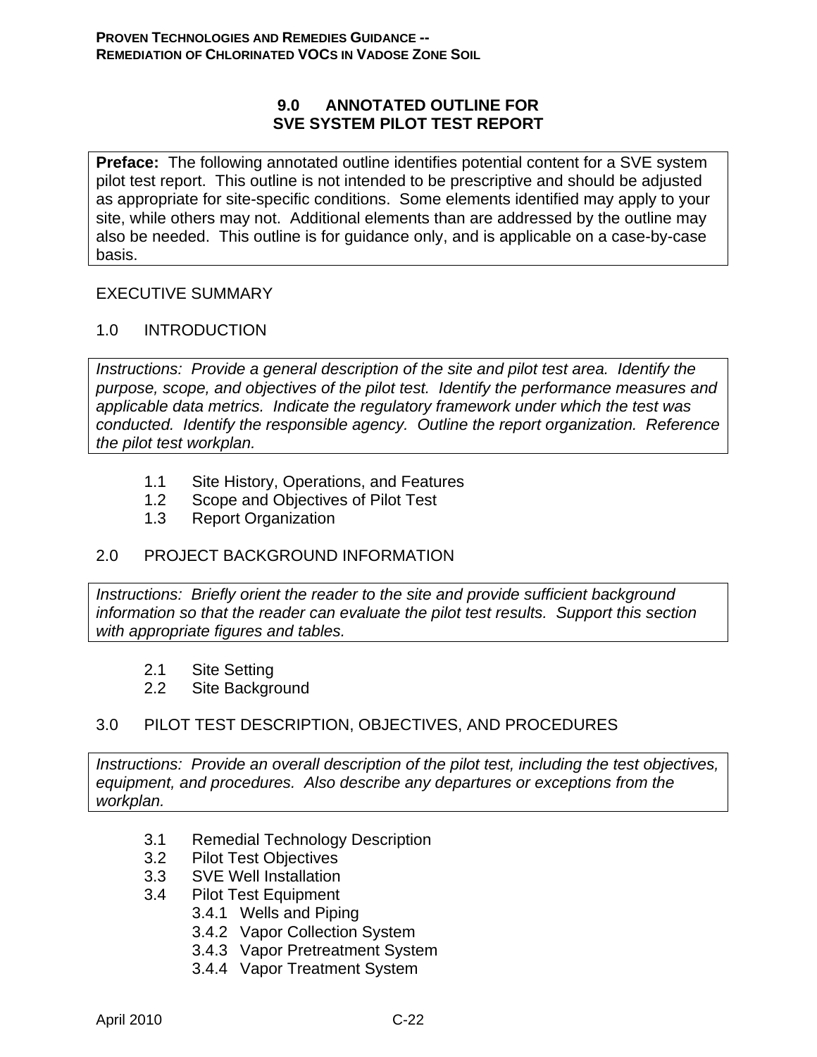# 9.0 ANNOTATED OUTLINE FOR SVE SYSTEM PILOT TEST REPORT

**Preface:** The following annotated outline identifies potential content for a SVE system pilot test report. This outline is not intended to be prescriptive and should be adjusted as appropriate for site-specific conditions. Some elements identified may apply to your site, while others may not. Additional elements than are addressed by the outline may also be needed. This outline is for guidance only, and is applicable on a case-by-case basis.

## EXECUTIVE SUMMARY

## 1.0 INTRODUCTION

*Instructions: Provide a general description of the site and pilot test area. Identify the purpose, scope, and objectives of the pilot test. Identify the performance measures and applicable data metrics. Indicate the regulatory framework under which the test was conducted. Identify the responsible agency. Outline the report organization. Reference the pilot test workplan.*

- 1.1 Site History, Operations, and Features
- 1.2 Scope and Objectives of Pilot Test
- 1.3 Report Organization

## 2.0 PROJECT BACKGROUND INFORMATION

*Instructions: Briefly orient the reader to the site and provide sufficient background information so that the reader can evaluate the pilot test results. Support this section with appropriate figures and tables.*

- 2.1 Site Setting
- 2.2 Site Background

## 3.0 PILOT TEST DESCRIPTION, OBJECTIVES, AND PROCEDURES

*Instructions: Provide an overall description of the pilot test, including the test objectives, equipment, and procedures. Also describe any departures or exceptions from the workplan.*

- 3.1 Remedial Technology Description
- 3.2 Pilot Test Objectives
- 3.3 SVE Well Installation
- 3.4 Pilot Test Equipment
  - 3.4.1 Wells and Piping
  - 3.4.2 Vapor Collection System
  - 3.4.3 Vapor Pretreatment System
  - 3.4.4 Vapor Treatment System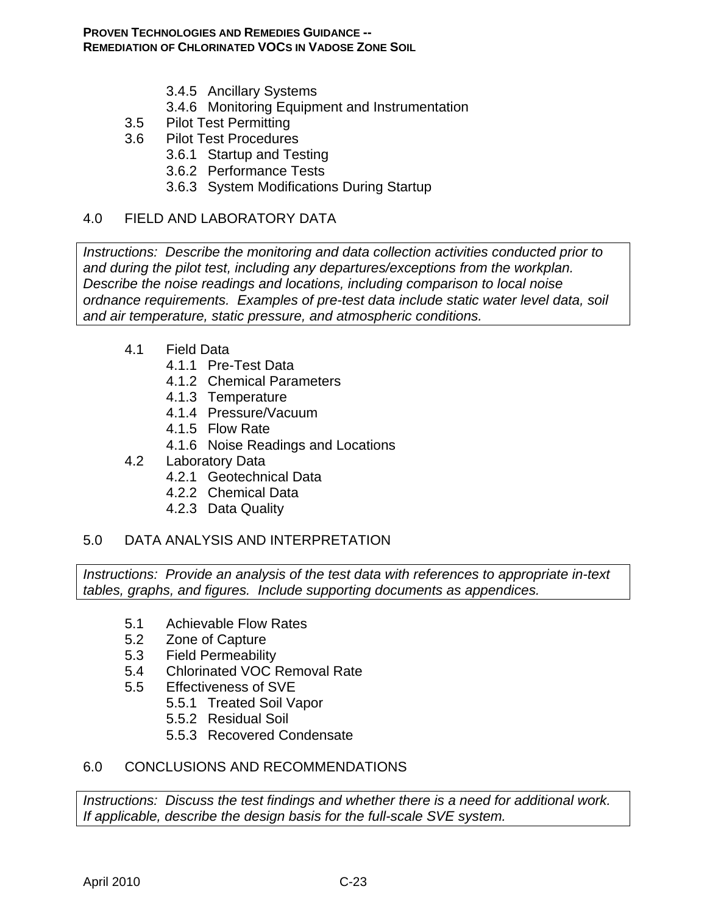3.4.5 Ancillary Systems
3.4.6 Monitoring Equipment and Instrumentation
3.5 Pilot Test Permitting
3.6 Pilot Test Procedures
3.6.1 Startup and Testing
3.6.2 Performance Tests
3.6.3 System Modifications During Startup

4.0 FIELD AND LABORATORY DATA

*Instructions: Describe the monitoring and data collection activities conducted prior to and during the pilot test, including any departures/exceptions from the workplan. Describe the noise readings and locations, including comparison to local noise ordnance requirements. Examples of pre-test data include static water level data, soil and air temperature, static pressure, and atmospheric conditions.*

4.1 Field Data
4.1.1 Pre-Test Data
4.1.2 Chemical Parameters
4.1.3 Temperature
4.1.4 Pressure/Vacuum
4.1.5 Flow Rate
4.1.6 Noise Readings and Locations
4.2 Laboratory Data
4.2.1 Geotechnical Data
4.2.2 Chemical Data
4.2.3 Data Quality

5.0 DATA ANALYSIS AND INTERPRETATION

*Instructions: Provide an analysis of the test data with references to appropriate in-text tables, graphs, and figures. Include supporting documents as appendices.*

5.1 Achievable Flow Rates
5.2 Zone of Capture
5.3 Field Permeability
5.4 Chlorinated VOC Removal Rate
5.5 Effectiveness of SVE
5.5.1 Treated Soil Vapor
5.5.2 Residual Soil
5.5.3 Recovered Condensate

6.0 CONCLUSIONS AND RECOMMENDATIONS

*Instructions: Discuss the test findings and whether there is a need for additional work. If applicable, describe the design basis for the full-scale SVE system.*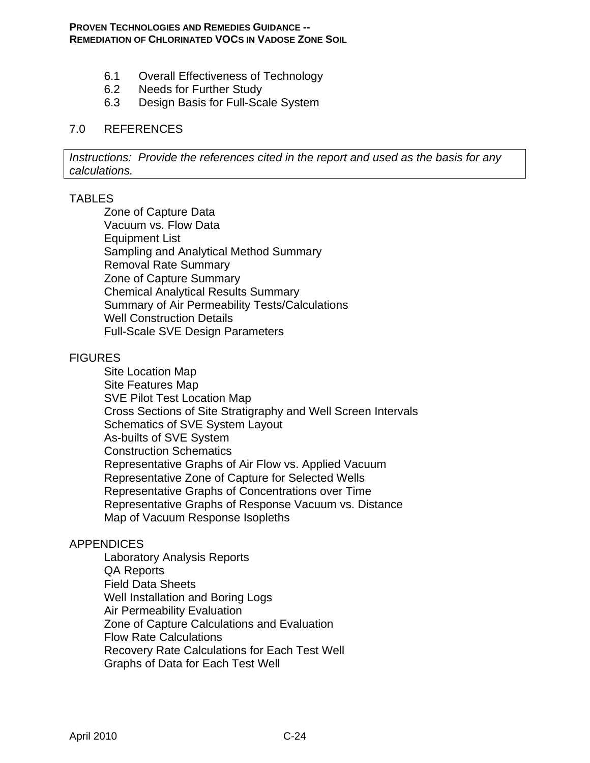6.1 Overall Effectiveness of Technology
6.2 Needs for Further Study
6.3 Design Basis for Full-Scale System

7.0 REFERENCES

*Instructions: Provide the references cited in the report and used as the basis for any calculations.*

TABLES

- Zone of Capture Data
- Vacuum vs. Flow Data
- Equipment List
- Sampling and Analytical Method Summary
- Removal Rate Summary
- Zone of Capture Summary
- Chemical Analytical Results Summary
- Summary of Air Permeability Tests/Calculations
- Well Construction Details
- Full-Scale SVE Design Parameters

FIGURES

- Site Location Map
- Site Features Map
- SVE Pilot Test Location Map
- Cross Sections of Site Stratigraphy and Well Screen Intervals
- Schematics of SVE System Layout
- As-builts of SVE System
- Construction Schematics
- Representative Graphs of Air Flow vs. Applied Vacuum
- Representative Zone of Capture for Selected Wells
- Representative Graphs of Concentrations over Time
- Representative Graphs of Response Vacuum vs. Distance
- Map of Vacuum Response Isopleths

APPENDICES

- Laboratory Analysis Reports
- QA Reports
- Field Data Sheets
- Well Installation and Boring Logs
- Air Permeability Evaluation
- Zone of Capture Calculations and Evaluation
- Flow Rate Calculations
- Recovery Rate Calculations for Each Test Well
- Graphs of Data for Each Test Well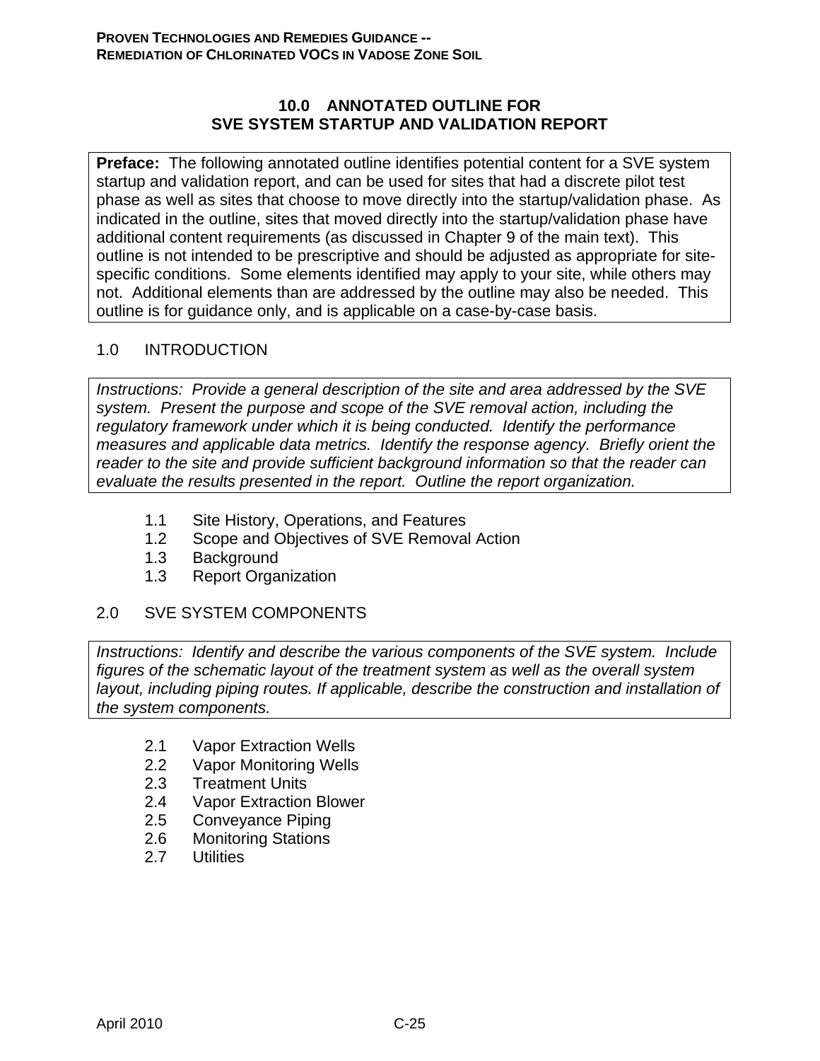## 10.0 ANNOTATED OUTLINE FOR SVE SYSTEM STARTUP AND VALIDATION REPORT

**Preface:** The following annotated outline identifies potential content for a SVE system startup and validation report, and can be used for sites that had a discrete pilot test phase as well as sites that choose to move directly into the startup/validation phase. As indicated in the outline, sites that moved directly into the startup/validation phase have additional content requirements (as discussed in Chapter 9 of the main text). This outline is not intended to be prescriptive and should be adjusted as appropriate for site-specific conditions. Some elements identified may apply to your site, while others may not. Additional elements than are addressed by the outline may also be needed. This outline is for guidance only, and is applicable on a case-by-case basis.

### 1.0 INTRODUCTION

*Instructions: Provide a general description of the site and area addressed by the SVE system. Present the purpose and scope of the SVE removal action, including the regulatory framework under which it is being conducted. Identify the performance measures and applicable data metrics. Identify the response agency. Briefly orient the reader to the site and provide sufficient background information so that the reader can evaluate the results presented in the report. Outline the report organization.*

- 1.1 Site History, Operations, and Features
- 1.2 Scope and Objectives of SVE Removal Action
- 1.3 Background
- 1.3 Report Organization

### 2.0 SVE SYSTEM COMPONENTS

*Instructions: Identify and describe the various components of the SVE system. Include figures of the schematic layout of the treatment system as well as the overall system layout, including piping routes. If applicable, describe the construction and installation of the system components.*

- 2.1 Vapor Extraction Wells
- 2.2 Vapor Monitoring Wells
- 2.3 Treatment Units
- 2.4 Vapor Extraction Blower
- 2.5 Conveyance Piping
- 2.6 Monitoring Stations
- 2.7 Utilities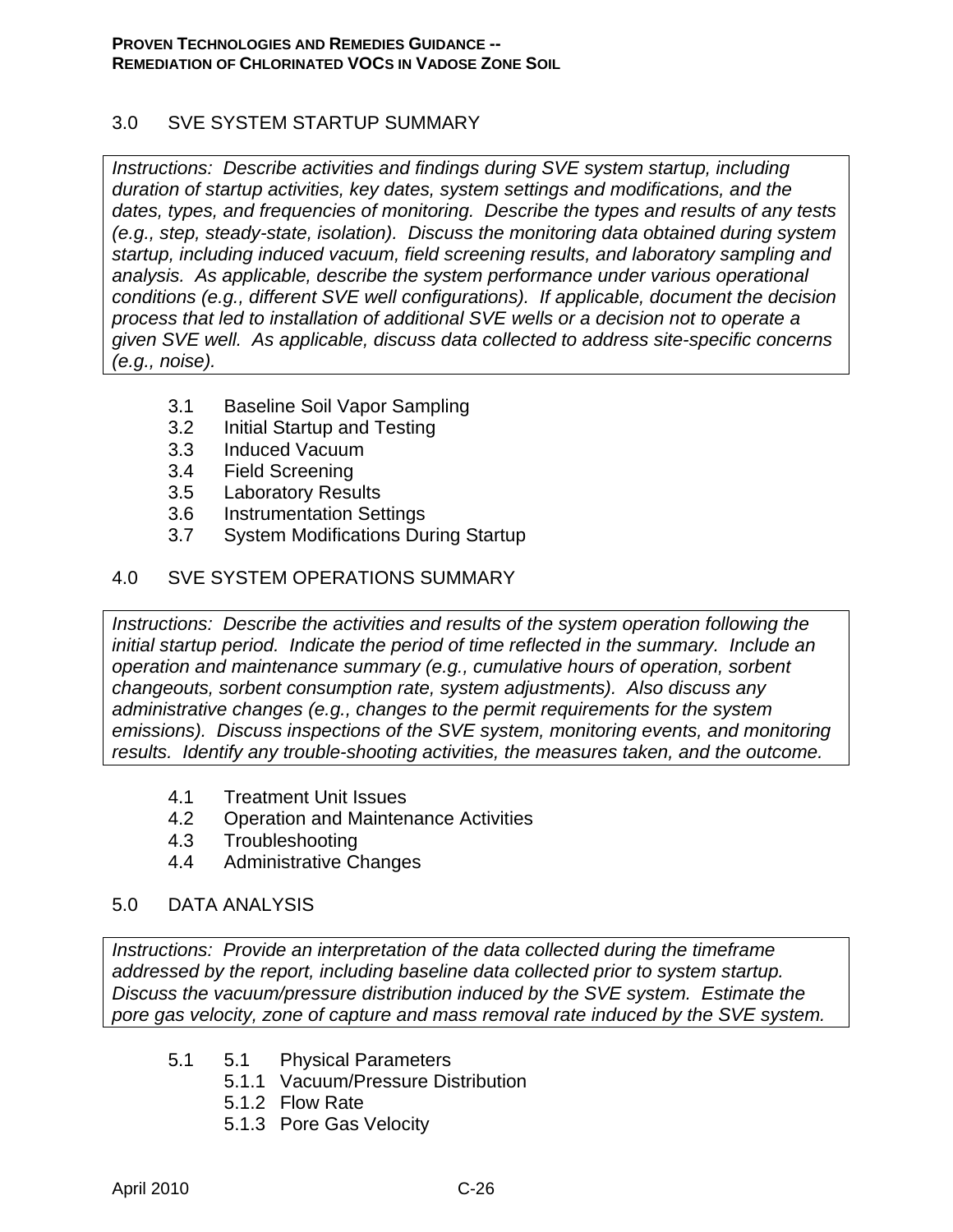## 3.0 SVE SYSTEM STARTUP SUMMARY

*Instructions: Describe activities and findings during SVE system startup, including duration of startup activities, key dates, system settings and modifications, and the dates, types, and frequencies of monitoring. Describe the types and results of any tests (e.g., step, steady-state, isolation). Discuss the monitoring data obtained during system startup, including induced vacuum, field screening results, and laboratory sampling and analysis. As applicable, describe the system performance under various operational conditions (e.g., different SVE well configurations). If applicable, document the decision process that led to installation of additional SVE wells or a decision not to operate a given SVE well. As applicable, discuss data collected to address site-specific concerns (e.g., noise).*

- 3.1 Baseline Soil Vapor Sampling
- 3.2 Initial Startup and Testing
- 3.3 Induced Vacuum
- 3.4 Field Screening
- 3.5 Laboratory Results
- 3.6 Instrumentation Settings
- 3.7 System Modifications During Startup

## 4.0 SVE SYSTEM OPERATIONS SUMMARY

*Instructions: Describe the activities and results of the system operation following the initial startup period. Indicate the period of time reflected in the summary. Include an operation and maintenance summary (e.g., cumulative hours of operation, sorbent changeouts, sorbent consumption rate, system adjustments). Also discuss any administrative changes (e.g., changes to the permit requirements for the system emissions). Discuss inspections of the SVE system, monitoring events, and monitoring results. Identify any trouble-shooting activities, the measures taken, and the outcome.*

- 4.1 Treatment Unit Issues
- 4.2 Operation and Maintenance Activities
- 4.3 Troubleshooting
- 4.4 Administrative Changes

## 5.0 DATA ANALYSIS

*Instructions: Provide an interpretation of the data collected during the timeframe addressed by the report, including baseline data collected prior to system startup. Discuss the vacuum/pressure distribution induced by the SVE system. Estimate the pore gas velocity, zone of capture and mass removal rate induced by the SVE system.*

- 5.1 5.1 Physical Parameters
  - 5.1.1 Vacuum/Pressure Distribution
  - 5.1.2 Flow Rate
  - 5.1.3 Pore Gas Velocity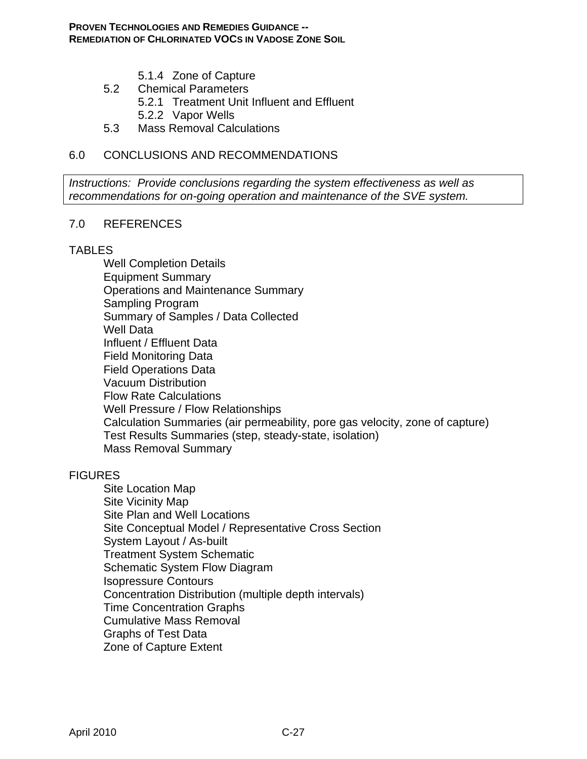5.1.4 Zone of Capture

5.2 Chemical Parameters

5.2.1 Treatment Unit Influent and Effluent

5.2.2 Vapor Wells

5.3 Mass Removal Calculations

6.0 CONCLUSIONS AND RECOMMENDATIONS

*Instructions: Provide conclusions regarding the system effectiveness as well as recommendations for on-going operation and maintenance of the SVE system.*

7.0 REFERENCES

TABLES

- Well Completion Details
- Equipment Summary
- Operations and Maintenance Summary
- Sampling Program
- Summary of Samples / Data Collected
- Well Data
- Influent / Effluent Data
- Field Monitoring Data
- Field Operations Data
- Vacuum Distribution
- Flow Rate Calculations
- Well Pressure / Flow Relationships
- Calculation Summaries (air permeability, pore gas velocity, zone of capture)
- Test Results Summaries (step, steady-state, isolation)
- Mass Removal Summary

FIGURES

- Site Location Map
- Site Vicinity Map
- Site Plan and Well Locations
- Site Conceptual Model / Representative Cross Section
- System Layout / As-built
- Treatment System Schematic
- Schematic System Flow Diagram
- Isopressure Contours
- Concentration Distribution (multiple depth intervals)
- Time Concentration Graphs
- Cumulative Mass Removal
- Graphs of Test Data
- Zone of Capture Extent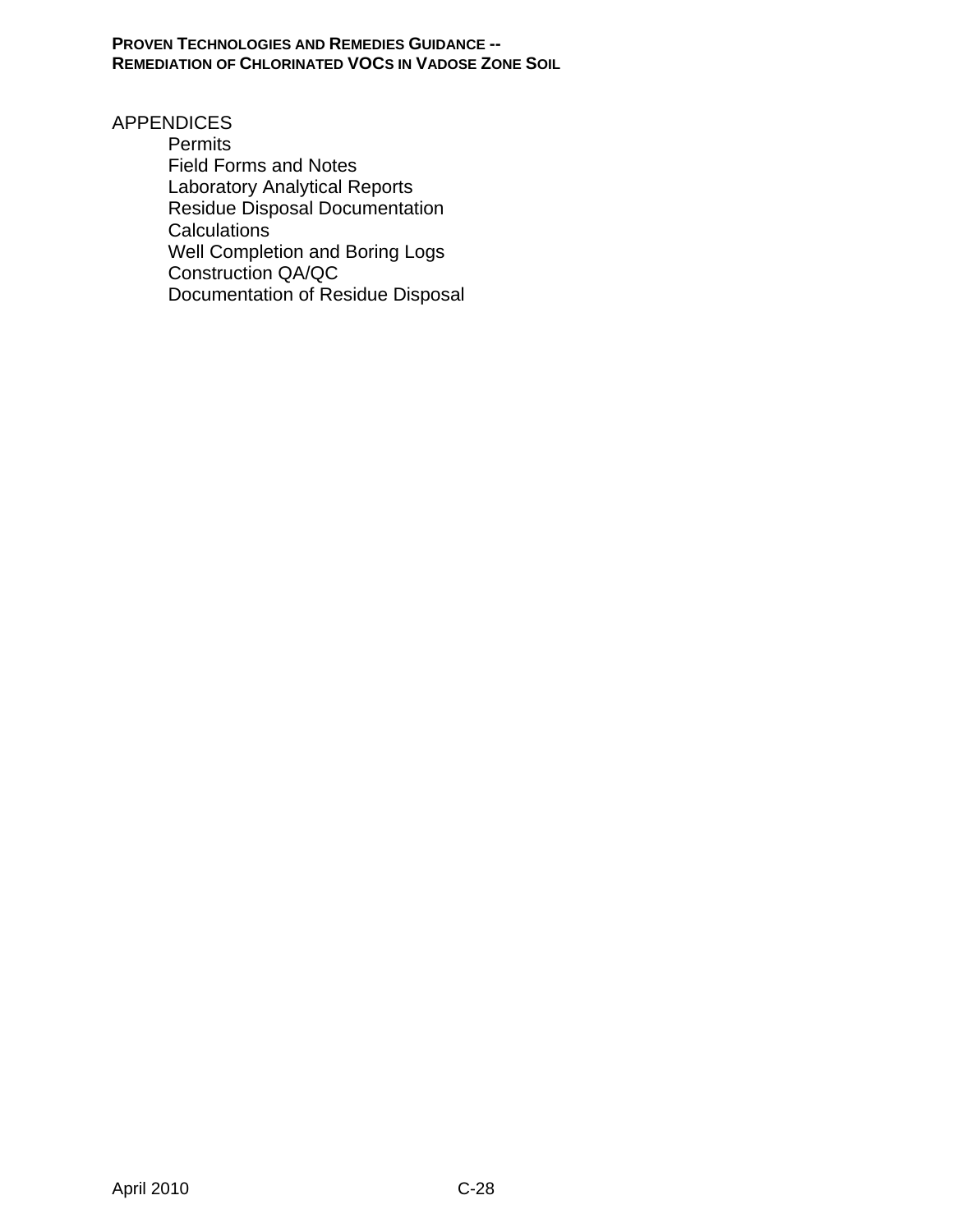APPENDICES

- Permits
- Field Forms and Notes
- Laboratory Analytical Reports
- Residue Disposal Documentation
- Calculations
- Well Completion and Boring Logs
- Construction QA/QC
- Documentation of Residue Disposal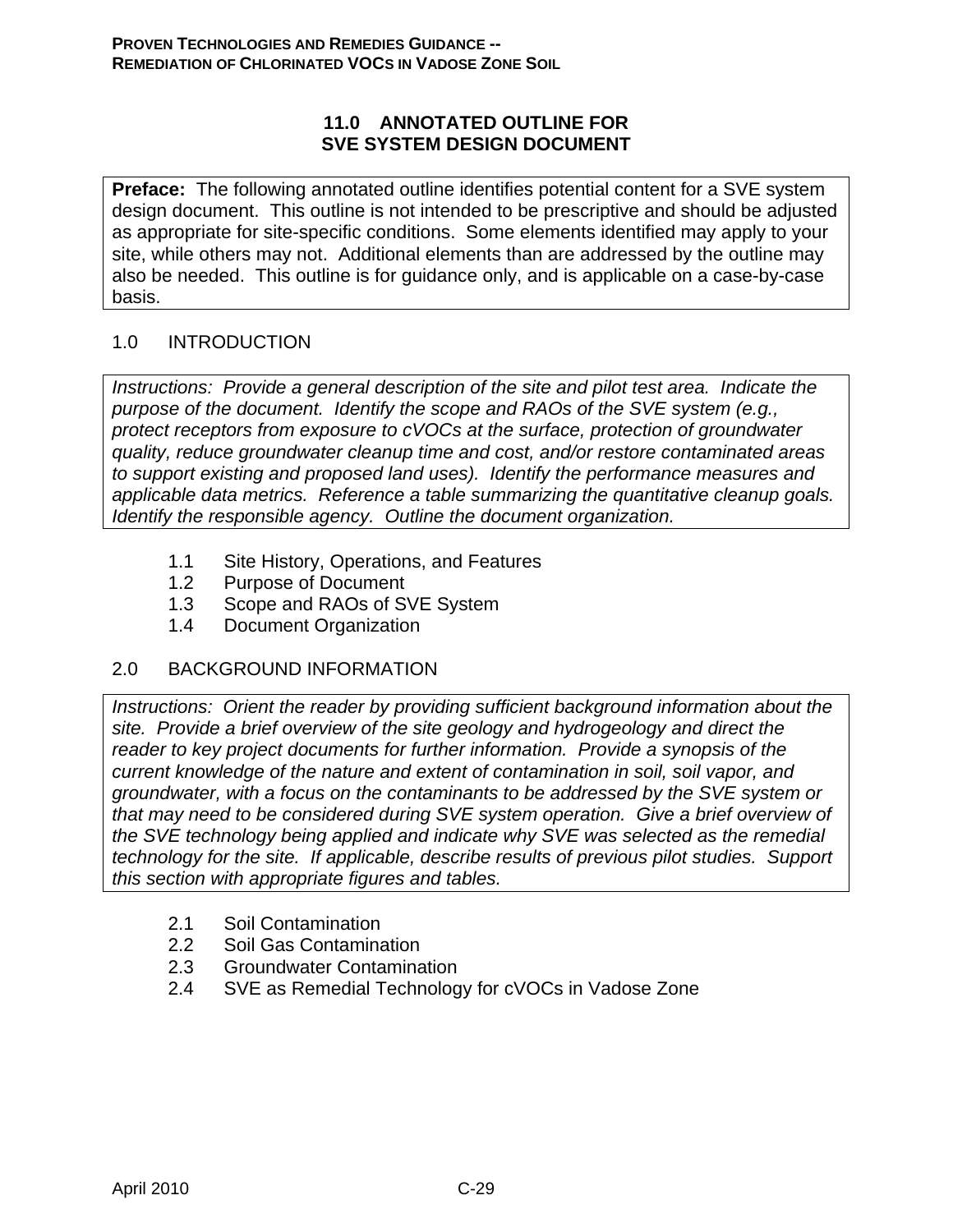# 11.0 ANNOTATED OUTLINE FOR SVE SYSTEM DESIGN DOCUMENT

**Preface:** The following annotated outline identifies potential content for a SVE system design document. This outline is not intended to be prescriptive and should be adjusted as appropriate for site-specific conditions. Some elements identified may apply to your site, while others may not. Additional elements than are addressed by the outline may also be needed. This outline is for guidance only, and is applicable on a case-by-case basis.

## 1.0 INTRODUCTION

*Instructions: Provide a general description of the site and pilot test area. Indicate the purpose of the document. Identify the scope and RAOs of the SVE system (e.g., protect receptors from exposure to cVOCs at the surface, protection of groundwater quality, reduce groundwater cleanup time and cost, and/or restore contaminated areas to support existing and proposed land uses). Identify the performance measures and applicable data metrics. Reference a table summarizing the quantitative cleanup goals. Identify the responsible agency. Outline the document organization.*

- 1.1 Site History, Operations, and Features
- 1.2 Purpose of Document
- 1.3 Scope and RAOs of SVE System
- 1.4 Document Organization

## 2.0 BACKGROUND INFORMATION

*Instructions: Orient the reader by providing sufficient background information about the site. Provide a brief overview of the site geology and hydrogeology and direct the reader to key project documents for further information. Provide a synopsis of the current knowledge of the nature and extent of contamination in soil, soil vapor, and groundwater, with a focus on the contaminants to be addressed by the SVE system or that may need to be considered during SVE system operation. Give a brief overview of the SVE technology being applied and indicate why SVE was selected as the remedial technology for the site. If applicable, describe results of previous pilot studies. Support this section with appropriate figures and tables.*

- 2.1 Soil Contamination
- 2.2 Soil Gas Contamination
- 2.3 Groundwater Contamination
- 2.4 SVE as Remedial Technology for cVOCs in Vadose Zone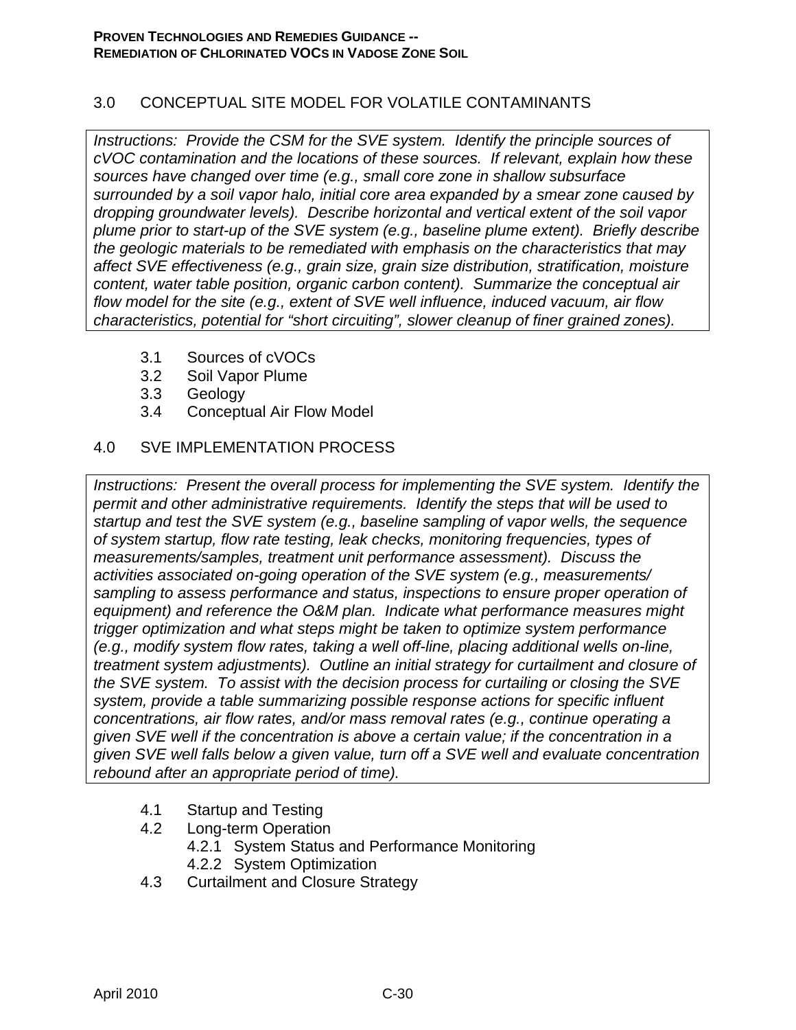## 3.0 CONCEPTUAL SITE MODEL FOR VOLATILE CONTAMINANTS

*Instructions: Provide the CSM for the SVE system. Identify the principle sources of cVOC contamination and the locations of these sources. If relevant, explain how these sources have changed over time (e.g., small core zone in shallow subsurface surrounded by a soil vapor halo, initial core area expanded by a smear zone caused by dropping groundwater levels). Describe horizontal and vertical extent of the soil vapor plume prior to start-up of the SVE system (e.g., baseline plume extent). Briefly describe the geologic materials to be remediated with emphasis on the characteristics that may affect SVE effectiveness (e.g., grain size, grain size distribution, stratification, moisture content, water table position, organic carbon content). Summarize the conceptual air flow model for the site (e.g., extent of SVE well influence, induced vacuum, air flow characteristics, potential for "short circuiting", slower cleanup of finer grained zones).*

- 3.1 Sources of cVOCs
- 3.2 Soil Vapor Plume
- 3.3 Geology
- 3.4 Conceptual Air Flow Model

## 4.0 SVE IMPLEMENTATION PROCESS

*Instructions: Present the overall process for implementing the SVE system. Identify the permit and other administrative requirements. Identify the steps that will be used to startup and test the SVE system (e.g., baseline sampling of vapor wells, the sequence of system startup, flow rate testing, leak checks, monitoring frequencies, types of measurements/samples, treatment unit performance assessment). Discuss the activities associated on-going operation of the SVE system (e.g., measurements/ sampling to assess performance and status, inspections to ensure proper operation of equipment) and reference the O&M plan. Indicate what performance measures might trigger optimization and what steps might be taken to optimize system performance (e.g., modify system flow rates, taking a well off-line, placing additional wells on-line, treatment system adjustments). Outline an initial strategy for curtailment and closure of the SVE system. To assist with the decision process for curtailing or closing the SVE system, provide a table summarizing possible response actions for specific influent concentrations, air flow rates, and/or mass removal rates (e.g., continue operating a given SVE well if the concentration is above a certain value; if the concentration in a given SVE well falls below a given value, turn off a SVE well and evaluate concentration rebound after an appropriate period of time).*

- 4.1 Startup and Testing
- 4.2 Long-term Operation
  - 4.2.1 System Status and Performance Monitoring
  - 4.2.2 System Optimization
- 4.3 Curtailment and Closure Strategy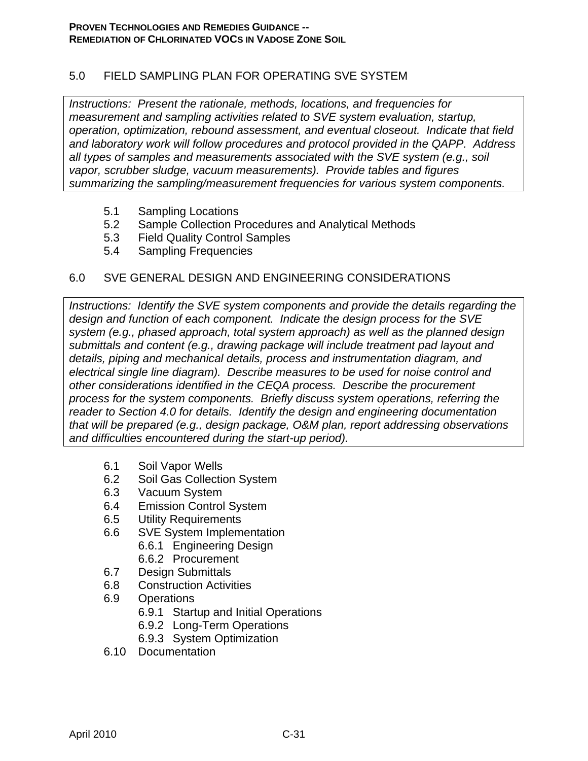## 5.0 FIELD SAMPLING PLAN FOR OPERATING SVE SYSTEM

*Instructions: Present the rationale, methods, locations, and frequencies for measurement and sampling activities related to SVE system evaluation, startup, operation, optimization, rebound assessment, and eventual closeout. Indicate that field and laboratory work will follow procedures and protocol provided in the QAPP. Address all types of samples and measurements associated with the SVE system (e.g., soil vapor, scrubber sludge, vacuum measurements). Provide tables and figures summarizing the sampling/measurement frequencies for various system components.*

- 5.1 Sampling Locations
- 5.2 Sample Collection Procedures and Analytical Methods
- 5.3 Field Quality Control Samples
- 5.4 Sampling Frequencies

## 6.0 SVE GENERAL DESIGN AND ENGINEERING CONSIDERATIONS

*Instructions: Identify the SVE system components and provide the details regarding the design and function of each component. Indicate the design process for the SVE system (e.g., phased approach, total system approach) as well as the planned design submittals and content (e.g., drawing package will include treatment pad layout and details, piping and mechanical details, process and instrumentation diagram, and electrical single line diagram). Describe measures to be used for noise control and other considerations identified in the CEQA process. Describe the procurement process for the system components. Briefly discuss system operations, referring the reader to Section 4.0 for details. Identify the design and engineering documentation that will be prepared (e.g., design package, O&M plan, report addressing observations and difficulties encountered during the start-up period).*

- 6.1 Soil Vapor Wells
- 6.2 Soil Gas Collection System
- 6.3 Vacuum System
- 6.4 Emission Control System
- 6.5 Utility Requirements
- 6.6 SVE System Implementation
  - 6.6.1 Engineering Design
  - 6.6.2 Procurement
- 6.7 Design Submittals
- 6.8 Construction Activities
- 6.9 Operations
  - 6.9.1 Startup and Initial Operations
  - 6.9.2 Long-Term Operations
  - 6.9.3 System Optimization
- 6.10 Documentation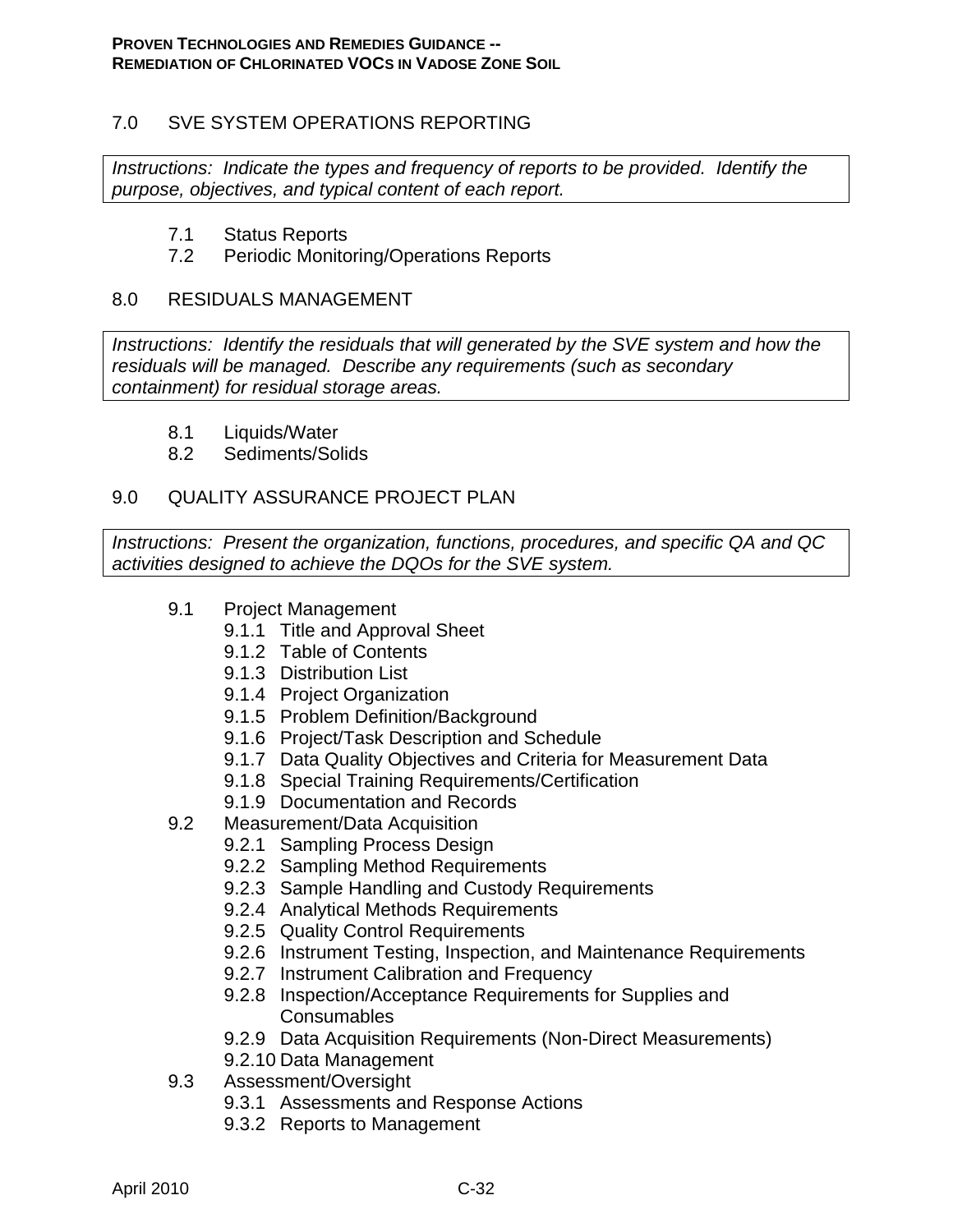## 7.0 SVE SYSTEM OPERATIONS REPORTING

*Instructions: Indicate the types and frequency of reports to be provided. Identify the purpose, objectives, and typical content of each report.*

- 7.1 Status Reports
- 7.2 Periodic Monitoring/Operations Reports

## 8.0 RESIDUALS MANAGEMENT

*Instructions: Identify the residuals that will generated by the SVE system and how the residuals will be managed. Describe any requirements (such as secondary containment) for residual storage areas.*

- 8.1 Liquids/Water
- 8.2 Sediments/Solids

## 9.0 QUALITY ASSURANCE PROJECT PLAN

*Instructions: Present the organization, functions, procedures, and specific QA and QC activities designed to achieve the DQOs for the SVE system.*

- 9.1 Project Management
  - 9.1.1 Title and Approval Sheet
  - 9.1.2 Table of Contents
  - 9.1.3 Distribution List
  - 9.1.4 Project Organization
  - 9.1.5 Problem Definition/Background
  - 9.1.6 Project/Task Description and Schedule
  - 9.1.7 Data Quality Objectives and Criteria for Measurement Data
  - 9.1.8 Special Training Requirements/Certification
  - 9.1.9 Documentation and Records
- 9.2 Measurement/Data Acquisition
  - 9.2.1 Sampling Process Design
  - 9.2.2 Sampling Method Requirements
  - 9.2.3 Sample Handling and Custody Requirements
  - 9.2.4 Analytical Methods Requirements
  - 9.2.5 Quality Control Requirements
  - 9.2.6 Instrument Testing, Inspection, and Maintenance Requirements
  - 9.2.7 Instrument Calibration and Frequency
  - 9.2.8 Inspection/Acceptance Requirements for Supplies and Consumables
  - 9.2.9 Data Acquisition Requirements (Non-Direct Measurements)
  - 9.2.10 Data Management
- 9.3 Assessment/Oversight
  - 9.3.1 Assessments and Response Actions
  - 9.3.2 Reports to Management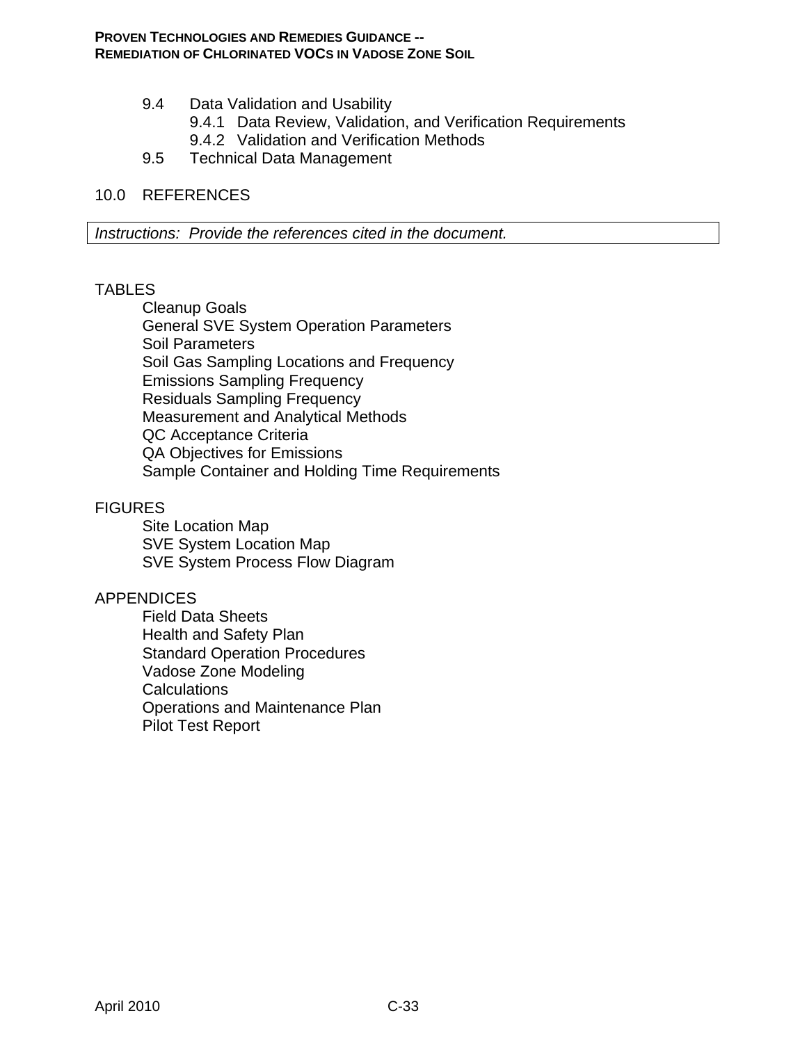- 9.4 Data Validation and Usability
  - 9.4.1 Data Review, Validation, and Verification Requirements
  - 9.4.2 Validation and Verification Methods
- 9.5 Technical Data Management

10.0 REFERENCES

| *Instructions: Provide the references cited in the document.* |
|---|

TABLES

- Cleanup Goals
- General SVE System Operation Parameters
- Soil Parameters
- Soil Gas Sampling Locations and Frequency
- Emissions Sampling Frequency
- Residuals Sampling Frequency
- Measurement and Analytical Methods
- QC Acceptance Criteria
- QA Objectives for Emissions
- Sample Container and Holding Time Requirements

FIGURES

- Site Location Map
- SVE System Location Map
- SVE System Process Flow Diagram

APPENDICES

- Field Data Sheets
- Health and Safety Plan
- Standard Operation Procedures
- Vadose Zone Modeling
- Calculations
- Operations and Maintenance Plan
- Pilot Test Report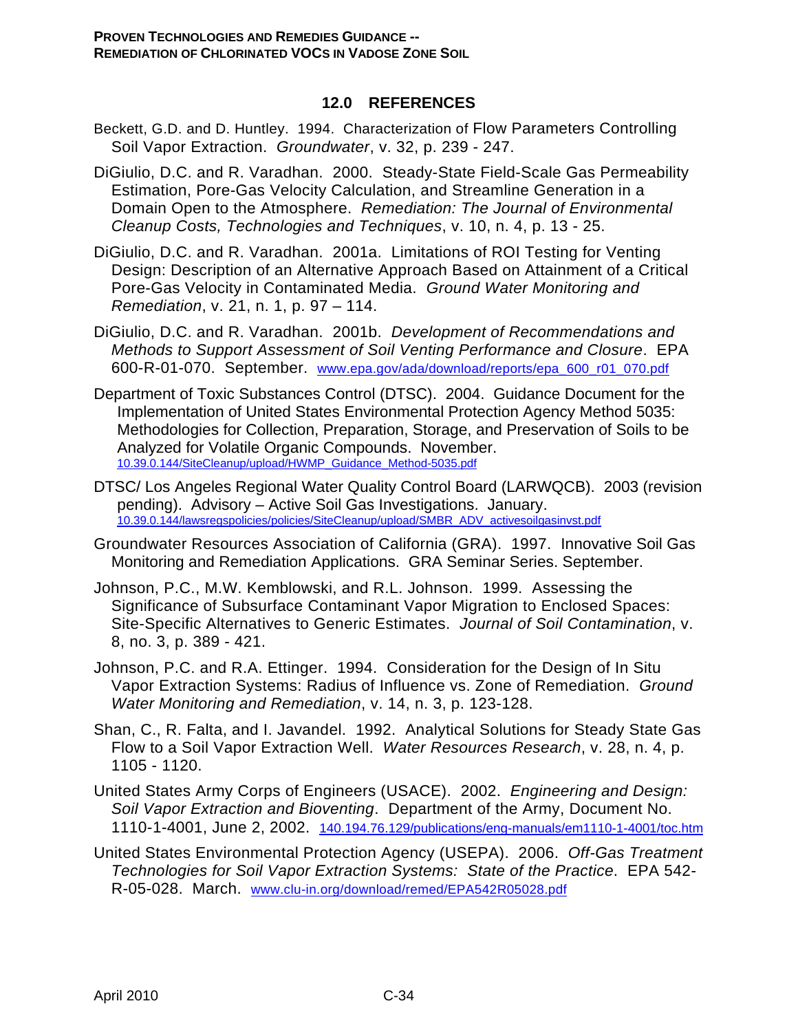## 12.0 REFERENCES

Beckett, G.D. and D. Huntley. 1994. Characterization of Flow Parameters Controlling Soil Vapor Extraction. *Groundwater*, v. 32, p. 239 - 247.

DiGiulio, D.C. and R. Varadhan. 2000. Steady-State Field-Scale Gas Permeability Estimation, Pore-Gas Velocity Calculation, and Streamline Generation in a Domain Open to the Atmosphere. *Remediation: The Journal of Environmental Cleanup Costs, Technologies and Techniques*, v. 10, n. 4, p. 13 - 25.

DiGiulio, D.C. and R. Varadhan. 2001a. Limitations of ROI Testing for Venting Design: Description of an Alternative Approach Based on Attainment of a Critical Pore-Gas Velocity in Contaminated Media. *Ground Water Monitoring and Remediation*, v. 21, n. 1, p. 97 – 114.

DiGiulio, D.C. and R. Varadhan. 2001b. *Development of Recommendations and Methods to Support Assessment of Soil Venting Performance and Closure*. EPA 600-R-01-070. September. www.epa.gov/ada/download/reports/epa_600_r01_070.pdf

Department of Toxic Substances Control (DTSC). 2004. Guidance Document for the Implementation of United States Environmental Protection Agency Method 5035: Methodologies for Collection, Preparation, Storage, and Preservation of Soils to be Analyzed for Volatile Organic Compounds. November. 10.39.0.144/SiteCleanup/upload/HWMP_Guidance_Method-5035.pdf

DTSC/ Los Angeles Regional Water Quality Control Board (LARWQCB). 2003 (revision pending). Advisory – Active Soil Gas Investigations. January. 10.39.0.144/lawsregspolicies/policies/SiteCleanup/upload/SMBR_ADV_activesoilgasinvst.pdf

Groundwater Resources Association of California (GRA). 1997. Innovative Soil Gas Monitoring and Remediation Applications. GRA Seminar Series. September.

Johnson, P.C., M.W. Kemblowski, and R.L. Johnson. 1999. Assessing the Significance of Subsurface Contaminant Vapor Migration to Enclosed Spaces: Site-Specific Alternatives to Generic Estimates. *Journal of Soil Contamination*, v. 8, no. 3, p. 389 - 421.

Johnson, P.C. and R.A. Ettinger. 1994. Consideration for the Design of In Situ Vapor Extraction Systems: Radius of Influence vs. Zone of Remediation. *Ground Water Monitoring and Remediation*, v. 14, n. 3, p. 123-128.

Shan, C., R. Falta, and I. Javandel. 1992. Analytical Solutions for Steady State Gas Flow to a Soil Vapor Extraction Well. *Water Resources Research*, v. 28, n. 4, p. 1105 - 1120.

United States Army Corps of Engineers (USACE). 2002. *Engineering and Design: Soil Vapor Extraction and Bioventing*. Department of the Army, Document No. 1110-1-4001, June 2, 2002. 140.194.76.129/publications/eng-manuals/em1110-1-4001/toc.htm

United States Environmental Protection Agency (USEPA). 2006. *Off-Gas Treatment Technologies for Soil Vapor Extraction Systems: State of the Practice*. EPA 542-R-05-028. March. www.clu-in.org/download/remed/EPA542R05028.pdf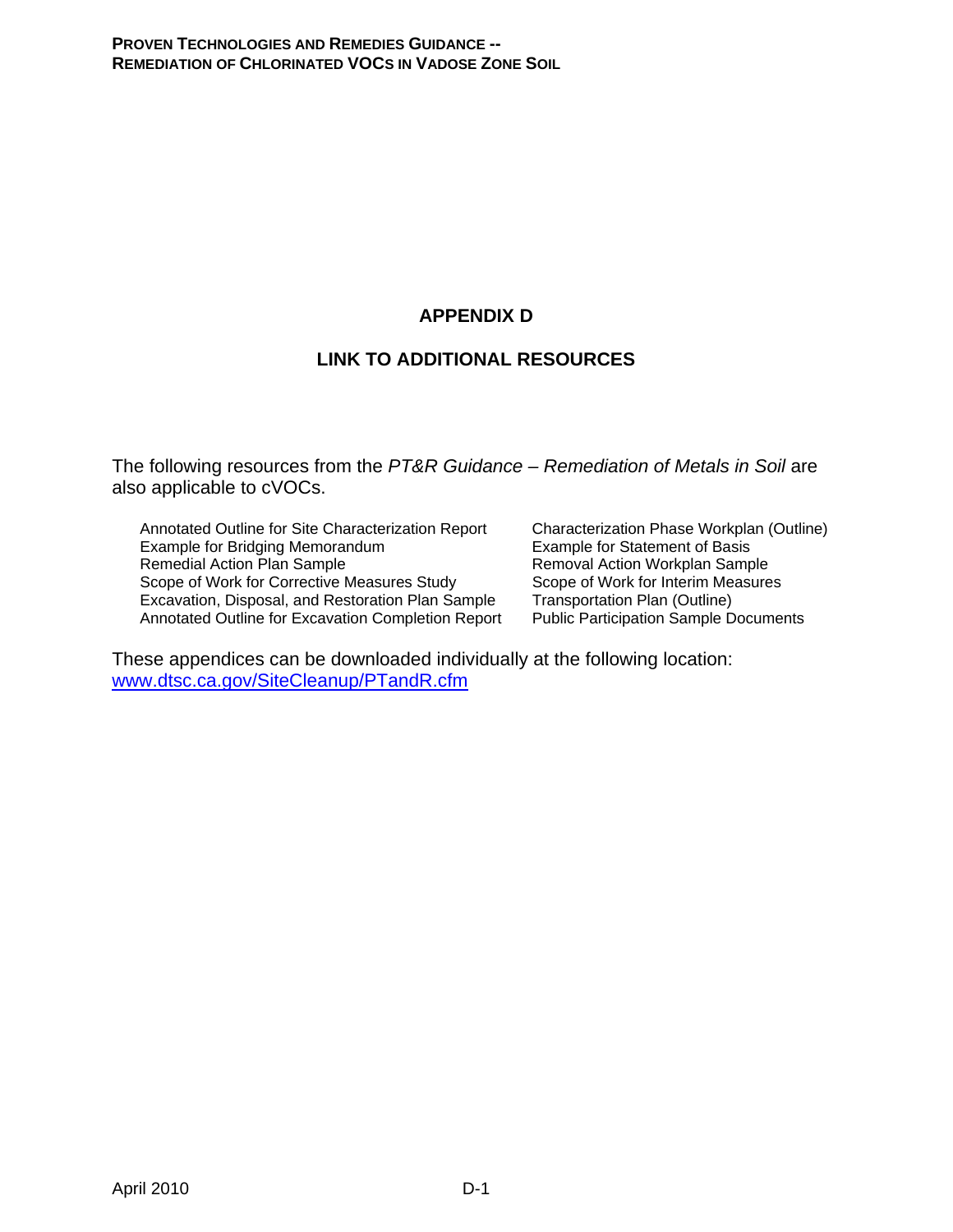# APPENDIX D

## LINK TO ADDITIONAL RESOURCES

The following resources from the *PT&R Guidance – Remediation of Metals in Soil* are also applicable to cVOCs.

- Annotated Outline for Site Characterization Report
- Example for Bridging Memorandum
- Remedial Action Plan Sample
- Scope of Work for Corrective Measures Study
- Excavation, Disposal, and Restoration Plan Sample
- Annotated Outline for Excavation Completion Report
- Characterization Phase Workplan (Outline)
- Example for Statement of Basis
- Removal Action Workplan Sample
- Scope of Work for Interim Measures
- Transportation Plan (Outline)
- Public Participation Sample Documents

These appendices can be downloaded individually at the following location: [www.dtsc.ca.gov/SiteCleanup/PTandR.cfm](www.dtsc.ca.gov/SiteCleanup/PTandR.cfm)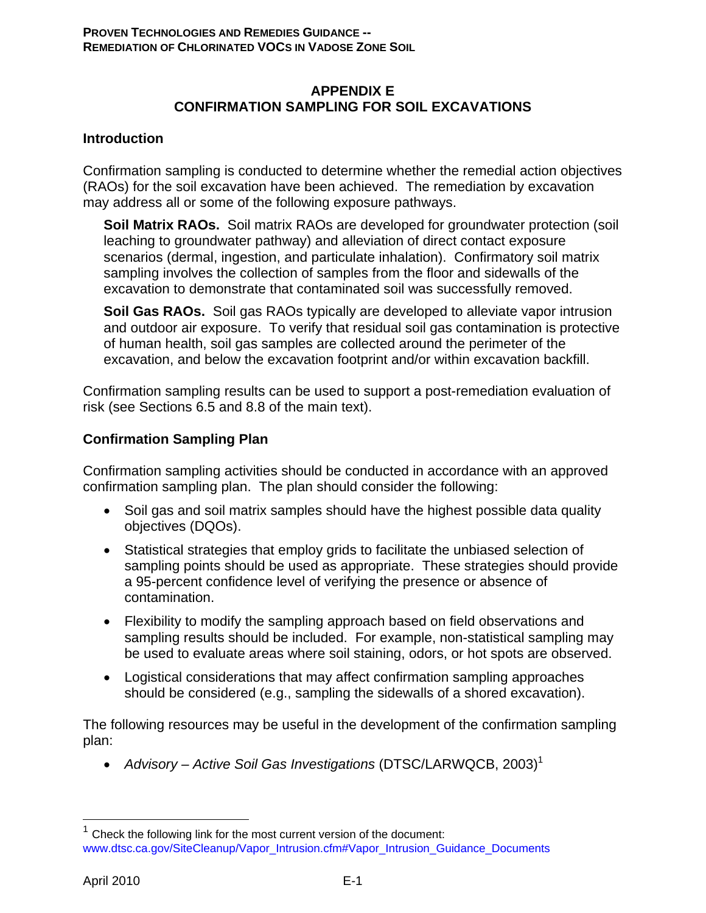# APPENDIX E
# CONFIRMATION SAMPLING FOR SOIL EXCAVATIONS

## Introduction

Confirmation sampling is conducted to determine whether the remedial action objectives (RAOs) for the soil excavation have been achieved. The remediation by excavation may address all or some of the following exposure pathways.

**Soil Matrix RAOs.** Soil matrix RAOs are developed for groundwater protection (soil leaching to groundwater pathway) and alleviation of direct contact exposure scenarios (dermal, ingestion, and particulate inhalation). Confirmatory soil matrix sampling involves the collection of samples from the floor and sidewalls of the excavation to demonstrate that contaminated soil was successfully removed.

**Soil Gas RAOs.** Soil gas RAOs typically are developed to alleviate vapor intrusion and outdoor air exposure. To verify that residual soil gas contamination is protective of human health, soil gas samples are collected around the perimeter of the excavation, and below the excavation footprint and/or within excavation backfill.

Confirmation sampling results can be used to support a post-remediation evaluation of risk (see Sections 6.5 and 8.8 of the main text).

## Confirmation Sampling Plan

Confirmation sampling activities should be conducted in accordance with an approved confirmation sampling plan. The plan should consider the following:

- Soil gas and soil matrix samples should have the highest possible data quality objectives (DQOs).
- Statistical strategies that employ grids to facilitate the unbiased selection of sampling points should be used as appropriate. These strategies should provide a 95-percent confidence level of verifying the presence or absence of contamination.
- Flexibility to modify the sampling approach based on field observations and sampling results should be included. For example, non-statistical sampling may be used to evaluate areas where soil staining, odors, or hot spots are observed.
- Logistical considerations that may affect confirmation sampling approaches should be considered (e.g., sampling the sidewalls of a shored excavation).

The following resources may be useful in the development of the confirmation sampling plan:

- *Advisory – Active Soil Gas Investigations* (DTSC/LARWQCB, 2003)[1]

[1] Check the following link for the most current version of the document: www.dtsc.ca.gov/SiteCleanup/Vapor_Intrusion.cfm#Vapor_Intrusion_Guidance_Documents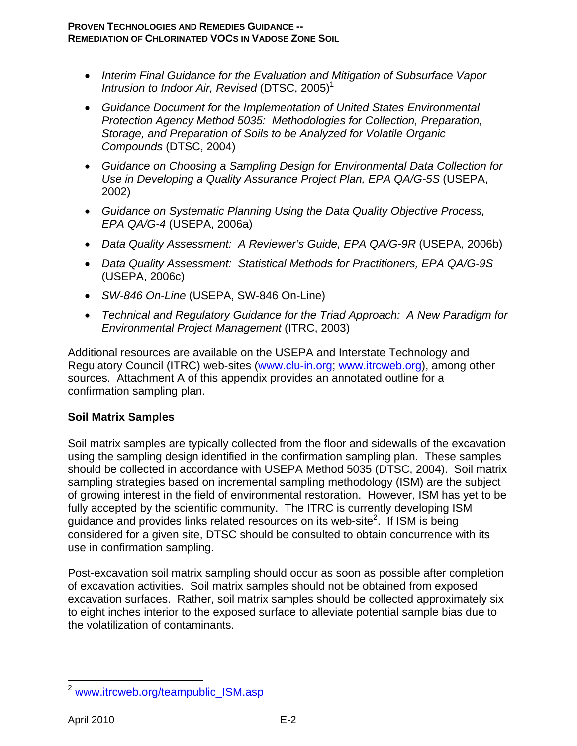- *Interim Final Guidance for the Evaluation and Mitigation of Subsurface Vapor Intrusion to Indoor Air, Revised* (DTSC, 2005)[1]
- *Guidance Document for the Implementation of United States Environmental Protection Agency Method 5035: Methodologies for Collection, Preparation, Storage, and Preparation of Soils to be Analyzed for Volatile Organic Compounds* (DTSC, 2004)
- *Guidance on Choosing a Sampling Design for Environmental Data Collection for Use in Developing a Quality Assurance Project Plan, EPA QA/G-5S* (USEPA, 2002)
- *Guidance on Systematic Planning Using the Data Quality Objective Process, EPA QA/G-4* (USEPA, 2006a)
- *Data Quality Assessment: A Reviewer's Guide, EPA QA/G-9R* (USEPA, 2006b)
- *Data Quality Assessment: Statistical Methods for Practitioners, EPA QA/G-9S* (USEPA, 2006c)
- *SW-846 On-Line* (USEPA, SW-846 On-Line)
- *Technical and Regulatory Guidance for the Triad Approach: A New Paradigm for Environmental Project Management* (ITRC, 2003)

Additional resources are available on the USEPA and Interstate Technology and Regulatory Council (ITRC) web-sites (www.clu-in.org; www.itrcweb.org), among other sources. Attachment A of this appendix provides an annotated outline for a confirmation sampling plan.

**Soil Matrix Samples**

Soil matrix samples are typically collected from the floor and sidewalls of the excavation using the sampling design identified in the confirmation sampling plan. These samples should be collected in accordance with USEPA Method 5035 (DTSC, 2004). Soil matrix sampling strategies based on incremental sampling methodology (ISM) are the subject of growing interest in the field of environmental restoration. However, ISM has yet to be fully accepted by the scientific community. The ITRC is currently developing ISM guidance and provides links related resources on its web-site[2]. If ISM is being considered for a given site, DTSC should be consulted to obtain concurrence with its use in confirmation sampling.

Post-excavation soil matrix sampling should occur as soon as possible after completion of excavation activities. Soil matrix samples should not be obtained from exposed excavation surfaces. Rather, soil matrix samples should be collected approximately six to eight inches interior to the exposed surface to alleviate potential sample bias due to the volatilization of contaminants.

[2] www.itrcweb.org/teampublic_ISM.asp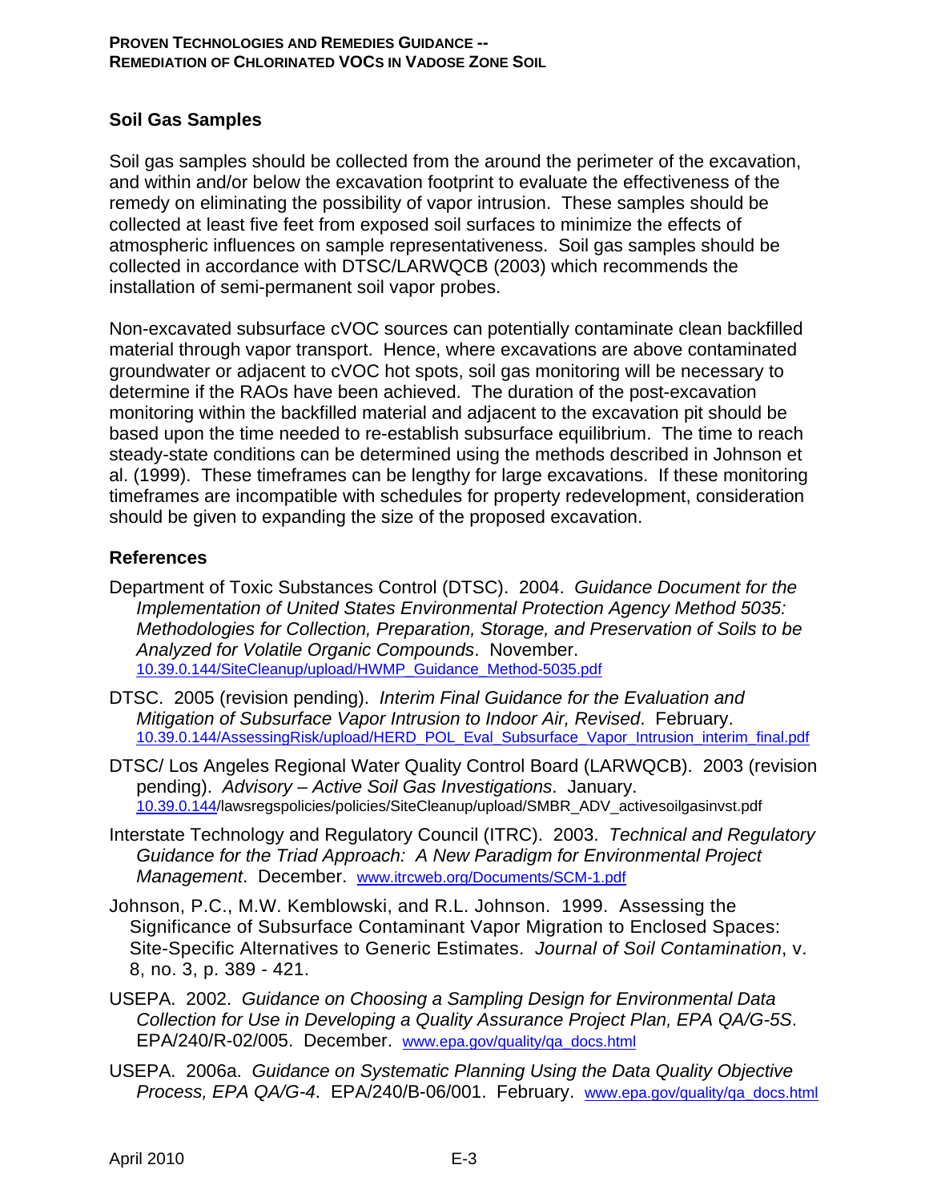## Soil Gas Samples

Soil gas samples should be collected from the around the perimeter of the excavation, and within and/or below the excavation footprint to evaluate the effectiveness of the remedy on eliminating the possibility of vapor intrusion. These samples should be collected at least five feet from exposed soil surfaces to minimize the effects of atmospheric influences on sample representativeness. Soil gas samples should be collected in accordance with DTSC/LARWQCB (2003) which recommends the installation of semi-permanent soil vapor probes.

Non-excavated subsurface cVOC sources can potentially contaminate clean backfilled material through vapor transport. Hence, where excavations are above contaminated groundwater or adjacent to cVOC hot spots, soil gas monitoring will be necessary to determine if the RAOs have been achieved. The duration of the post-excavation monitoring within the backfilled material and adjacent to the excavation pit should be based upon the time needed to re-establish subsurface equilibrium. The time to reach steady-state conditions can be determined using the methods described in Johnson et al. (1999). These timeframes can be lengthy for large excavations. If these monitoring timeframes are incompatible with schedules for property redevelopment, consideration should be given to expanding the size of the proposed excavation.

## References

Department of Toxic Substances Control (DTSC). 2004. *Guidance Document for the Implementation of United States Environmental Protection Agency Method 5035: Methodologies for Collection, Preparation, Storage, and Preservation of Soils to be Analyzed for Volatile Organic Compounds*. November. 10.39.0.144/SiteCleanup/upload/HWMP_Guidance_Method-5035.pdf

DTSC. 2005 (revision pending). *Interim Final Guidance for the Evaluation and Mitigation of Subsurface Vapor Intrusion to Indoor Air, Revised*. February. 10.39.0.144/AssessingRisk/upload/HERD_POL_Eval_Subsurface_Vapor_Intrusion_interim_final.pdf

DTSC/ Los Angeles Regional Water Quality Control Board (LARWQCB). 2003 (revision pending). *Advisory – Active Soil Gas Investigations*. January. 10.39.0.144/lawsregspolicies/policies/SiteCleanup/upload/SMBR_ADV_activesoilgasinvst.pdf

Interstate Technology and Regulatory Council (ITRC). 2003. *Technical and Regulatory Guidance for the Triad Approach: A New Paradigm for Environmental Project Management*. December. www.itrcweb.org/Documents/SCM-1.pdf

Johnson, P.C., M.W. Kemblowski, and R.L. Johnson. 1999. Assessing the Significance of Subsurface Contaminant Vapor Migration to Enclosed Spaces: Site-Specific Alternatives to Generic Estimates. *Journal of Soil Contamination*, v. 8, no. 3, p. 389 - 421.

USEPA. 2002. *Guidance on Choosing a Sampling Design for Environmental Data Collection for Use in Developing a Quality Assurance Project Plan, EPA QA/G-5S*. EPA/240/R-02/005. December. www.epa.gov/quality/qa_docs.html

USEPA. 2006a. *Guidance on Systematic Planning Using the Data Quality Objective Process, EPA QA/G-4*. EPA/240/B-06/001. February. www.epa.gov/quality/qa_docs.html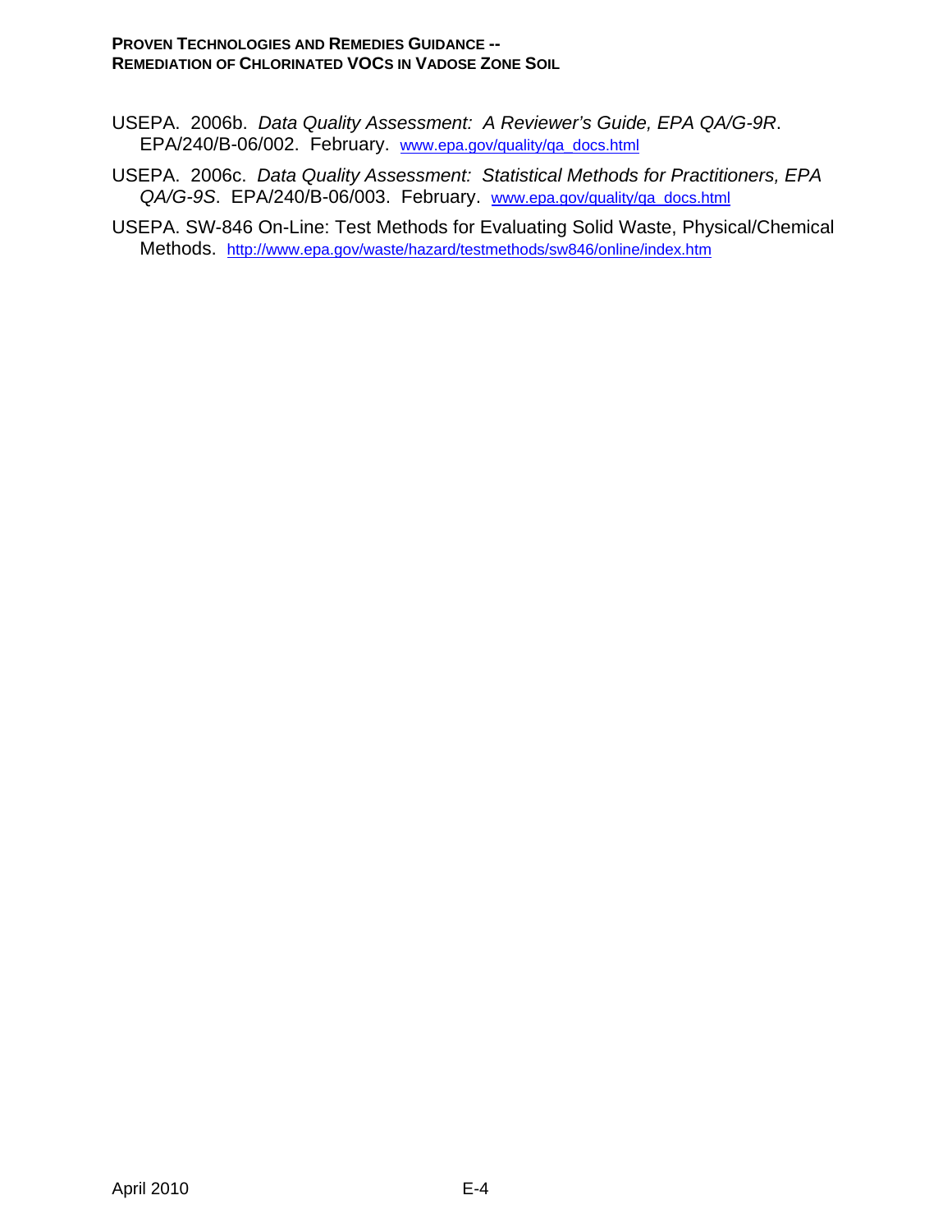USEPA. 2006b. *Data Quality Assessment: A Reviewer's Guide, EPA QA/G-9R*. EPA/240/B-06/002. February. www.epa.gov/quality/qa_docs.html

USEPA. 2006c. *Data Quality Assessment: Statistical Methods for Practitioners, EPA QA/G-9S*. EPA/240/B-06/003. February. www.epa.gov/quality/qa_docs.html

USEPA. SW-846 On-Line: Test Methods for Evaluating Solid Waste, Physical/Chemical Methods. http://www.epa.gov/waste/hazard/testmethods/sw846/online/index.htm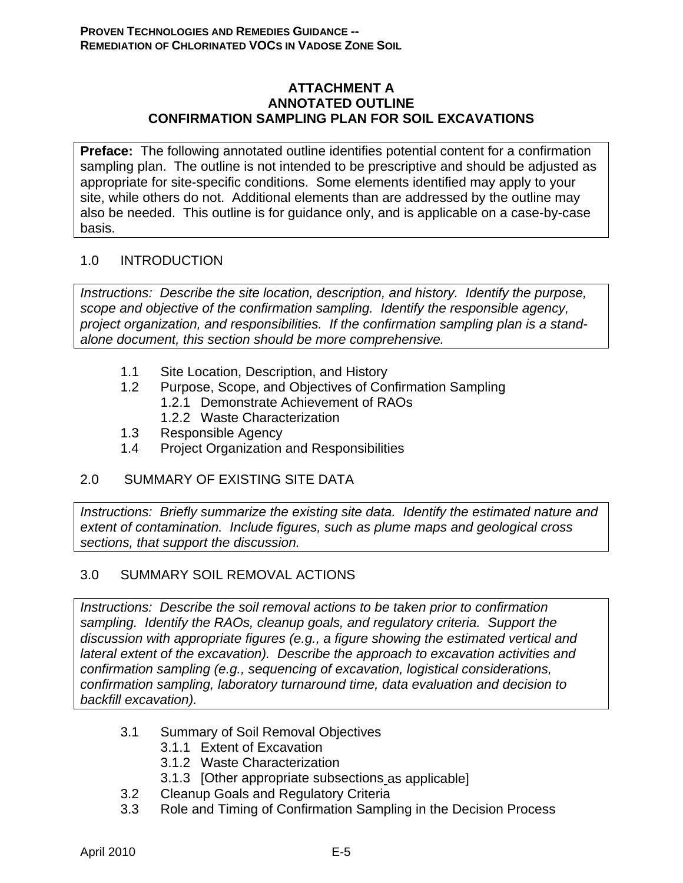# ATTACHMENT A
# ANNOTATED OUTLINE
# CONFIRMATION SAMPLING PLAN FOR SOIL EXCAVATIONS

**Preface:** The following annotated outline identifies potential content for a confirmation sampling plan. The outline is not intended to be prescriptive and should be adjusted as appropriate for site-specific conditions. Some elements identified may apply to your site, while others do not. Additional elements than are addressed by the outline may also be needed. This outline is for guidance only, and is applicable on a case-by-case basis.

## 1.0 INTRODUCTION

*Instructions: Describe the site location, description, and history. Identify the purpose, scope and objective of the confirmation sampling. Identify the responsible agency, project organization, and responsibilities. If the confirmation sampling plan is a stand-alone document, this section should be more comprehensive.*

- 1.1 Site Location, Description, and History
- 1.2 Purpose, Scope, and Objectives of Confirmation Sampling
  - 1.2.1 Demonstrate Achievement of RAOs
  - 1.2.2 Waste Characterization
- 1.3 Responsible Agency
- 1.4 Project Organization and Responsibilities

## 2.0 SUMMARY OF EXISTING SITE DATA

*Instructions: Briefly summarize the existing site data. Identify the estimated nature and extent of contamination. Include figures, such as plume maps and geological cross sections, that support the discussion.*

## 3.0 SUMMARY SOIL REMOVAL ACTIONS

*Instructions: Describe the soil removal actions to be taken prior to confirmation sampling. Identify the RAOs, cleanup goals, and regulatory criteria. Support the discussion with appropriate figures (e.g., a figure showing the estimated vertical and lateral extent of the excavation). Describe the approach to excavation activities and confirmation sampling (e.g., sequencing of excavation, logistical considerations, confirmation sampling, laboratory turnaround time, data evaluation and decision to backfill excavation).*

- 3.1 Summary of Soil Removal Objectives
  - 3.1.1 Extent of Excavation
  - 3.1.2 Waste Characterization
  - 3.1.3 [Other appropriate subsections as applicable]
- 3.2 Cleanup Goals and Regulatory Criteria
- 3.3 Role and Timing of Confirmation Sampling in the Decision Process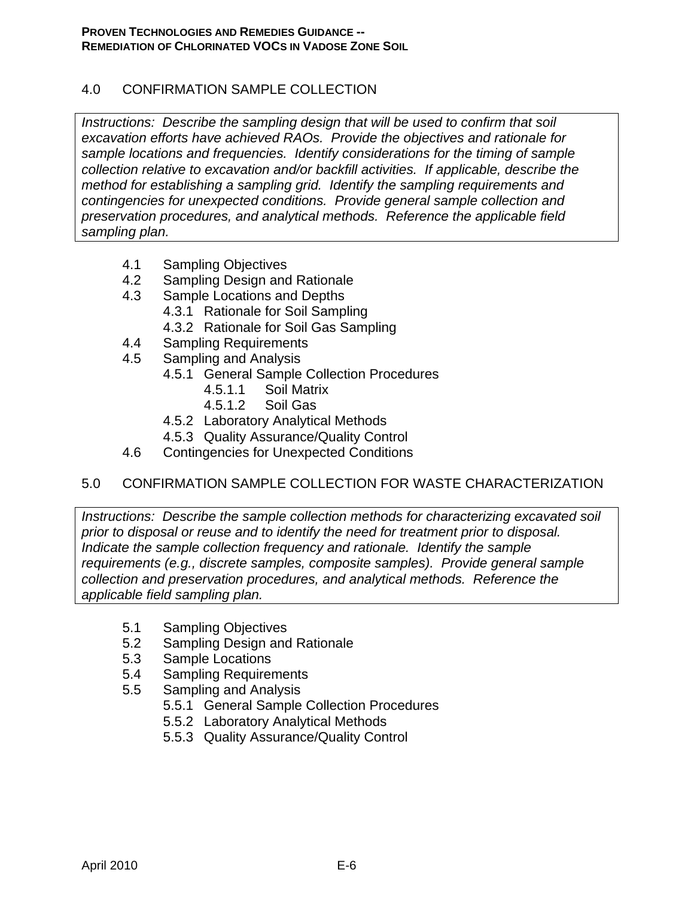## 4.0 CONFIRMATION SAMPLE COLLECTION

*Instructions: Describe the sampling design that will be used to confirm that soil excavation efforts have achieved RAOs. Provide the objectives and rationale for sample locations and frequencies. Identify considerations for the timing of sample collection relative to excavation and/or backfill activities. If applicable, describe the method for establishing a sampling grid. Identify the sampling requirements and contingencies for unexpected conditions. Provide general sample collection and preservation procedures, and analytical methods. Reference the applicable field sampling plan.*

- 4.1 Sampling Objectives
- 4.2 Sampling Design and Rationale
- 4.3 Sample Locations and Depths
  - 4.3.1 Rationale for Soil Sampling
  - 4.3.2 Rationale for Soil Gas Sampling
- 4.4 Sampling Requirements
- 4.5 Sampling and Analysis
  - 4.5.1 General Sample Collection Procedures
    - 4.5.1.1 Soil Matrix
    - 4.5.1.2 Soil Gas
  - 4.5.2 Laboratory Analytical Methods
  - 4.5.3 Quality Assurance/Quality Control
- 4.6 Contingencies for Unexpected Conditions

## 5.0 CONFIRMATION SAMPLE COLLECTION FOR WASTE CHARACTERIZATION

*Instructions: Describe the sample collection methods for characterizing excavated soil prior to disposal or reuse and to identify the need for treatment prior to disposal. Indicate the sample collection frequency and rationale. Identify the sample requirements (e.g., discrete samples, composite samples). Provide general sample collection and preservation procedures, and analytical methods. Reference the applicable field sampling plan.*

- 5.1 Sampling Objectives
- 5.2 Sampling Design and Rationale
- 5.3 Sample Locations
- 5.4 Sampling Requirements
- 5.5 Sampling and Analysis
  - 5.5.1 General Sample Collection Procedures
  - 5.5.2 Laboratory Analytical Methods
  - 5.5.3 Quality Assurance/Quality Control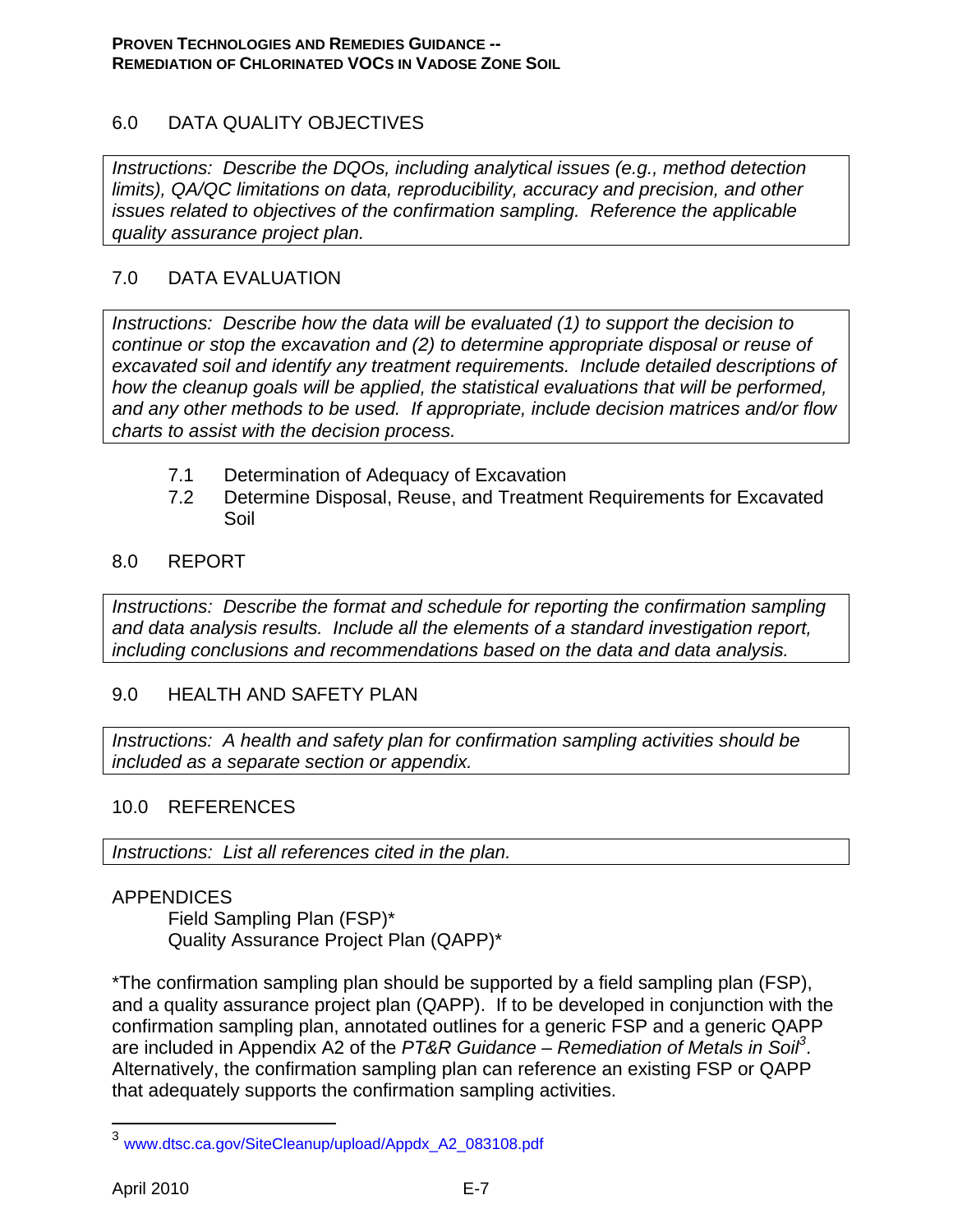## 6.0 DATA QUALITY OBJECTIVES

*Instructions: Describe the DQOs, including analytical issues (e.g., method detection limits), QA/QC limitations on data, reproducibility, accuracy and precision, and other issues related to objectives of the confirmation sampling. Reference the applicable quality assurance project plan.*

## 7.0 DATA EVALUATION

*Instructions: Describe how the data will be evaluated (1) to support the decision to continue or stop the excavation and (2) to determine appropriate disposal or reuse of excavated soil and identify any treatment requirements. Include detailed descriptions of how the cleanup goals will be applied, the statistical evaluations that will be performed, and any other methods to be used. If appropriate, include decision matrices and/or flow charts to assist with the decision process.*

### 7.1 Determination of Adequacy of Excavation

### 7.2 Determine Disposal, Reuse, and Treatment Requirements for Excavated Soil

## 8.0 REPORT

*Instructions: Describe the format and schedule for reporting the confirmation sampling and data analysis results. Include all the elements of a standard investigation report, including conclusions and recommendations based on the data and data analysis.*

## 9.0 HEALTH AND SAFETY PLAN

*Instructions: A health and safety plan for confirmation sampling activities should be included as a separate section or appendix.*

## 10.0 REFERENCES

*Instructions: List all references cited in the plan.*

## APPENDICES

Field Sampling Plan (FSP)*
Quality Assurance Project Plan (QAPP)*

*The confirmation sampling plan should be supported by a field sampling plan (FSP), and a quality assurance project plan (QAPP). If to be developed in conjunction with the confirmation sampling plan, annotated outlines for a generic FSP and a generic QAPP are included in Appendix A2 of the *PT&R Guidance – Remediation of Metals in Soil*[3]. Alternatively, the confirmation sampling plan can reference an existing FSP or QAPP that adequately supports the confirmation sampling activities.

[3] www.dtsc.ca.gov/SiteCleanup/upload/Appdx_A2_083108.pdf